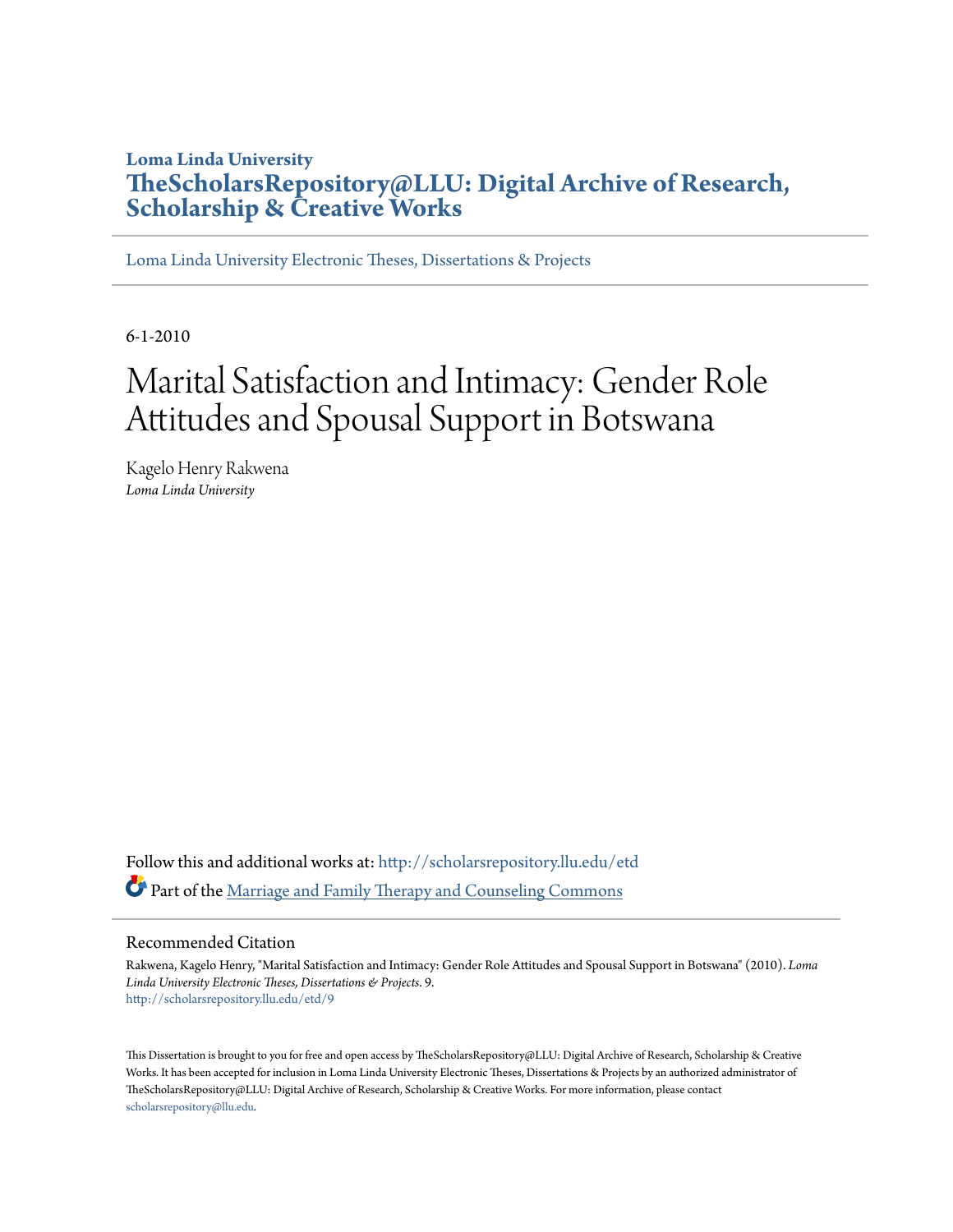**Loma Linda University**
**TheScholarsRepository@LLU: Digital Archive of Research, Scholarship & Creative Works**

Loma Linda University Electronic Theses, Dissertations & Projects

6-1-2010

# Marital Satisfaction and Intimacy: Gender Role Attitudes and Spousal Support in Botswana

Kagelo Henry Rakwena
*Loma Linda University*

Follow this and additional works at: http://scholarsrepository.llu.edu/etd

Part of the Marriage and Family Therapy and Counseling Commons

## Recommended Citation

Rakwena, Kagelo Henry, "Marital Satisfaction and Intimacy: Gender Role Attitudes and Spousal Support in Botswana" (2010). *Loma Linda University Electronic Theses, Dissertations & Projects*. 9.
http://scholarsrepository.llu.edu/etd/9

This Dissertation is brought to you for free and open access by TheScholarsRepository@LLU: Digital Archive of Research, Scholarship & Creative Works. It has been accepted for inclusion in Loma Linda University Electronic Theses, Dissertations & Projects by an authorized administrator of TheScholarsRepository@LLU: Digital Archive of Research, Scholarship & Creative Works. For more information, please contact scholarsrepository@llu.edu.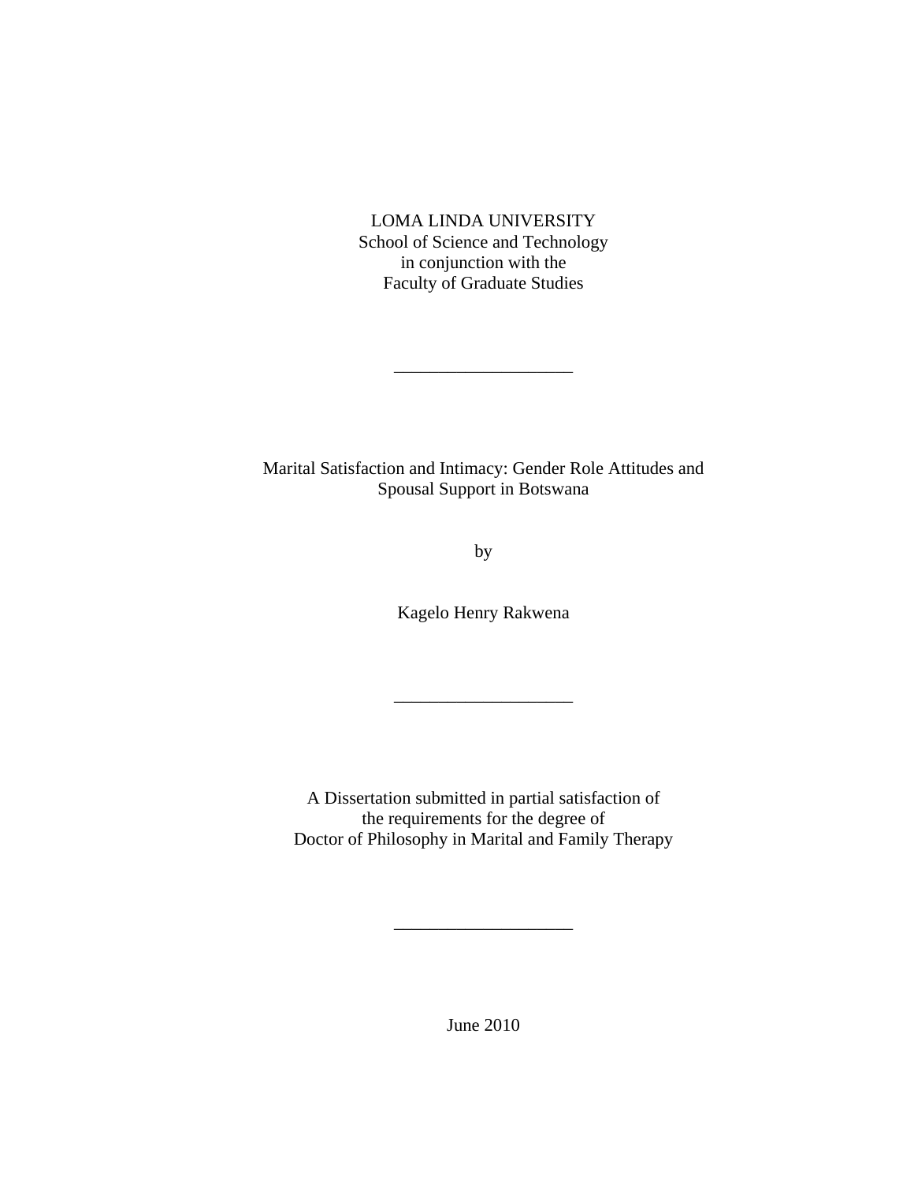LOMA LINDA UNIVERSITY
School of Science and Technology
in conjunction with the
Faculty of Graduate Studies

---

Marital Satisfaction and Intimacy: Gender Role Attitudes and Spousal Support in Botswana

by

Kagelo Henry Rakwena

---

A Dissertation submitted in partial satisfaction of
the requirements for the degree of
Doctor of Philosophy in Marital and Family Therapy

---

June 2010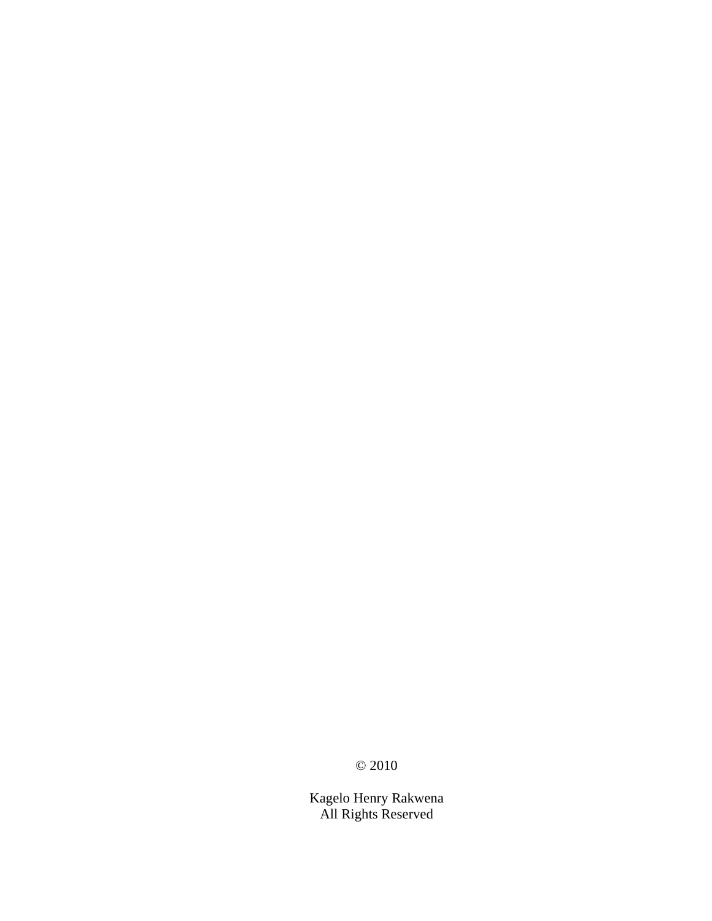© 2010

Kagelo Henry Rakwena
All Rights Reserved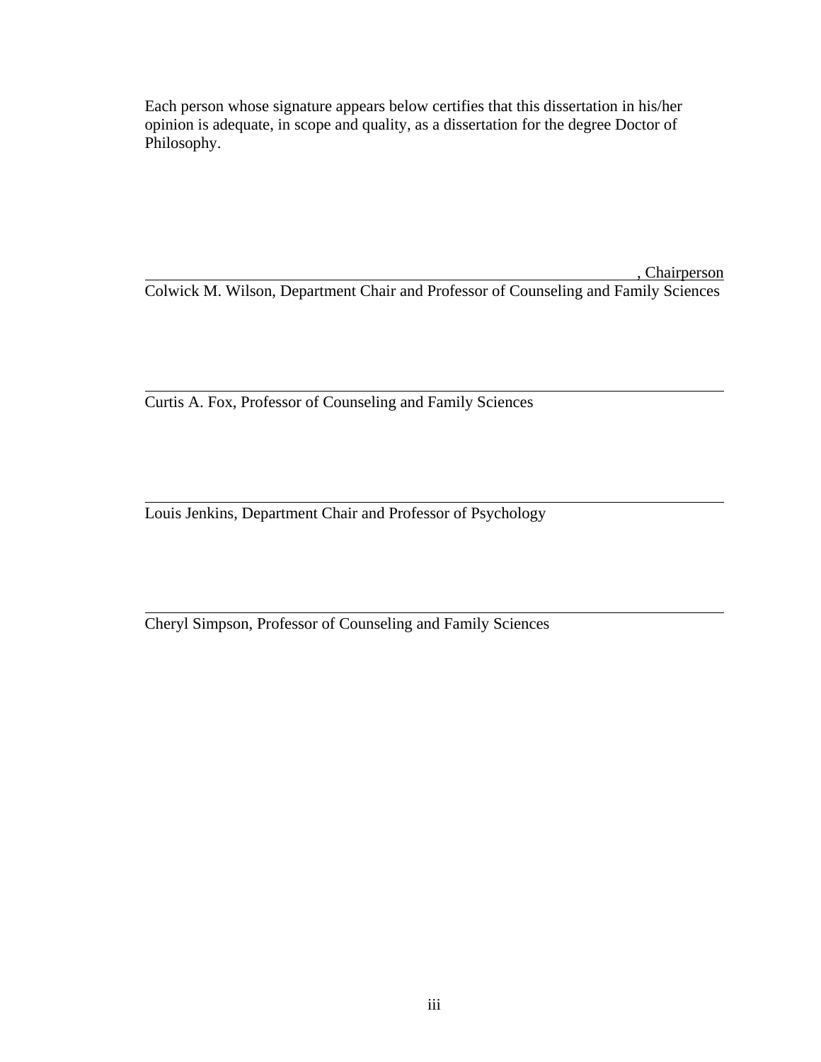Each person whose signature appears below certifies that this dissertation in his/her opinion is adequate, in scope and quality, as a dissertation for the degree Doctor of Philosophy.

_______________________________________________________________, Chairperson
Colwick M. Wilson, Department Chair and Professor of Counseling and Family Sciences

_______________________________________________________________
Curtis A. Fox, Professor of Counseling and Family Sciences

_______________________________________________________________
Louis Jenkins, Department Chair and Professor of Psychology

_______________________________________________________________
Cheryl Simpson, Professor of Counseling and Family Sciences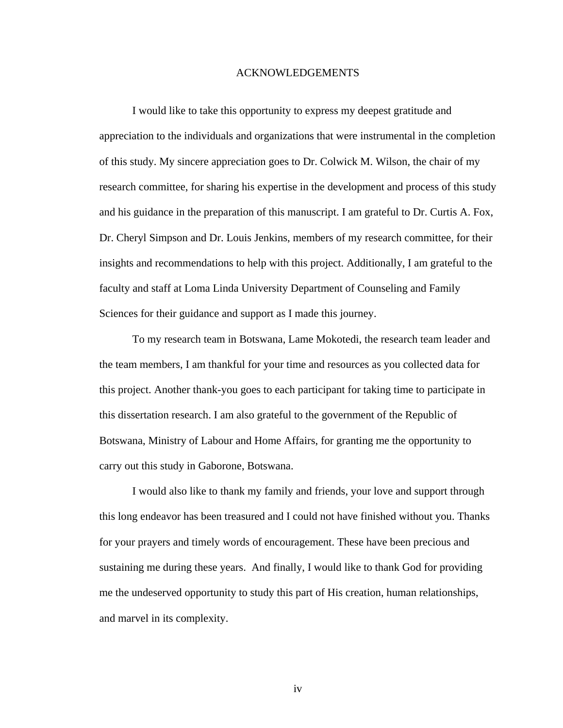# ACKNOWLEDGEMENTS

I would like to take this opportunity to express my deepest gratitude and appreciation to the individuals and organizations that were instrumental in the completion of this study. My sincere appreciation goes to Dr. Colwick M. Wilson, the chair of my research committee, for sharing his expertise in the development and process of this study and his guidance in the preparation of this manuscript. I am grateful to Dr. Curtis A. Fox, Dr. Cheryl Simpson and Dr. Louis Jenkins, members of my research committee, for their insights and recommendations to help with this project. Additionally, I am grateful to the faculty and staff at Loma Linda University Department of Counseling and Family Sciences for their guidance and support as I made this journey.

To my research team in Botswana, Lame Mokotedi, the research team leader and the team members, I am thankful for your time and resources as you collected data for this project. Another thank-you goes to each participant for taking time to participate in this dissertation research. I am also grateful to the government of the Republic of Botswana, Ministry of Labour and Home Affairs, for granting me the opportunity to carry out this study in Gaborone, Botswana.

I would also like to thank my family and friends, your love and support through this long endeavor has been treasured and I could not have finished without you. Thanks for your prayers and timely words of encouragement. These have been precious and sustaining me during these years. And finally, I would like to thank God for providing me the undeserved opportunity to study this part of His creation, human relationships, and marvel in its complexity.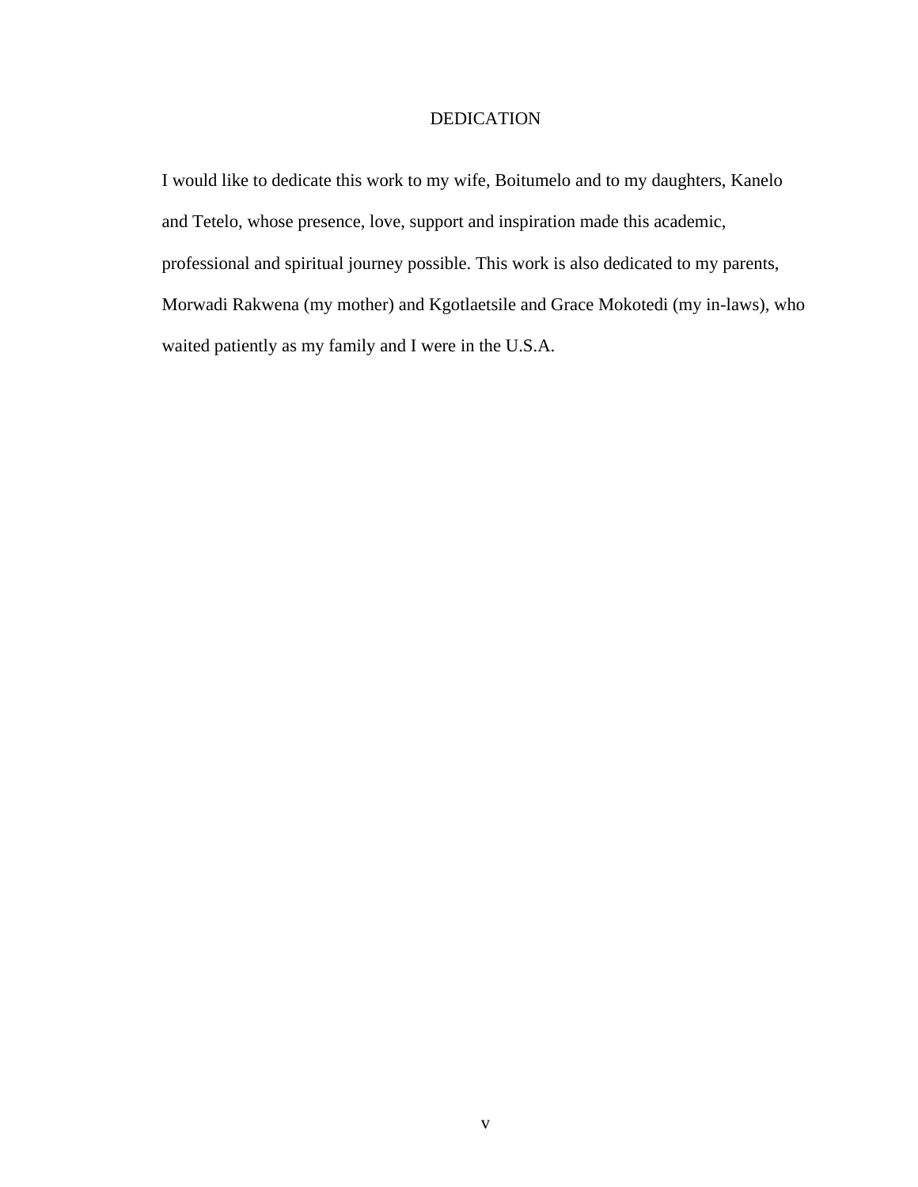# DEDICATION

I would like to dedicate this work to my wife, Boitumelo and to my daughters, Kanelo and Tetelo, whose presence, love, support and inspiration made this academic, professional and spiritual journey possible. This work is also dedicated to my parents, Morwadi Rakwena (my mother) and Kgotlaetsile and Grace Mokotedi (my in-laws), who waited patiently as my family and I were in the U.S.A.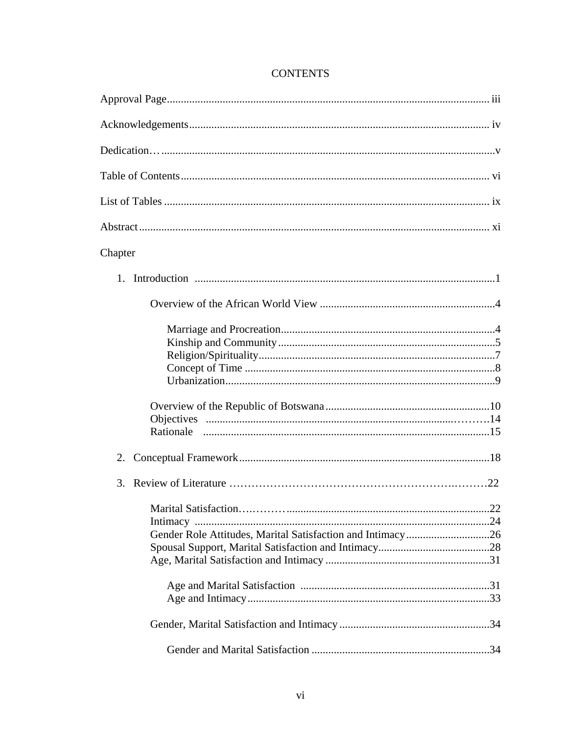# CONTENTS

Approval Page ... iii

Acknowledgements ... iv

Dedication ... v

Table of Contents ... vi

List of Tables ... ix

Abstract ... xi

Chapter

1. Introduction ... 1

    Overview of the African World View ... 4

        Marriage and Procreation ... 4
        Kinship and Community ... 5
        Religion/Spirituality ... 7
        Concept of Time ... 8
        Urbanization ... 9

    Overview of the Republic of Botswana ... 10
    Objectives ... 14
    Rationale ... 15

2. Conceptual Framework ... 18

3. Review of Literature ... 22

    Marital Satisfaction ... 22
    Intimacy ... 24
    Gender Role Attitudes, Marital Satisfaction and Intimacy ... 26
    Spousal Support, Marital Satisfaction and Intimacy ... 28
    Age, Marital Satisfaction and Intimacy ... 31

        Age and Marital Satisfaction ... 31
        Age and Intimacy ... 33

    Gender, Marital Satisfaction and Intimacy ... 34

        Gender and Marital Satisfaction ... 34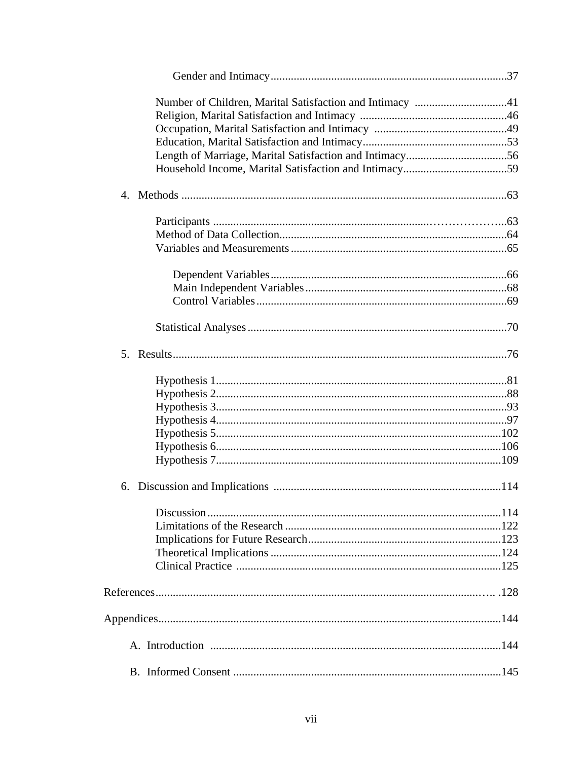Gender and Intimacy ........................................................................37

Number of Children, Marital Satisfaction and Intimacy ................................41
Religion, Marital Satisfaction and Intimacy ..................................................46
Occupation, Marital Satisfaction and Intimacy .............................................49
Education, Marital Satisfaction and Intimacy.................................................53
Length of Marriage, Marital Satisfaction and Intimacy...................................56
Household Income, Marital Satisfaction and Intimacy...................................59

4. Methods ................................................................................................................63

Participants .......................................................................................................63
Method of Data Collection................................................................................64
Variables and Measurements ..........................................................................65

Dependent Variables ..................................................................................66
Main Independent Variables ......................................................................68
Control Variables .......................................................................................69

Statistical Analyses .........................................................................................70

5. Results...................................................................................................................76

Hypothesis 1....................................................................................................81
Hypothesis 2....................................................................................................88
Hypothesis 3....................................................................................................93
Hypothesis 4....................................................................................................97
Hypothesis 5..................................................................................................102
Hypothesis 6..................................................................................................106
Hypothesis 7..................................................................................................109

6. Discussion and Implications ..............................................................................114

Discussion......................................................................................................114
Limitations of the Research ...........................................................................122
Implications for Future Research...................................................................123
Theoretical Implications ................................................................................124
Clinical Practice ............................................................................................125

References.......................................................................................................... .128

Appendices.............................................................................................................144

A. Introduction .....................................................................................................144

B. Informed Consent ............................................................................................145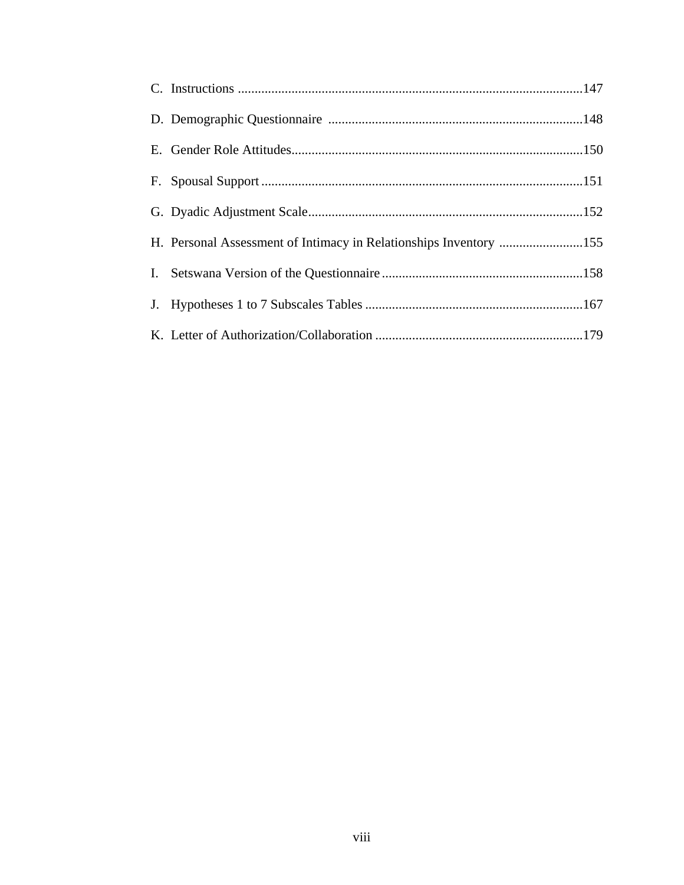C. Instructions ......................................................................................................147

D. Demographic Questionnaire ...........................................................................148

E. Gender Role Attitudes......................................................................................150

F. Spousal Support ...............................................................................................151

G. Dyadic Adjustment Scale.................................................................................152

H. Personal Assessment of Intimacy in Relationships Inventory .........................155

I. Setswana Version of the Questionnaire ...........................................................158

J. Hypotheses 1 to 7 Subscales Tables ................................................................167

K. Letter of Authorization/Collaboration .............................................................179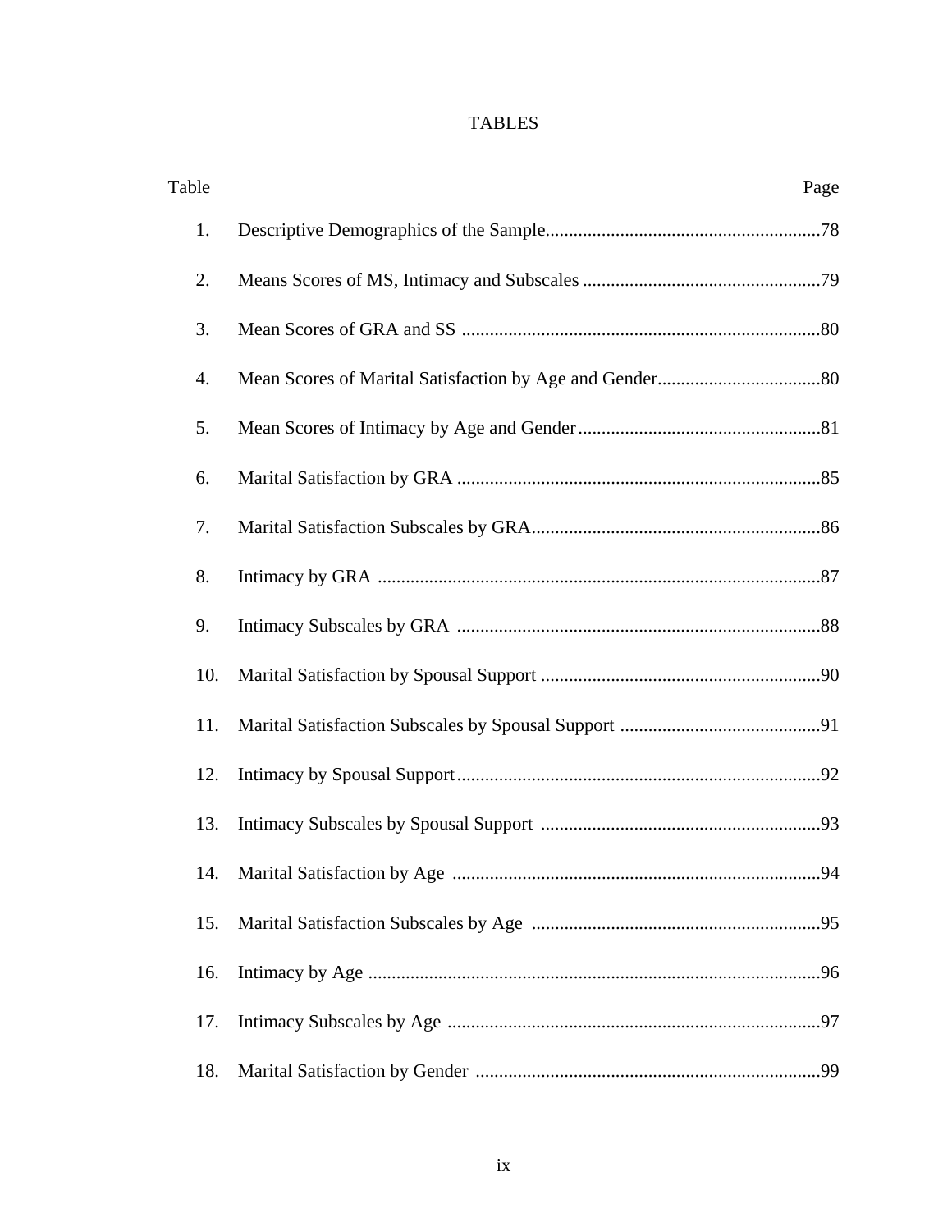# TABLES

| Table | | Page |
|---|---|---|
| 1. | Descriptive Demographics of the Sample | 78 |
| 2. | Means Scores of MS, Intimacy and Subscales | 79 |
| 3. | Mean Scores of GRA and SS | 80 |
| 4. | Mean Scores of Marital Satisfaction by Age and Gender | 80 |
| 5. | Mean Scores of Intimacy by Age and Gender | 81 |
| 6. | Marital Satisfaction by GRA | 85 |
| 7. | Marital Satisfaction Subscales by GRA | 86 |
| 8. | Intimacy by GRA | 87 |
| 9. | Intimacy Subscales by GRA | 88 |
| 10. | Marital Satisfaction by Spousal Support | 90 |
| 11. | Marital Satisfaction Subscales by Spousal Support | 91 |
| 12. | Intimacy by Spousal Support | 92 |
| 13. | Intimacy Subscales by Spousal Support | 93 |
| 14. | Marital Satisfaction by Age | 94 |
| 15. | Marital Satisfaction Subscales by Age | 95 |
| 16. | Intimacy by Age | 96 |
| 17. | Intimacy Subscales by Age | 97 |
| 18. | Marital Satisfaction by Gender | 99 |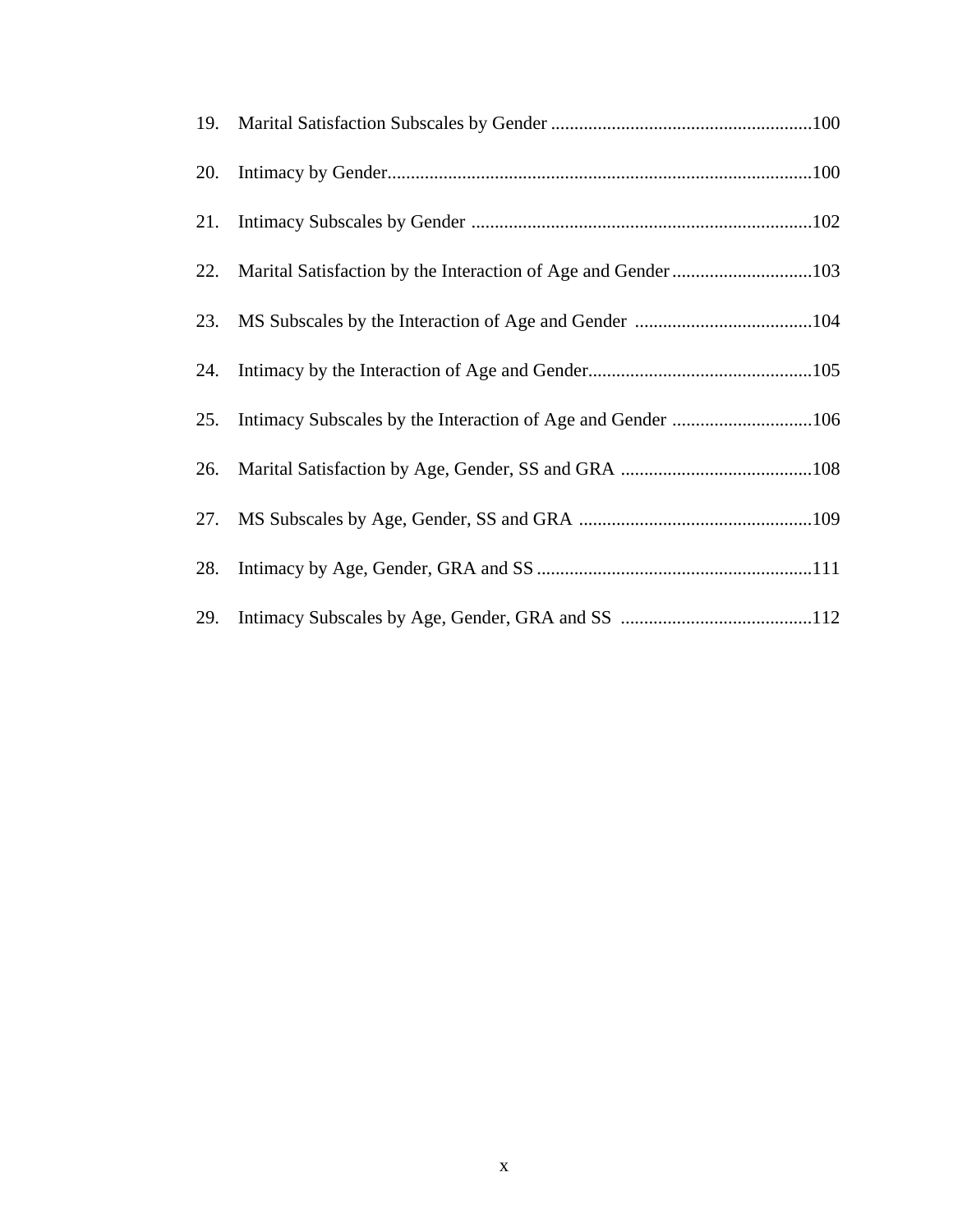19. Marital Satisfaction Subscales by Gender ........................................................100

20. Intimacy by Gender...........................................................................................100

21. Intimacy Subscales by Gender .........................................................................102

22. Marital Satisfaction by the Interaction of Age and Gender ..............................103

23. MS Subscales by the Interaction of Age and Gender .......................................104

24. Intimacy by the Interaction of Age and Gender................................................105

25. Intimacy Subscales by the Interaction of Age and Gender ..............................106

26. Marital Satisfaction by Age, Gender, SS and GRA .........................................108

27. MS Subscales by Age, Gender, SS and GRA ..................................................109

28. Intimacy by Age, Gender, GRA and SS ...........................................................111

29. Intimacy Subscales by Age, Gender, GRA and SS .........................................112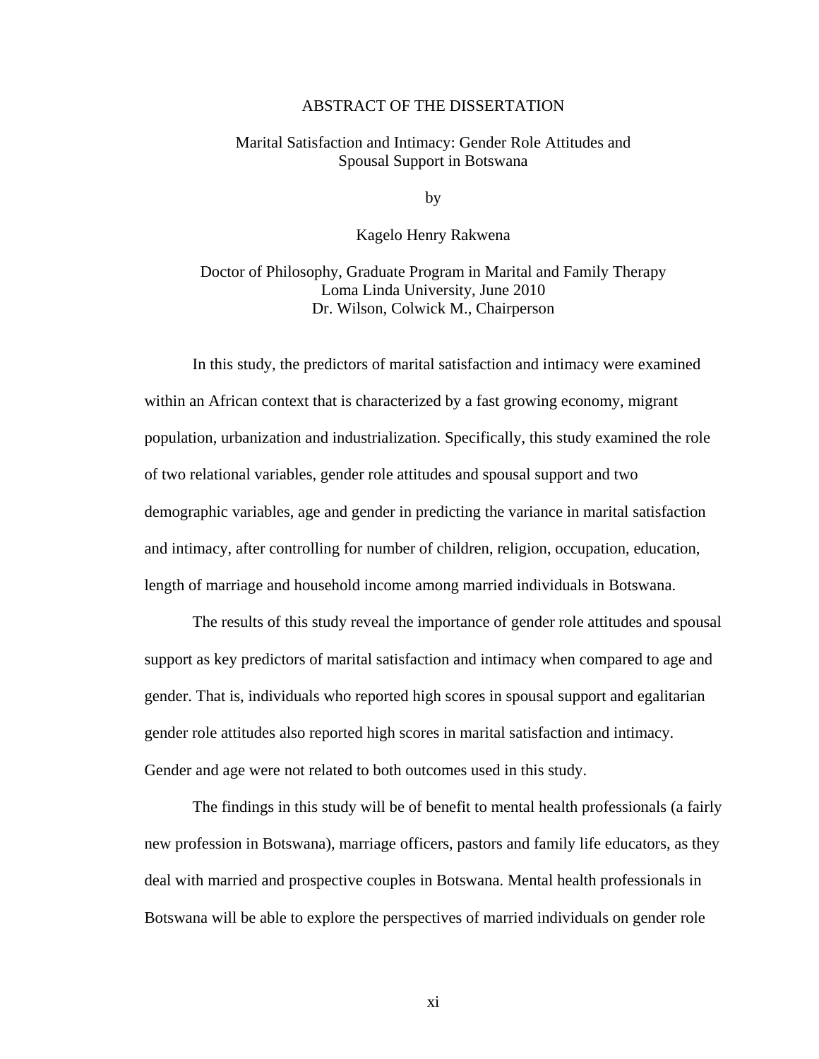# ABSTRACT OF THE DISSERTATION

## Marital Satisfaction and Intimacy: Gender Role Attitudes and Spousal Support in Botswana

by

Kagelo Henry Rakwena

Doctor of Philosophy, Graduate Program in Marital and Family Therapy
Loma Linda University, June 2010
Dr. Wilson, Colwick M., Chairperson

In this study, the predictors of marital satisfaction and intimacy were examined within an African context that is characterized by a fast growing economy, migrant population, urbanization and industrialization. Specifically, this study examined the role of two relational variables, gender role attitudes and spousal support and two demographic variables, age and gender in predicting the variance in marital satisfaction and intimacy, after controlling for number of children, religion, occupation, education, length of marriage and household income among married individuals in Botswana.

The results of this study reveal the importance of gender role attitudes and spousal support as key predictors of marital satisfaction and intimacy when compared to age and gender. That is, individuals who reported high scores in spousal support and egalitarian gender role attitudes also reported high scores in marital satisfaction and intimacy. Gender and age were not related to both outcomes used in this study.

The findings in this study will be of benefit to mental health professionals (a fairly new profession in Botswana), marriage officers, pastors and family life educators, as they deal with married and prospective couples in Botswana. Mental health professionals in Botswana will be able to explore the perspectives of married individuals on gender role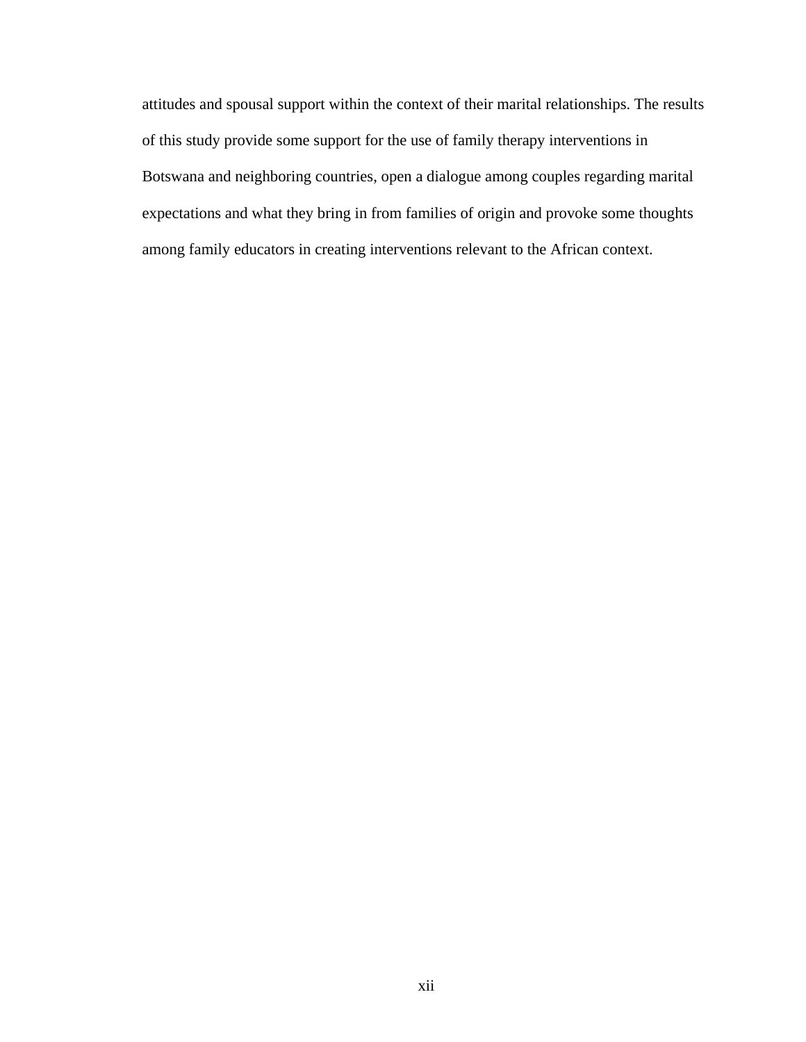attitudes and spousal support within the context of their marital relationships. The results of this study provide some support for the use of family therapy interventions in Botswana and neighboring countries, open a dialogue among couples regarding marital expectations and what they bring in from families of origin and provoke some thoughts among family educators in creating interventions relevant to the African context.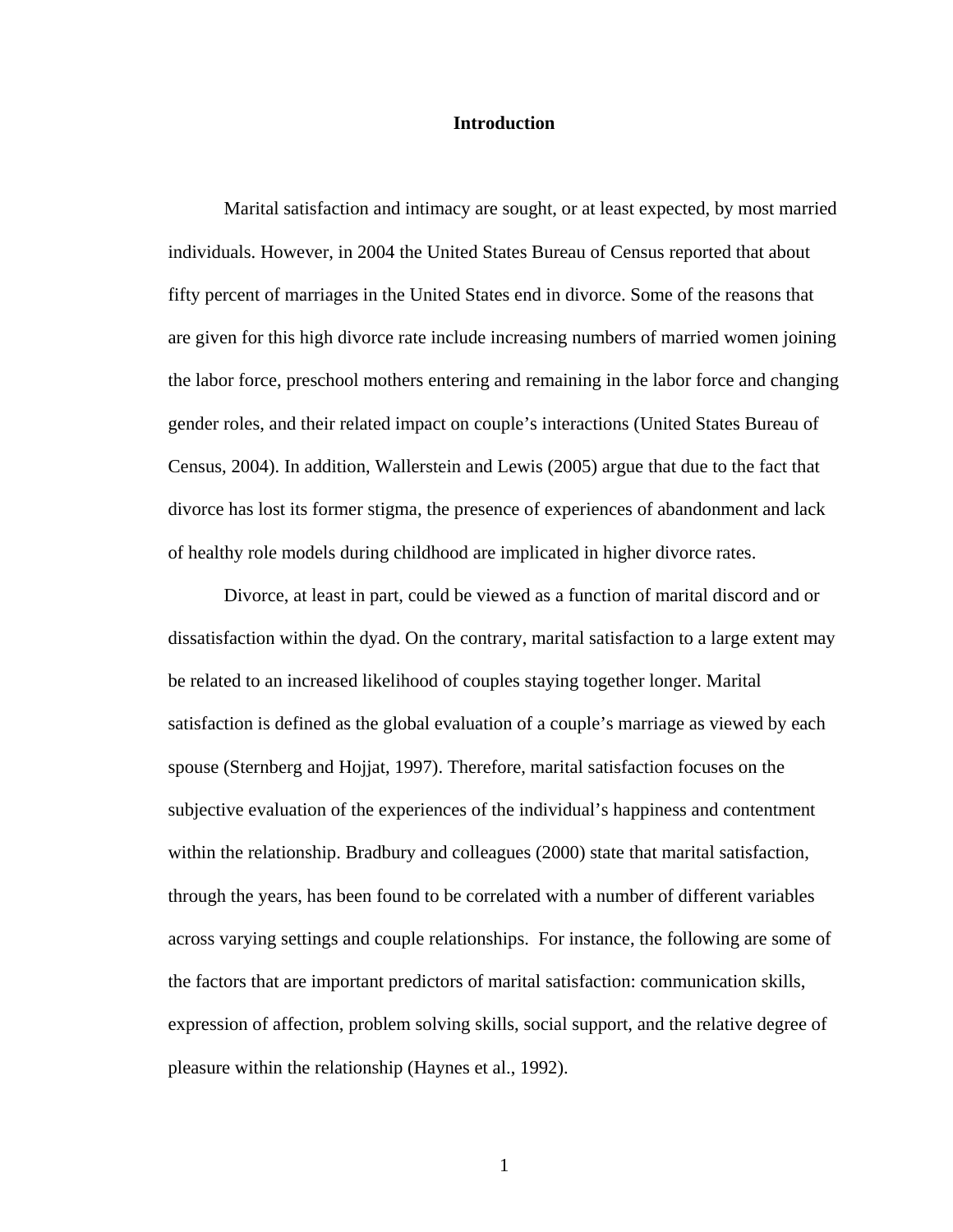# Introduction

Marital satisfaction and intimacy are sought, or at least expected, by most married individuals. However, in 2004 the United States Bureau of Census reported that about fifty percent of marriages in the United States end in divorce. Some of the reasons that are given for this high divorce rate include increasing numbers of married women joining the labor force, preschool mothers entering and remaining in the labor force and changing gender roles, and their related impact on couple's interactions (United States Bureau of Census, 2004). In addition, Wallerstein and Lewis (2005) argue that due to the fact that divorce has lost its former stigma, the presence of experiences of abandonment and lack of healthy role models during childhood are implicated in higher divorce rates.

Divorce, at least in part, could be viewed as a function of marital discord and or dissatisfaction within the dyad. On the contrary, marital satisfaction to a large extent may be related to an increased likelihood of couples staying together longer. Marital satisfaction is defined as the global evaluation of a couple's marriage as viewed by each spouse (Sternberg and Hojjat, 1997). Therefore, marital satisfaction focuses on the subjective evaluation of the experiences of the individual's happiness and contentment within the relationship. Bradbury and colleagues (2000) state that marital satisfaction, through the years, has been found to be correlated with a number of different variables across varying settings and couple relationships. For instance, the following are some of the factors that are important predictors of marital satisfaction: communication skills, expression of affection, problem solving skills, social support, and the relative degree of pleasure within the relationship (Haynes et al., 1992).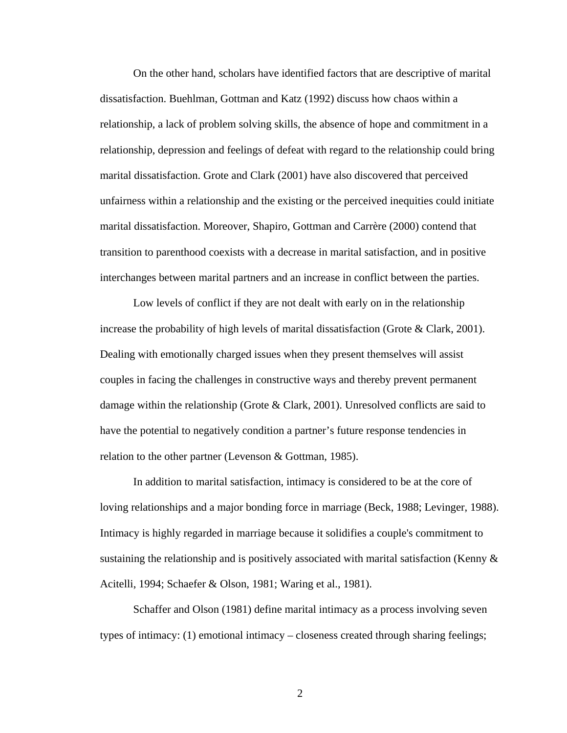On the other hand, scholars have identified factors that are descriptive of marital dissatisfaction. Buehlman, Gottman and Katz (1992) discuss how chaos within a relationship, a lack of problem solving skills, the absence of hope and commitment in a relationship, depression and feelings of defeat with regard to the relationship could bring marital dissatisfaction. Grote and Clark (2001) have also discovered that perceived unfairness within a relationship and the existing or the perceived inequities could initiate marital dissatisfaction. Moreover, Shapiro, Gottman and Carrère (2000) contend that transition to parenthood coexists with a decrease in marital satisfaction, and in positive interchanges between marital partners and an increase in conflict between the parties.

Low levels of conflict if they are not dealt with early on in the relationship increase the probability of high levels of marital dissatisfaction (Grote & Clark, 2001). Dealing with emotionally charged issues when they present themselves will assist couples in facing the challenges in constructive ways and thereby prevent permanent damage within the relationship (Grote & Clark, 2001). Unresolved conflicts are said to have the potential to negatively condition a partner's future response tendencies in relation to the other partner (Levenson & Gottman, 1985).

In addition to marital satisfaction, intimacy is considered to be at the core of loving relationships and a major bonding force in marriage (Beck, 1988; Levinger, 1988). Intimacy is highly regarded in marriage because it solidifies a couple's commitment to sustaining the relationship and is positively associated with marital satisfaction (Kenny & Acitelli, 1994; Schaefer & Olson, 1981; Waring et al., 1981).

Schaffer and Olson (1981) define marital intimacy as a process involving seven types of intimacy: (1) emotional intimacy – closeness created through sharing feelings;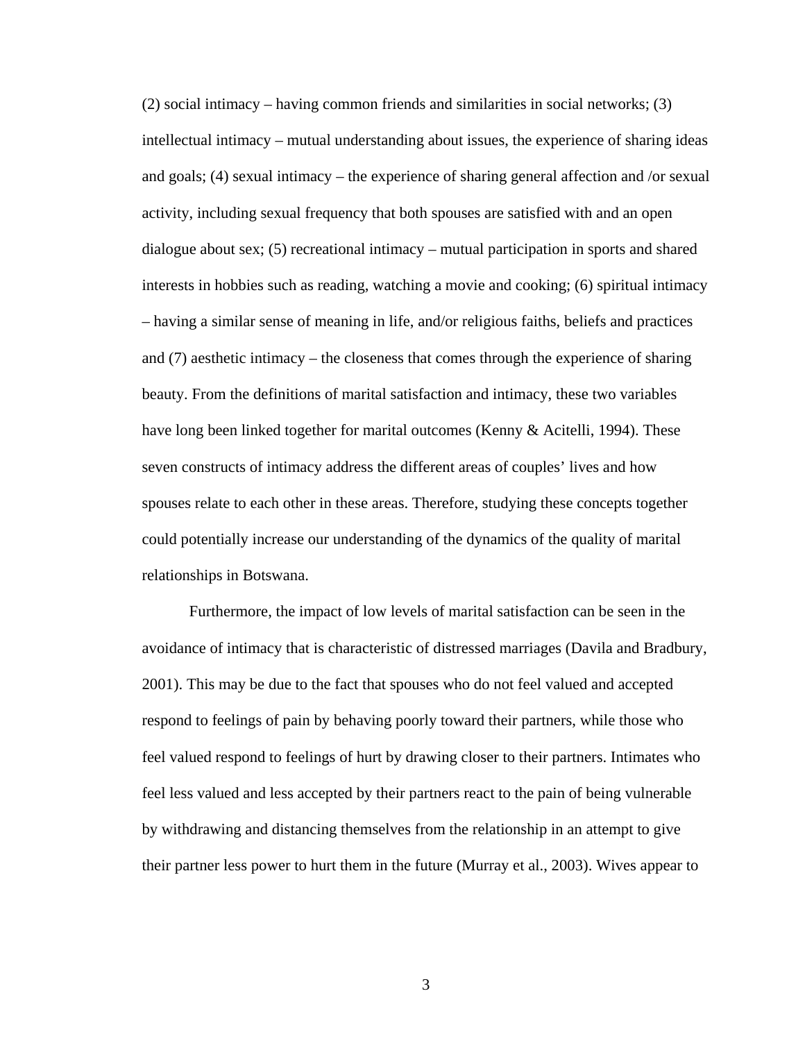(2) social intimacy – having common friends and similarities in social networks; (3) intellectual intimacy – mutual understanding about issues, the experience of sharing ideas and goals; (4) sexual intimacy – the experience of sharing general affection and /or sexual activity, including sexual frequency that both spouses are satisfied with and an open dialogue about sex; (5) recreational intimacy – mutual participation in sports and shared interests in hobbies such as reading, watching a movie and cooking; (6) spiritual intimacy – having a similar sense of meaning in life, and/or religious faiths, beliefs and practices and (7) aesthetic intimacy – the closeness that comes through the experience of sharing beauty. From the definitions of marital satisfaction and intimacy, these two variables have long been linked together for marital outcomes (Kenny & Acitelli, 1994). These seven constructs of intimacy address the different areas of couples' lives and how spouses relate to each other in these areas. Therefore, studying these concepts together could potentially increase our understanding of the dynamics of the quality of marital relationships in Botswana.

Furthermore, the impact of low levels of marital satisfaction can be seen in the avoidance of intimacy that is characteristic of distressed marriages (Davila and Bradbury, 2001). This may be due to the fact that spouses who do not feel valued and accepted respond to feelings of pain by behaving poorly toward their partners, while those who feel valued respond to feelings of hurt by drawing closer to their partners. Intimates who feel less valued and less accepted by their partners react to the pain of being vulnerable by withdrawing and distancing themselves from the relationship in an attempt to give their partner less power to hurt them in the future (Murray et al., 2003). Wives appear to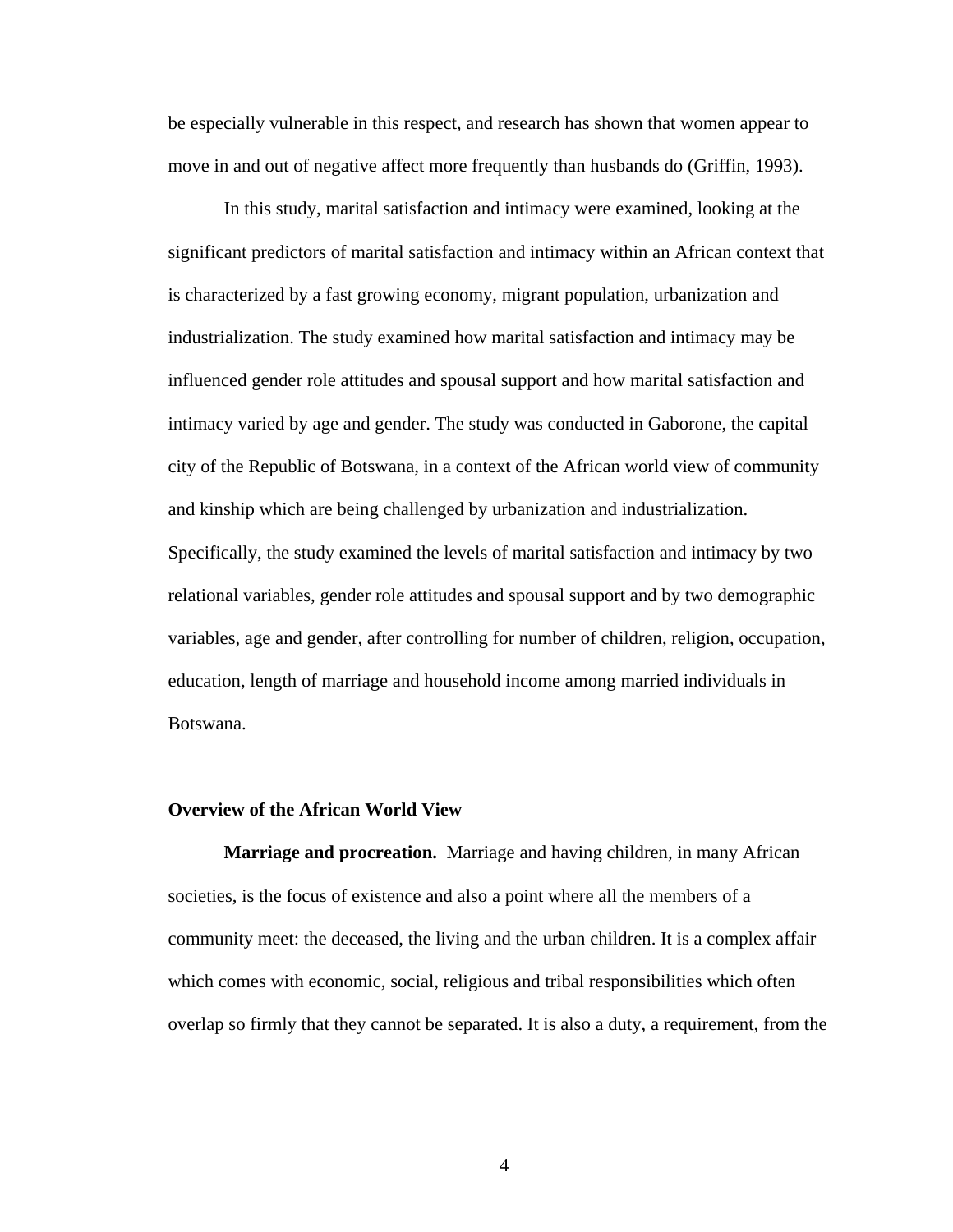be especially vulnerable in this respect, and research has shown that women appear to move in and out of negative affect more frequently than husbands do (Griffin, 1993).

In this study, marital satisfaction and intimacy were examined, looking at the significant predictors of marital satisfaction and intimacy within an African context that is characterized by a fast growing economy, migrant population, urbanization and industrialization. The study examined how marital satisfaction and intimacy may be influenced gender role attitudes and spousal support and how marital satisfaction and intimacy varied by age and gender. The study was conducted in Gaborone, the capital city of the Republic of Botswana, in a context of the African world view of community and kinship which are being challenged by urbanization and industrialization. Specifically, the study examined the levels of marital satisfaction and intimacy by two relational variables, gender role attitudes and spousal support and by two demographic variables, age and gender, after controlling for number of children, religion, occupation, education, length of marriage and household income among married individuals in Botswana.

## Overview of the African World View

**Marriage and procreation.** Marriage and having children, in many African societies, is the focus of existence and also a point where all the members of a community meet: the deceased, the living and the urban children. It is a complex affair which comes with economic, social, religious and tribal responsibilities which often overlap so firmly that they cannot be separated. It is also a duty, a requirement, from the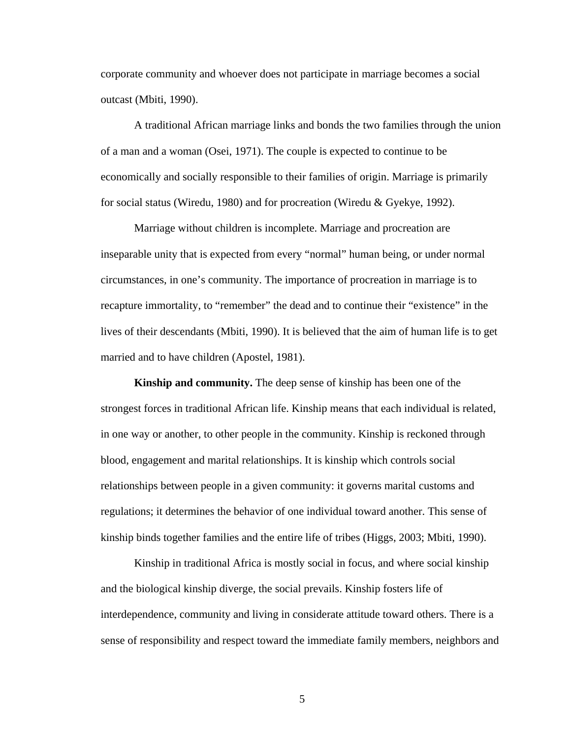corporate community and whoever does not participate in marriage becomes a social outcast (Mbiti, 1990).

A traditional African marriage links and bonds the two families through the union of a man and a woman (Osei, 1971). The couple is expected to continue to be economically and socially responsible to their families of origin. Marriage is primarily for social status (Wiredu, 1980) and for procreation (Wiredu & Gyekye, 1992).

Marriage without children is incomplete. Marriage and procreation are inseparable unity that is expected from every "normal" human being, or under normal circumstances, in one's community. The importance of procreation in marriage is to recapture immortality, to "remember" the dead and to continue their "existence" in the lives of their descendants (Mbiti, 1990). It is believed that the aim of human life is to get married and to have children (Apostel, 1981).

**Kinship and community.** The deep sense of kinship has been one of the strongest forces in traditional African life. Kinship means that each individual is related, in one way or another, to other people in the community. Kinship is reckoned through blood, engagement and marital relationships. It is kinship which controls social relationships between people in a given community: it governs marital customs and regulations; it determines the behavior of one individual toward another. This sense of kinship binds together families and the entire life of tribes (Higgs, 2003; Mbiti, 1990).

Kinship in traditional Africa is mostly social in focus, and where social kinship and the biological kinship diverge, the social prevails. Kinship fosters life of interdependence, community and living in considerate attitude toward others. There is a sense of responsibility and respect toward the immediate family members, neighbors and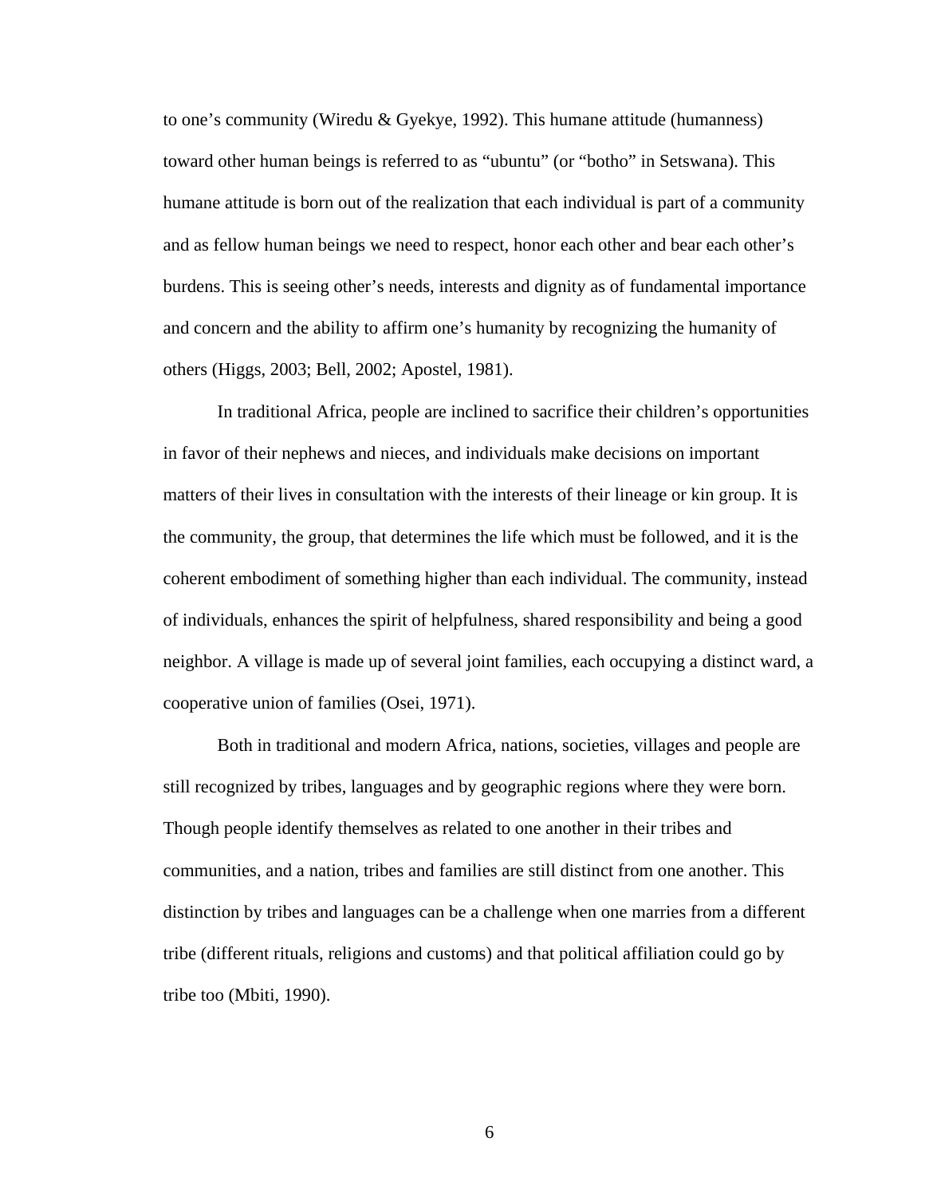to one’s community (Wiredu & Gyekye, 1992). This humane attitude (humanness) toward other human beings is referred to as “ubuntu” (or “botho” in Setswana). This humane attitude is born out of the realization that each individual is part of a community and as fellow human beings we need to respect, honor each other and bear each other’s burdens. This is seeing other’s needs, interests and dignity as of fundamental importance and concern and the ability to affirm one’s humanity by recognizing the humanity of others (Higgs, 2003; Bell, 2002; Apostel, 1981).

In traditional Africa, people are inclined to sacrifice their children’s opportunities in favor of their nephews and nieces, and individuals make decisions on important matters of their lives in consultation with the interests of their lineage or kin group. It is the community, the group, that determines the life which must be followed, and it is the coherent embodiment of something higher than each individual. The community, instead of individuals, enhances the spirit of helpfulness, shared responsibility and being a good neighbor. A village is made up of several joint families, each occupying a distinct ward, a cooperative union of families (Osei, 1971).

Both in traditional and modern Africa, nations, societies, villages and people are still recognized by tribes, languages and by geographic regions where they were born. Though people identify themselves as related to one another in their tribes and communities, and a nation, tribes and families are still distinct from one another. This distinction by tribes and languages can be a challenge when one marries from a different tribe (different rituals, religions and customs) and that political affiliation could go by tribe too (Mbiti, 1990).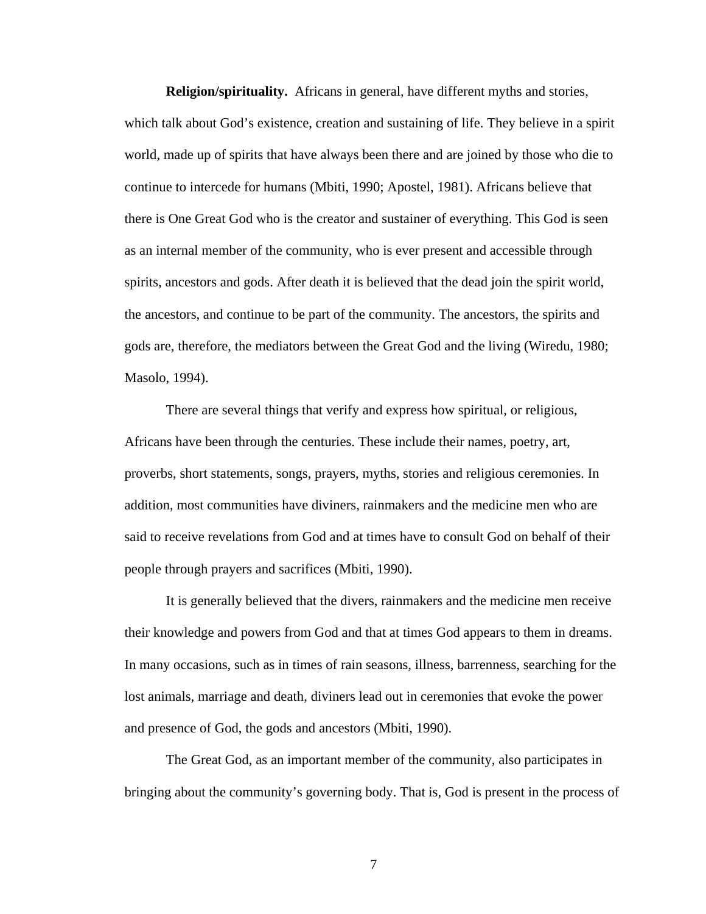**Religion/spirituality.** Africans in general, have different myths and stories, which talk about God's existence, creation and sustaining of life. They believe in a spirit world, made up of spirits that have always been there and are joined by those who die to continue to intercede for humans (Mbiti, 1990; Apostel, 1981). Africans believe that there is One Great God who is the creator and sustainer of everything. This God is seen as an internal member of the community, who is ever present and accessible through spirits, ancestors and gods. After death it is believed that the dead join the spirit world, the ancestors, and continue to be part of the community. The ancestors, the spirits and gods are, therefore, the mediators between the Great God and the living (Wiredu, 1980; Masolo, 1994).

There are several things that verify and express how spiritual, or religious, Africans have been through the centuries. These include their names, poetry, art, proverbs, short statements, songs, prayers, myths, stories and religious ceremonies. In addition, most communities have diviners, rainmakers and the medicine men who are said to receive revelations from God and at times have to consult God on behalf of their people through prayers and sacrifices (Mbiti, 1990).

It is generally believed that the divers, rainmakers and the medicine men receive their knowledge and powers from God and that at times God appears to them in dreams. In many occasions, such as in times of rain seasons, illness, barrenness, searching for the lost animals, marriage and death, diviners lead out in ceremonies that evoke the power and presence of God, the gods and ancestors (Mbiti, 1990).

The Great God, as an important member of the community, also participates in bringing about the community's governing body. That is, God is present in the process of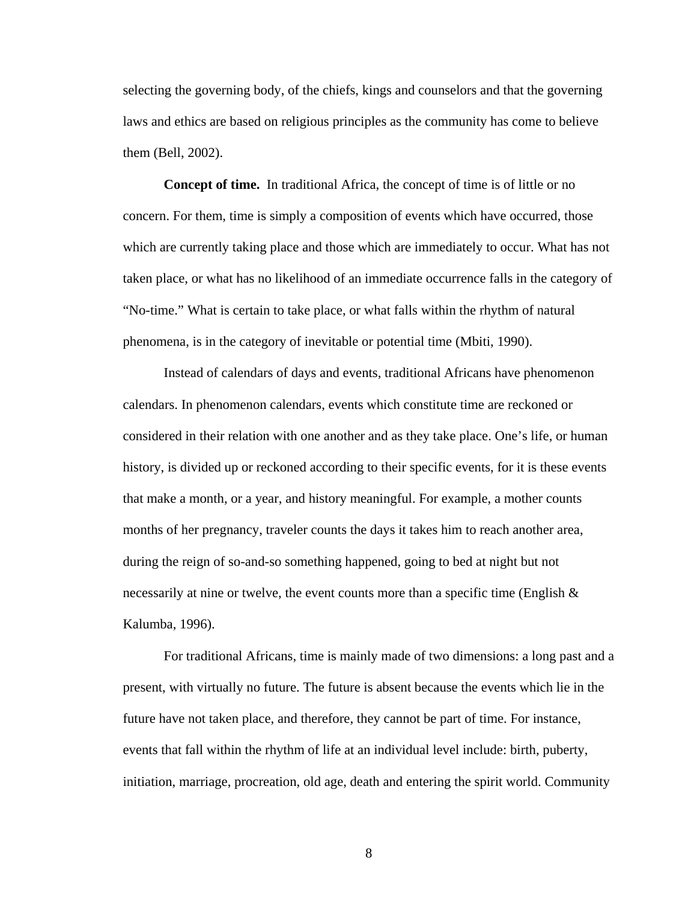selecting the governing body, of the chiefs, kings and counselors and that the governing laws and ethics are based on religious principles as the community has come to believe them (Bell, 2002).

**Concept of time.** In traditional Africa, the concept of time is of little or no concern. For them, time is simply a composition of events which have occurred, those which are currently taking place and those which are immediately to occur. What has not taken place, or what has no likelihood of an immediate occurrence falls in the category of "No-time." What is certain to take place, or what falls within the rhythm of natural phenomena, is in the category of inevitable or potential time (Mbiti, 1990).

Instead of calendars of days and events, traditional Africans have phenomenon calendars. In phenomenon calendars, events which constitute time are reckoned or considered in their relation with one another and as they take place. One's life, or human history, is divided up or reckoned according to their specific events, for it is these events that make a month, or a year, and history meaningful. For example, a mother counts months of her pregnancy, traveler counts the days it takes him to reach another area, during the reign of so-and-so something happened, going to bed at night but not necessarily at nine or twelve, the event counts more than a specific time (English & Kalumba, 1996).

For traditional Africans, time is mainly made of two dimensions: a long past and a present, with virtually no future. The future is absent because the events which lie in the future have not taken place, and therefore, they cannot be part of time. For instance, events that fall within the rhythm of life at an individual level include: birth, puberty, initiation, marriage, procreation, old age, death and entering the spirit world. Community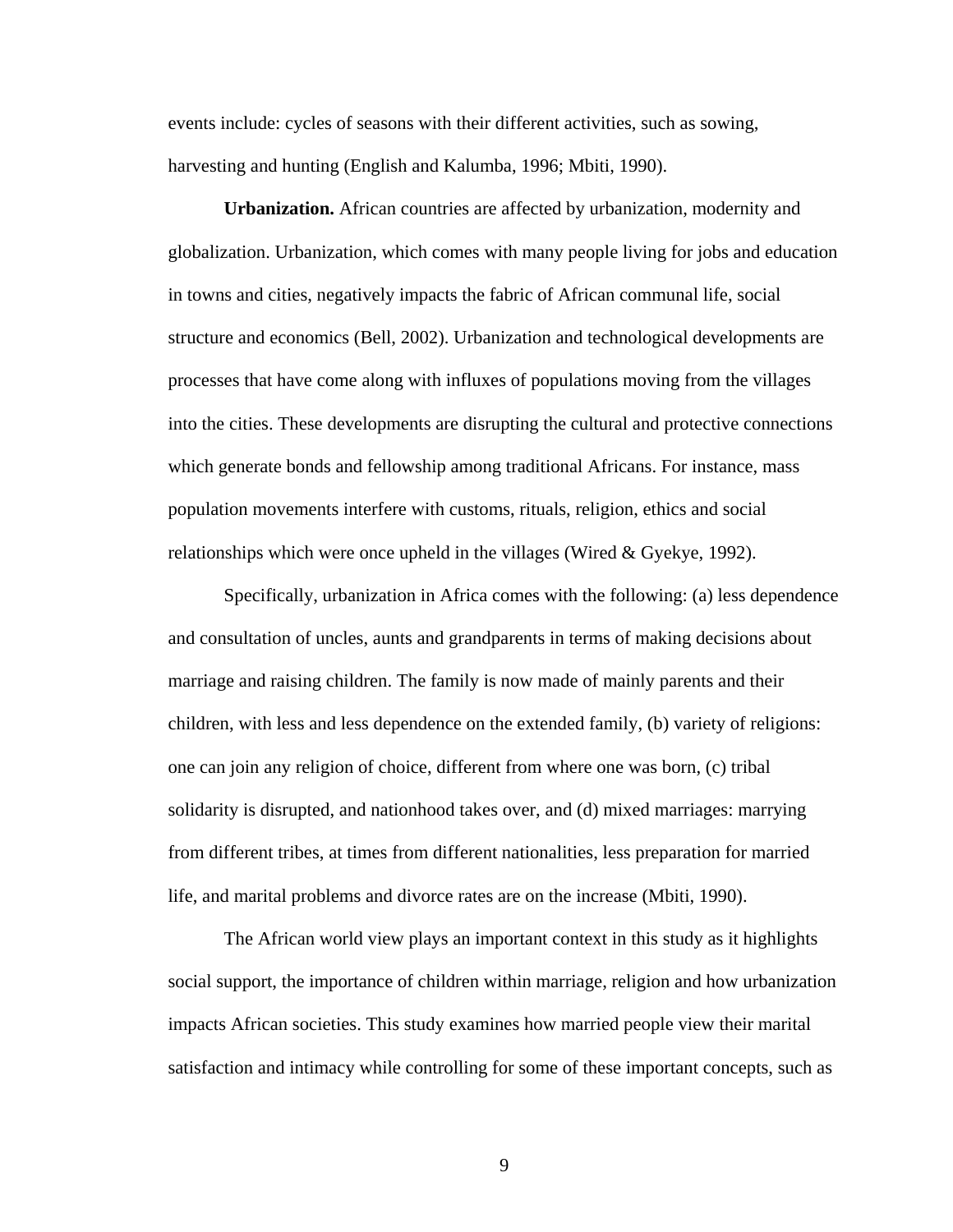events include: cycles of seasons with their different activities, such as sowing, harvesting and hunting (English and Kalumba, 1996; Mbiti, 1990).

**Urbanization.** African countries are affected by urbanization, modernity and globalization. Urbanization, which comes with many people living for jobs and education in towns and cities, negatively impacts the fabric of African communal life, social structure and economics (Bell, 2002). Urbanization and technological developments are processes that have come along with influxes of populations moving from the villages into the cities. These developments are disrupting the cultural and protective connections which generate bonds and fellowship among traditional Africans. For instance, mass population movements interfere with customs, rituals, religion, ethics and social relationships which were once upheld in the villages (Wired & Gyekye, 1992).

Specifically, urbanization in Africa comes with the following: (a) less dependence and consultation of uncles, aunts and grandparents in terms of making decisions about marriage and raising children. The family is now made of mainly parents and their children, with less and less dependence on the extended family, (b) variety of religions: one can join any religion of choice, different from where one was born, (c) tribal solidarity is disrupted, and nationhood takes over, and (d) mixed marriages: marrying from different tribes, at times from different nationalities, less preparation for married life, and marital problems and divorce rates are on the increase (Mbiti, 1990).

The African world view plays an important context in this study as it highlights social support, the importance of children within marriage, religion and how urbanization impacts African societies. This study examines how married people view their marital satisfaction and intimacy while controlling for some of these important concepts, such as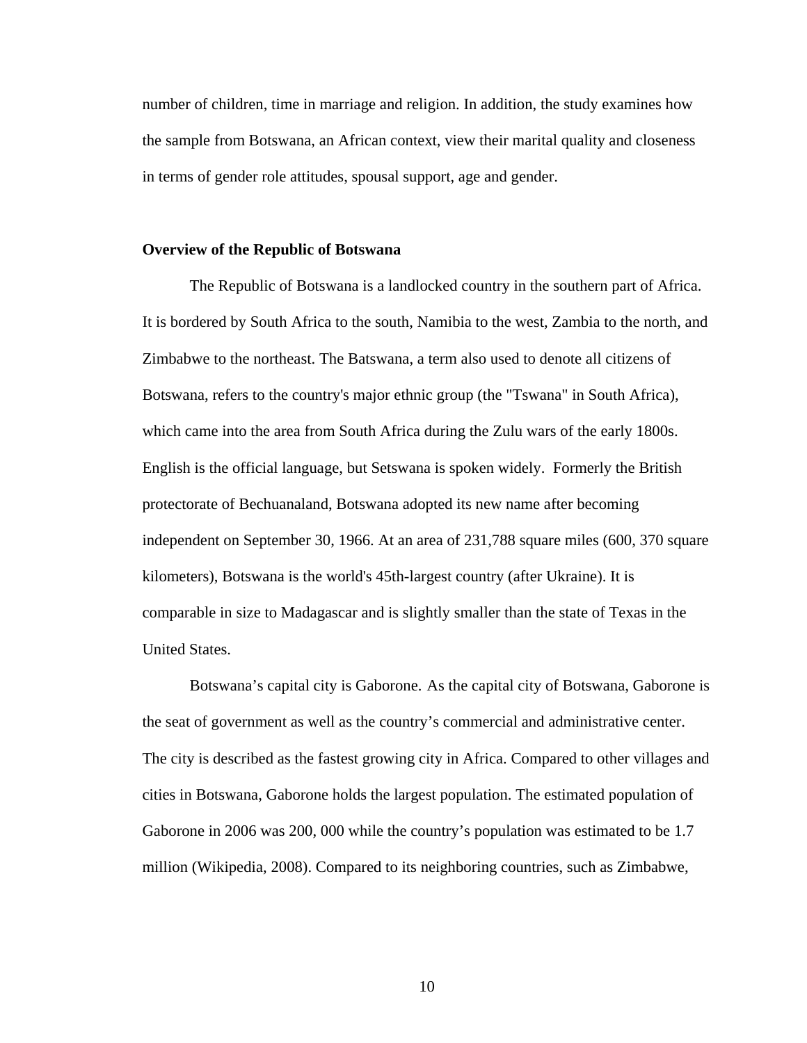number of children, time in marriage and religion. In addition, the study examines how the sample from Botswana, an African context, view their marital quality and closeness in terms of gender role attitudes, spousal support, age and gender.

**Overview of the Republic of Botswana**

The Republic of Botswana is a landlocked country in the southern part of Africa. It is bordered by South Africa to the south, Namibia to the west, Zambia to the north, and Zimbabwe to the northeast. The Batswana, a term also used to denote all citizens of Botswana, refers to the country's major ethnic group (the "Tswana" in South Africa), which came into the area from South Africa during the Zulu wars of the early 1800s. English is the official language, but Setswana is spoken widely. Formerly the British protectorate of Bechuanaland, Botswana adopted its new name after becoming independent on September 30, 1966. At an area of 231,788 square miles (600, 370 square kilometers), Botswana is the world's 45th-largest country (after Ukraine). It is comparable in size to Madagascar and is slightly smaller than the state of Texas in the United States.

Botswana's capital city is Gaborone. As the capital city of Botswana, Gaborone is the seat of government as well as the country's commercial and administrative center. The city is described as the fastest growing city in Africa. Compared to other villages and cities in Botswana, Gaborone holds the largest population. The estimated population of Gaborone in 2006 was 200, 000 while the country's population was estimated to be 1.7 million (Wikipedia, 2008). Compared to its neighboring countries, such as Zimbabwe,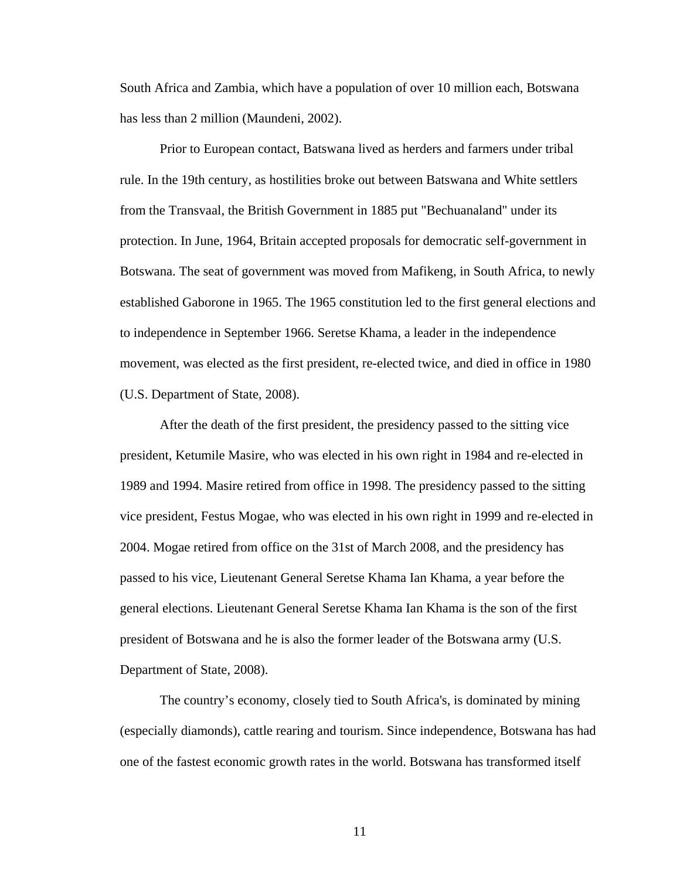South Africa and Zambia, which have a population of over 10 million each, Botswana has less than 2 million (Maundeni, 2002).

Prior to European contact, Batswana lived as herders and farmers under tribal rule. In the 19th century, as hostilities broke out between Batswana and White settlers from the Transvaal, the British Government in 1885 put "Bechuanaland" under its protection. In June, 1964, Britain accepted proposals for democratic self-government in Botswana. The seat of government was moved from Mafikeng, in South Africa, to newly established Gaborone in 1965. The 1965 constitution led to the first general elections and to independence in September 1966. Seretse Khama, a leader in the independence movement, was elected as the first president, re-elected twice, and died in office in 1980 (U.S. Department of State, 2008).

After the death of the first president, the presidency passed to the sitting vice president, Ketumile Masire, who was elected in his own right in 1984 and re-elected in 1989 and 1994. Masire retired from office in 1998. The presidency passed to the sitting vice president, Festus Mogae, who was elected in his own right in 1999 and re-elected in 2004. Mogae retired from office on the 31st of March 2008, and the presidency has passed to his vice, Lieutenant General Seretse Khama Ian Khama, a year before the general elections. Lieutenant General Seretse Khama Ian Khama is the son of the first president of Botswana and he is also the former leader of the Botswana army (U.S. Department of State, 2008).

The country's economy, closely tied to South Africa's, is dominated by mining (especially diamonds), cattle rearing and tourism. Since independence, Botswana has had one of the fastest economic growth rates in the world. Botswana has transformed itself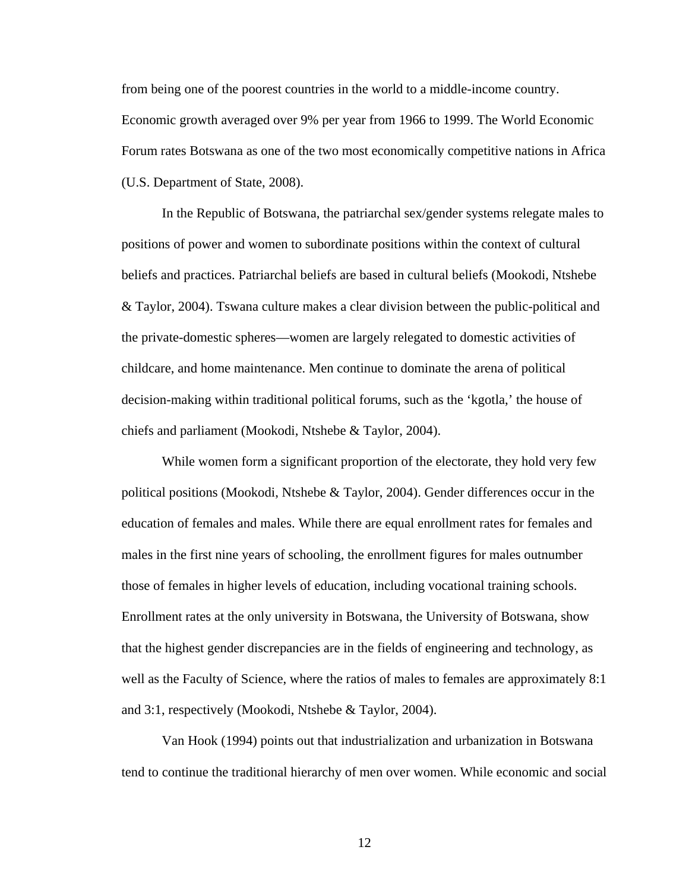from being one of the poorest countries in the world to a middle-income country. Economic growth averaged over 9% per year from 1966 to 1999. The World Economic Forum rates Botswana as one of the two most economically competitive nations in Africa (U.S. Department of State, 2008).

In the Republic of Botswana, the patriarchal sex/gender systems relegate males to positions of power and women to subordinate positions within the context of cultural beliefs and practices. Patriarchal beliefs are based in cultural beliefs (Mookodi, Ntshebe & Taylor, 2004). Tswana culture makes a clear division between the public-political and the private-domestic spheres—women are largely relegated to domestic activities of childcare, and home maintenance. Men continue to dominate the arena of political decision-making within traditional political forums, such as the 'kgotla,' the house of chiefs and parliament (Mookodi, Ntshebe & Taylor, 2004).

While women form a significant proportion of the electorate, they hold very few political positions (Mookodi, Ntshebe & Taylor, 2004). Gender differences occur in the education of females and males. While there are equal enrollment rates for females and males in the first nine years of schooling, the enrollment figures for males outnumber those of females in higher levels of education, including vocational training schools. Enrollment rates at the only university in Botswana, the University of Botswana, show that the highest gender discrepancies are in the fields of engineering and technology, as well as the Faculty of Science, where the ratios of males to females are approximately 8:1 and 3:1, respectively (Mookodi, Ntshebe & Taylor, 2004).

Van Hook (1994) points out that industrialization and urbanization in Botswana tend to continue the traditional hierarchy of men over women. While economic and social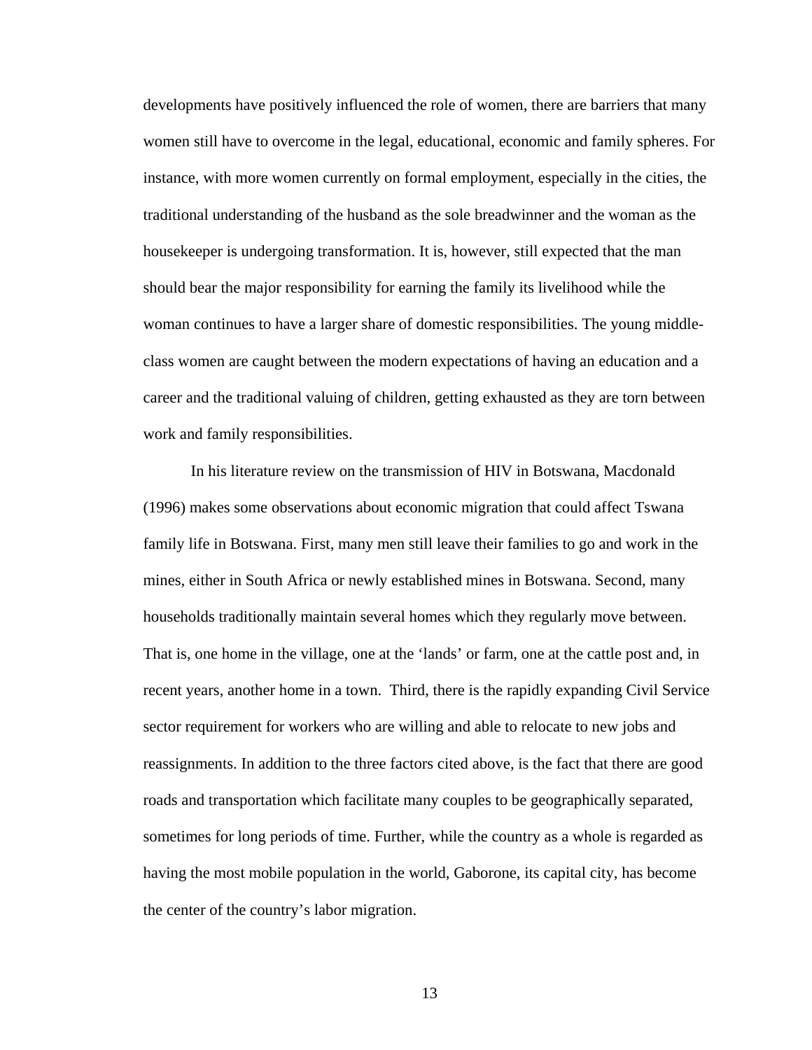developments have positively influenced the role of women, there are barriers that many women still have to overcome in the legal, educational, economic and family spheres. For instance, with more women currently on formal employment, especially in the cities, the traditional understanding of the husband as the sole breadwinner and the woman as the housekeeper is undergoing transformation. It is, however, still expected that the man should bear the major responsibility for earning the family its livelihood while the woman continues to have a larger share of domestic responsibilities. The young middle-class women are caught between the modern expectations of having an education and a career and the traditional valuing of children, getting exhausted as they are torn between work and family responsibilities.

In his literature review on the transmission of HIV in Botswana, Macdonald (1996) makes some observations about economic migration that could affect Tswana family life in Botswana. First, many men still leave their families to go and work in the mines, either in South Africa or newly established mines in Botswana. Second, many households traditionally maintain several homes which they regularly move between. That is, one home in the village, one at the ‘lands’ or farm, one at the cattle post and, in recent years, another home in a town.  Third, there is the rapidly expanding Civil Service sector requirement for workers who are willing and able to relocate to new jobs and reassignments. In addition to the three factors cited above, is the fact that there are good roads and transportation which facilitate many couples to be geographically separated, sometimes for long periods of time. Further, while the country as a whole is regarded as having the most mobile population in the world, Gaborone, its capital city, has become the center of the country’s labor migration.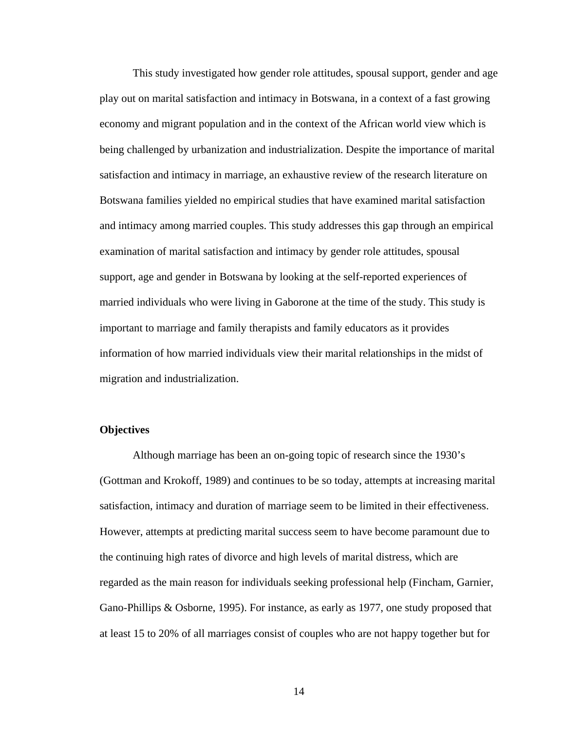This study investigated how gender role attitudes, spousal support, gender and age play out on marital satisfaction and intimacy in Botswana, in a context of a fast growing economy and migrant population and in the context of the African world view which is being challenged by urbanization and industrialization. Despite the importance of marital satisfaction and intimacy in marriage, an exhaustive review of the research literature on Botswana families yielded no empirical studies that have examined marital satisfaction and intimacy among married couples. This study addresses this gap through an empirical examination of marital satisfaction and intimacy by gender role attitudes, spousal support, age and gender in Botswana by looking at the self-reported experiences of married individuals who were living in Gaborone at the time of the study. This study is important to marriage and family therapists and family educators as it provides information of how married individuals view their marital relationships in the midst of migration and industrialization.

**Objectives**

Although marriage has been an on-going topic of research since the 1930's (Gottman and Krokoff, 1989) and continues to be so today, attempts at increasing marital satisfaction, intimacy and duration of marriage seem to be limited in their effectiveness. However, attempts at predicting marital success seem to have become paramount due to the continuing high rates of divorce and high levels of marital distress, which are regarded as the main reason for individuals seeking professional help (Fincham, Garnier, Gano-Phillips & Osborne, 1995). For instance, as early as 1977, one study proposed that at least 15 to 20% of all marriages consist of couples who are not happy together but for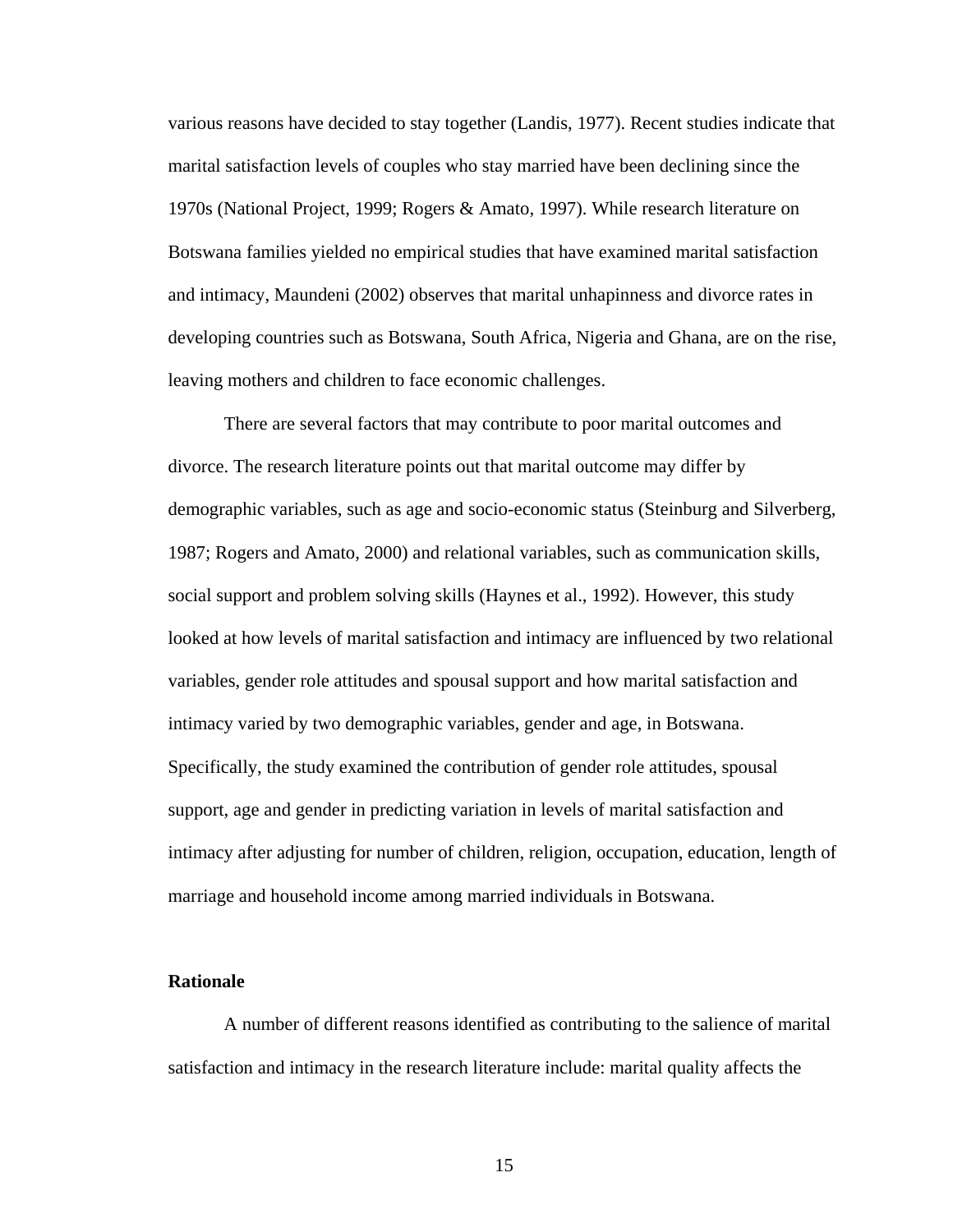various reasons have decided to stay together (Landis, 1977). Recent studies indicate that marital satisfaction levels of couples who stay married have been declining since the 1970s (National Project, 1999; Rogers & Amato, 1997). While research literature on Botswana families yielded no empirical studies that have examined marital satisfaction and intimacy, Maundeni (2002) observes that marital unhapinness and divorce rates in developing countries such as Botswana, South Africa, Nigeria and Ghana, are on the rise, leaving mothers and children to face economic challenges.

There are several factors that may contribute to poor marital outcomes and divorce. The research literature points out that marital outcome may differ by demographic variables, such as age and socio-economic status (Steinburg and Silverberg, 1987; Rogers and Amato, 2000) and relational variables, such as communication skills, social support and problem solving skills (Haynes et al., 1992). However, this study looked at how levels of marital satisfaction and intimacy are influenced by two relational variables, gender role attitudes and spousal support and how marital satisfaction and intimacy varied by two demographic variables, gender and age, in Botswana. Specifically, the study examined the contribution of gender role attitudes, spousal support, age and gender in predicting variation in levels of marital satisfaction and intimacy after adjusting for number of children, religion, occupation, education, length of marriage and household income among married individuals in Botswana.

**Rationale**

A number of different reasons identified as contributing to the salience of marital satisfaction and intimacy in the research literature include: marital quality affects the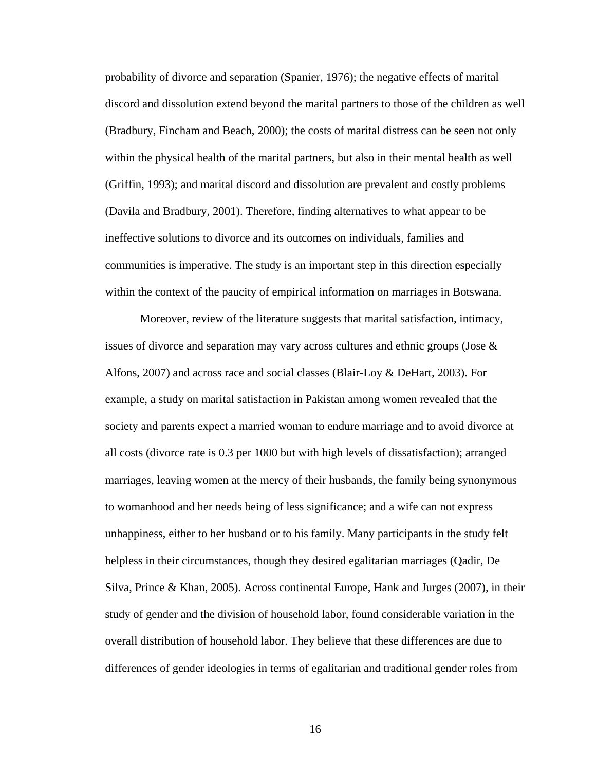probability of divorce and separation (Spanier, 1976); the negative effects of marital discord and dissolution extend beyond the marital partners to those of the children as well (Bradbury, Fincham and Beach, 2000); the costs of marital distress can be seen not only within the physical health of the marital partners, but also in their mental health as well (Griffin, 1993); and marital discord and dissolution are prevalent and costly problems (Davila and Bradbury, 2001). Therefore, finding alternatives to what appear to be ineffective solutions to divorce and its outcomes on individuals, families and communities is imperative. The study is an important step in this direction especially within the context of the paucity of empirical information on marriages in Botswana.

Moreover, review of the literature suggests that marital satisfaction, intimacy, issues of divorce and separation may vary across cultures and ethnic groups (Jose & Alfons, 2007) and across race and social classes (Blair-Loy & DeHart, 2003). For example, a study on marital satisfaction in Pakistan among women revealed that the society and parents expect a married woman to endure marriage and to avoid divorce at all costs (divorce rate is 0.3 per 1000 but with high levels of dissatisfaction); arranged marriages, leaving women at the mercy of their husbands, the family being synonymous to womanhood and her needs being of less significance; and a wife can not express unhappiness, either to her husband or to his family. Many participants in the study felt helpless in their circumstances, though they desired egalitarian marriages (Qadir, De Silva, Prince & Khan, 2005). Across continental Europe, Hank and Jurges (2007), in their study of gender and the division of household labor, found considerable variation in the overall distribution of household labor. They believe that these differences are due to differences of gender ideologies in terms of egalitarian and traditional gender roles from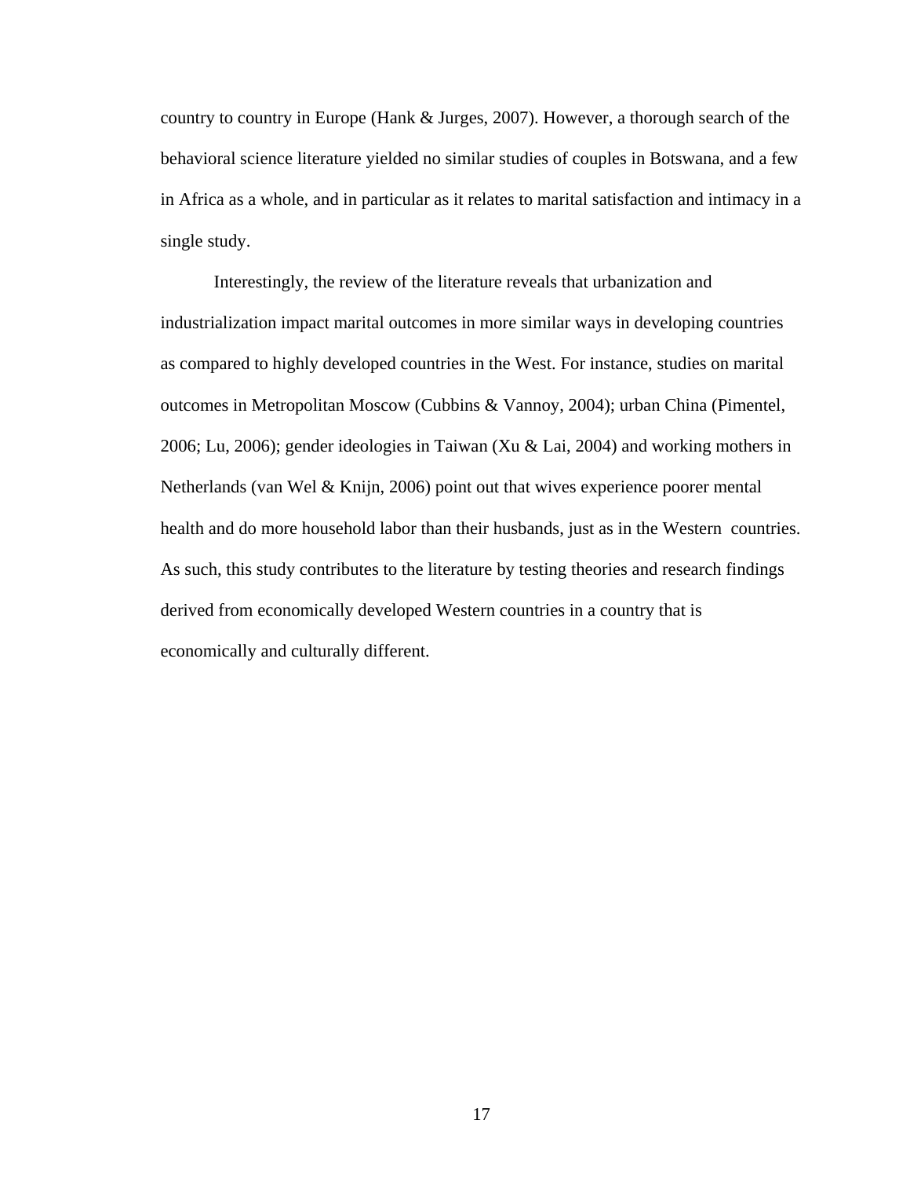country to country in Europe (Hank & Jurges, 2007). However, a thorough search of the behavioral science literature yielded no similar studies of couples in Botswana, and a few in Africa as a whole, and in particular as it relates to marital satisfaction and intimacy in a single study.

Interestingly, the review of the literature reveals that urbanization and industrialization impact marital outcomes in more similar ways in developing countries as compared to highly developed countries in the West. For instance, studies on marital outcomes in Metropolitan Moscow (Cubbins & Vannoy, 2004); urban China (Pimentel, 2006; Lu, 2006); gender ideologies in Taiwan (Xu & Lai, 2004) and working mothers in Netherlands (van Wel & Knijn, 2006) point out that wives experience poorer mental health and do more household labor than their husbands, just as in the Western countries. As such, this study contributes to the literature by testing theories and research findings derived from economically developed Western countries in a country that is economically and culturally different.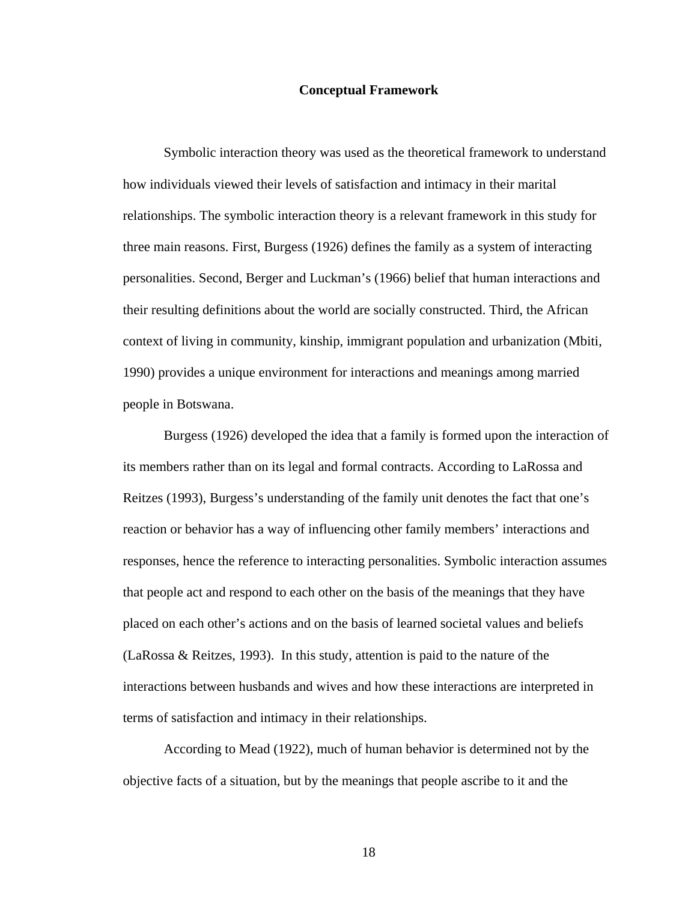## Conceptual Framework

Symbolic interaction theory was used as the theoretical framework to understand how individuals viewed their levels of satisfaction and intimacy in their marital relationships. The symbolic interaction theory is a relevant framework in this study for three main reasons. First, Burgess (1926) defines the family as a system of interacting personalities. Second, Berger and Luckman's (1966) belief that human interactions and their resulting definitions about the world are socially constructed. Third, the African context of living in community, kinship, immigrant population and urbanization (Mbiti, 1990) provides a unique environment for interactions and meanings among married people in Botswana.

Burgess (1926) developed the idea that a family is formed upon the interaction of its members rather than on its legal and formal contracts. According to LaRossa and Reitzes (1993), Burgess's understanding of the family unit denotes the fact that one's reaction or behavior has a way of influencing other family members' interactions and responses, hence the reference to interacting personalities. Symbolic interaction assumes that people act and respond to each other on the basis of the meanings that they have placed on each other's actions and on the basis of learned societal values and beliefs (LaRossa & Reitzes, 1993). In this study, attention is paid to the nature of the interactions between husbands and wives and how these interactions are interpreted in terms of satisfaction and intimacy in their relationships.

According to Mead (1922), much of human behavior is determined not by the objective facts of a situation, but by the meanings that people ascribe to it and the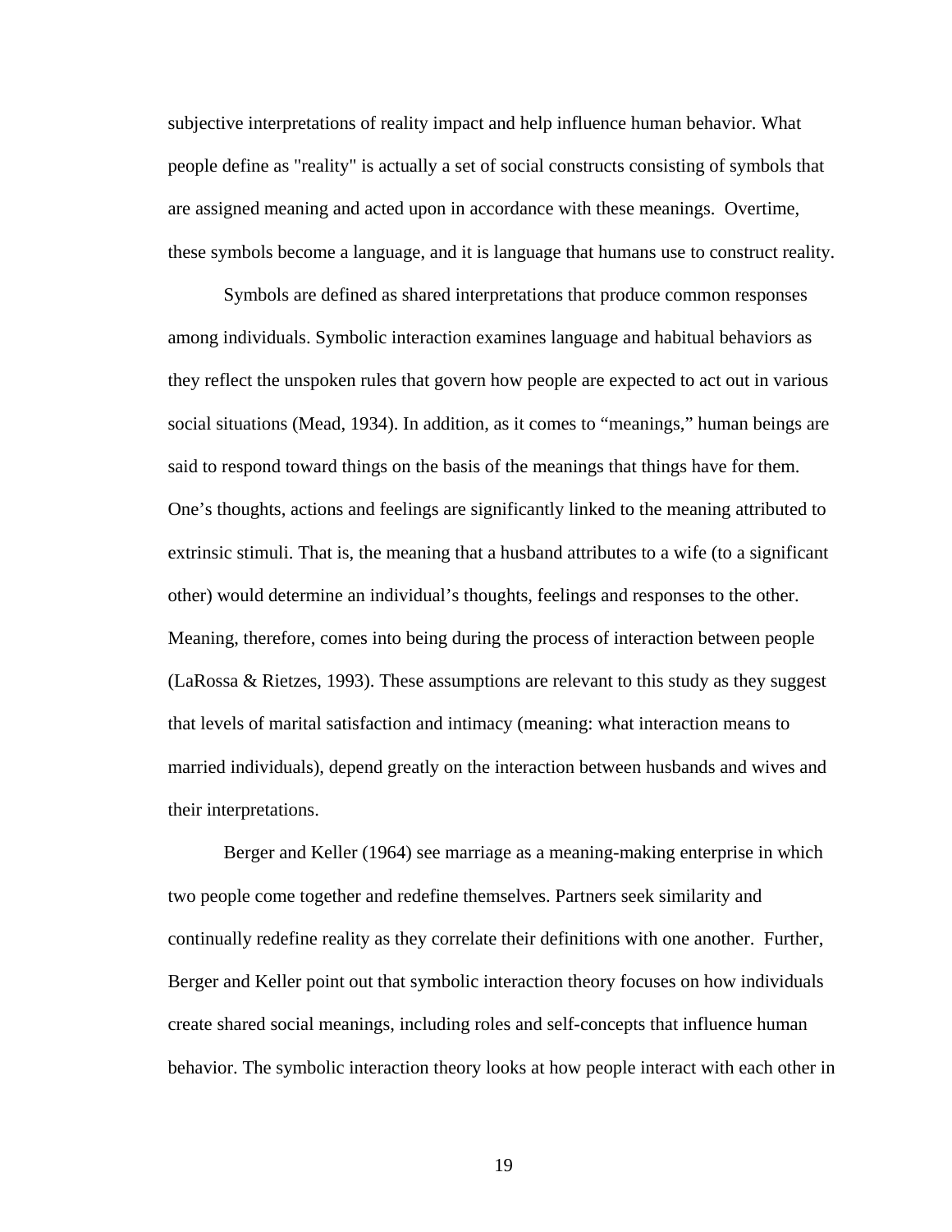subjective interpretations of reality impact and help influence human behavior. What people define as "reality" is actually a set of social constructs consisting of symbols that are assigned meaning and acted upon in accordance with these meanings. Overtime, these symbols become a language, and it is language that humans use to construct reality.

Symbols are defined as shared interpretations that produce common responses among individuals. Symbolic interaction examines language and habitual behaviors as they reflect the unspoken rules that govern how people are expected to act out in various social situations (Mead, 1934). In addition, as it comes to “meanings,” human beings are said to respond toward things on the basis of the meanings that things have for them. One’s thoughts, actions and feelings are significantly linked to the meaning attributed to extrinsic stimuli. That is, the meaning that a husband attributes to a wife (to a significant other) would determine an individual’s thoughts, feelings and responses to the other. Meaning, therefore, comes into being during the process of interaction between people (LaRossa & Rietzes, 1993). These assumptions are relevant to this study as they suggest that levels of marital satisfaction and intimacy (meaning: what interaction means to married individuals), depend greatly on the interaction between husbands and wives and their interpretations.

Berger and Keller (1964) see marriage as a meaning-making enterprise in which two people come together and redefine themselves. Partners seek similarity and continually redefine reality as they correlate their definitions with one another. Further, Berger and Keller point out that symbolic interaction theory focuses on how individuals create shared social meanings, including roles and self-concepts that influence human behavior. The symbolic interaction theory looks at how people interact with each other in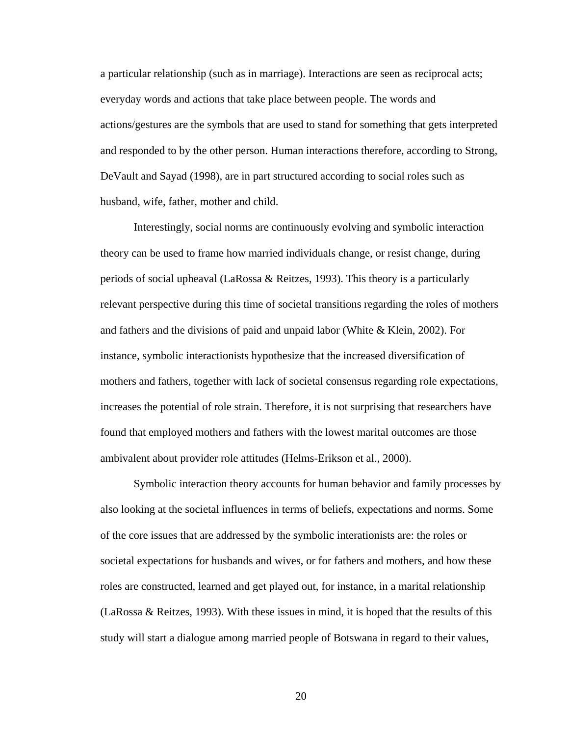a particular relationship (such as in marriage). Interactions are seen as reciprocal acts; everyday words and actions that take place between people. The words and actions/gestures are the symbols that are used to stand for something that gets interpreted and responded to by the other person. Human interactions therefore, according to Strong, DeVault and Sayad (1998), are in part structured according to social roles such as husband, wife, father, mother and child.

Interestingly, social norms are continuously evolving and symbolic interaction theory can be used to frame how married individuals change, or resist change, during periods of social upheaval (LaRossa & Reitzes, 1993). This theory is a particularly relevant perspective during this time of societal transitions regarding the roles of mothers and fathers and the divisions of paid and unpaid labor (White & Klein, 2002). For instance, symbolic interactionists hypothesize that the increased diversification of mothers and fathers, together with lack of societal consensus regarding role expectations, increases the potential of role strain. Therefore, it is not surprising that researchers have found that employed mothers and fathers with the lowest marital outcomes are those ambivalent about provider role attitudes (Helms-Erikson et al., 2000).

Symbolic interaction theory accounts for human behavior and family processes by also looking at the societal influences in terms of beliefs, expectations and norms. Some of the core issues that are addressed by the symbolic interationists are: the roles or societal expectations for husbands and wives, or for fathers and mothers, and how these roles are constructed, learned and get played out, for instance, in a marital relationship (LaRossa & Reitzes, 1993). With these issues in mind, it is hoped that the results of this study will start a dialogue among married people of Botswana in regard to their values,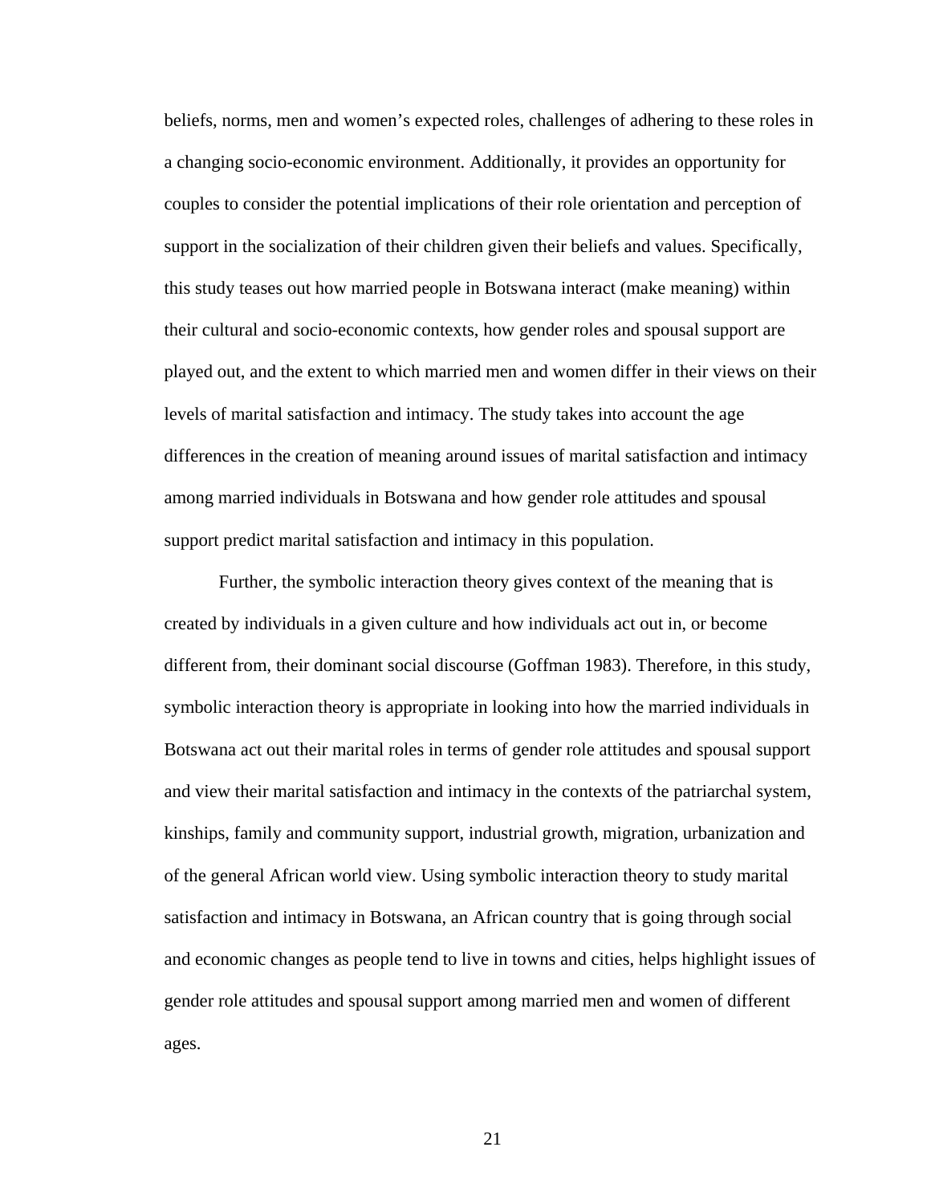beliefs, norms, men and women's expected roles, challenges of adhering to these roles in a changing socio-economic environment. Additionally, it provides an opportunity for couples to consider the potential implications of their role orientation and perception of support in the socialization of their children given their beliefs and values. Specifically, this study teases out how married people in Botswana interact (make meaning) within their cultural and socio-economic contexts, how gender roles and spousal support are played out, and the extent to which married men and women differ in their views on their levels of marital satisfaction and intimacy. The study takes into account the age differences in the creation of meaning around issues of marital satisfaction and intimacy among married individuals in Botswana and how gender role attitudes and spousal support predict marital satisfaction and intimacy in this population.

Further, the symbolic interaction theory gives context of the meaning that is created by individuals in a given culture and how individuals act out in, or become different from, their dominant social discourse (Goffman 1983). Therefore, in this study, symbolic interaction theory is appropriate in looking into how the married individuals in Botswana act out their marital roles in terms of gender role attitudes and spousal support and view their marital satisfaction and intimacy in the contexts of the patriarchal system, kinships, family and community support, industrial growth, migration, urbanization and of the general African world view. Using symbolic interaction theory to study marital satisfaction and intimacy in Botswana, an African country that is going through social and economic changes as people tend to live in towns and cities, helps highlight issues of gender role attitudes and spousal support among married men and women of different ages.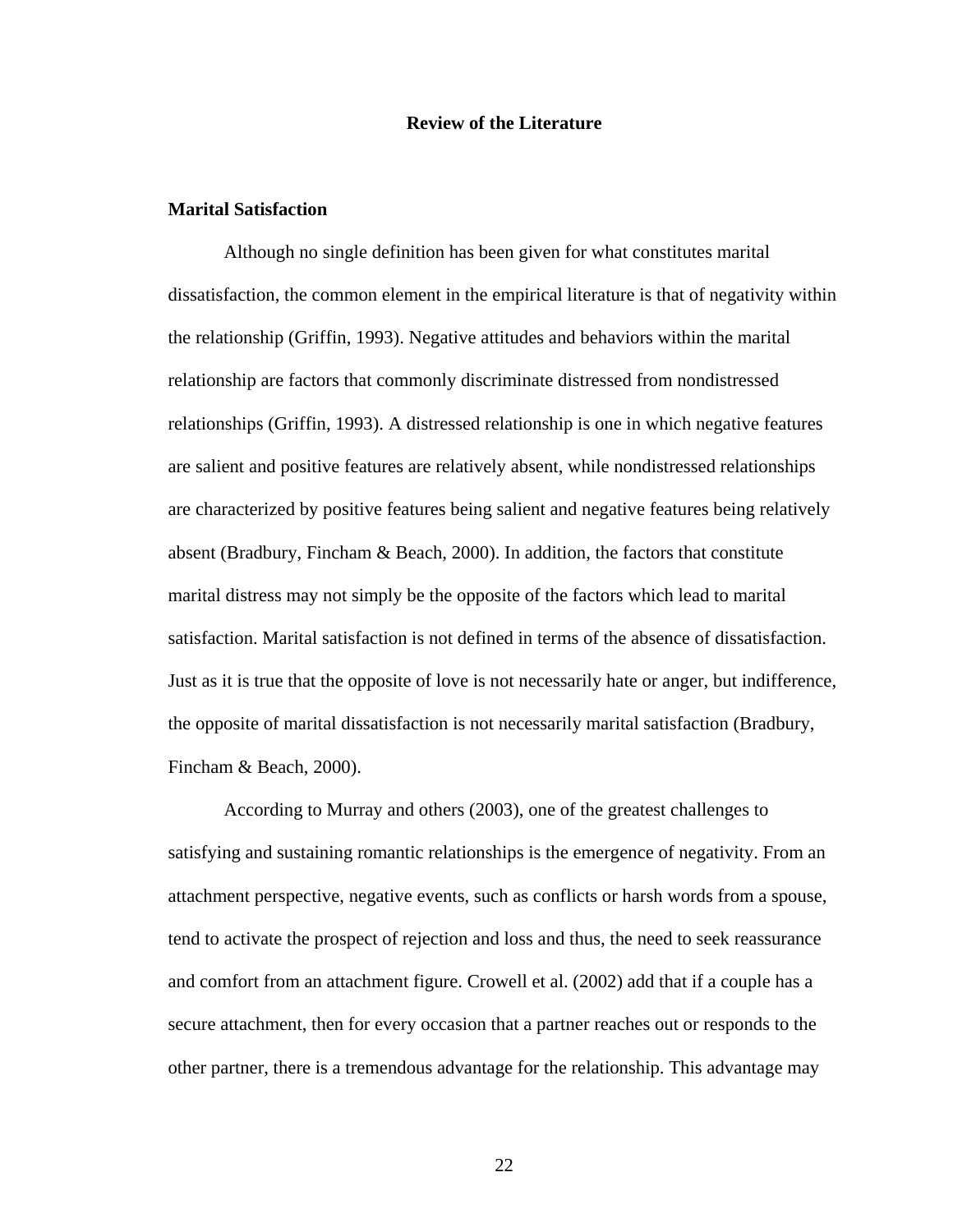# Review of the Literature

## Marital Satisfaction

Although no single definition has been given for what constitutes marital dissatisfaction, the common element in the empirical literature is that of negativity within the relationship (Griffin, 1993). Negative attitudes and behaviors within the marital relationship are factors that commonly discriminate distressed from nondistressed relationships (Griffin, 1993). A distressed relationship is one in which negative features are salient and positive features are relatively absent, while nondistressed relationships are characterized by positive features being salient and negative features being relatively absent (Bradbury, Fincham & Beach, 2000). In addition, the factors that constitute marital distress may not simply be the opposite of the factors which lead to marital satisfaction. Marital satisfaction is not defined in terms of the absence of dissatisfaction. Just as it is true that the opposite of love is not necessarily hate or anger, but indifference, the opposite of marital dissatisfaction is not necessarily marital satisfaction (Bradbury, Fincham & Beach, 2000).

According to Murray and others (2003), one of the greatest challenges to satisfying and sustaining romantic relationships is the emergence of negativity. From an attachment perspective, negative events, such as conflicts or harsh words from a spouse, tend to activate the prospect of rejection and loss and thus, the need to seek reassurance and comfort from an attachment figure. Crowell et al. (2002) add that if a couple has a secure attachment, then for every occasion that a partner reaches out or responds to the other partner, there is a tremendous advantage for the relationship. This advantage may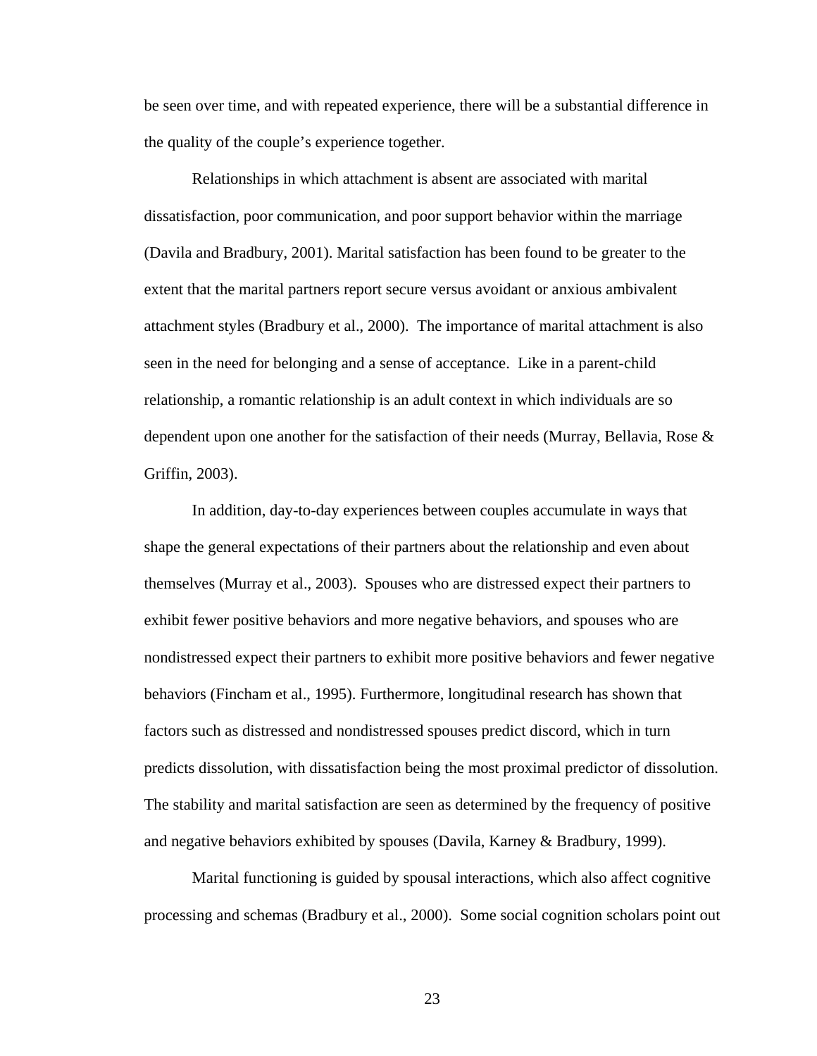be seen over time, and with repeated experience, there will be a substantial difference in the quality of the couple's experience together.

Relationships in which attachment is absent are associated with marital dissatisfaction, poor communication, and poor support behavior within the marriage (Davila and Bradbury, 2001). Marital satisfaction has been found to be greater to the extent that the marital partners report secure versus avoidant or anxious ambivalent attachment styles (Bradbury et al., 2000). The importance of marital attachment is also seen in the need for belonging and a sense of acceptance. Like in a parent-child relationship, a romantic relationship is an adult context in which individuals are so dependent upon one another for the satisfaction of their needs (Murray, Bellavia, Rose & Griffin, 2003).

In addition, day-to-day experiences between couples accumulate in ways that shape the general expectations of their partners about the relationship and even about themselves (Murray et al., 2003). Spouses who are distressed expect their partners to exhibit fewer positive behaviors and more negative behaviors, and spouses who are nondistressed expect their partners to exhibit more positive behaviors and fewer negative behaviors (Fincham et al., 1995). Furthermore, longitudinal research has shown that factors such as distressed and nondistressed spouses predict discord, which in turn predicts dissolution, with dissatisfaction being the most proximal predictor of dissolution. The stability and marital satisfaction are seen as determined by the frequency of positive and negative behaviors exhibited by spouses (Davila, Karney & Bradbury, 1999).

Marital functioning is guided by spousal interactions, which also affect cognitive processing and schemas (Bradbury et al., 2000). Some social cognition scholars point out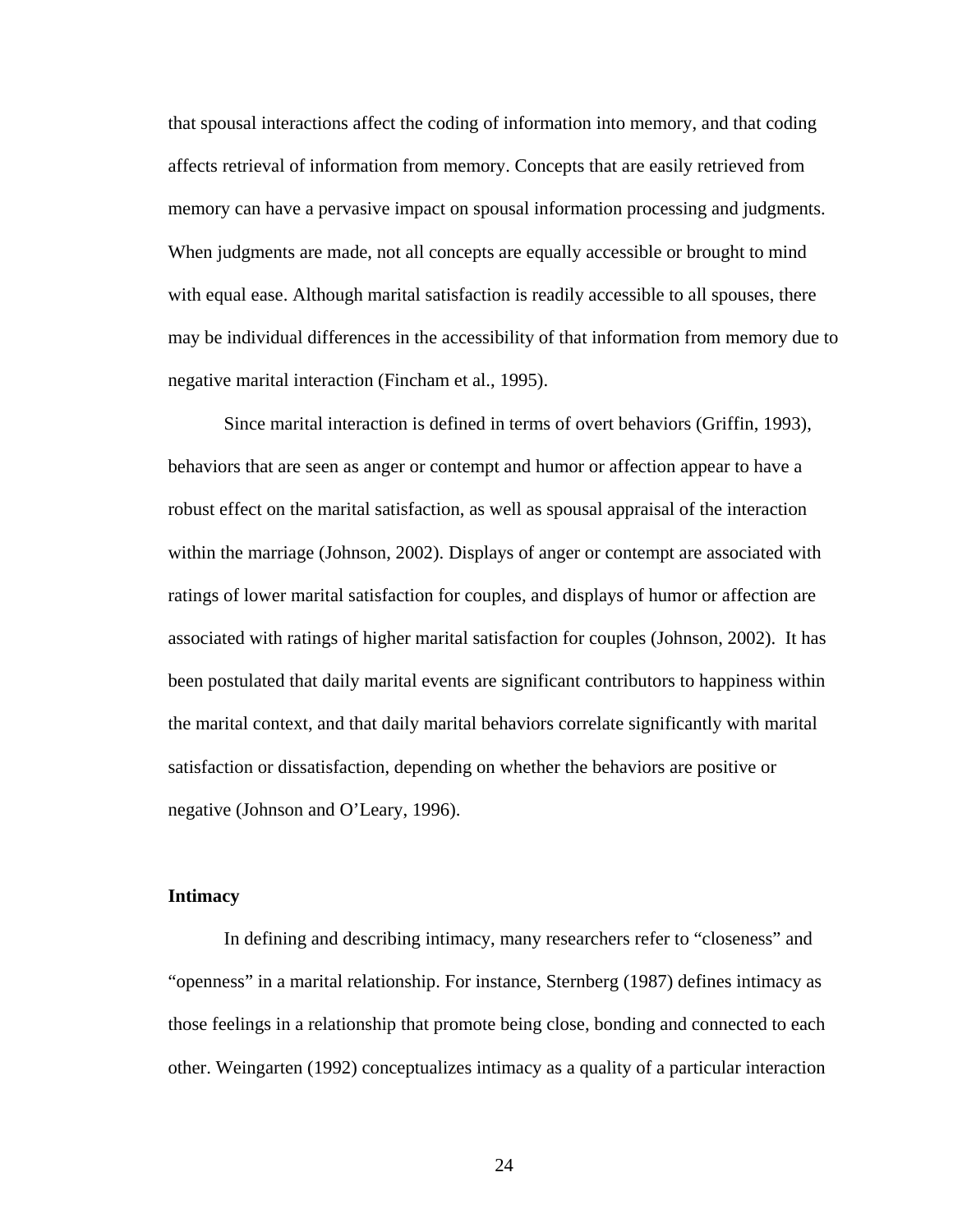that spousal interactions affect the coding of information into memory, and that coding affects retrieval of information from memory. Concepts that are easily retrieved from memory can have a pervasive impact on spousal information processing and judgments. When judgments are made, not all concepts are equally accessible or brought to mind with equal ease. Although marital satisfaction is readily accessible to all spouses, there may be individual differences in the accessibility of that information from memory due to negative marital interaction (Fincham et al., 1995).

Since marital interaction is defined in terms of overt behaviors (Griffin, 1993), behaviors that are seen as anger or contempt and humor or affection appear to have a robust effect on the marital satisfaction, as well as spousal appraisal of the interaction within the marriage (Johnson, 2002). Displays of anger or contempt are associated with ratings of lower marital satisfaction for couples, and displays of humor or affection are associated with ratings of higher marital satisfaction for couples (Johnson, 2002). It has been postulated that daily marital events are significant contributors to happiness within the marital context, and that daily marital behaviors correlate significantly with marital satisfaction or dissatisfaction, depending on whether the behaviors are positive or negative (Johnson and O'Leary, 1996).

**Intimacy**

In defining and describing intimacy, many researchers refer to "closeness" and "openness" in a marital relationship. For instance, Sternberg (1987) defines intimacy as those feelings in a relationship that promote being close, bonding and connected to each other. Weingarten (1992) conceptualizes intimacy as a quality of a particular interaction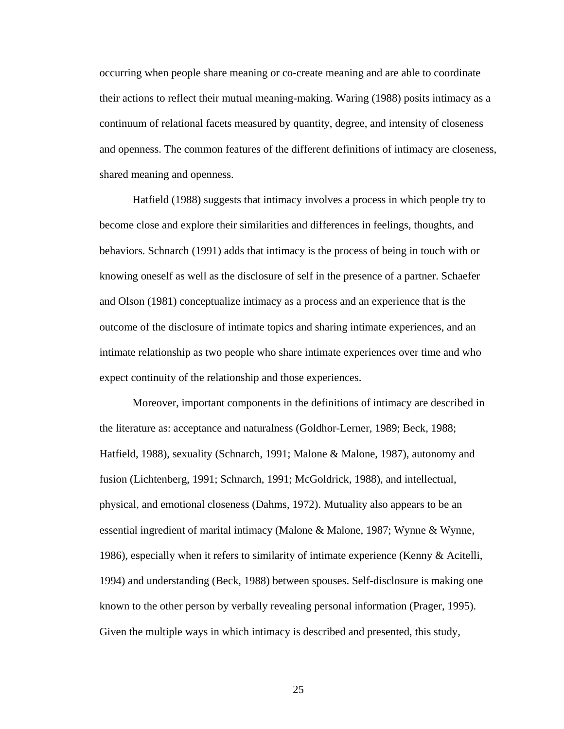occurring when people share meaning or co-create meaning and are able to coordinate their actions to reflect their mutual meaning-making. Waring (1988) posits intimacy as a continuum of relational facets measured by quantity, degree, and intensity of closeness and openness. The common features of the different definitions of intimacy are closeness, shared meaning and openness.

Hatfield (1988) suggests that intimacy involves a process in which people try to become close and explore their similarities and differences in feelings, thoughts, and behaviors. Schnarch (1991) adds that intimacy is the process of being in touch with or knowing oneself as well as the disclosure of self in the presence of a partner. Schaefer and Olson (1981) conceptualize intimacy as a process and an experience that is the outcome of the disclosure of intimate topics and sharing intimate experiences, and an intimate relationship as two people who share intimate experiences over time and who expect continuity of the relationship and those experiences.

Moreover, important components in the definitions of intimacy are described in the literature as: acceptance and naturalness (Goldhor-Lerner, 1989; Beck, 1988; Hatfield, 1988), sexuality (Schnarch, 1991; Malone & Malone, 1987), autonomy and fusion (Lichtenberg, 1991; Schnarch, 1991; McGoldrick, 1988), and intellectual, physical, and emotional closeness (Dahms, 1972). Mutuality also appears to be an essential ingredient of marital intimacy (Malone & Malone, 1987; Wynne & Wynne, 1986), especially when it refers to similarity of intimate experience (Kenny & Acitelli, 1994) and understanding (Beck, 1988) between spouses. Self-disclosure is making one known to the other person by verbally revealing personal information (Prager, 1995). Given the multiple ways in which intimacy is described and presented, this study,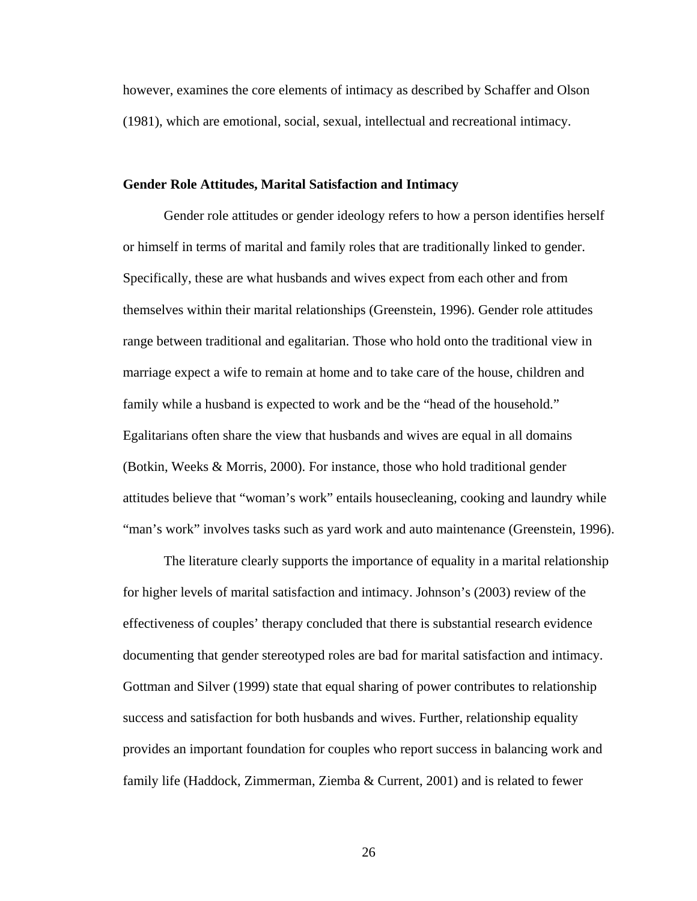however, examines the core elements of intimacy as described by Schaffer and Olson (1981), which are emotional, social, sexual, intellectual and recreational intimacy.

**Gender Role Attitudes, Marital Satisfaction and Intimacy**

Gender role attitudes or gender ideology refers to how a person identifies herself or himself in terms of marital and family roles that are traditionally linked to gender. Specifically, these are what husbands and wives expect from each other and from themselves within their marital relationships (Greenstein, 1996). Gender role attitudes range between traditional and egalitarian. Those who hold onto the traditional view in marriage expect a wife to remain at home and to take care of the house, children and family while a husband is expected to work and be the "head of the household." Egalitarians often share the view that husbands and wives are equal in all domains (Botkin, Weeks & Morris, 2000). For instance, those who hold traditional gender attitudes believe that "woman's work" entails housecleaning, cooking and laundry while "man's work" involves tasks such as yard work and auto maintenance (Greenstein, 1996).

The literature clearly supports the importance of equality in a marital relationship for higher levels of marital satisfaction and intimacy. Johnson's (2003) review of the effectiveness of couples' therapy concluded that there is substantial research evidence documenting that gender stereotyped roles are bad for marital satisfaction and intimacy. Gottman and Silver (1999) state that equal sharing of power contributes to relationship success and satisfaction for both husbands and wives. Further, relationship equality provides an important foundation for couples who report success in balancing work and family life (Haddock, Zimmerman, Ziemba & Current, 2001) and is related to fewer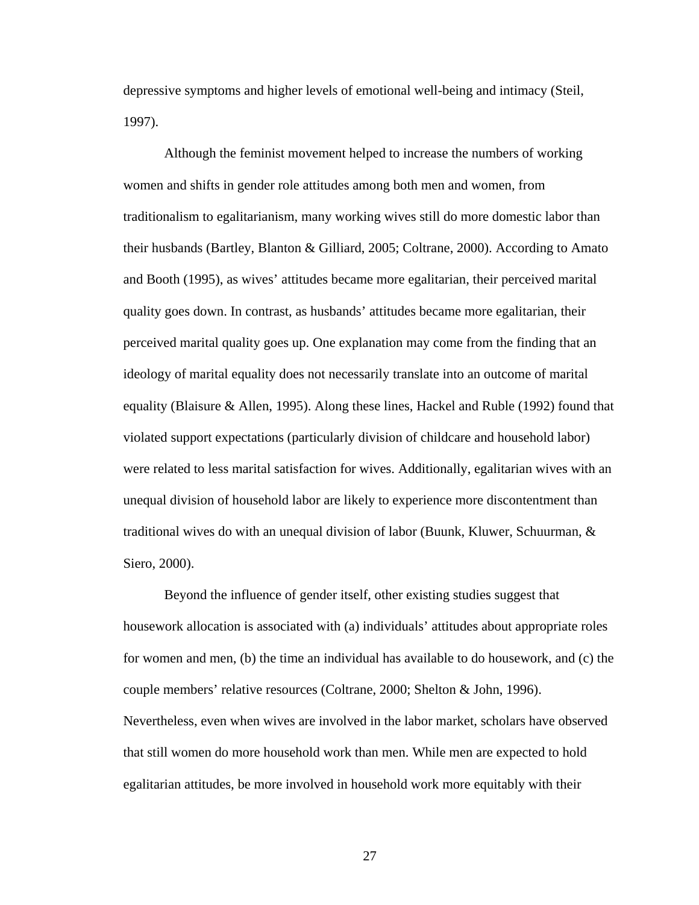depressive symptoms and higher levels of emotional well-being and intimacy (Steil, 1997).

Although the feminist movement helped to increase the numbers of working women and shifts in gender role attitudes among both men and women, from traditionalism to egalitarianism, many working wives still do more domestic labor than their husbands (Bartley, Blanton & Gilliard, 2005; Coltrane, 2000). According to Amato and Booth (1995), as wives' attitudes became more egalitarian, their perceived marital quality goes down. In contrast, as husbands' attitudes became more egalitarian, their perceived marital quality goes up. One explanation may come from the finding that an ideology of marital equality does not necessarily translate into an outcome of marital equality (Blaisure & Allen, 1995). Along these lines, Hackel and Ruble (1992) found that violated support expectations (particularly division of childcare and household labor) were related to less marital satisfaction for wives. Additionally, egalitarian wives with an unequal division of household labor are likely to experience more discontentment than traditional wives do with an unequal division of labor (Buunk, Kluwer, Schuurman, & Siero, 2000).

Beyond the influence of gender itself, other existing studies suggest that housework allocation is associated with (a) individuals' attitudes about appropriate roles for women and men, (b) the time an individual has available to do housework, and (c) the couple members' relative resources (Coltrane, 2000; Shelton & John, 1996). Nevertheless, even when wives are involved in the labor market, scholars have observed that still women do more household work than men. While men are expected to hold egalitarian attitudes, be more involved in household work more equitably with their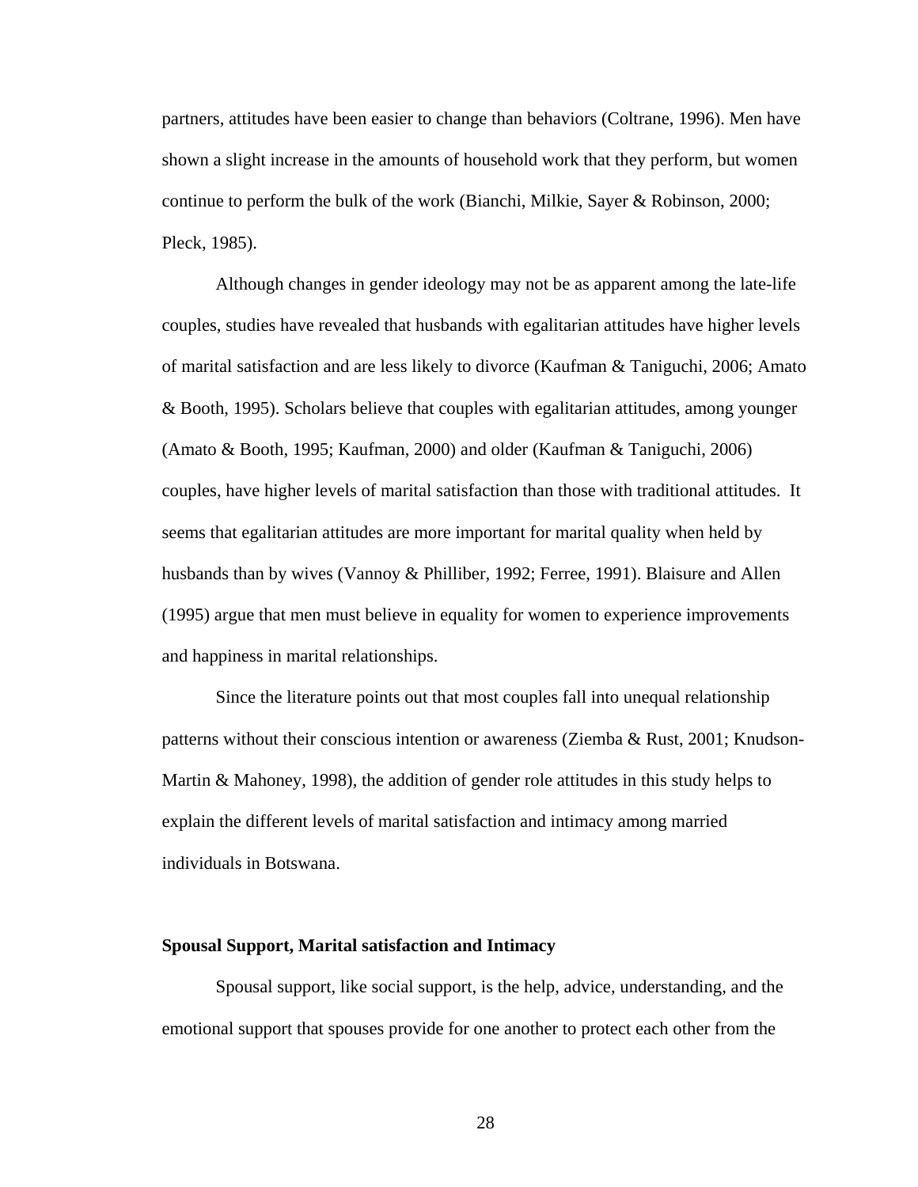partners, attitudes have been easier to change than behaviors (Coltrane, 1996). Men have shown a slight increase in the amounts of household work that they perform, but women continue to perform the bulk of the work (Bianchi, Milkie, Sayer & Robinson, 2000; Pleck, 1985).

Although changes in gender ideology may not be as apparent among the late-life couples, studies have revealed that husbands with egalitarian attitudes have higher levels of marital satisfaction and are less likely to divorce (Kaufman & Taniguchi, 2006; Amato & Booth, 1995). Scholars believe that couples with egalitarian attitudes, among younger (Amato & Booth, 1995; Kaufman, 2000) and older (Kaufman & Taniguchi, 2006) couples, have higher levels of marital satisfaction than those with traditional attitudes. It seems that egalitarian attitudes are more important for marital quality when held by husbands than by wives (Vannoy & Philliber, 1992; Ferree, 1991). Blaisure and Allen (1995) argue that men must believe in equality for women to experience improvements and happiness in marital relationships.

Since the literature points out that most couples fall into unequal relationship patterns without their conscious intention or awareness (Ziemba & Rust, 2001; Knudson-Martin & Mahoney, 1998), the addition of gender role attitudes in this study helps to explain the different levels of marital satisfaction and intimacy among married individuals in Botswana.

### Spousal Support, Marital satisfaction and Intimacy

Spousal support, like social support, is the help, advice, understanding, and the emotional support that spouses provide for one another to protect each other from the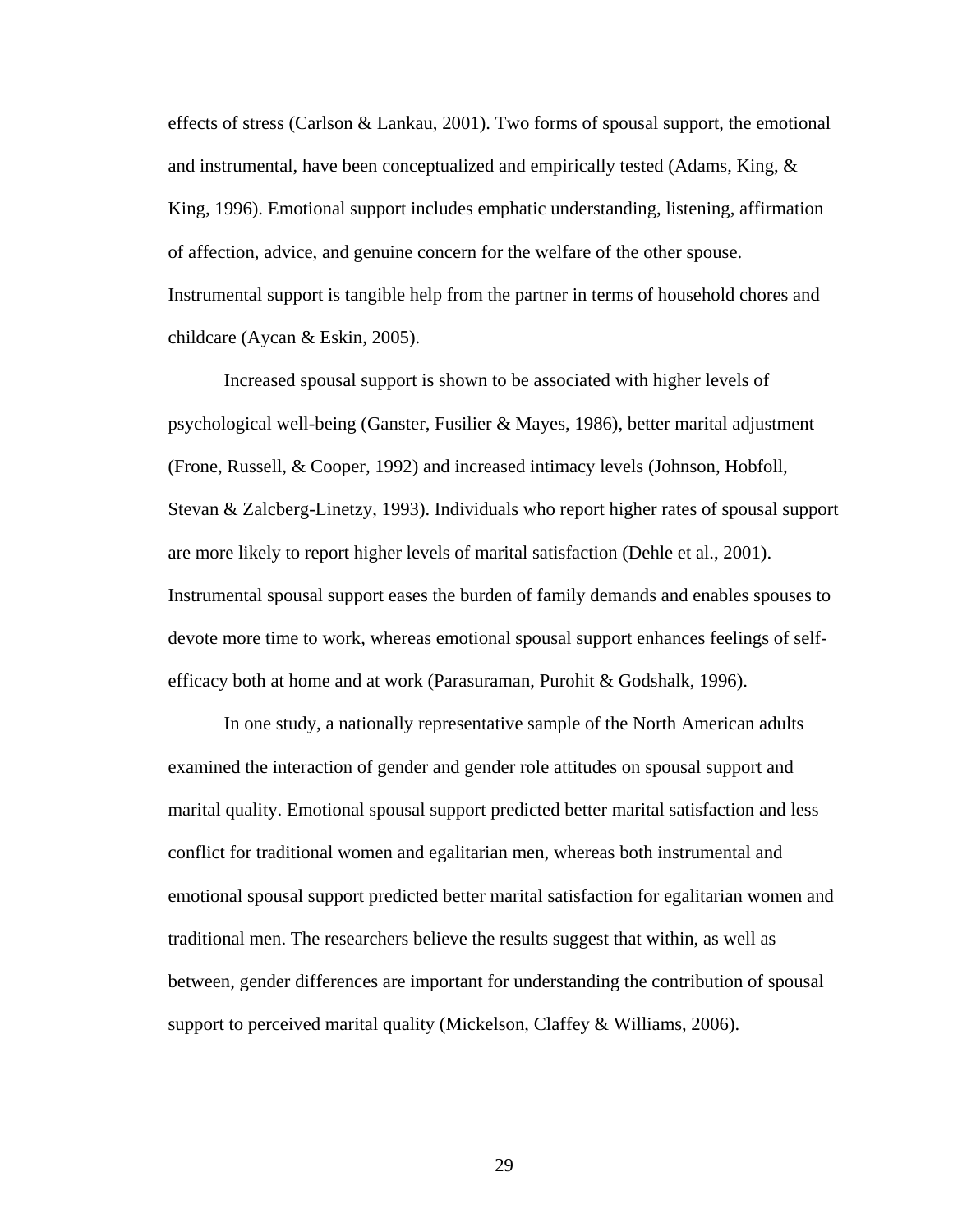effects of stress (Carlson & Lankau, 2001). Two forms of spousal support, the emotional and instrumental, have been conceptualized and empirically tested (Adams, King, & King, 1996). Emotional support includes emphatic understanding, listening, affirmation of affection, advice, and genuine concern for the welfare of the other spouse. Instrumental support is tangible help from the partner in terms of household chores and childcare (Aycan & Eskin, 2005).

Increased spousal support is shown to be associated with higher levels of psychological well-being (Ganster, Fusilier & Mayes, 1986), better marital adjustment (Frone, Russell, & Cooper, 1992) and increased intimacy levels (Johnson, Hobfoll, Stevan & Zalcberg-Linetzy, 1993). Individuals who report higher rates of spousal support are more likely to report higher levels of marital satisfaction (Dehle et al., 2001). Instrumental spousal support eases the burden of family demands and enables spouses to devote more time to work, whereas emotional spousal support enhances feelings of self-efficacy both at home and at work (Parasuraman, Purohit & Godshalk, 1996).

In one study, a nationally representative sample of the North American adults examined the interaction of gender and gender role attitudes on spousal support and marital quality. Emotional spousal support predicted better marital satisfaction and less conflict for traditional women and egalitarian men, whereas both instrumental and emotional spousal support predicted better marital satisfaction for egalitarian women and traditional men. The researchers believe the results suggest that within, as well as between, gender differences are important for understanding the contribution of spousal support to perceived marital quality (Mickelson, Claffey & Williams, 2006).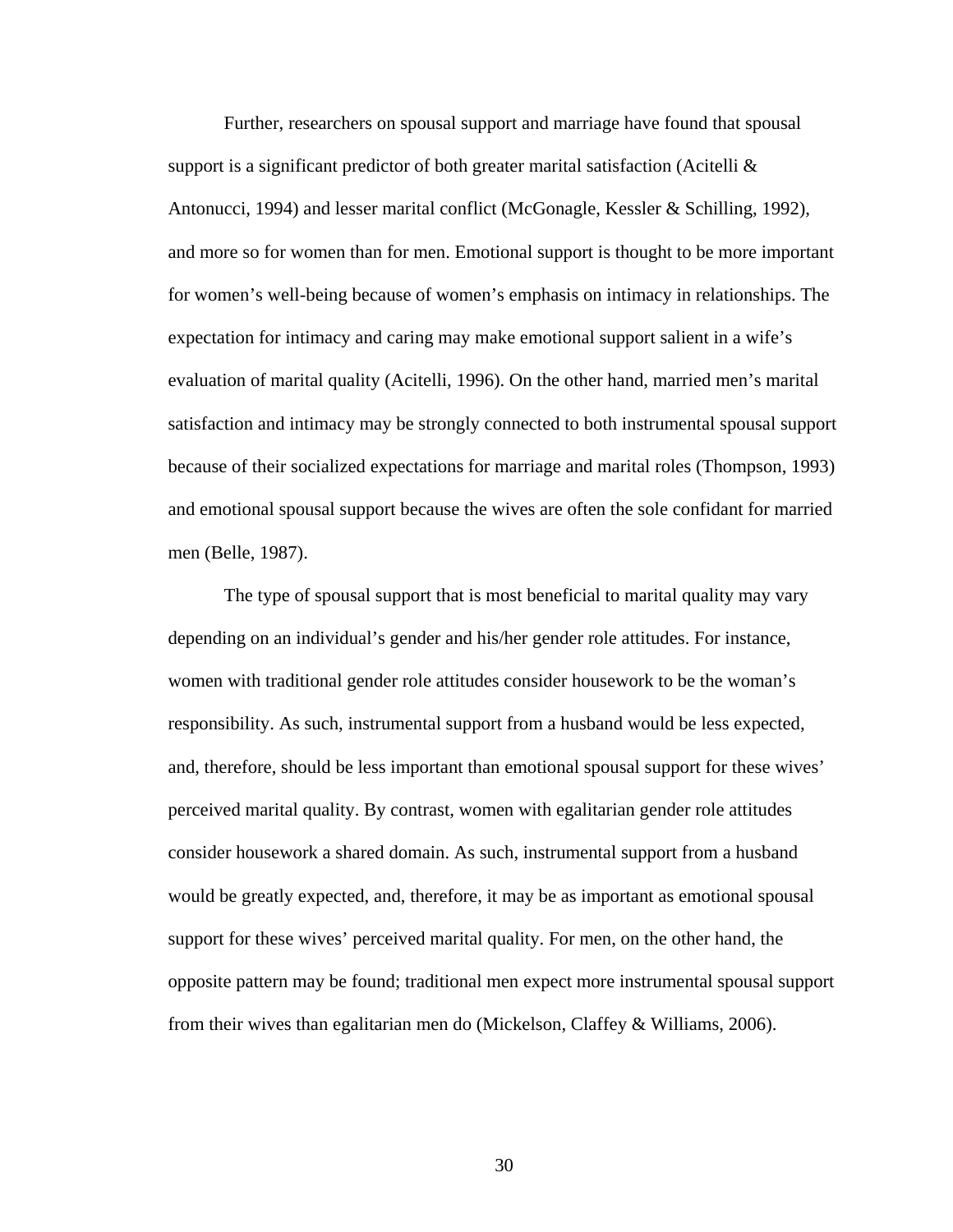Further, researchers on spousal support and marriage have found that spousal support is a significant predictor of both greater marital satisfaction (Acitelli & Antonucci, 1994) and lesser marital conflict (McGonagle, Kessler & Schilling, 1992), and more so for women than for men. Emotional support is thought to be more important for women's well-being because of women's emphasis on intimacy in relationships. The expectation for intimacy and caring may make emotional support salient in a wife's evaluation of marital quality (Acitelli, 1996). On the other hand, married men's marital satisfaction and intimacy may be strongly connected to both instrumental spousal support because of their socialized expectations for marriage and marital roles (Thompson, 1993) and emotional spousal support because the wives are often the sole confidant for married men (Belle, 1987).

The type of spousal support that is most beneficial to marital quality may vary depending on an individual's gender and his/her gender role attitudes. For instance, women with traditional gender role attitudes consider housework to be the woman's responsibility. As such, instrumental support from a husband would be less expected, and, therefore, should be less important than emotional spousal support for these wives' perceived marital quality. By contrast, women with egalitarian gender role attitudes consider housework a shared domain. As such, instrumental support from a husband would be greatly expected, and, therefore, it may be as important as emotional spousal support for these wives' perceived marital quality. For men, on the other hand, the opposite pattern may be found; traditional men expect more instrumental spousal support from their wives than egalitarian men do (Mickelson, Claffey & Williams, 2006).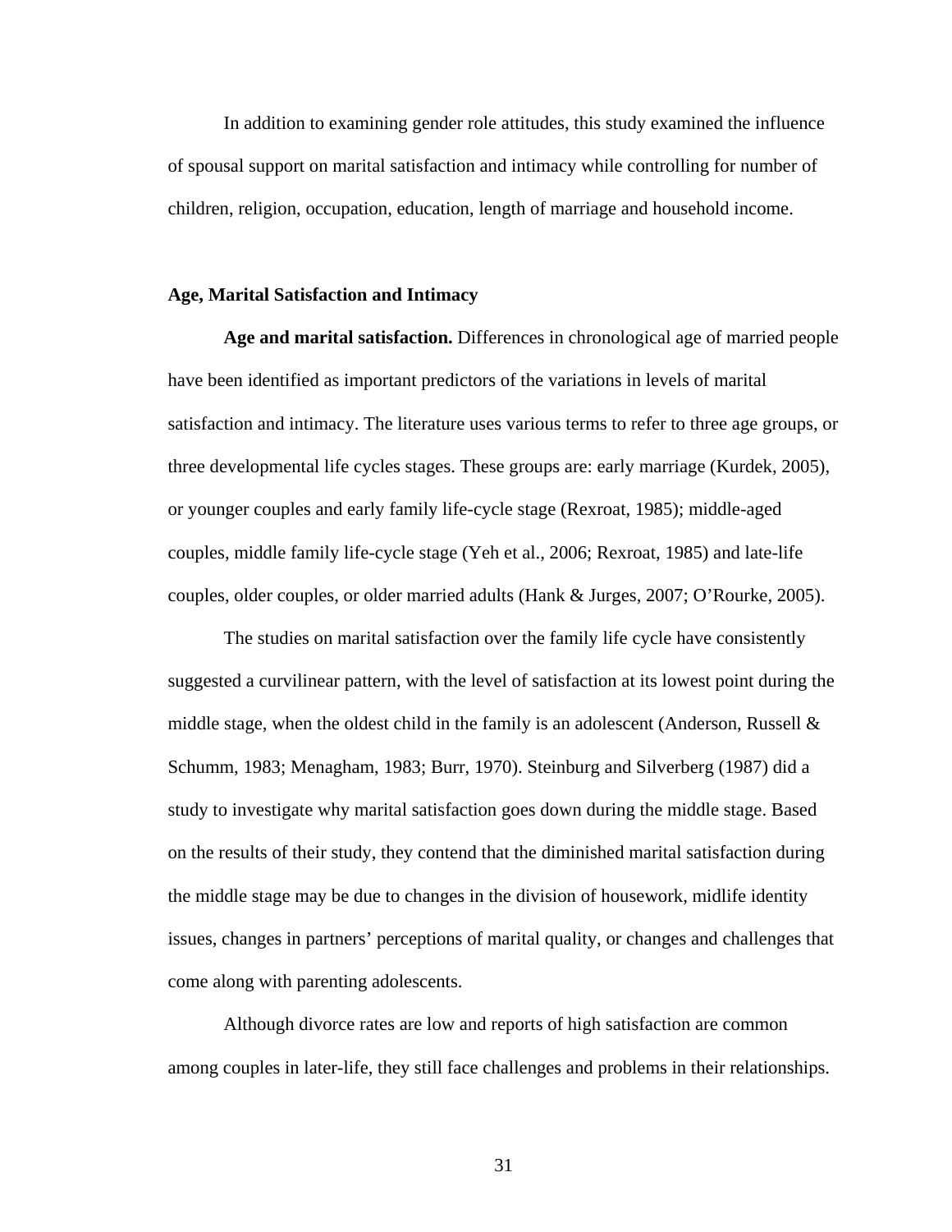In addition to examining gender role attitudes, this study examined the influence of spousal support on marital satisfaction and intimacy while controlling for number of children, religion, occupation, education, length of marriage and household income.

## Age, Marital Satisfaction and Intimacy

**Age and marital satisfaction.** Differences in chronological age of married people have been identified as important predictors of the variations in levels of marital satisfaction and intimacy. The literature uses various terms to refer to three age groups, or three developmental life cycles stages. These groups are: early marriage (Kurdek, 2005), or younger couples and early family life-cycle stage (Rexroat, 1985); middle-aged couples, middle family life-cycle stage (Yeh et al., 2006; Rexroat, 1985) and late-life couples, older couples, or older married adults (Hank & Jurges, 2007; O'Rourke, 2005).

The studies on marital satisfaction over the family life cycle have consistently suggested a curvilinear pattern, with the level of satisfaction at its lowest point during the middle stage, when the oldest child in the family is an adolescent (Anderson, Russell & Schumm, 1983; Menagham, 1983; Burr, 1970). Steinburg and Silverberg (1987) did a study to investigate why marital satisfaction goes down during the middle stage. Based on the results of their study, they contend that the diminished marital satisfaction during the middle stage may be due to changes in the division of housework, midlife identity issues, changes in partners' perceptions of marital quality, or changes and challenges that come along with parenting adolescents.

Although divorce rates are low and reports of high satisfaction are common among couples in later-life, they still face challenges and problems in their relationships.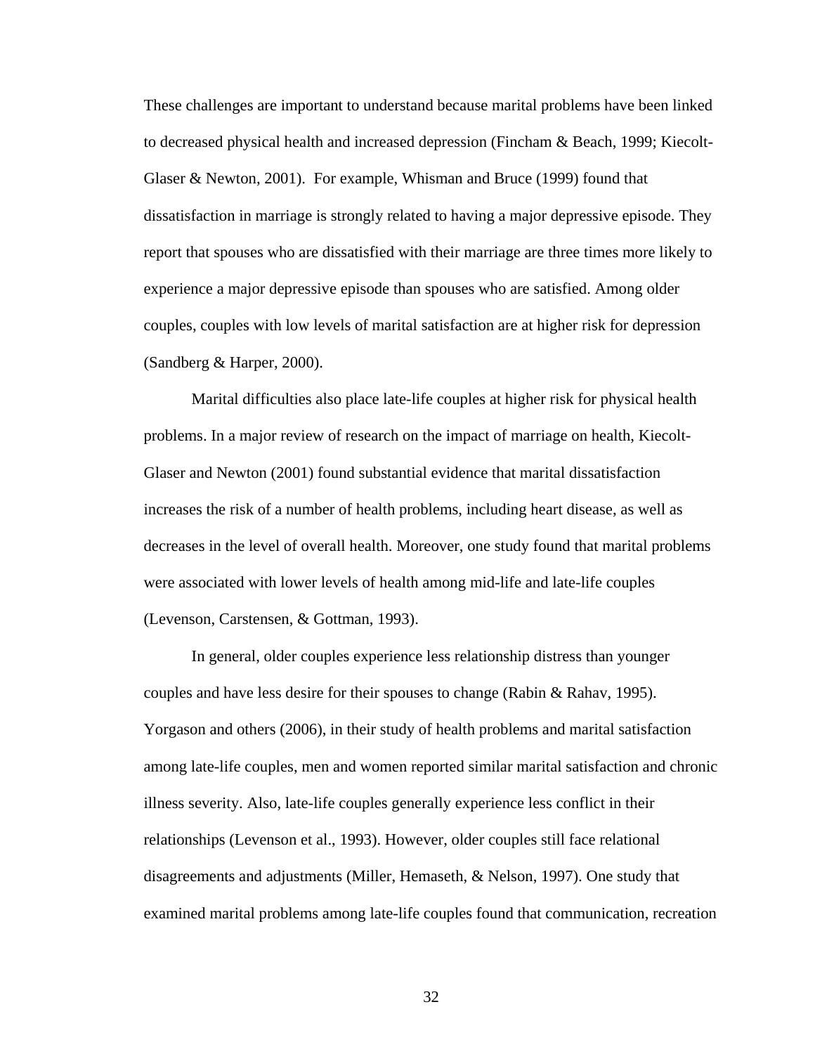These challenges are important to understand because marital problems have been linked to decreased physical health and increased depression (Fincham & Beach, 1999; Kiecolt-Glaser & Newton, 2001). For example, Whisman and Bruce (1999) found that dissatisfaction in marriage is strongly related to having a major depressive episode. They report that spouses who are dissatisfied with their marriage are three times more likely to experience a major depressive episode than spouses who are satisfied. Among older couples, couples with low levels of marital satisfaction are at higher risk for depression (Sandberg & Harper, 2000).

Marital difficulties also place late-life couples at higher risk for physical health problems. In a major review of research on the impact of marriage on health, Kiecolt-Glaser and Newton (2001) found substantial evidence that marital dissatisfaction increases the risk of a number of health problems, including heart disease, as well as decreases in the level of overall health. Moreover, one study found that marital problems were associated with lower levels of health among mid-life and late-life couples (Levenson, Carstensen, & Gottman, 1993).

In general, older couples experience less relationship distress than younger couples and have less desire for their spouses to change (Rabin & Rahav, 1995). Yorgason and others (2006), in their study of health problems and marital satisfaction among late-life couples, men and women reported similar marital satisfaction and chronic illness severity. Also, late-life couples generally experience less conflict in their relationships (Levenson et al., 1993). However, older couples still face relational disagreements and adjustments (Miller, Hemaseth, & Nelson, 1997). One study that examined marital problems among late-life couples found that communication, recreation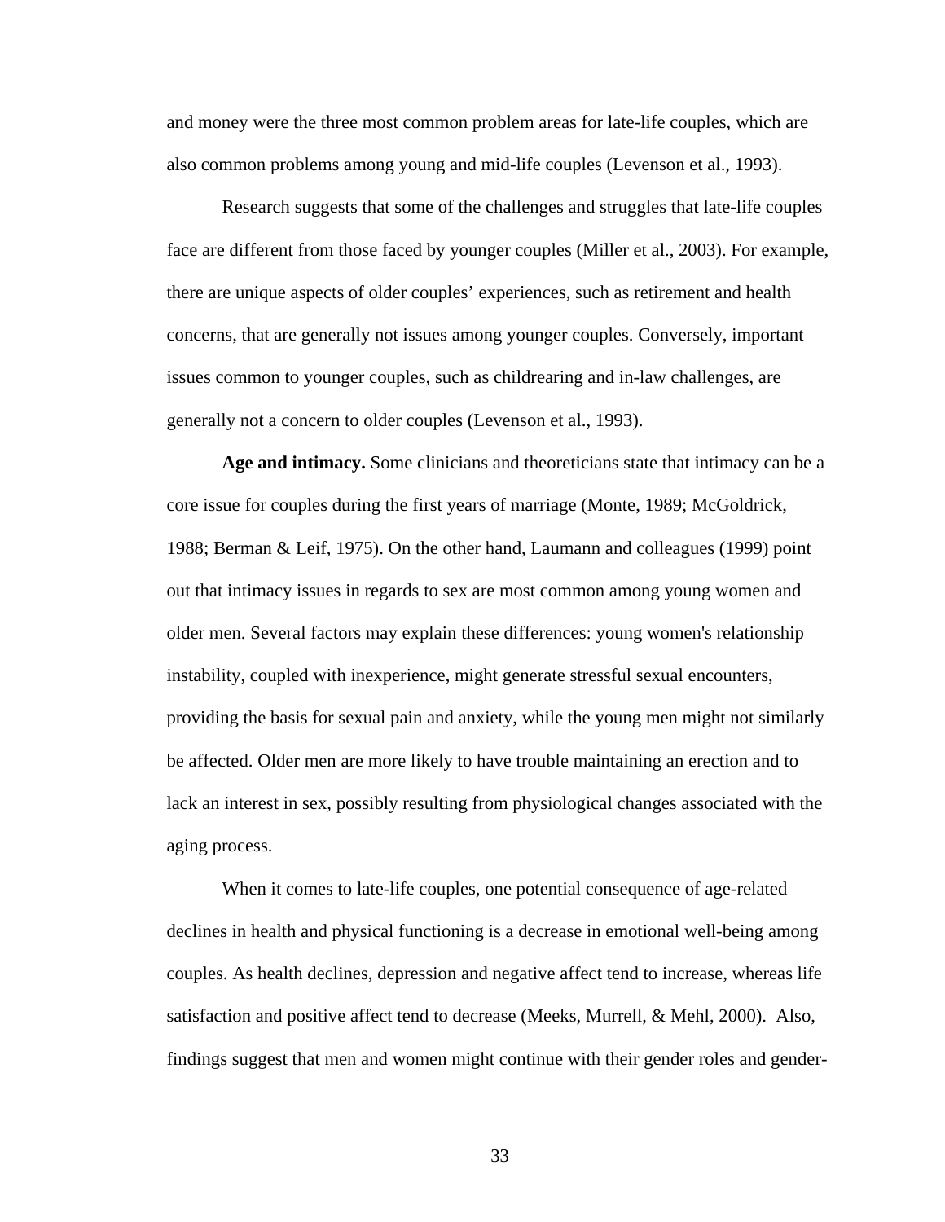and money were the three most common problem areas for late-life couples, which are also common problems among young and mid-life couples (Levenson et al., 1993).

Research suggests that some of the challenges and struggles that late-life couples face are different from those faced by younger couples (Miller et al., 2003). For example, there are unique aspects of older couples' experiences, such as retirement and health concerns, that are generally not issues among younger couples. Conversely, important issues common to younger couples, such as childrearing and in-law challenges, are generally not a concern to older couples (Levenson et al., 1993).

**Age and intimacy.** Some clinicians and theoreticians state that intimacy can be a core issue for couples during the first years of marriage (Monte, 1989; McGoldrick, 1988; Berman & Leif, 1975). On the other hand, Laumann and colleagues (1999) point out that intimacy issues in regards to sex are most common among young women and older men. Several factors may explain these differences: young women's relationship instability, coupled with inexperience, might generate stressful sexual encounters, providing the basis for sexual pain and anxiety, while the young men might not similarly be affected. Older men are more likely to have trouble maintaining an erection and to lack an interest in sex, possibly resulting from physiological changes associated with the aging process.

When it comes to late-life couples, one potential consequence of age-related declines in health and physical functioning is a decrease in emotional well-being among couples. As health declines, depression and negative affect tend to increase, whereas life satisfaction and positive affect tend to decrease (Meeks, Murrell, & Mehl, 2000). Also, findings suggest that men and women might continue with their gender roles and gender-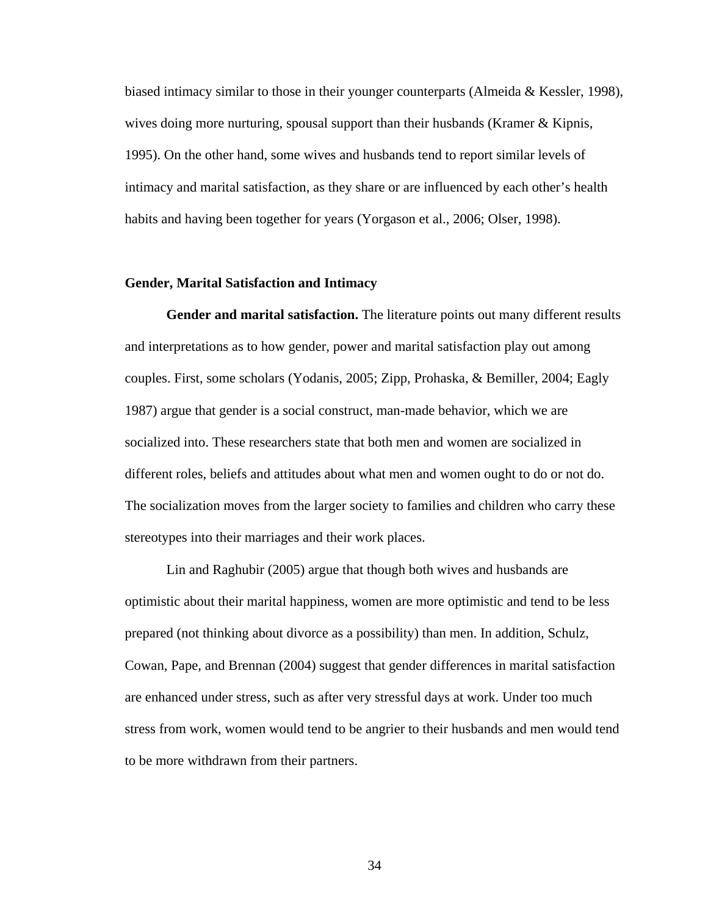biased intimacy similar to those in their younger counterparts (Almeida & Kessler, 1998), wives doing more nurturing, spousal support than their husbands (Kramer & Kipnis, 1995). On the other hand, some wives and husbands tend to report similar levels of intimacy and marital satisfaction, as they share or are influenced by each other's health habits and having been together for years (Yorgason et al., 2006; Olser, 1998).

## Gender, Marital Satisfaction and Intimacy

**Gender and marital satisfaction.** The literature points out many different results and interpretations as to how gender, power and marital satisfaction play out among couples. First, some scholars (Yodanis, 2005; Zipp, Prohaska, & Bemiller, 2004; Eagly 1987) argue that gender is a social construct, man-made behavior, which we are socialized into. These researchers state that both men and women are socialized in different roles, beliefs and attitudes about what men and women ought to do or not do. The socialization moves from the larger society to families and children who carry these stereotypes into their marriages and their work places.

Lin and Raghubir (2005) argue that though both wives and husbands are optimistic about their marital happiness, women are more optimistic and tend to be less prepared (not thinking about divorce as a possibility) than men. In addition, Schulz, Cowan, Pape, and Brennan (2004) suggest that gender differences in marital satisfaction are enhanced under stress, such as after very stressful days at work. Under too much stress from work, women would tend to be angrier to their husbands and men would tend to be more withdrawn from their partners.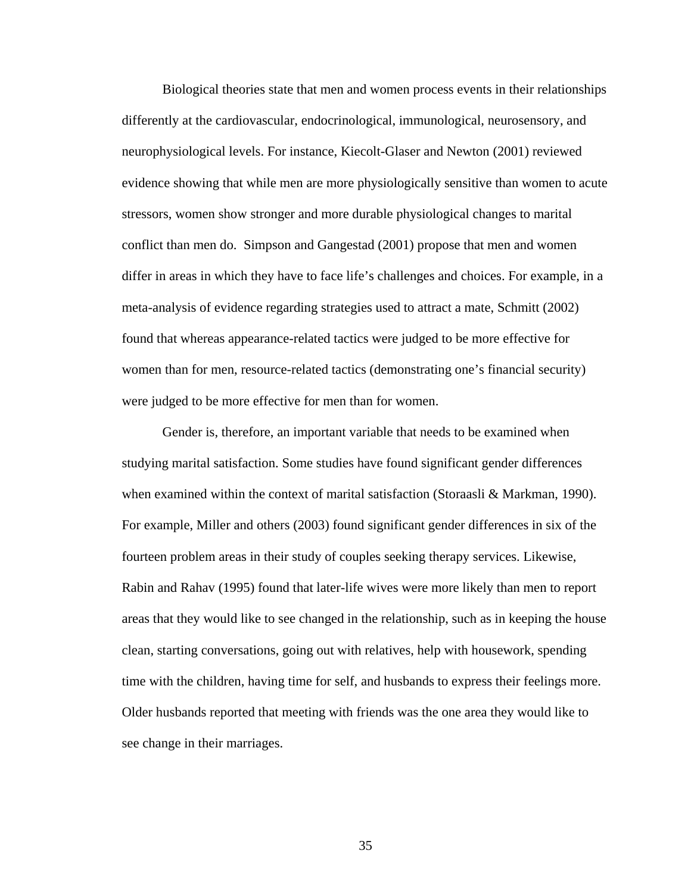Biological theories state that men and women process events in their relationships differently at the cardiovascular, endocrinological, immunological, neurosensory, and neurophysiological levels. For instance, Kiecolt-Glaser and Newton (2001) reviewed evidence showing that while men are more physiologically sensitive than women to acute stressors, women show stronger and more durable physiological changes to marital conflict than men do. Simpson and Gangestad (2001) propose that men and women differ in areas in which they have to face life's challenges and choices. For example, in a meta-analysis of evidence regarding strategies used to attract a mate, Schmitt (2002) found that whereas appearance-related tactics were judged to be more effective for women than for men, resource-related tactics (demonstrating one's financial security) were judged to be more effective for men than for women.

Gender is, therefore, an important variable that needs to be examined when studying marital satisfaction. Some studies have found significant gender differences when examined within the context of marital satisfaction (Storaasli & Markman, 1990). For example, Miller and others (2003) found significant gender differences in six of the fourteen problem areas in their study of couples seeking therapy services. Likewise, Rabin and Rahav (1995) found that later-life wives were more likely than men to report areas that they would like to see changed in the relationship, such as in keeping the house clean, starting conversations, going out with relatives, help with housework, spending time with the children, having time for self, and husbands to express their feelings more. Older husbands reported that meeting with friends was the one area they would like to see change in their marriages.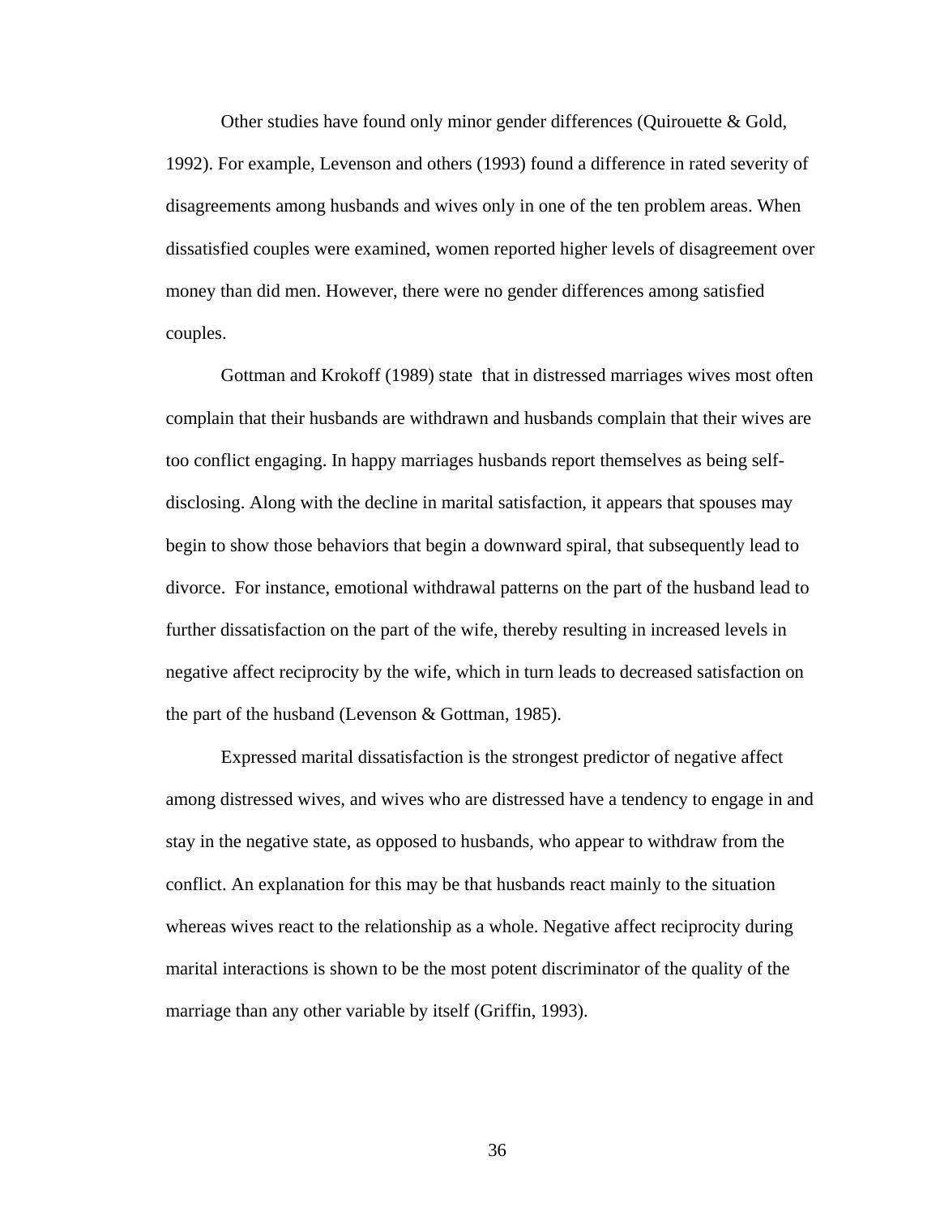Other studies have found only minor gender differences (Quirouette & Gold, 1992). For example, Levenson and others (1993) found a difference in rated severity of disagreements among husbands and wives only in one of the ten problem areas. When dissatisfied couples were examined, women reported higher levels of disagreement over money than did men. However, there were no gender differences among satisfied couples.

Gottman and Krokoff (1989) state that in distressed marriages wives most often complain that their husbands are withdrawn and husbands complain that their wives are too conflict engaging. In happy marriages husbands report themselves as being self-disclosing. Along with the decline in marital satisfaction, it appears that spouses may begin to show those behaviors that begin a downward spiral, that subsequently lead to divorce. For instance, emotional withdrawal patterns on the part of the husband lead to further dissatisfaction on the part of the wife, thereby resulting in increased levels in negative affect reciprocity by the wife, which in turn leads to decreased satisfaction on the part of the husband (Levenson & Gottman, 1985).

Expressed marital dissatisfaction is the strongest predictor of negative affect among distressed wives, and wives who are distressed have a tendency to engage in and stay in the negative state, as opposed to husbands, who appear to withdraw from the conflict. An explanation for this may be that husbands react mainly to the situation whereas wives react to the relationship as a whole. Negative affect reciprocity during marital interactions is shown to be the most potent discriminator of the quality of the marriage than any other variable by itself (Griffin, 1993).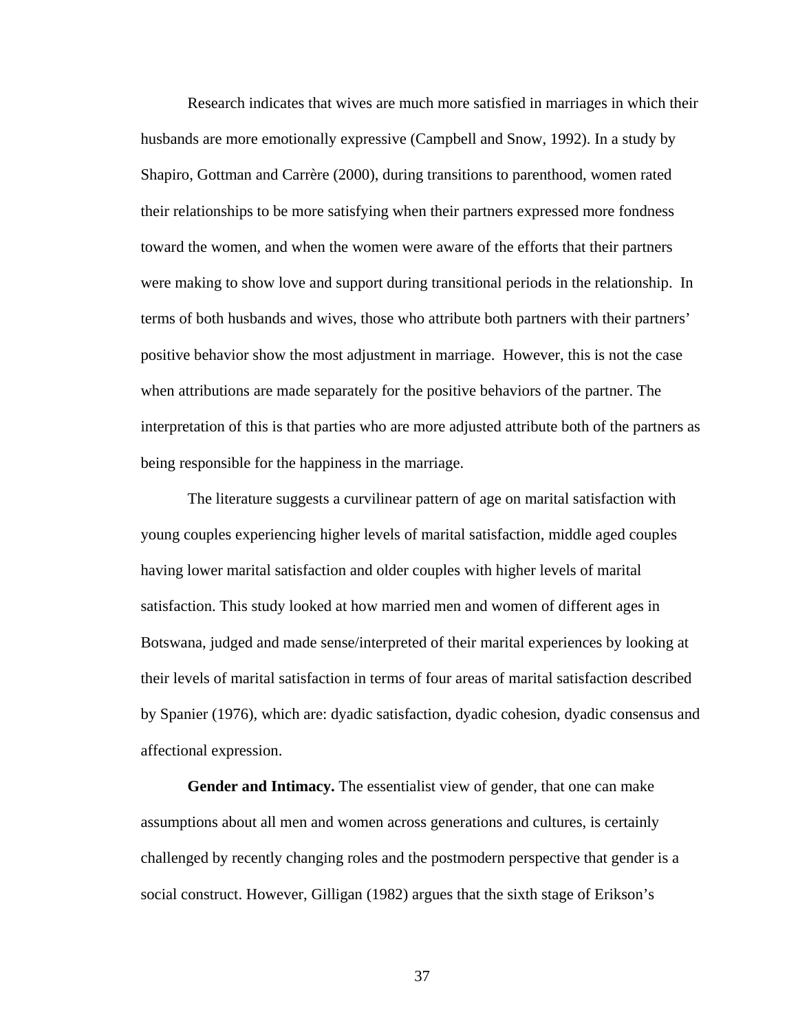Research indicates that wives are much more satisfied in marriages in which their husbands are more emotionally expressive (Campbell and Snow, 1992). In a study by Shapiro, Gottman and Carrère (2000), during transitions to parenthood, women rated their relationships to be more satisfying when their partners expressed more fondness toward the women, and when the women were aware of the efforts that their partners were making to show love and support during transitional periods in the relationship. In terms of both husbands and wives, those who attribute both partners with their partners' positive behavior show the most adjustment in marriage. However, this is not the case when attributions are made separately for the positive behaviors of the partner. The interpretation of this is that parties who are more adjusted attribute both of the partners as being responsible for the happiness in the marriage.

The literature suggests a curvilinear pattern of age on marital satisfaction with young couples experiencing higher levels of marital satisfaction, middle aged couples having lower marital satisfaction and older couples with higher levels of marital satisfaction. This study looked at how married men and women of different ages in Botswana, judged and made sense/interpreted of their marital experiences by looking at their levels of marital satisfaction in terms of four areas of marital satisfaction described by Spanier (1976), which are: dyadic satisfaction, dyadic cohesion, dyadic consensus and affectional expression.

**Gender and Intimacy.** The essentialist view of gender, that one can make assumptions about all men and women across generations and cultures, is certainly challenged by recently changing roles and the postmodern perspective that gender is a social construct. However, Gilligan (1982) argues that the sixth stage of Erikson's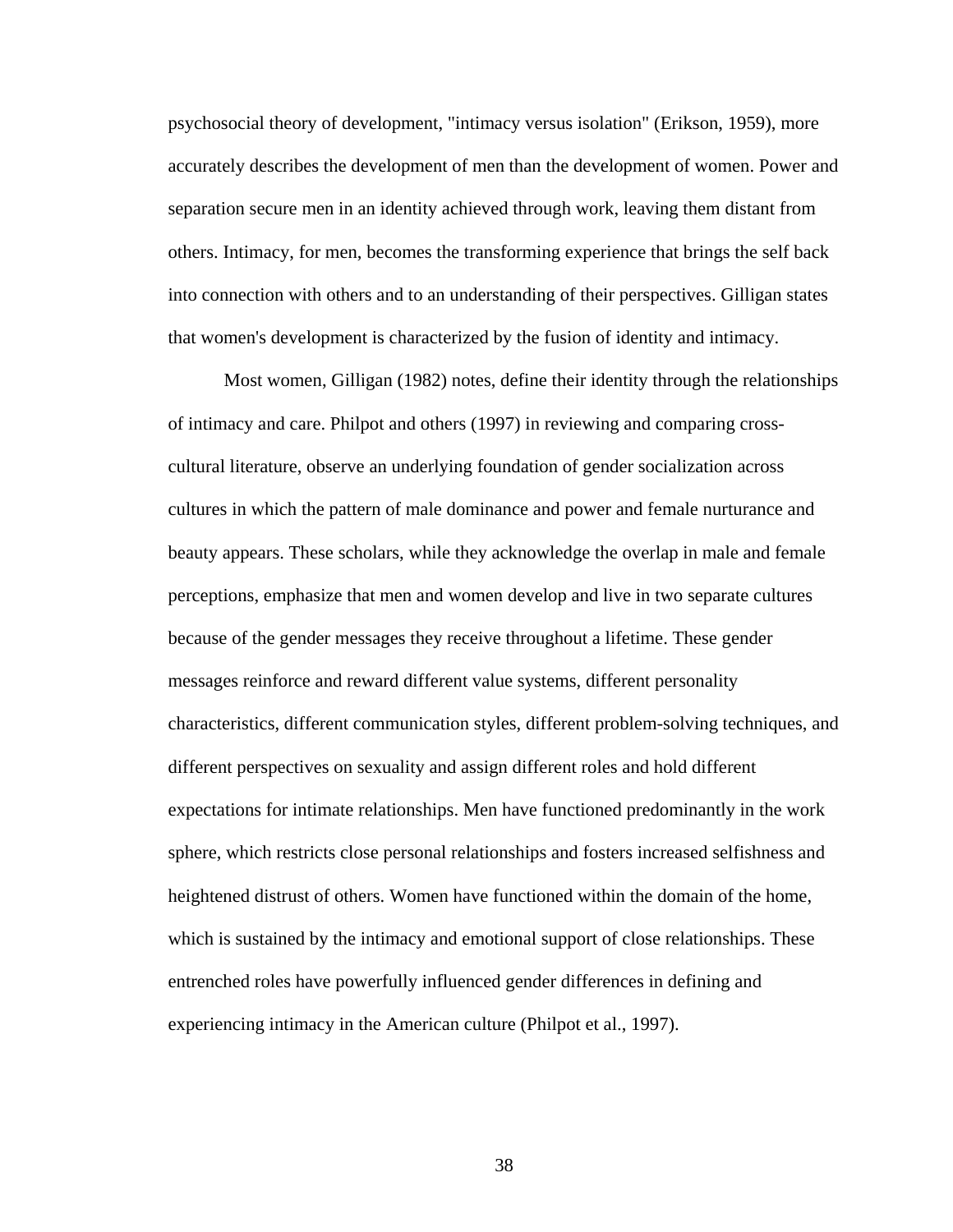psychosocial theory of development, "intimacy versus isolation" (Erikson, 1959), more accurately describes the development of men than the development of women. Power and separation secure men in an identity achieved through work, leaving them distant from others. Intimacy, for men, becomes the transforming experience that brings the self back into connection with others and to an understanding of their perspectives. Gilligan states that women's development is characterized by the fusion of identity and intimacy.

Most women, Gilligan (1982) notes, define their identity through the relationships of intimacy and care. Philpot and others (1997) in reviewing and comparing cross-cultural literature, observe an underlying foundation of gender socialization across cultures in which the pattern of male dominance and power and female nurturance and beauty appears. These scholars, while they acknowledge the overlap in male and female perceptions, emphasize that men and women develop and live in two separate cultures because of the gender messages they receive throughout a lifetime. These gender messages reinforce and reward different value systems, different personality characteristics, different communication styles, different problem-solving techniques, and different perspectives on sexuality and assign different roles and hold different expectations for intimate relationships. Men have functioned predominantly in the work sphere, which restricts close personal relationships and fosters increased selfishness and heightened distrust of others. Women have functioned within the domain of the home, which is sustained by the intimacy and emotional support of close relationships. These entrenched roles have powerfully influenced gender differences in defining and experiencing intimacy in the American culture (Philpot et al., 1997).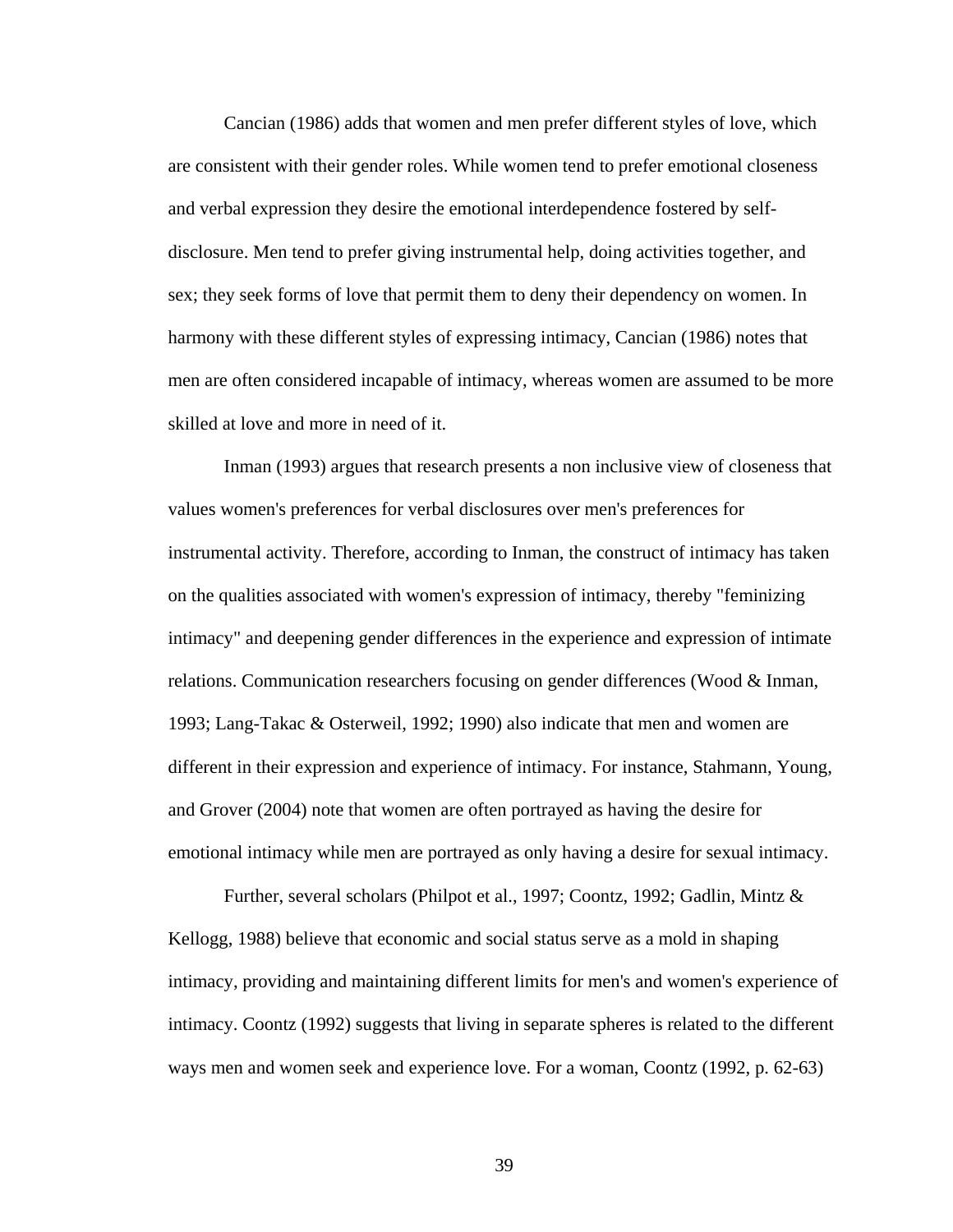Cancian (1986) adds that women and men prefer different styles of love, which are consistent with their gender roles. While women tend to prefer emotional closeness and verbal expression they desire the emotional interdependence fostered by self-disclosure. Men tend to prefer giving instrumental help, doing activities together, and sex; they seek forms of love that permit them to deny their dependency on women. In harmony with these different styles of expressing intimacy, Cancian (1986) notes that men are often considered incapable of intimacy, whereas women are assumed to be more skilled at love and more in need of it.

Inman (1993) argues that research presents a non inclusive view of closeness that values women's preferences for verbal disclosures over men's preferences for instrumental activity. Therefore, according to Inman, the construct of intimacy has taken on the qualities associated with women's expression of intimacy, thereby "feminizing intimacy" and deepening gender differences in the experience and expression of intimate relations. Communication researchers focusing on gender differences (Wood & Inman, 1993; Lang-Takac & Osterweil, 1992; 1990) also indicate that men and women are different in their expression and experience of intimacy. For instance, Stahmann, Young, and Grover (2004) note that women are often portrayed as having the desire for emotional intimacy while men are portrayed as only having a desire for sexual intimacy.

Further, several scholars (Philpot et al., 1997; Coontz, 1992; Gadlin, Mintz & Kellogg, 1988) believe that economic and social status serve as a mold in shaping intimacy, providing and maintaining different limits for men's and women's experience of intimacy. Coontz (1992) suggests that living in separate spheres is related to the different ways men and women seek and experience love. For a woman, Coontz (1992, p. 62-63)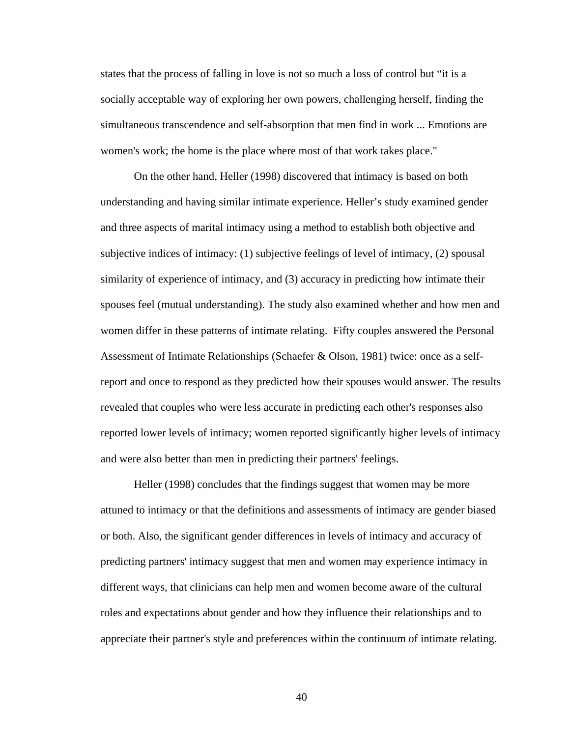states that the process of falling in love is not so much a loss of control but "it is a socially acceptable way of exploring her own powers, challenging herself, finding the simultaneous transcendence and self-absorption that men find in work ... Emotions are women's work; the home is the place where most of that work takes place."

On the other hand, Heller (1998) discovered that intimacy is based on both understanding and having similar intimate experience. Heller's study examined gender and three aspects of marital intimacy using a method to establish both objective and subjective indices of intimacy: (1) subjective feelings of level of intimacy, (2) spousal similarity of experience of intimacy, and (3) accuracy in predicting how intimate their spouses feel (mutual understanding). The study also examined whether and how men and women differ in these patterns of intimate relating. Fifty couples answered the Personal Assessment of Intimate Relationships (Schaefer & Olson, 1981) twice: once as a self-report and once to respond as they predicted how their spouses would answer. The results revealed that couples who were less accurate in predicting each other's responses also reported lower levels of intimacy; women reported significantly higher levels of intimacy and were also better than men in predicting their partners' feelings.

Heller (1998) concludes that the findings suggest that women may be more attuned to intimacy or that the definitions and assessments of intimacy are gender biased or both. Also, the significant gender differences in levels of intimacy and accuracy of predicting partners' intimacy suggest that men and women may experience intimacy in different ways, that clinicians can help men and women become aware of the cultural roles and expectations about gender and how they influence their relationships and to appreciate their partner's style and preferences within the continuum of intimate relating.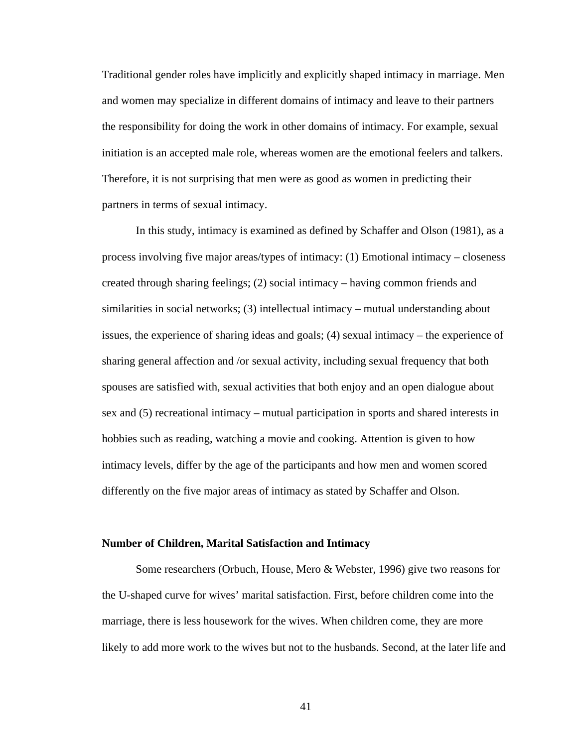Traditional gender roles have implicitly and explicitly shaped intimacy in marriage. Men and women may specialize in different domains of intimacy and leave to their partners the responsibility for doing the work in other domains of intimacy. For example, sexual initiation is an accepted male role, whereas women are the emotional feelers and talkers. Therefore, it is not surprising that men were as good as women in predicting their partners in terms of sexual intimacy.

In this study, intimacy is examined as defined by Schaffer and Olson (1981), as a process involving five major areas/types of intimacy: (1) Emotional intimacy – closeness created through sharing feelings; (2) social intimacy – having common friends and similarities in social networks; (3) intellectual intimacy – mutual understanding about issues, the experience of sharing ideas and goals; (4) sexual intimacy – the experience of sharing general affection and /or sexual activity, including sexual frequency that both spouses are satisfied with, sexual activities that both enjoy and an open dialogue about sex and (5) recreational intimacy – mutual participation in sports and shared interests in hobbies such as reading, watching a movie and cooking. Attention is given to how intimacy levels, differ by the age of the participants and how men and women scored differently on the five major areas of intimacy as stated by Schaffer and Olson.

**Number of Children, Marital Satisfaction and Intimacy**

Some researchers (Orbuch, House, Mero & Webster, 1996) give two reasons for the U-shaped curve for wives' marital satisfaction. First, before children come into the marriage, there is less housework for the wives. When children come, they are more likely to add more work to the wives but not to the husbands. Second, at the later life and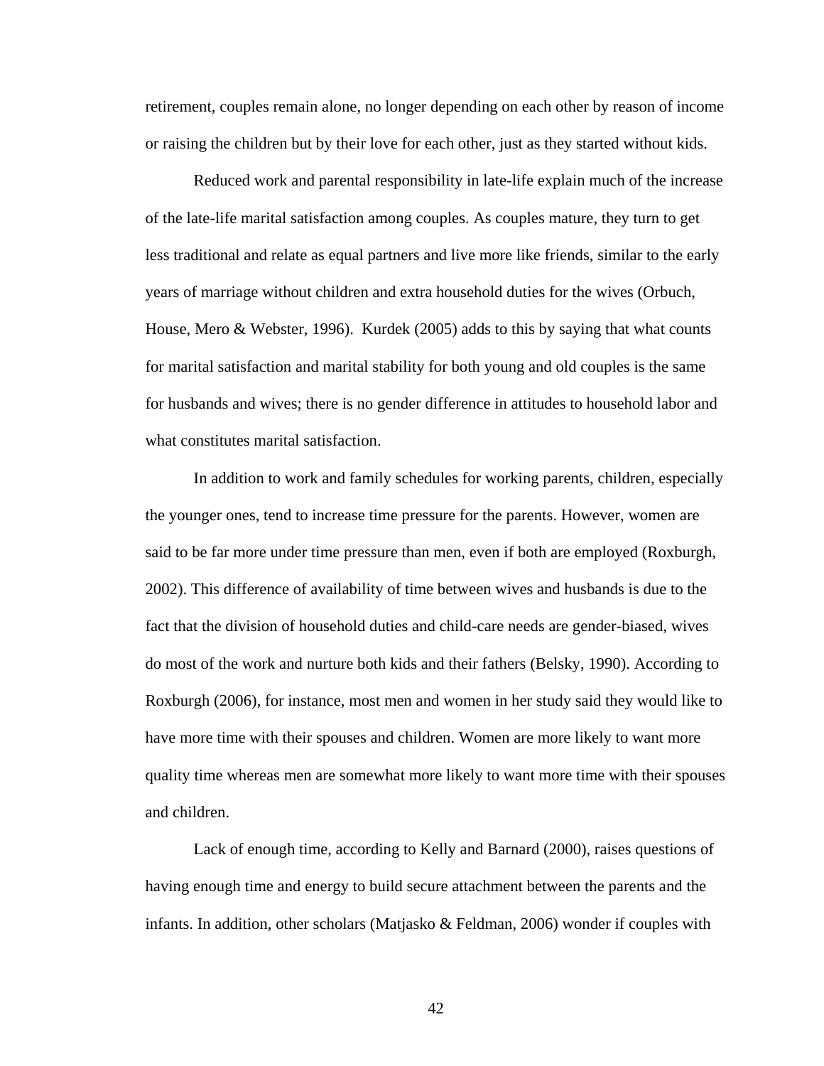retirement, couples remain alone, no longer depending on each other by reason of income or raising the children but by their love for each other, just as they started without kids.

Reduced work and parental responsibility in late-life explain much of the increase of the late-life marital satisfaction among couples. As couples mature, they turn to get less traditional and relate as equal partners and live more like friends, similar to the early years of marriage without children and extra household duties for the wives (Orbuch, House, Mero & Webster, 1996). Kurdek (2005) adds to this by saying that what counts for marital satisfaction and marital stability for both young and old couples is the same for husbands and wives; there is no gender difference in attitudes to household labor and what constitutes marital satisfaction.

In addition to work and family schedules for working parents, children, especially the younger ones, tend to increase time pressure for the parents. However, women are said to be far more under time pressure than men, even if both are employed (Roxburgh, 2002). This difference of availability of time between wives and husbands is due to the fact that the division of household duties and child-care needs are gender-biased, wives do most of the work and nurture both kids and their fathers (Belsky, 1990). According to Roxburgh (2006), for instance, most men and women in her study said they would like to have more time with their spouses and children. Women are more likely to want more quality time whereas men are somewhat more likely to want more time with their spouses and children.

Lack of enough time, according to Kelly and Barnard (2000), raises questions of having enough time and energy to build secure attachment between the parents and the infants. In addition, other scholars (Matjasko & Feldman, 2006) wonder if couples with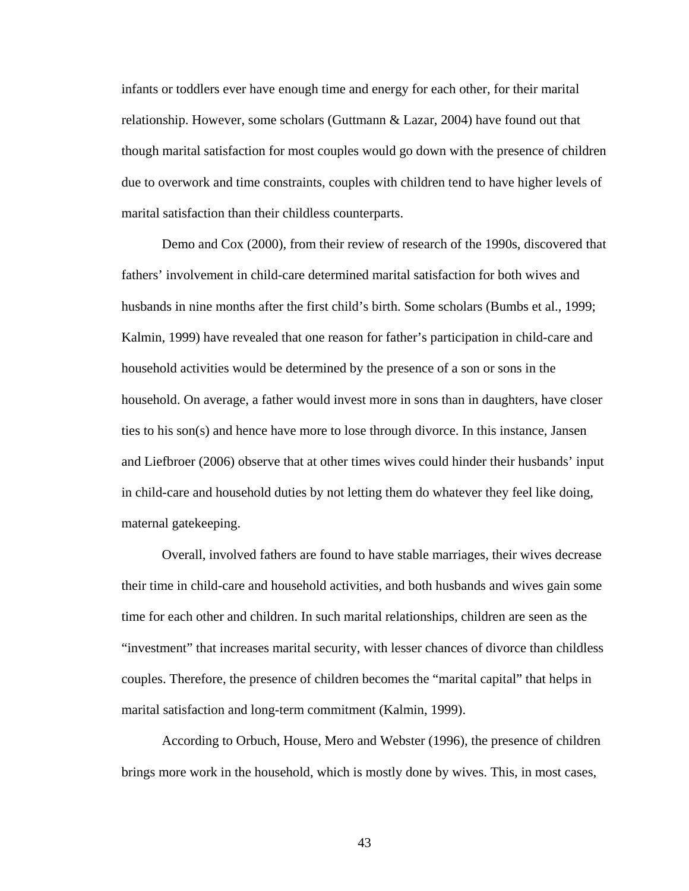infants or toddlers ever have enough time and energy for each other, for their marital relationship. However, some scholars (Guttmann & Lazar, 2004) have found out that though marital satisfaction for most couples would go down with the presence of children due to overwork and time constraints, couples with children tend to have higher levels of marital satisfaction than their childless counterparts.

Demo and Cox (2000), from their review of research of the 1990s, discovered that fathers' involvement in child-care determined marital satisfaction for both wives and husbands in nine months after the first child's birth. Some scholars (Bumbs et al., 1999; Kalmin, 1999) have revealed that one reason for father's participation in child-care and household activities would be determined by the presence of a son or sons in the household. On average, a father would invest more in sons than in daughters, have closer ties to his son(s) and hence have more to lose through divorce. In this instance, Jansen and Liefbroer (2006) observe that at other times wives could hinder their husbands' input in child-care and household duties by not letting them do whatever they feel like doing, maternal gatekeeping.

Overall, involved fathers are found to have stable marriages, their wives decrease their time in child-care and household activities, and both husbands and wives gain some time for each other and children. In such marital relationships, children are seen as the "investment" that increases marital security, with lesser chances of divorce than childless couples. Therefore, the presence of children becomes the "marital capital" that helps in marital satisfaction and long-term commitment (Kalmin, 1999).

According to Orbuch, House, Mero and Webster (1996), the presence of children brings more work in the household, which is mostly done by wives. This, in most cases,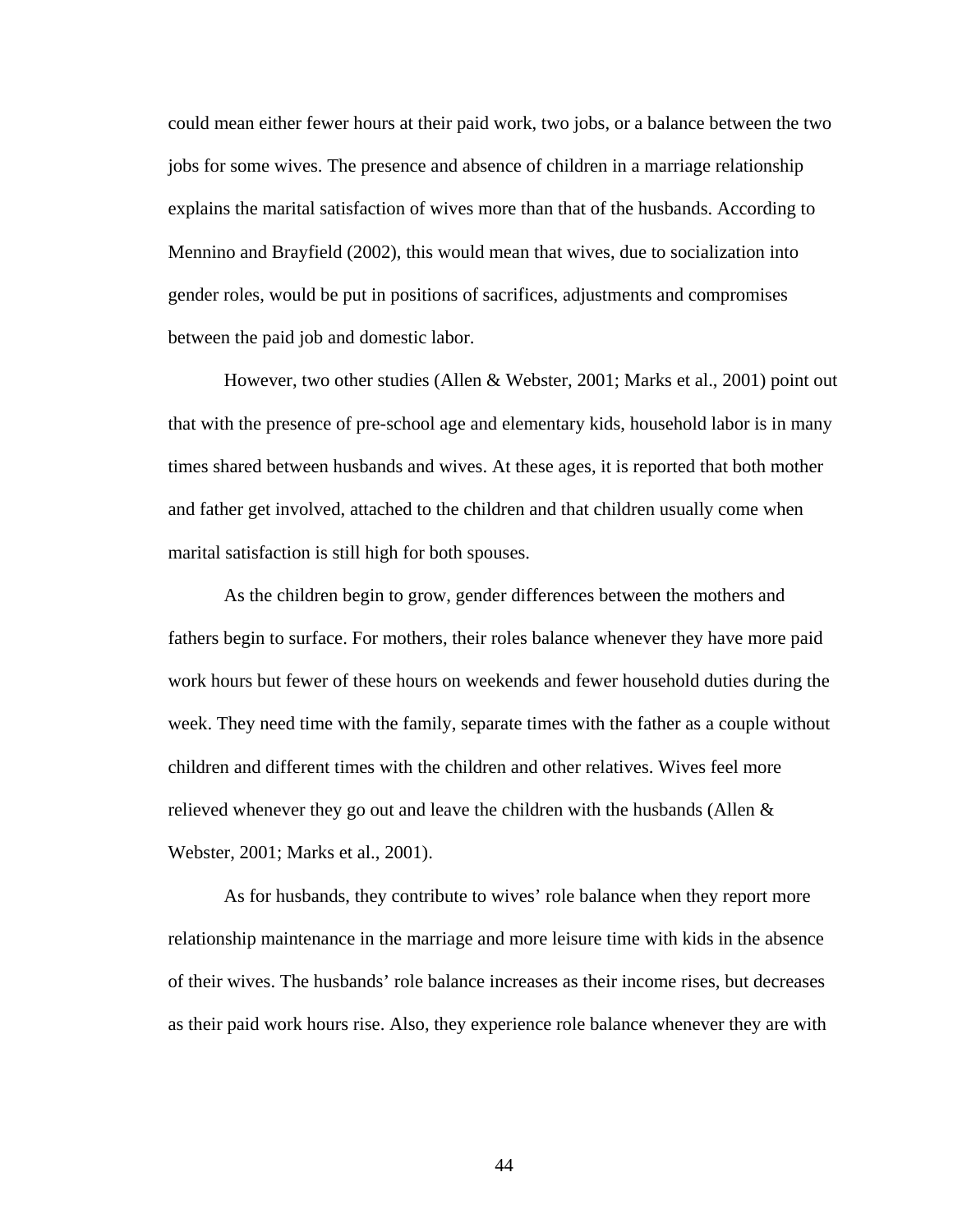could mean either fewer hours at their paid work, two jobs, or a balance between the two jobs for some wives. The presence and absence of children in a marriage relationship explains the marital satisfaction of wives more than that of the husbands. According to Mennino and Brayfield (2002), this would mean that wives, due to socialization into gender roles, would be put in positions of sacrifices, adjustments and compromises between the paid job and domestic labor.

However, two other studies (Allen & Webster, 2001; Marks et al., 2001) point out that with the presence of pre-school age and elementary kids, household labor is in many times shared between husbands and wives. At these ages, it is reported that both mother and father get involved, attached to the children and that children usually come when marital satisfaction is still high for both spouses.

As the children begin to grow, gender differences between the mothers and fathers begin to surface. For mothers, their roles balance whenever they have more paid work hours but fewer of these hours on weekends and fewer household duties during the week. They need time with the family, separate times with the father as a couple without children and different times with the children and other relatives. Wives feel more relieved whenever they go out and leave the children with the husbands (Allen & Webster, 2001; Marks et al., 2001).

As for husbands, they contribute to wives' role balance when they report more relationship maintenance in the marriage and more leisure time with kids in the absence of their wives. The husbands' role balance increases as their income rises, but decreases as their paid work hours rise. Also, they experience role balance whenever they are with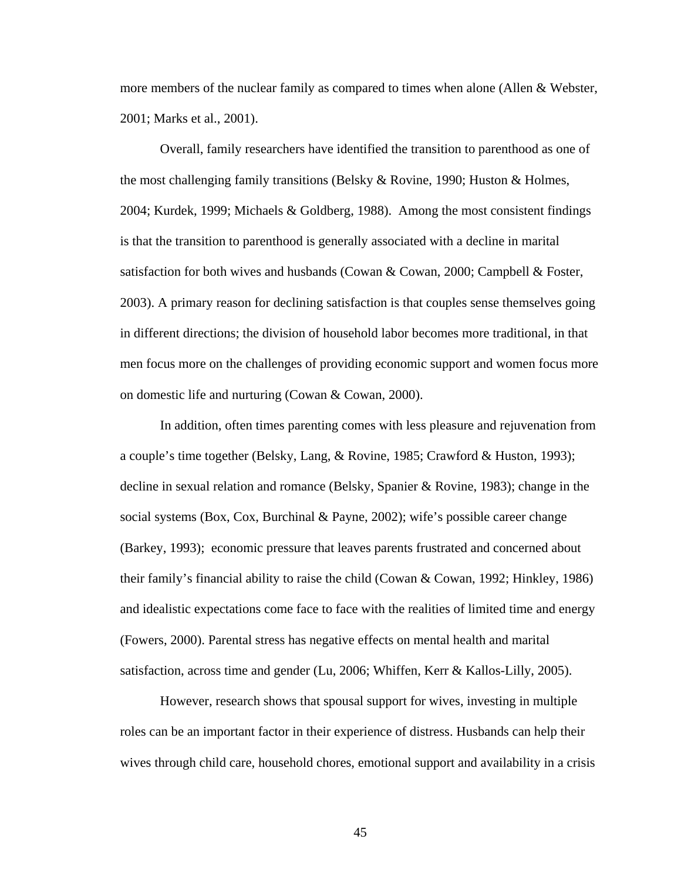more members of the nuclear family as compared to times when alone (Allen & Webster, 2001; Marks et al., 2001).

Overall, family researchers have identified the transition to parenthood as one of the most challenging family transitions (Belsky & Rovine, 1990; Huston & Holmes, 2004; Kurdek, 1999; Michaels & Goldberg, 1988). Among the most consistent findings is that the transition to parenthood is generally associated with a decline in marital satisfaction for both wives and husbands (Cowan & Cowan, 2000; Campbell & Foster, 2003). A primary reason for declining satisfaction is that couples sense themselves going in different directions; the division of household labor becomes more traditional, in that men focus more on the challenges of providing economic support and women focus more on domestic life and nurturing (Cowan & Cowan, 2000).

In addition, often times parenting comes with less pleasure and rejuvenation from a couple's time together (Belsky, Lang, & Rovine, 1985; Crawford & Huston, 1993); decline in sexual relation and romance (Belsky, Spanier & Rovine, 1983); change in the social systems (Box, Cox, Burchinal & Payne, 2002); wife's possible career change (Barkey, 1993); economic pressure that leaves parents frustrated and concerned about their family's financial ability to raise the child (Cowan & Cowan, 1992; Hinkley, 1986) and idealistic expectations come face to face with the realities of limited time and energy (Fowers, 2000). Parental stress has negative effects on mental health and marital satisfaction, across time and gender (Lu, 2006; Whiffen, Kerr & Kallos-Lilly, 2005).

However, research shows that spousal support for wives, investing in multiple roles can be an important factor in their experience of distress. Husbands can help their wives through child care, household chores, emotional support and availability in a crisis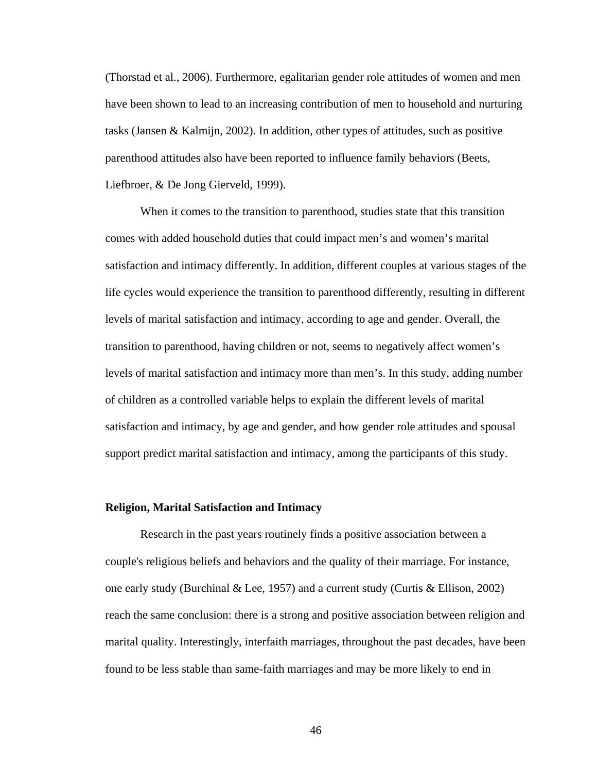(Thorstad et al., 2006). Furthermore, egalitarian gender role attitudes of women and men have been shown to lead to an increasing contribution of men to household and nurturing tasks (Jansen & Kalmijn, 2002). In addition, other types of attitudes, such as positive parenthood attitudes also have been reported to influence family behaviors (Beets, Liefbroer, & De Jong Gierveld, 1999).

When it comes to the transition to parenthood, studies state that this transition comes with added household duties that could impact men's and women's marital satisfaction and intimacy differently. In addition, different couples at various stages of the life cycles would experience the transition to parenthood differently, resulting in different levels of marital satisfaction and intimacy, according to age and gender. Overall, the transition to parenthood, having children or not, seems to negatively affect women's levels of marital satisfaction and intimacy more than men's. In this study, adding number of children as a controlled variable helps to explain the different levels of marital satisfaction and intimacy, by age and gender, and how gender role attitudes and spousal support predict marital satisfaction and intimacy, among the participants of this study.

### Religion, Marital Satisfaction and Intimacy

Research in the past years routinely finds a positive association between a couple's religious beliefs and behaviors and the quality of their marriage. For instance, one early study (Burchinal & Lee, 1957) and a current study (Curtis & Ellison, 2002) reach the same conclusion: there is a strong and positive association between religion and marital quality. Interestingly, interfaith marriages, throughout the past decades, have been found to be less stable than same-faith marriages and may be more likely to end in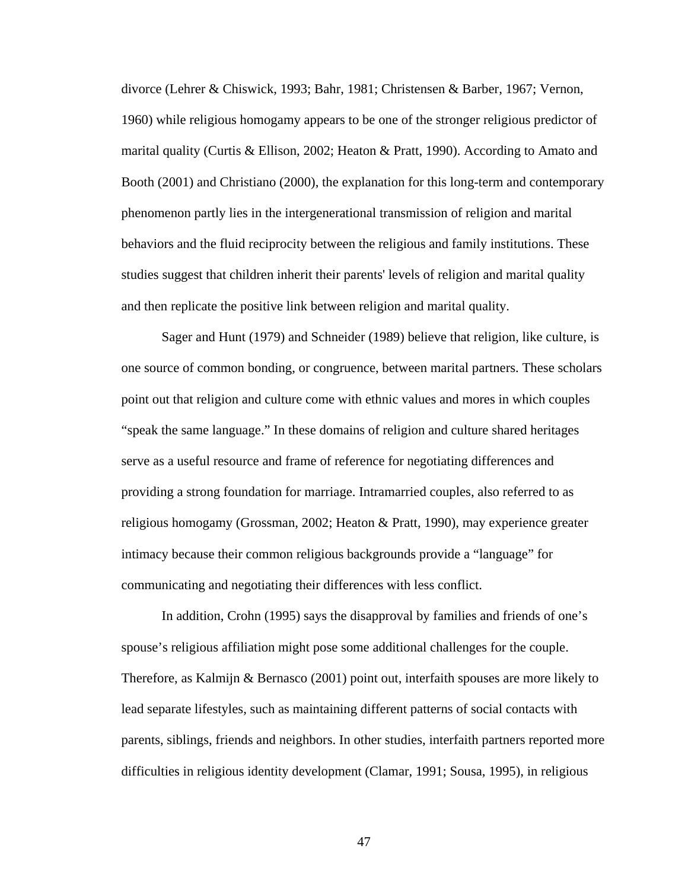divorce (Lehrer & Chiswick, 1993; Bahr, 1981; Christensen & Barber, 1967; Vernon, 1960) while religious homogamy appears to be one of the stronger religious predictor of marital quality (Curtis & Ellison, 2002; Heaton & Pratt, 1990). According to Amato and Booth (2001) and Christiano (2000), the explanation for this long-term and contemporary phenomenon partly lies in the intergenerational transmission of religion and marital behaviors and the fluid reciprocity between the religious and family institutions. These studies suggest that children inherit their parents' levels of religion and marital quality and then replicate the positive link between religion and marital quality.

Sager and Hunt (1979) and Schneider (1989) believe that religion, like culture, is one source of common bonding, or congruence, between marital partners. These scholars point out that religion and culture come with ethnic values and mores in which couples “speak the same language.” In these domains of religion and culture shared heritages serve as a useful resource and frame of reference for negotiating differences and providing a strong foundation for marriage. Intramarried couples, also referred to as religious homogamy (Grossman, 2002; Heaton & Pratt, 1990), may experience greater intimacy because their common religious backgrounds provide a “language” for communicating and negotiating their differences with less conflict.

In addition, Crohn (1995) says the disapproval by families and friends of one’s spouse’s religious affiliation might pose some additional challenges for the couple. Therefore, as Kalmijn & Bernasco (2001) point out, interfaith spouses are more likely to lead separate lifestyles, such as maintaining different patterns of social contacts with parents, siblings, friends and neighbors. In other studies, interfaith partners reported more difficulties in religious identity development (Clamar, 1991; Sousa, 1995), in religious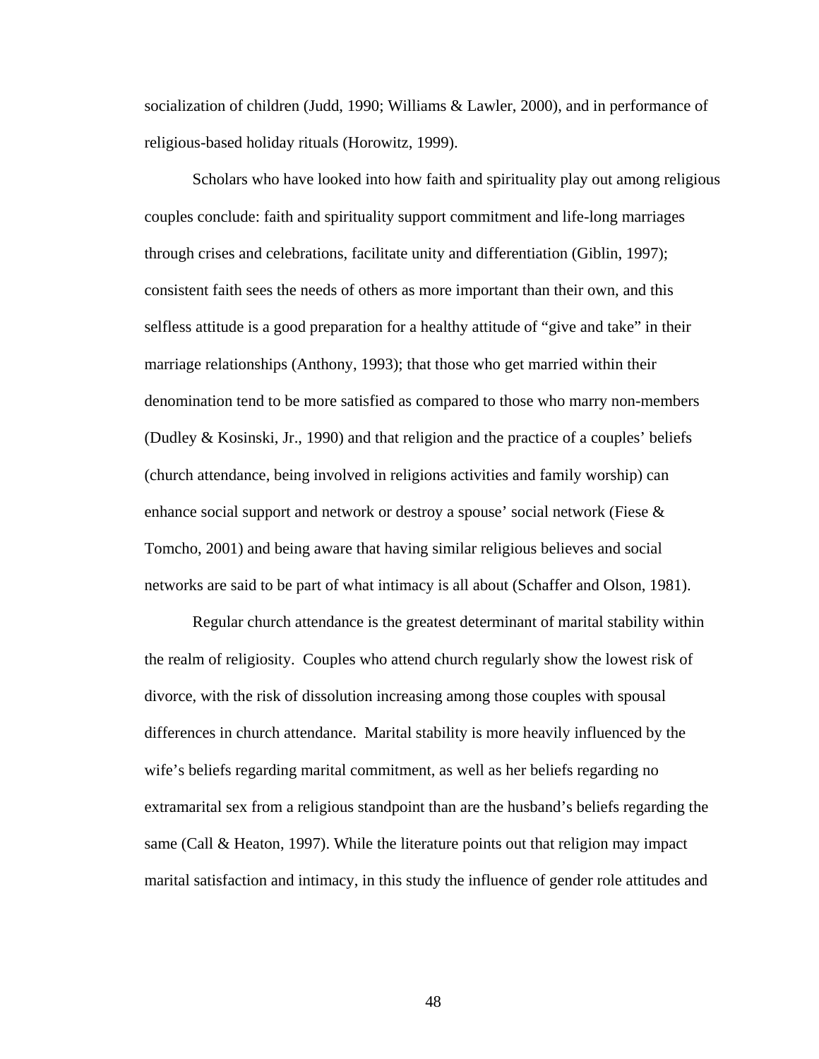socialization of children (Judd, 1990; Williams & Lawler, 2000), and in performance of religious-based holiday rituals (Horowitz, 1999).

Scholars who have looked into how faith and spirituality play out among religious couples conclude: faith and spirituality support commitment and life-long marriages through crises and celebrations, facilitate unity and differentiation (Giblin, 1997); consistent faith sees the needs of others as more important than their own, and this selfless attitude is a good preparation for a healthy attitude of "give and take" in their marriage relationships (Anthony, 1993); that those who get married within their denomination tend to be more satisfied as compared to those who marry non-members (Dudley & Kosinski, Jr., 1990) and that religion and the practice of a couples' beliefs (church attendance, being involved in religions activities and family worship) can enhance social support and network or destroy a spouse' social network (Fiese & Tomcho, 2001) and being aware that having similar religious believes and social networks are said to be part of what intimacy is all about (Schaffer and Olson, 1981).

Regular church attendance is the greatest determinant of marital stability within the realm of religiosity. Couples who attend church regularly show the lowest risk of divorce, with the risk of dissolution increasing among those couples with spousal differences in church attendance. Marital stability is more heavily influenced by the wife's beliefs regarding marital commitment, as well as her beliefs regarding no extramarital sex from a religious standpoint than are the husband's beliefs regarding the same (Call & Heaton, 1997). While the literature points out that religion may impact marital satisfaction and intimacy, in this study the influence of gender role attitudes and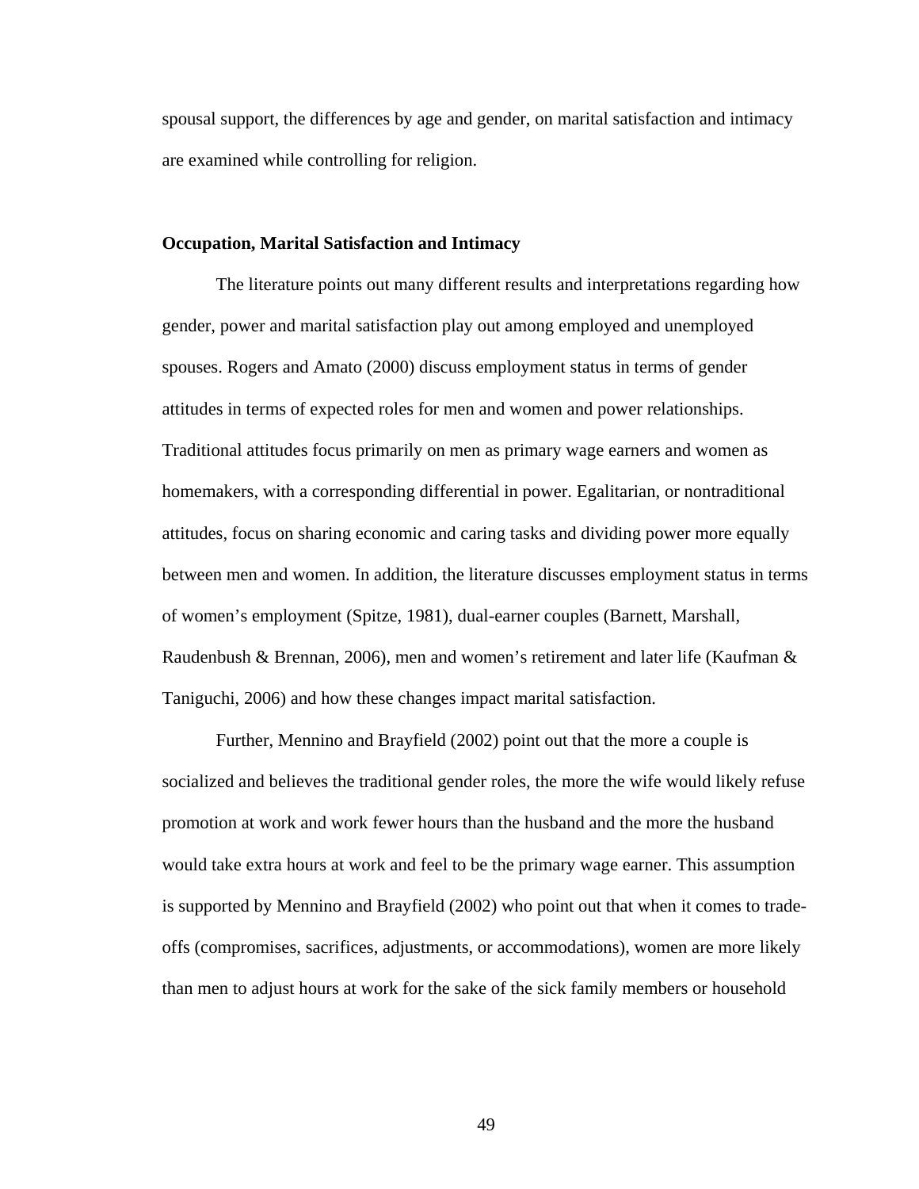spousal support, the differences by age and gender, on marital satisfaction and intimacy are examined while controlling for religion.

**Occupation, Marital Satisfaction and Intimacy**

The literature points out many different results and interpretations regarding how gender, power and marital satisfaction play out among employed and unemployed spouses. Rogers and Amato (2000) discuss employment status in terms of gender attitudes in terms of expected roles for men and women and power relationships. Traditional attitudes focus primarily on men as primary wage earners and women as homemakers, with a corresponding differential in power. Egalitarian, or nontraditional attitudes, focus on sharing economic and caring tasks and dividing power more equally between men and women. In addition, the literature discusses employment status in terms of women's employment (Spitze, 1981), dual-earner couples (Barnett, Marshall, Raudenbush & Brennan, 2006), men and women's retirement and later life (Kaufman & Taniguchi, 2006) and how these changes impact marital satisfaction.

Further, Mennino and Brayfield (2002) point out that the more a couple is socialized and believes the traditional gender roles, the more the wife would likely refuse promotion at work and work fewer hours than the husband and the more the husband would take extra hours at work and feel to be the primary wage earner. This assumption is supported by Mennino and Brayfield (2002) who point out that when it comes to trade-offs (compromises, sacrifices, adjustments, or accommodations), women are more likely than men to adjust hours at work for the sake of the sick family members or household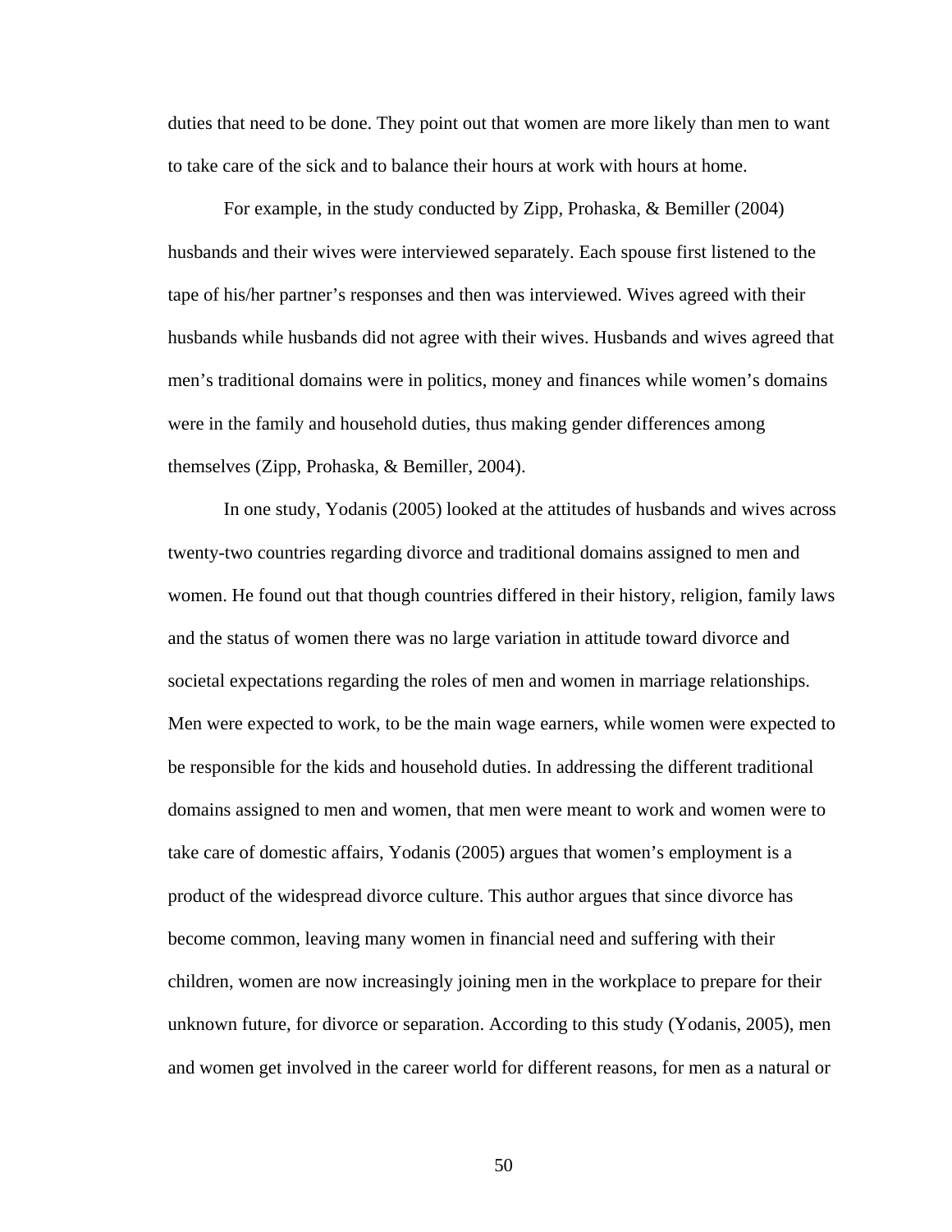duties that need to be done. They point out that women are more likely than men to want to take care of the sick and to balance their hours at work with hours at home.

For example, in the study conducted by Zipp, Prohaska, & Bemiller (2004) husbands and their wives were interviewed separately. Each spouse first listened to the tape of his/her partner's responses and then was interviewed. Wives agreed with their husbands while husbands did not agree with their wives. Husbands and wives agreed that men's traditional domains were in politics, money and finances while women's domains were in the family and household duties, thus making gender differences among themselves (Zipp, Prohaska, & Bemiller, 2004).

In one study, Yodanis (2005) looked at the attitudes of husbands and wives across twenty-two countries regarding divorce and traditional domains assigned to men and women. He found out that though countries differed in their history, religion, family laws and the status of women there was no large variation in attitude toward divorce and societal expectations regarding the roles of men and women in marriage relationships. Men were expected to work, to be the main wage earners, while women were expected to be responsible for the kids and household duties. In addressing the different traditional domains assigned to men and women, that men were meant to work and women were to take care of domestic affairs, Yodanis (2005) argues that women's employment is a product of the widespread divorce culture. This author argues that since divorce has become common, leaving many women in financial need and suffering with their children, women are now increasingly joining men in the workplace to prepare for their unknown future, for divorce or separation. According to this study (Yodanis, 2005), men and women get involved in the career world for different reasons, for men as a natural or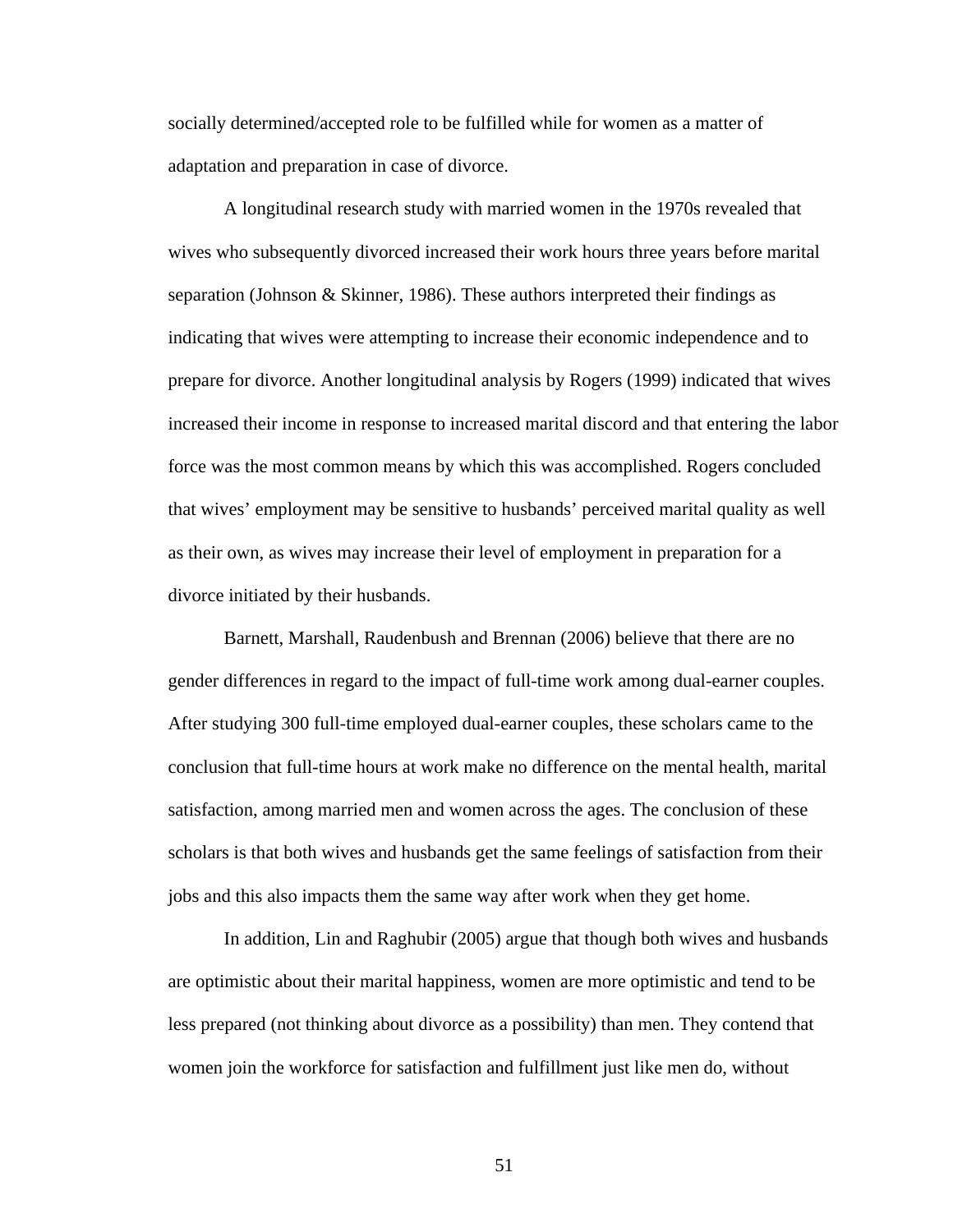socially determined/accepted role to be fulfilled while for women as a matter of adaptation and preparation in case of divorce.

A longitudinal research study with married women in the 1970s revealed that wives who subsequently divorced increased their work hours three years before marital separation (Johnson & Skinner, 1986). These authors interpreted their findings as indicating that wives were attempting to increase their economic independence and to prepare for divorce. Another longitudinal analysis by Rogers (1999) indicated that wives increased their income in response to increased marital discord and that entering the labor force was the most common means by which this was accomplished. Rogers concluded that wives' employment may be sensitive to husbands' perceived marital quality as well as their own, as wives may increase their level of employment in preparation for a divorce initiated by their husbands.

Barnett, Marshall, Raudenbush and Brennan (2006) believe that there are no gender differences in regard to the impact of full-time work among dual-earner couples. After studying 300 full-time employed dual-earner couples, these scholars came to the conclusion that full-time hours at work make no difference on the mental health, marital satisfaction, among married men and women across the ages. The conclusion of these scholars is that both wives and husbands get the same feelings of satisfaction from their jobs and this also impacts them the same way after work when they get home.

In addition, Lin and Raghubir (2005) argue that though both wives and husbands are optimistic about their marital happiness, women are more optimistic and tend to be less prepared (not thinking about divorce as a possibility) than men. They contend that women join the workforce for satisfaction and fulfillment just like men do, without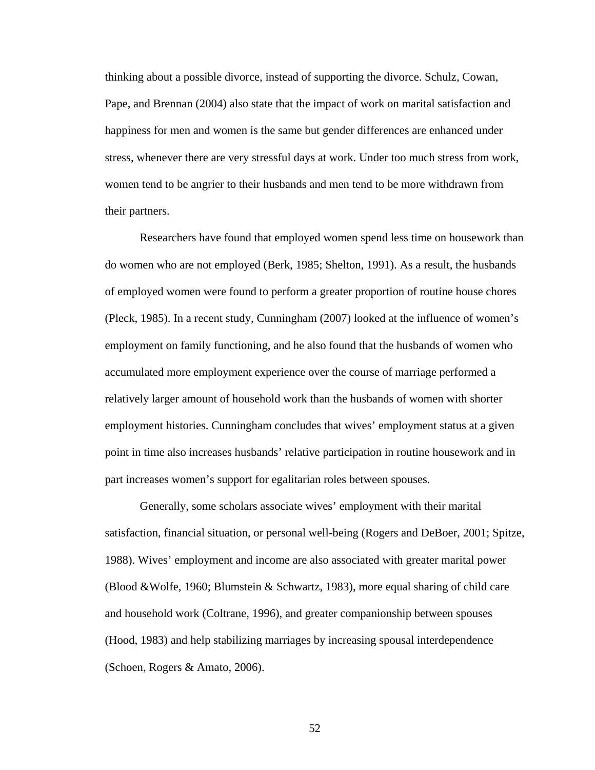thinking about a possible divorce, instead of supporting the divorce. Schulz, Cowan, Pape, and Brennan (2004) also state that the impact of work on marital satisfaction and happiness for men and women is the same but gender differences are enhanced under stress, whenever there are very stressful days at work. Under too much stress from work, women tend to be angrier to their husbands and men tend to be more withdrawn from their partners.

Researchers have found that employed women spend less time on housework than do women who are not employed (Berk, 1985; Shelton, 1991). As a result, the husbands of employed women were found to perform a greater proportion of routine house chores (Pleck, 1985). In a recent study, Cunningham (2007) looked at the influence of women's employment on family functioning, and he also found that the husbands of women who accumulated more employment experience over the course of marriage performed a relatively larger amount of household work than the husbands of women with shorter employment histories. Cunningham concludes that wives' employment status at a given point in time also increases husbands' relative participation in routine housework and in part increases women's support for egalitarian roles between spouses.

Generally, some scholars associate wives' employment with their marital satisfaction, financial situation, or personal well-being (Rogers and DeBoer, 2001; Spitze, 1988). Wives' employment and income are also associated with greater marital power (Blood &Wolfe, 1960; Blumstein & Schwartz, 1983), more equal sharing of child care and household work (Coltrane, 1996), and greater companionship between spouses (Hood, 1983) and help stabilizing marriages by increasing spousal interdependence (Schoen, Rogers & Amato, 2006).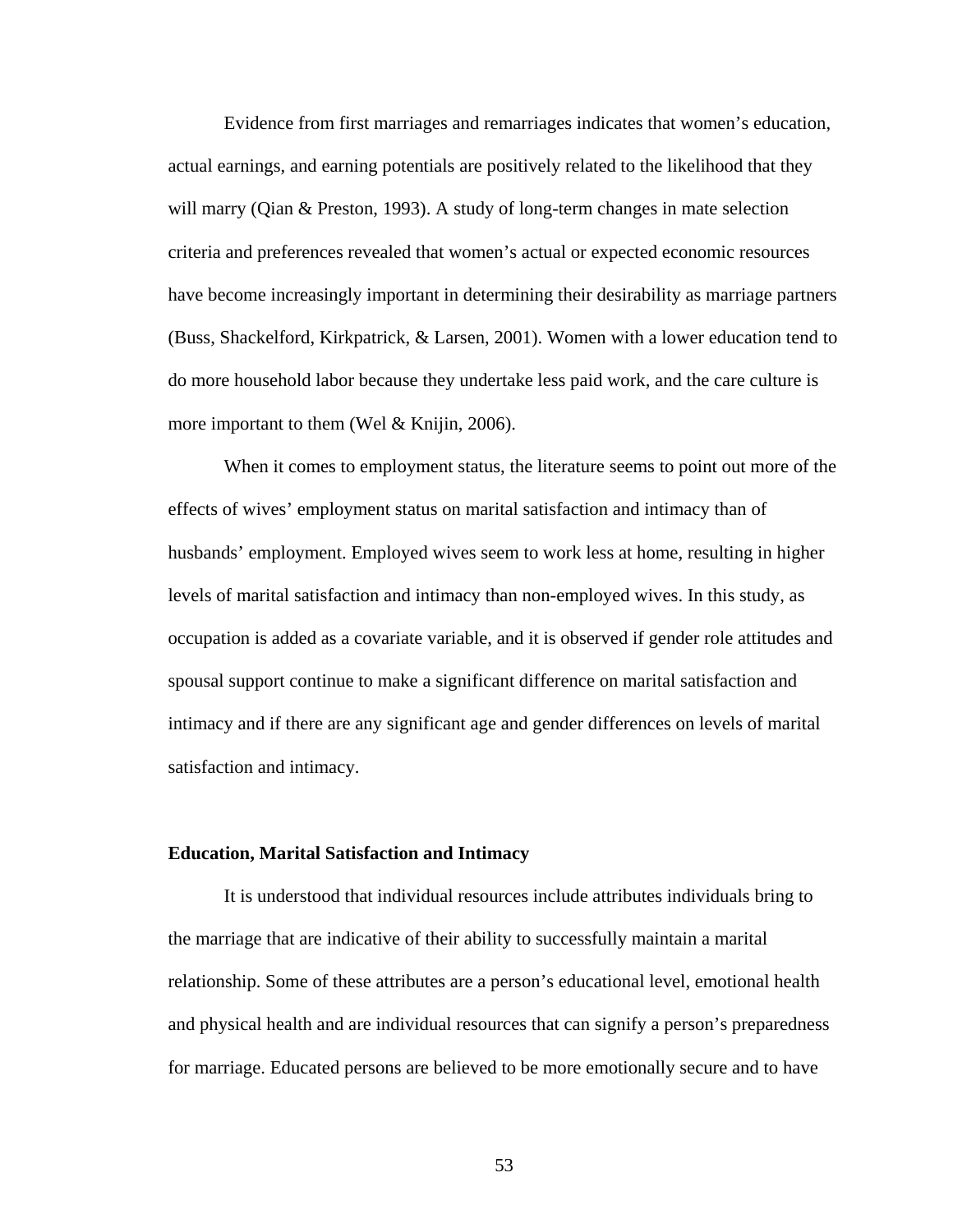Evidence from first marriages and remarriages indicates that women's education, actual earnings, and earning potentials are positively related to the likelihood that they will marry (Qian & Preston, 1993). A study of long-term changes in mate selection criteria and preferences revealed that women's actual or expected economic resources have become increasingly important in determining their desirability as marriage partners (Buss, Shackelford, Kirkpatrick, & Larsen, 2001). Women with a lower education tend to do more household labor because they undertake less paid work, and the care culture is more important to them (Wel & Knijin, 2006).

When it comes to employment status, the literature seems to point out more of the effects of wives' employment status on marital satisfaction and intimacy than of husbands' employment. Employed wives seem to work less at home, resulting in higher levels of marital satisfaction and intimacy than non-employed wives. In this study, as occupation is added as a covariate variable, and it is observed if gender role attitudes and spousal support continue to make a significant difference on marital satisfaction and intimacy and if there are any significant age and gender differences on levels of marital satisfaction and intimacy.

**Education, Marital Satisfaction and Intimacy**

It is understood that individual resources include attributes individuals bring to the marriage that are indicative of their ability to successfully maintain a marital relationship. Some of these attributes are a person's educational level, emotional health and physical health and are individual resources that can signify a person's preparedness for marriage. Educated persons are believed to be more emotionally secure and to have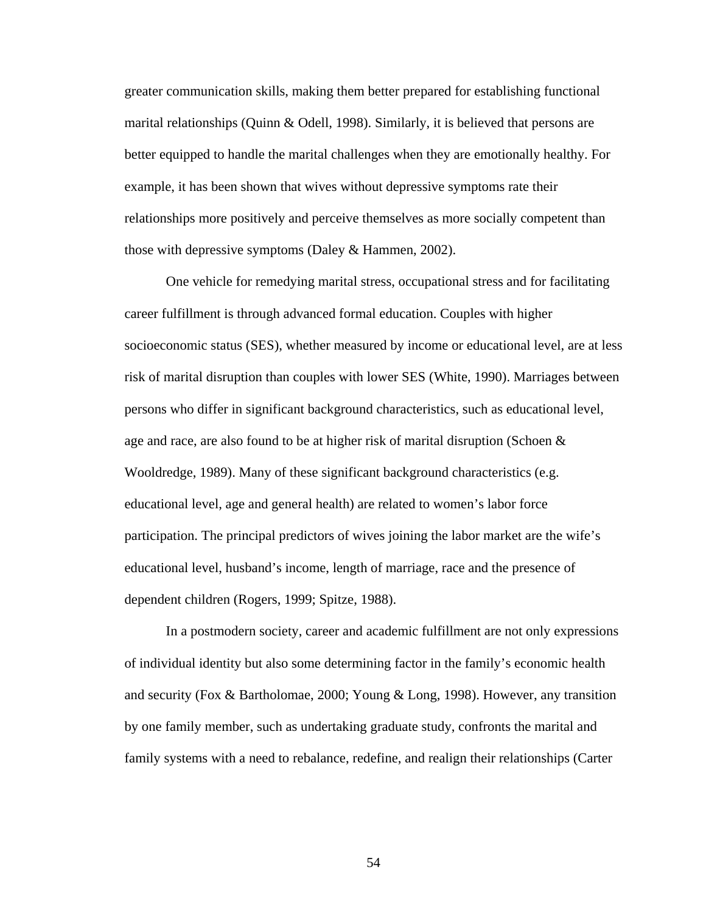greater communication skills, making them better prepared for establishing functional marital relationships (Quinn & Odell, 1998). Similarly, it is believed that persons are better equipped to handle the marital challenges when they are emotionally healthy. For example, it has been shown that wives without depressive symptoms rate their relationships more positively and perceive themselves as more socially competent than those with depressive symptoms (Daley & Hammen, 2002).

One vehicle for remedying marital stress, occupational stress and for facilitating career fulfillment is through advanced formal education. Couples with higher socioeconomic status (SES), whether measured by income or educational level, are at less risk of marital disruption than couples with lower SES (White, 1990). Marriages between persons who differ in significant background characteristics, such as educational level, age and race, are also found to be at higher risk of marital disruption (Schoen & Wooldredge, 1989). Many of these significant background characteristics (e.g. educational level, age and general health) are related to women's labor force participation. The principal predictors of wives joining the labor market are the wife's educational level, husband's income, length of marriage, race and the presence of dependent children (Rogers, 1999; Spitze, 1988).

In a postmodern society, career and academic fulfillment are not only expressions of individual identity but also some determining factor in the family's economic health and security (Fox & Bartholomae, 2000; Young & Long, 1998). However, any transition by one family member, such as undertaking graduate study, confronts the marital and family systems with a need to rebalance, redefine, and realign their relationships (Carter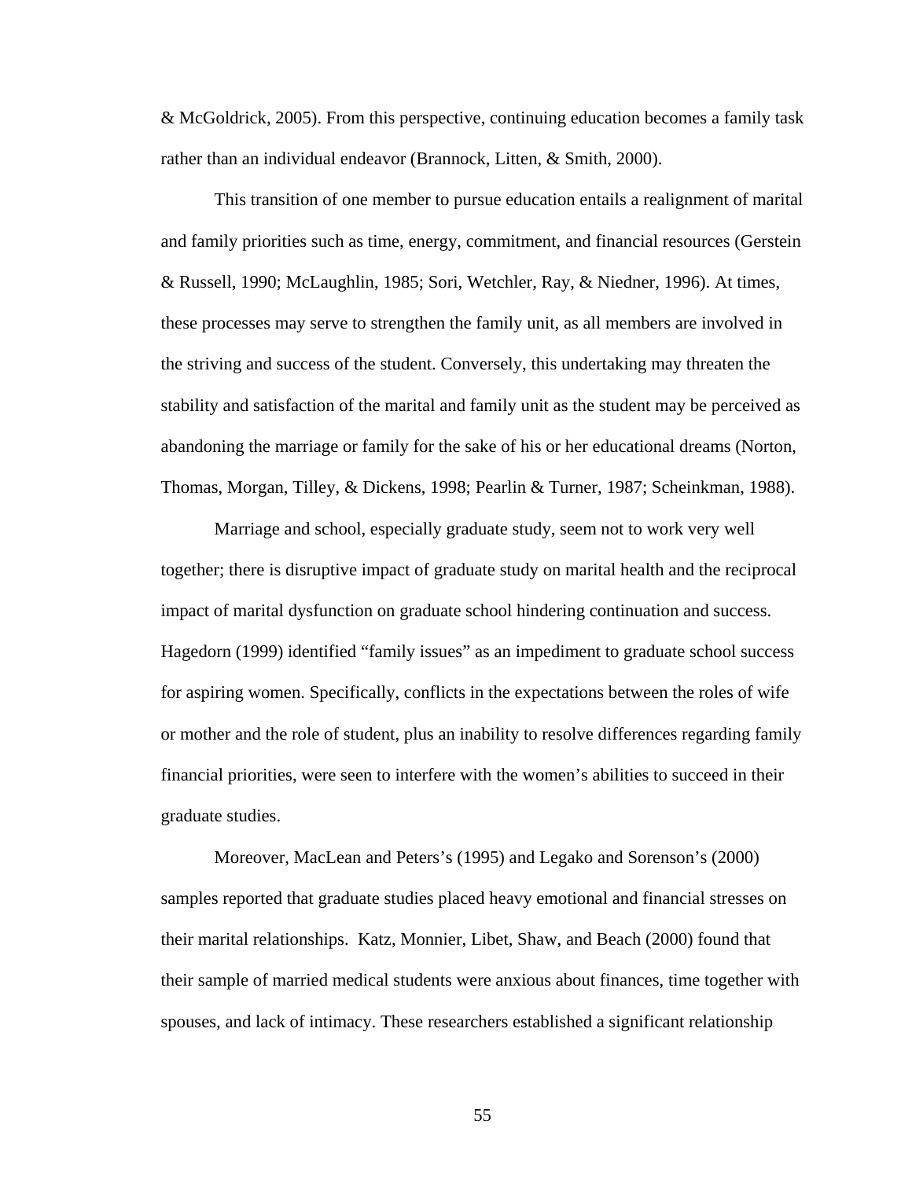& McGoldrick, 2005). From this perspective, continuing education becomes a family task rather than an individual endeavor (Brannock, Litten, & Smith, 2000).

This transition of one member to pursue education entails a realignment of marital and family priorities such as time, energy, commitment, and financial resources (Gerstein & Russell, 1990; McLaughlin, 1985; Sori, Wetchler, Ray, & Niedner, 1996). At times, these processes may serve to strengthen the family unit, as all members are involved in the striving and success of the student. Conversely, this undertaking may threaten the stability and satisfaction of the marital and family unit as the student may be perceived as abandoning the marriage or family for the sake of his or her educational dreams (Norton, Thomas, Morgan, Tilley, & Dickens, 1998; Pearlin & Turner, 1987; Scheinkman, 1988).

Marriage and school, especially graduate study, seem not to work very well together; there is disruptive impact of graduate study on marital health and the reciprocal impact of marital dysfunction on graduate school hindering continuation and success. Hagedorn (1999) identified "family issues" as an impediment to graduate school success for aspiring women. Specifically, conflicts in the expectations between the roles of wife or mother and the role of student, plus an inability to resolve differences regarding family financial priorities, were seen to interfere with the women's abilities to succeed in their graduate studies.

Moreover, MacLean and Peters's (1995) and Legako and Sorenson's (2000) samples reported that graduate studies placed heavy emotional and financial stresses on their marital relationships. Katz, Monnier, Libet, Shaw, and Beach (2000) found that their sample of married medical students were anxious about finances, time together with spouses, and lack of intimacy. These researchers established a significant relationship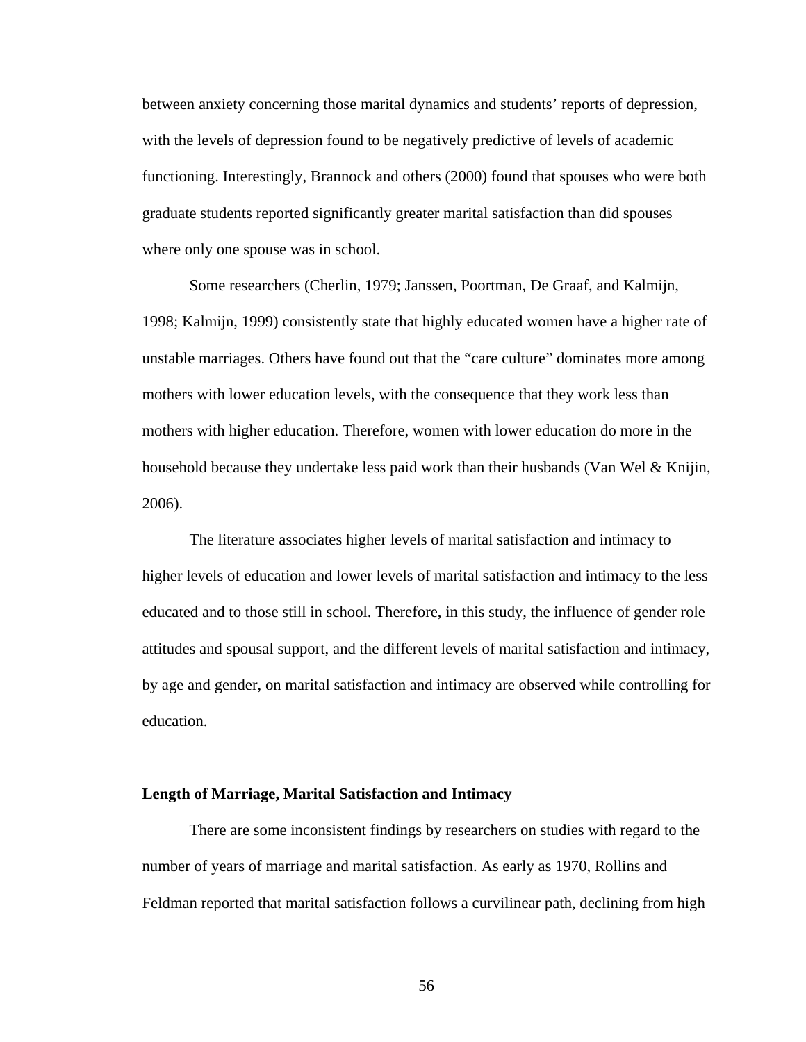between anxiety concerning those marital dynamics and students' reports of depression, with the levels of depression found to be negatively predictive of levels of academic functioning. Interestingly, Brannock and others (2000) found that spouses who were both graduate students reported significantly greater marital satisfaction than did spouses where only one spouse was in school.

Some researchers (Cherlin, 1979; Janssen, Poortman, De Graaf, and Kalmijn, 1998; Kalmijn, 1999) consistently state that highly educated women have a higher rate of unstable marriages. Others have found out that the "care culture" dominates more among mothers with lower education levels, with the consequence that they work less than mothers with higher education. Therefore, women with lower education do more in the household because they undertake less paid work than their husbands (Van Wel & Knijin, 2006).

The literature associates higher levels of marital satisfaction and intimacy to higher levels of education and lower levels of marital satisfaction and intimacy to the less educated and to those still in school. Therefore, in this study, the influence of gender role attitudes and spousal support, and the different levels of marital satisfaction and intimacy, by age and gender, on marital satisfaction and intimacy are observed while controlling for education.

**Length of Marriage, Marital Satisfaction and Intimacy**

There are some inconsistent findings by researchers on studies with regard to the number of years of marriage and marital satisfaction. As early as 1970, Rollins and Feldman reported that marital satisfaction follows a curvilinear path, declining from high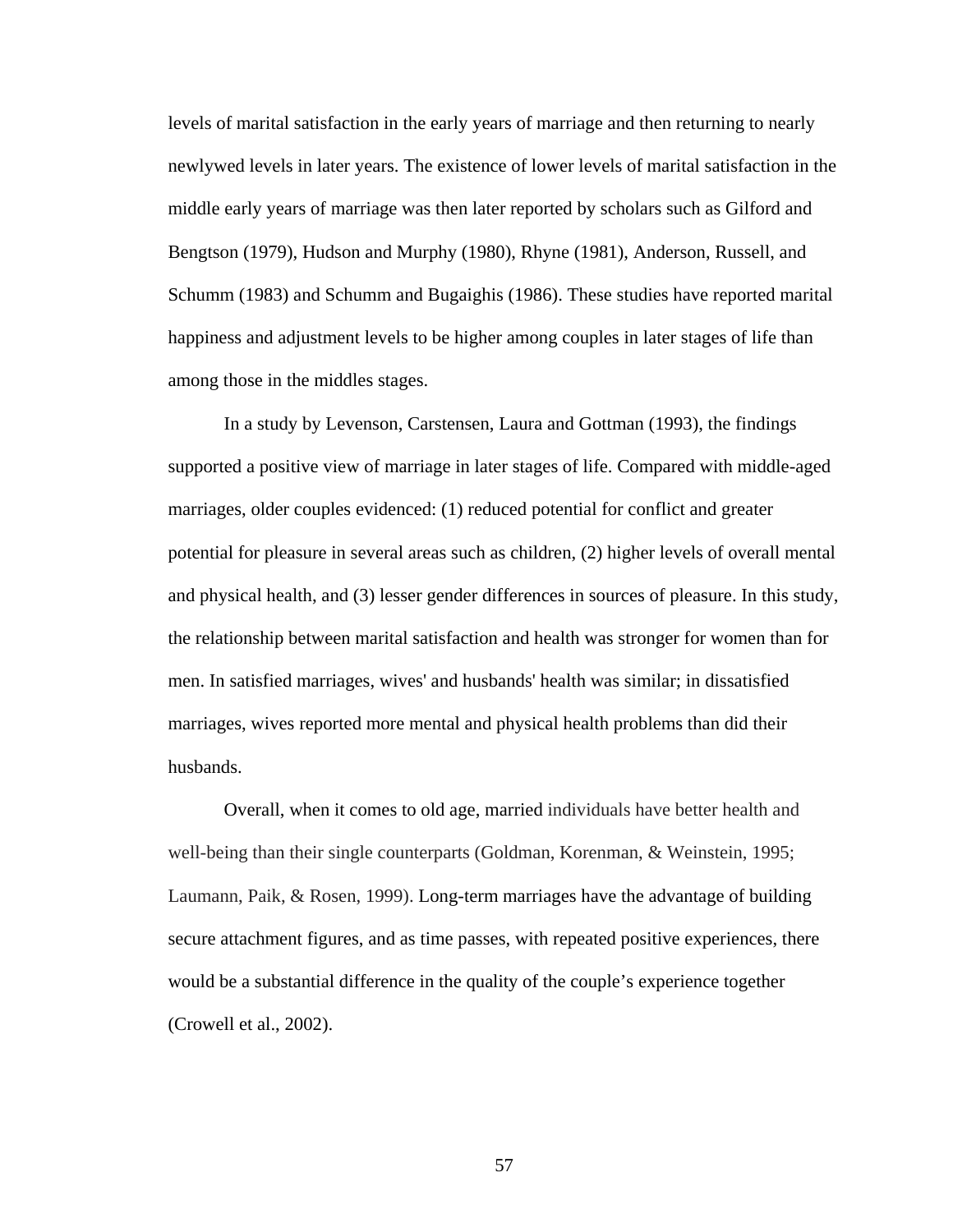levels of marital satisfaction in the early years of marriage and then returning to nearly newlywed levels in later years. The existence of lower levels of marital satisfaction in the middle early years of marriage was then later reported by scholars such as Gilford and Bengtson (1979), Hudson and Murphy (1980), Rhyne (1981), Anderson, Russell, and Schumm (1983) and Schumm and Bugaighis (1986). These studies have reported marital happiness and adjustment levels to be higher among couples in later stages of life than among those in the middles stages.

In a study by Levenson, Carstensen, Laura and Gottman (1993), the findings supported a positive view of marriage in later stages of life. Compared with middle-aged marriages, older couples evidenced: (1) reduced potential for conflict and greater potential for pleasure in several areas such as children, (2) higher levels of overall mental and physical health, and (3) lesser gender differences in sources of pleasure. In this study, the relationship between marital satisfaction and health was stronger for women than for men. In satisfied marriages, wives' and husbands' health was similar; in dissatisfied marriages, wives reported more mental and physical health problems than did their husbands.

Overall, when it comes to old age, married individuals have better health and well-being than their single counterparts (Goldman, Korenman, & Weinstein, 1995; Laumann, Paik, & Rosen, 1999). Long-term marriages have the advantage of building secure attachment figures, and as time passes, with repeated positive experiences, there would be a substantial difference in the quality of the couple’s experience together (Crowell et al., 2002).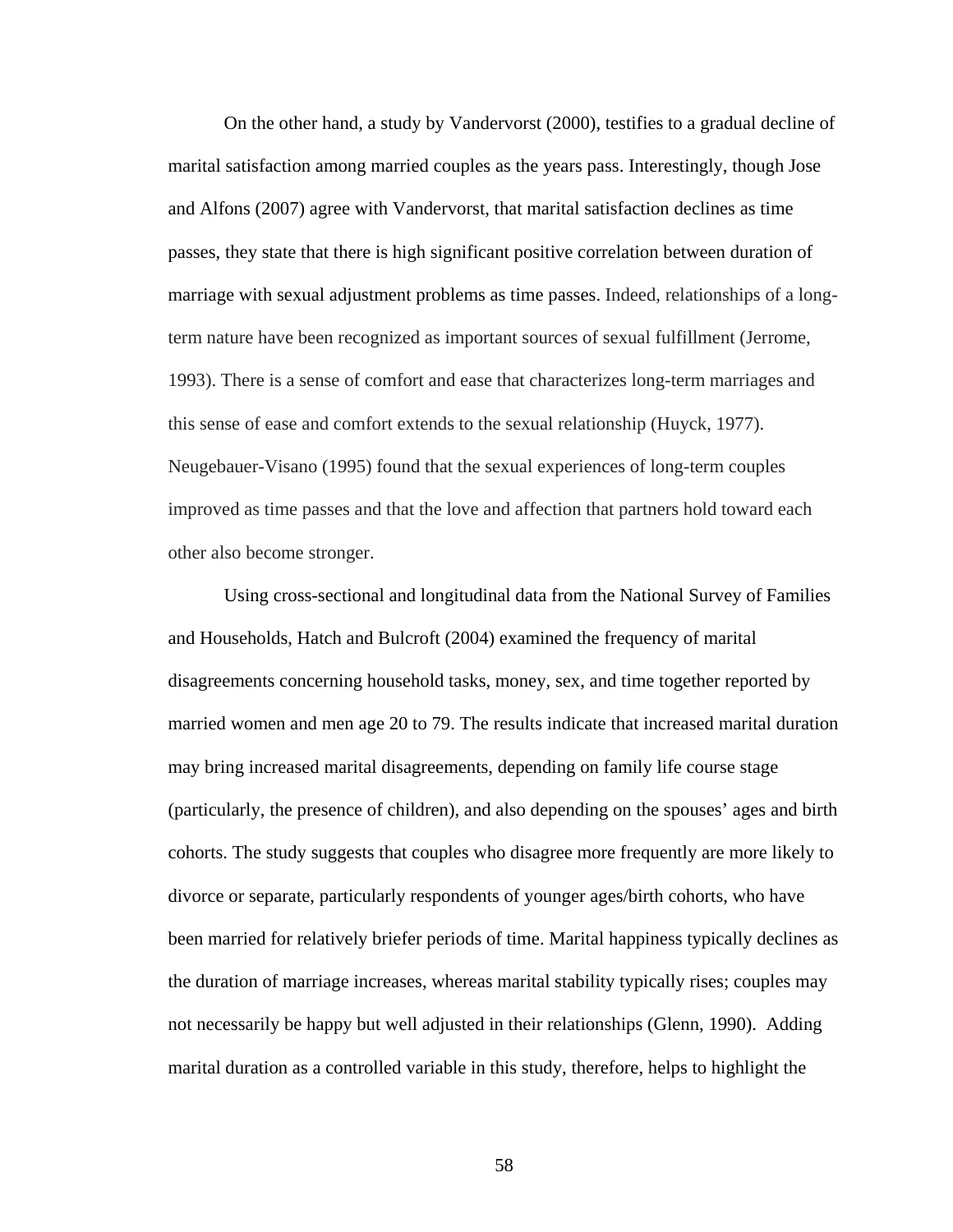On the other hand, a study by Vandervorst (2000), testifies to a gradual decline of marital satisfaction among married couples as the years pass. Interestingly, though Jose and Alfons (2007) agree with Vandervorst, that marital satisfaction declines as time passes, they state that there is high significant positive correlation between duration of marriage with sexual adjustment problems as time passes. Indeed, relationships of a long-term nature have been recognized as important sources of sexual fulfillment (Jerrome, 1993). There is a sense of comfort and ease that characterizes long-term marriages and this sense of ease and comfort extends to the sexual relationship (Huyck, 1977). Neugebauer-Visano (1995) found that the sexual experiences of long-term couples improved as time passes and that the love and affection that partners hold toward each other also become stronger.

Using cross-sectional and longitudinal data from the National Survey of Families and Households, Hatch and Bulcroft (2004) examined the frequency of marital disagreements concerning household tasks, money, sex, and time together reported by married women and men age 20 to 79. The results indicate that increased marital duration may bring increased marital disagreements, depending on family life course stage (particularly, the presence of children), and also depending on the spouses' ages and birth cohorts. The study suggests that couples who disagree more frequently are more likely to divorce or separate, particularly respondents of younger ages/birth cohorts, who have been married for relatively briefer periods of time. Marital happiness typically declines as the duration of marriage increases, whereas marital stability typically rises; couples may not necessarily be happy but well adjusted in their relationships (Glenn, 1990). Adding marital duration as a controlled variable in this study, therefore, helps to highlight the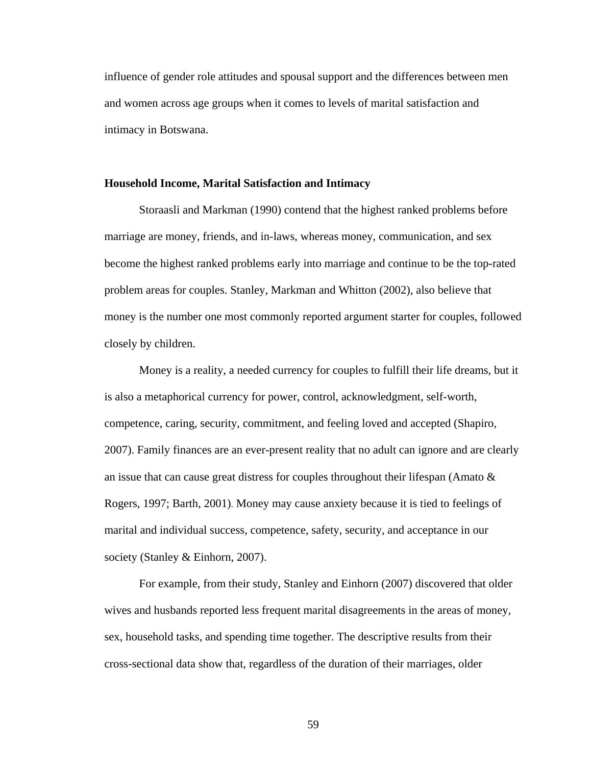influence of gender role attitudes and spousal support and the differences between men and women across age groups when it comes to levels of marital satisfaction and intimacy in Botswana.

**Household Income, Marital Satisfaction and Intimacy**

Storaasli and Markman (1990) contend that the highest ranked problems before marriage are money, friends, and in-laws, whereas money, communication, and sex become the highest ranked problems early into marriage and continue to be the top-rated problem areas for couples. Stanley, Markman and Whitton (2002), also believe that money is the number one most commonly reported argument starter for couples, followed closely by children.

Money is a reality, a needed currency for couples to fulfill their life dreams, but it is also a metaphorical currency for power, control, acknowledgment, self-worth, competence, caring, security, commitment, and feeling loved and accepted (Shapiro, 2007). Family finances are an ever-present reality that no adult can ignore and are clearly an issue that can cause great distress for couples throughout their lifespan (Amato & Rogers, 1997; Barth, 2001). Money may cause anxiety because it is tied to feelings of marital and individual success, competence, safety, security, and acceptance in our society (Stanley & Einhorn, 2007).

For example, from their study, Stanley and Einhorn (2007) discovered that older wives and husbands reported less frequent marital disagreements in the areas of money, sex, household tasks, and spending time together. The descriptive results from their cross-sectional data show that, regardless of the duration of their marriages, older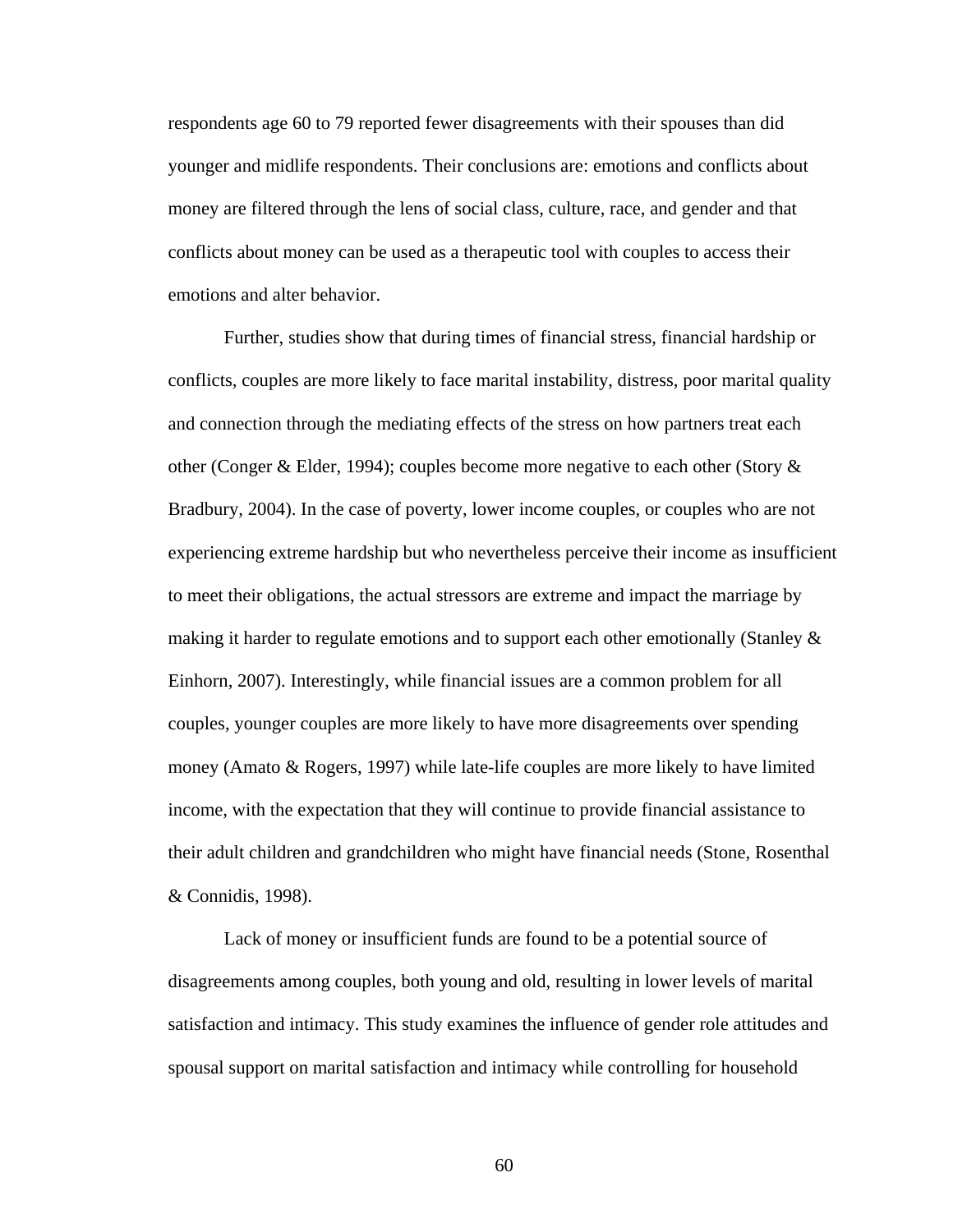respondents age 60 to 79 reported fewer disagreements with their spouses than did younger and midlife respondents. Their conclusions are: emotions and conflicts about money are filtered through the lens of social class, culture, race, and gender and that conflicts about money can be used as a therapeutic tool with couples to access their emotions and alter behavior.

Further, studies show that during times of financial stress, financial hardship or conflicts, couples are more likely to face marital instability, distress, poor marital quality and connection through the mediating effects of the stress on how partners treat each other (Conger & Elder, 1994); couples become more negative to each other (Story & Bradbury, 2004). In the case of poverty, lower income couples, or couples who are not experiencing extreme hardship but who nevertheless perceive their income as insufficient to meet their obligations, the actual stressors are extreme and impact the marriage by making it harder to regulate emotions and to support each other emotionally (Stanley & Einhorn, 2007). Interestingly, while financial issues are a common problem for all couples, younger couples are more likely to have more disagreements over spending money (Amato & Rogers, 1997) while late-life couples are more likely to have limited income, with the expectation that they will continue to provide financial assistance to their adult children and grandchildren who might have financial needs (Stone, Rosenthal & Connidis, 1998).

Lack of money or insufficient funds are found to be a potential source of disagreements among couples, both young and old, resulting in lower levels of marital satisfaction and intimacy. This study examines the influence of gender role attitudes and spousal support on marital satisfaction and intimacy while controlling for household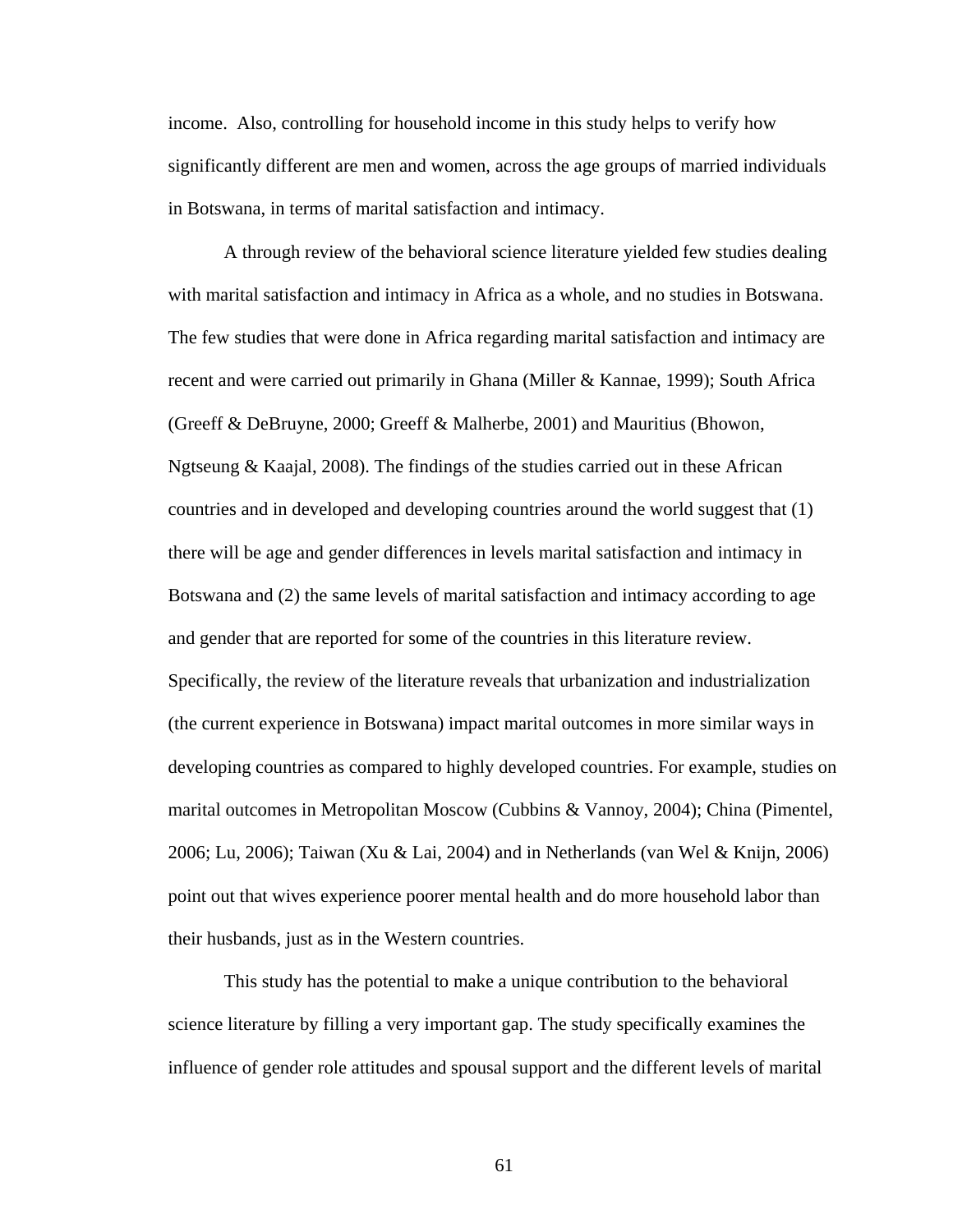income. Also, controlling for household income in this study helps to verify how significantly different are men and women, across the age groups of married individuals in Botswana, in terms of marital satisfaction and intimacy.

A through review of the behavioral science literature yielded few studies dealing with marital satisfaction and intimacy in Africa as a whole, and no studies in Botswana. The few studies that were done in Africa regarding marital satisfaction and intimacy are recent and were carried out primarily in Ghana (Miller & Kannae, 1999); South Africa (Greeff & DeBruyne, 2000; Greeff & Malherbe, 2001) and Mauritius (Bhowon, Ngtseung & Kaajal, 2008). The findings of the studies carried out in these African countries and in developed and developing countries around the world suggest that (1) there will be age and gender differences in levels marital satisfaction and intimacy in Botswana and (2) the same levels of marital satisfaction and intimacy according to age and gender that are reported for some of the countries in this literature review. Specifically, the review of the literature reveals that urbanization and industrialization (the current experience in Botswana) impact marital outcomes in more similar ways in developing countries as compared to highly developed countries. For example, studies on marital outcomes in Metropolitan Moscow (Cubbins & Vannoy, 2004); China (Pimentel, 2006; Lu, 2006); Taiwan (Xu & Lai, 2004) and in Netherlands (van Wel & Knijn, 2006) point out that wives experience poorer mental health and do more household labor than their husbands, just as in the Western countries.

This study has the potential to make a unique contribution to the behavioral science literature by filling a very important gap. The study specifically examines the influence of gender role attitudes and spousal support and the different levels of marital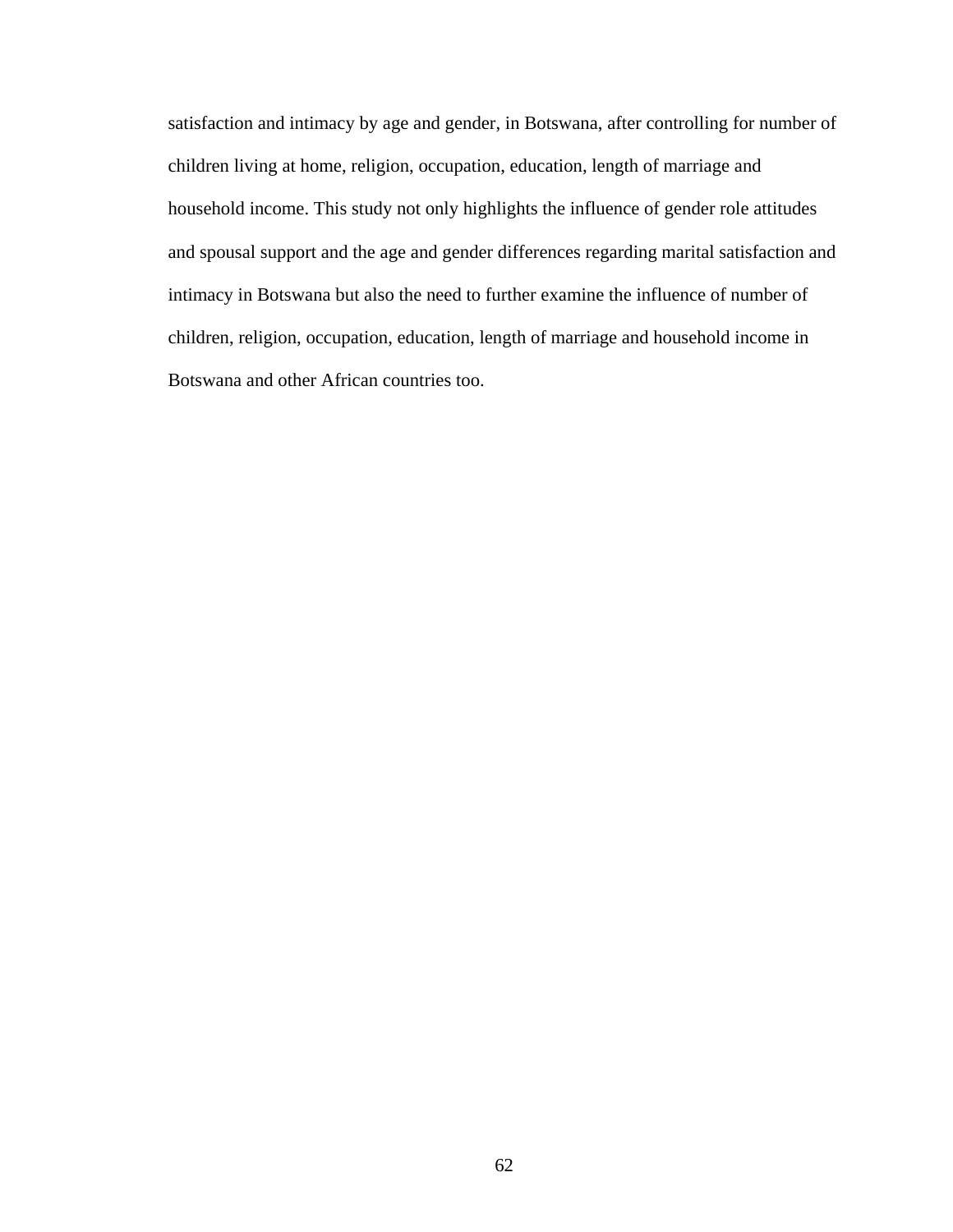satisfaction and intimacy by age and gender, in Botswana, after controlling for number of children living at home, religion, occupation, education, length of marriage and household income. This study not only highlights the influence of gender role attitudes and spousal support and the age and gender differences regarding marital satisfaction and intimacy in Botswana but also the need to further examine the influence of number of children, religion, occupation, education, length of marriage and household income in Botswana and other African countries too.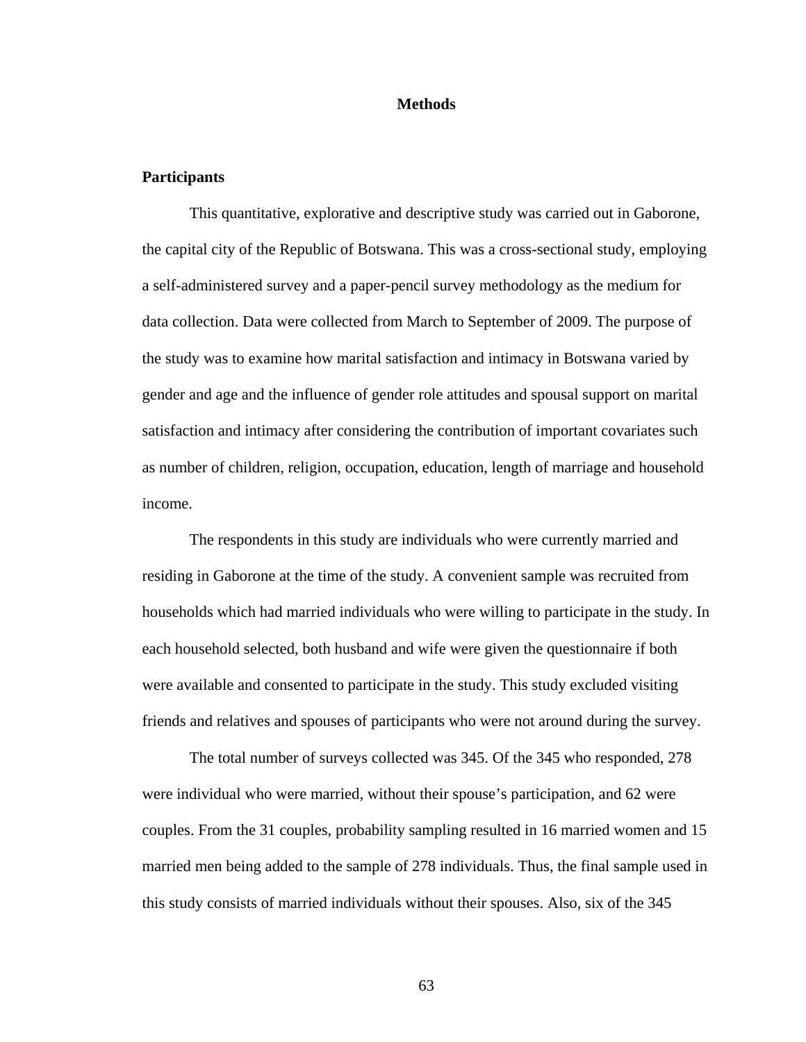# Methods

## Participants

This quantitative, explorative and descriptive study was carried out in Gaborone, the capital city of the Republic of Botswana. This was a cross-sectional study, employing a self-administered survey and a paper-pencil survey methodology as the medium for data collection. Data were collected from March to September of 2009. The purpose of the study was to examine how marital satisfaction and intimacy in Botswana varied by gender and age and the influence of gender role attitudes and spousal support on marital satisfaction and intimacy after considering the contribution of important covariates such as number of children, religion, occupation, education, length of marriage and household income.

The respondents in this study are individuals who were currently married and residing in Gaborone at the time of the study. A convenient sample was recruited from households which had married individuals who were willing to participate in the study. In each household selected, both husband and wife were given the questionnaire if both were available and consented to participate in the study. This study excluded visiting friends and relatives and spouses of participants who were not around during the survey.

The total number of surveys collected was 345. Of the 345 who responded, 278 were individual who were married, without their spouse's participation, and 62 were couples. From the 31 couples, probability sampling resulted in 16 married women and 15 married men being added to the sample of 278 individuals. Thus, the final sample used in this study consists of married individuals without their spouses. Also, six of the 345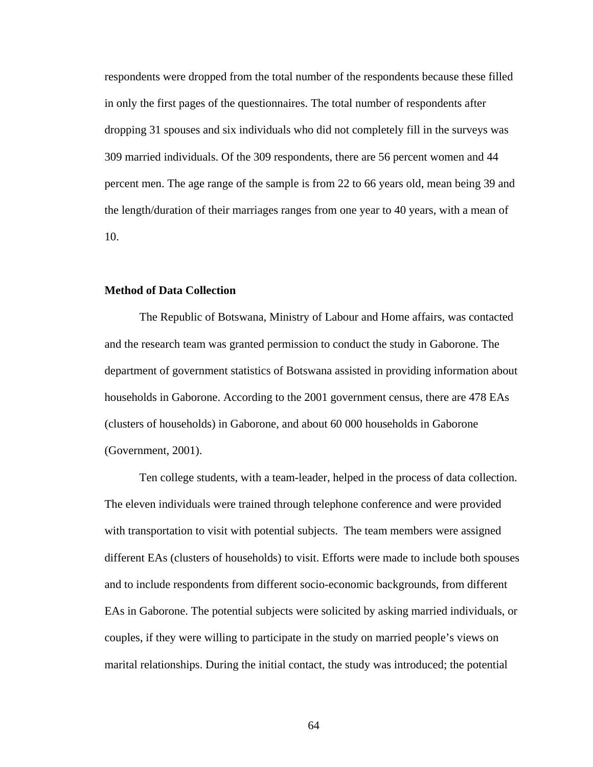respondents were dropped from the total number of the respondents because these filled in only the first pages of the questionnaires. The total number of respondents after dropping 31 spouses and six individuals who did not completely fill in the surveys was 309 married individuals. Of the 309 respondents, there are 56 percent women and 44 percent men. The age range of the sample is from 22 to 66 years old, mean being 39 and the length/duration of their marriages ranges from one year to 40 years, with a mean of 10.

**Method of Data Collection**

The Republic of Botswana, Ministry of Labour and Home affairs, was contacted and the research team was granted permission to conduct the study in Gaborone. The department of government statistics of Botswana assisted in providing information about households in Gaborone. According to the 2001 government census, there are 478 EAs (clusters of households) in Gaborone, and about 60 000 households in Gaborone (Government, 2001).

Ten college students, with a team-leader, helped in the process of data collection. The eleven individuals were trained through telephone conference and were provided with transportation to visit with potential subjects. The team members were assigned different EAs (clusters of households) to visit. Efforts were made to include both spouses and to include respondents from different socio-economic backgrounds, from different EAs in Gaborone. The potential subjects were solicited by asking married individuals, or couples, if they were willing to participate in the study on married people's views on marital relationships. During the initial contact, the study was introduced; the potential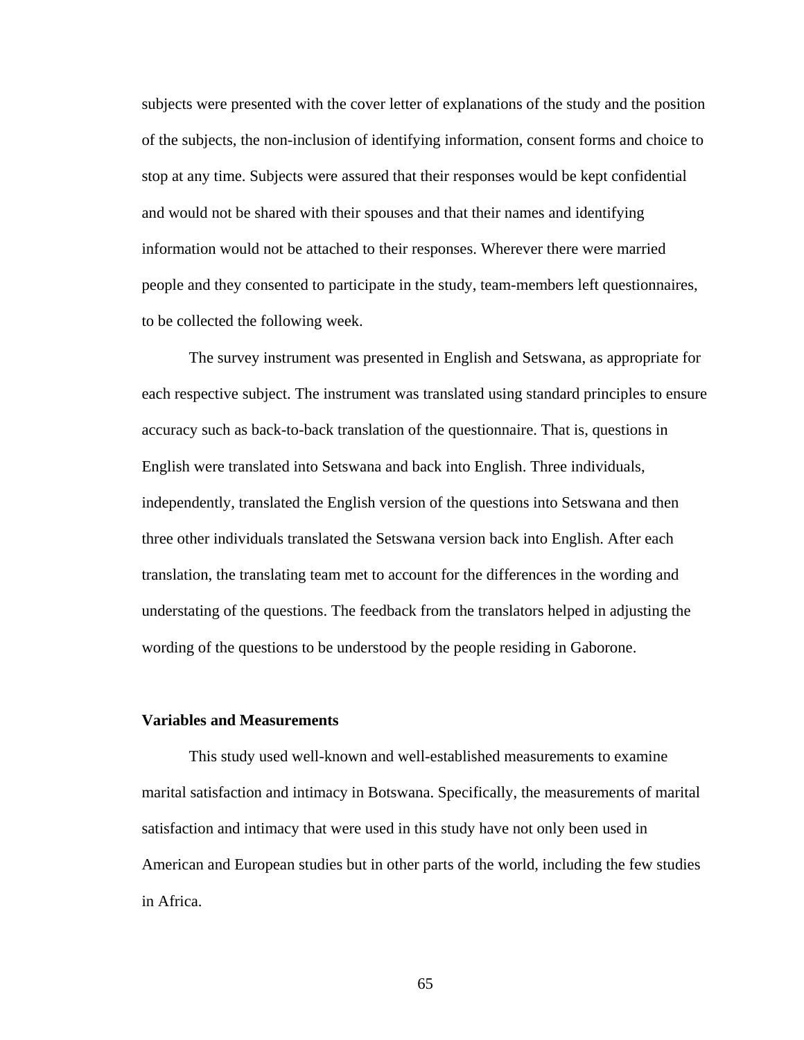subjects were presented with the cover letter of explanations of the study and the position of the subjects, the non-inclusion of identifying information, consent forms and choice to stop at any time. Subjects were assured that their responses would be kept confidential and would not be shared with their spouses and that their names and identifying information would not be attached to their responses. Wherever there were married people and they consented to participate in the study, team-members left questionnaires, to be collected the following week.

The survey instrument was presented in English and Setswana, as appropriate for each respective subject. The instrument was translated using standard principles to ensure accuracy such as back-to-back translation of the questionnaire. That is, questions in English were translated into Setswana and back into English. Three individuals, independently, translated the English version of the questions into Setswana and then three other individuals translated the Setswana version back into English. After each translation, the translating team met to account for the differences in the wording and understating of the questions. The feedback from the translators helped in adjusting the wording of the questions to be understood by the people residing in Gaborone.

**Variables and Measurements**

This study used well-known and well-established measurements to examine marital satisfaction and intimacy in Botswana. Specifically, the measurements of marital satisfaction and intimacy that were used in this study have not only been used in American and European studies but in other parts of the world, including the few studies in Africa.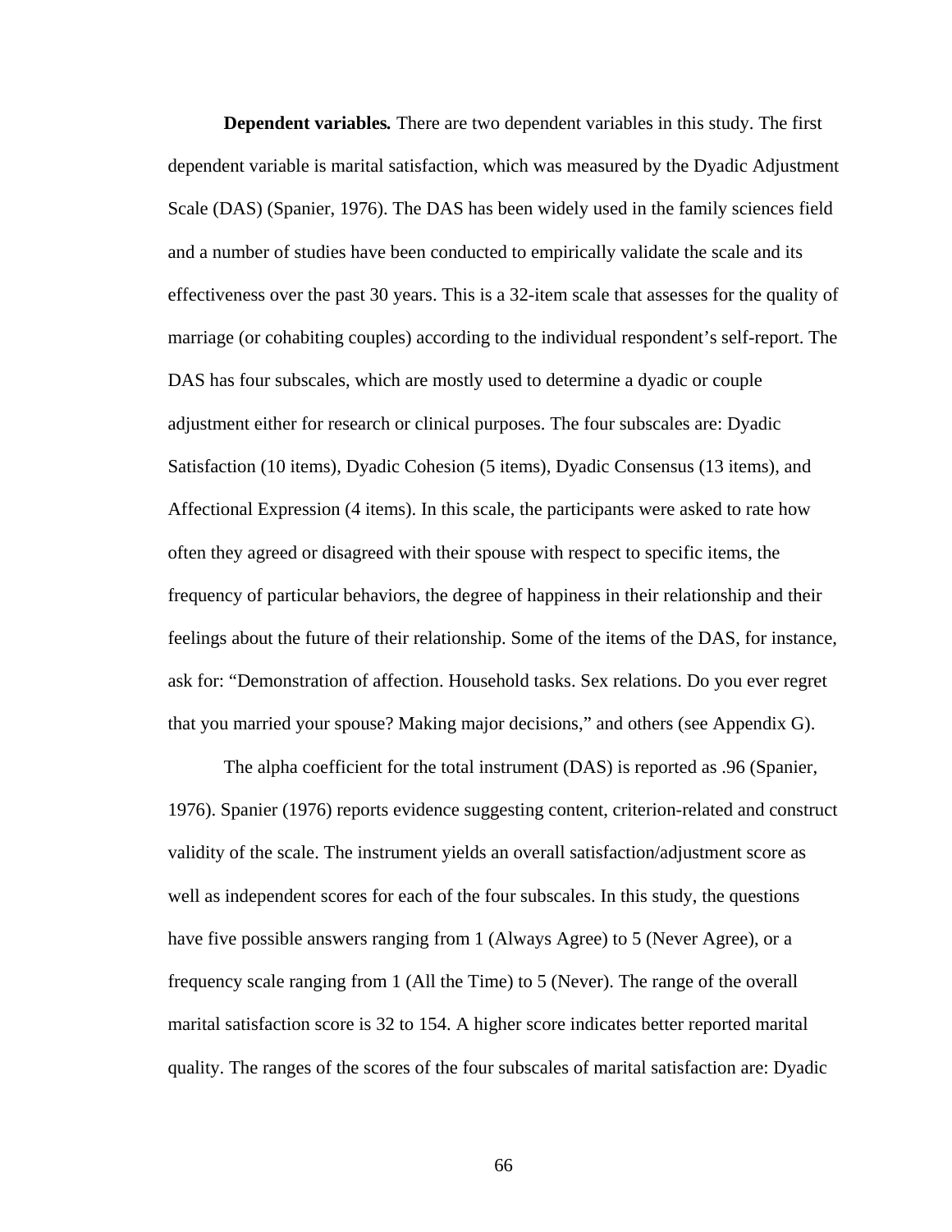**Dependent variables.** There are two dependent variables in this study. The first dependent variable is marital satisfaction, which was measured by the Dyadic Adjustment Scale (DAS) (Spanier, 1976). The DAS has been widely used in the family sciences field and a number of studies have been conducted to empirically validate the scale and its effectiveness over the past 30 years. This is a 32-item scale that assesses for the quality of marriage (or cohabiting couples) according to the individual respondent's self-report. The DAS has four subscales, which are mostly used to determine a dyadic or couple adjustment either for research or clinical purposes. The four subscales are: Dyadic Satisfaction (10 items), Dyadic Cohesion (5 items), Dyadic Consensus (13 items), and Affectional Expression (4 items). In this scale, the participants were asked to rate how often they agreed or disagreed with their spouse with respect to specific items, the frequency of particular behaviors, the degree of happiness in their relationship and their feelings about the future of their relationship. Some of the items of the DAS, for instance, ask for: "Demonstration of affection. Household tasks. Sex relations. Do you ever regret that you married your spouse? Making major decisions," and others (see Appendix G).

The alpha coefficient for the total instrument (DAS) is reported as .96 (Spanier, 1976). Spanier (1976) reports evidence suggesting content, criterion-related and construct validity of the scale. The instrument yields an overall satisfaction/adjustment score as well as independent scores for each of the four subscales. In this study, the questions have five possible answers ranging from 1 (Always Agree) to 5 (Never Agree), or a frequency scale ranging from 1 (All the Time) to 5 (Never). The range of the overall marital satisfaction score is 32 to 154. A higher score indicates better reported marital quality. The ranges of the scores of the four subscales of marital satisfaction are: Dyadic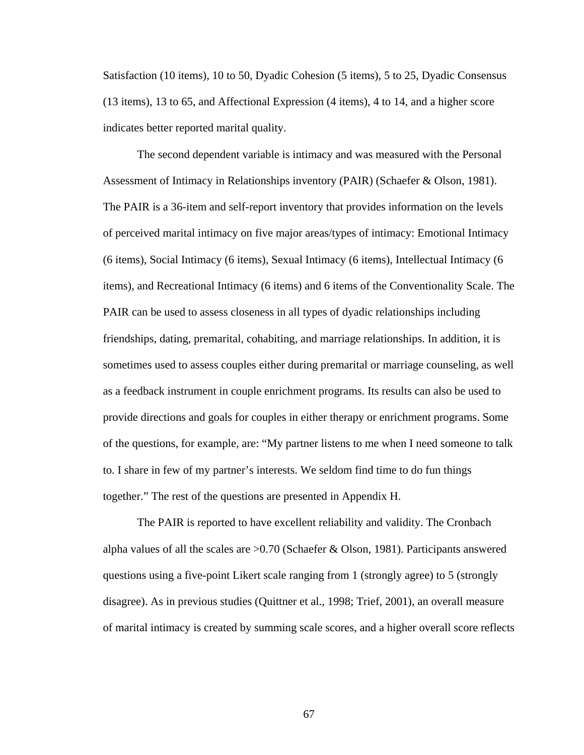Satisfaction (10 items), 10 to 50, Dyadic Cohesion (5 items), 5 to 25, Dyadic Consensus (13 items), 13 to 65, and Affectional Expression (4 items), 4 to 14, and a higher score indicates better reported marital quality.

The second dependent variable is intimacy and was measured with the Personal Assessment of Intimacy in Relationships inventory (PAIR) (Schaefer & Olson, 1981). The PAIR is a 36-item and self-report inventory that provides information on the levels of perceived marital intimacy on five major areas/types of intimacy: Emotional Intimacy (6 items), Social Intimacy (6 items), Sexual Intimacy (6 items), Intellectual Intimacy (6 items), and Recreational Intimacy (6 items) and 6 items of the Conventionality Scale. The PAIR can be used to assess closeness in all types of dyadic relationships including friendships, dating, premarital, cohabiting, and marriage relationships. In addition, it is sometimes used to assess couples either during premarital or marriage counseling, as well as a feedback instrument in couple enrichment programs. Its results can also be used to provide directions and goals for couples in either therapy or enrichment programs. Some of the questions, for example, are: "My partner listens to me when I need someone to talk to. I share in few of my partner's interests. We seldom find time to do fun things together." The rest of the questions are presented in Appendix H.

The PAIR is reported to have excellent reliability and validity. The Cronbach alpha values of all the scales are >0.70 (Schaefer & Olson, 1981). Participants answered questions using a five-point Likert scale ranging from 1 (strongly agree) to 5 (strongly disagree). As in previous studies (Quittner et al., 1998; Trief, 2001), an overall measure of marital intimacy is created by summing scale scores, and a higher overall score reflects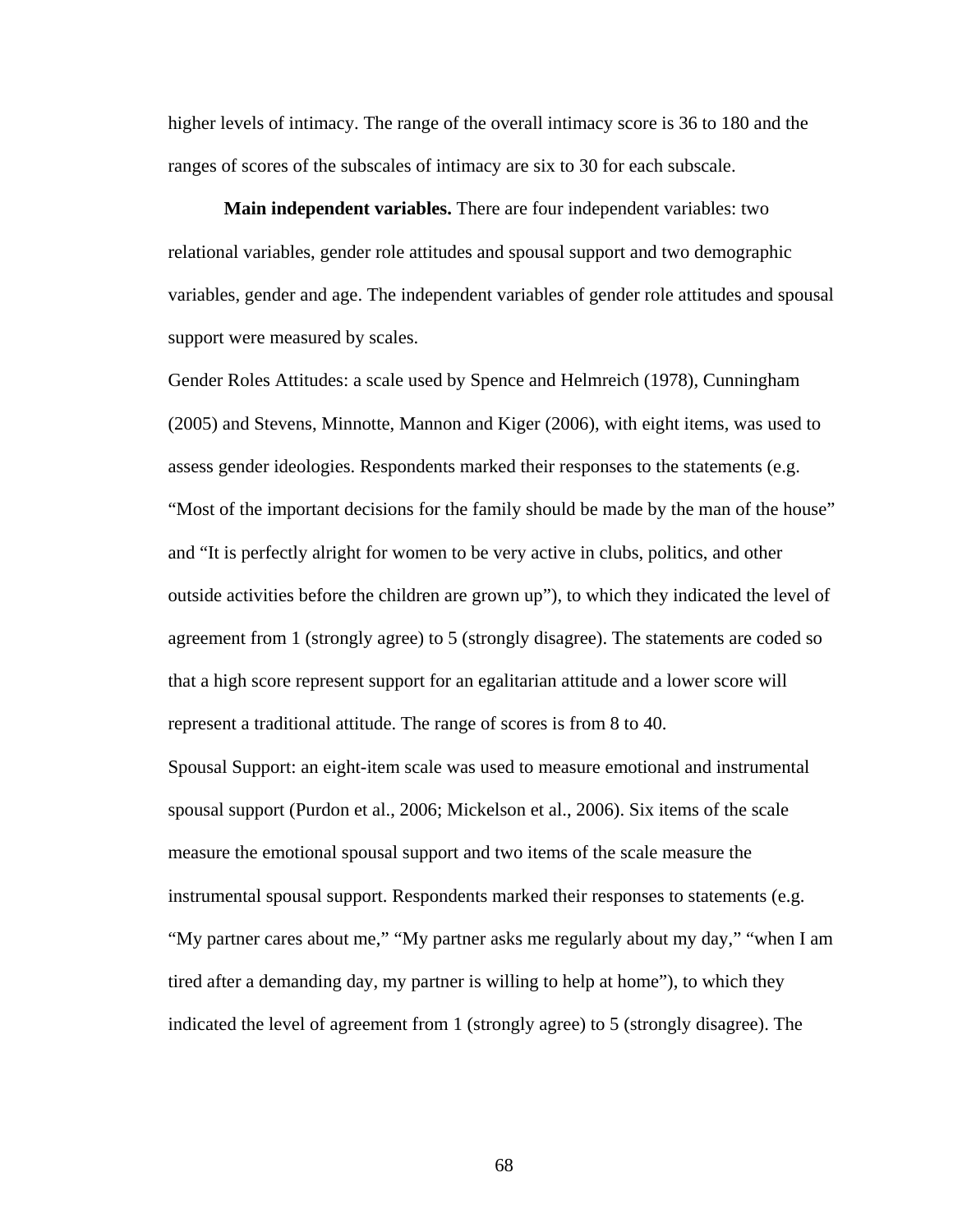higher levels of intimacy. The range of the overall intimacy score is 36 to 180 and the ranges of scores of the subscales of intimacy are six to 30 for each subscale.

**Main independent variables.** There are four independent variables: two relational variables, gender role attitudes and spousal support and two demographic variables, gender and age. The independent variables of gender role attitudes and spousal support were measured by scales.

Gender Roles Attitudes: a scale used by Spence and Helmreich (1978), Cunningham (2005) and Stevens, Minnotte, Mannon and Kiger (2006), with eight items, was used to assess gender ideologies. Respondents marked their responses to the statements (e.g. "Most of the important decisions for the family should be made by the man of the house" and "It is perfectly alright for women to be very active in clubs, politics, and other outside activities before the children are grown up"), to which they indicated the level of agreement from 1 (strongly agree) to 5 (strongly disagree). The statements are coded so that a high score represent support for an egalitarian attitude and a lower score will represent a traditional attitude. The range of scores is from 8 to 40.

Spousal Support: an eight-item scale was used to measure emotional and instrumental spousal support (Purdon et al., 2006; Mickelson et al., 2006). Six items of the scale measure the emotional spousal support and two items of the scale measure the instrumental spousal support. Respondents marked their responses to statements (e.g. "My partner cares about me," "My partner asks me regularly about my day," "when I am tired after a demanding day, my partner is willing to help at home"), to which they indicated the level of agreement from 1 (strongly agree) to 5 (strongly disagree). The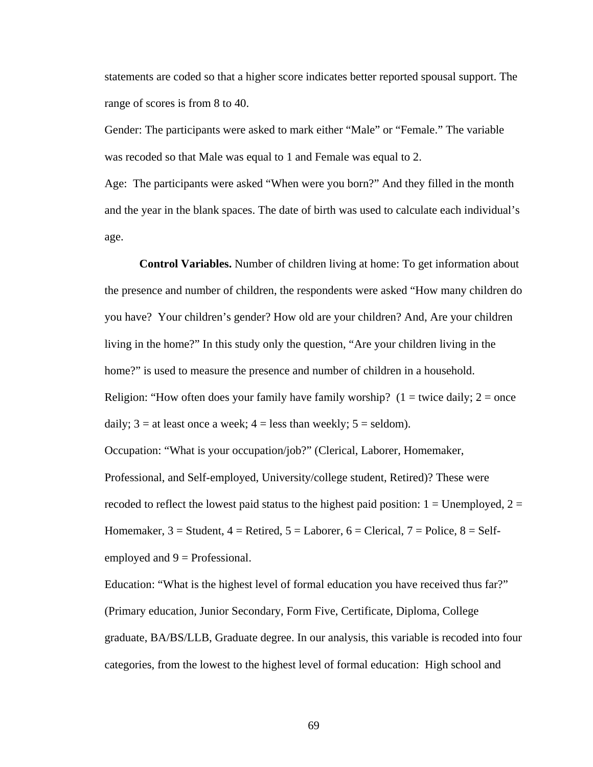statements are coded so that a higher score indicates better reported spousal support. The range of scores is from 8 to 40.

Gender: The participants were asked to mark either “Male” or “Female.” The variable was recoded so that Male was equal to 1 and Female was equal to 2.

Age: The participants were asked “When were you born?” And they filled in the month and the year in the blank spaces. The date of birth was used to calculate each individual’s age.

**Control Variables.** Number of children living at home: To get information about the presence and number of children, the respondents were asked “How many children do you have? Your children’s gender? How old are your children? And, Are your children living in the home?” In this study only the question, “Are your children living in the home?” is used to measure the presence and number of children in a household.

Religion: “How often does your family have family worship? (1 = twice daily; 2 = once daily; 3 = at least once a week; 4 = less than weekly; 5 = seldom).

Occupation: “What is your occupation/job?” (Clerical, Laborer, Homemaker, Professional, and Self-employed, University/college student, Retired)? These were recoded to reflect the lowest paid status to the highest paid position: 1 = Unemployed, 2 = Homemaker, 3 = Student, 4 = Retired, 5 = Laborer, 6 = Clerical, 7 = Police, 8 = Self-employed and 9 = Professional.

Education: “What is the highest level of formal education you have received thus far?” (Primary education, Junior Secondary, Form Five, Certificate, Diploma, College graduate, BA/BS/LLB, Graduate degree. In our analysis, this variable is recoded into four categories, from the lowest to the highest level of formal education: High school and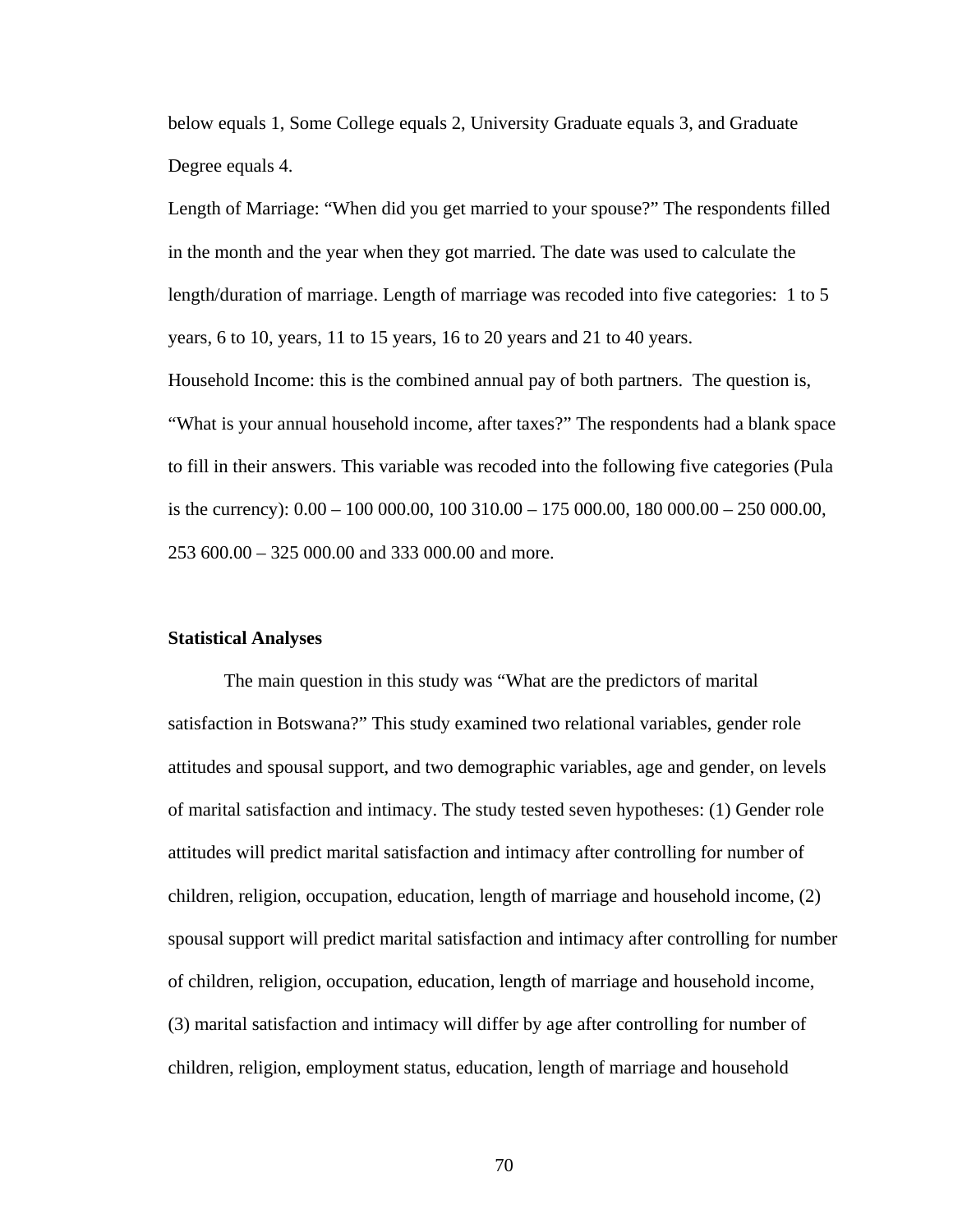below equals 1, Some College equals 2, University Graduate equals 3, and Graduate Degree equals 4.

Length of Marriage: “When did you get married to your spouse?” The respondents filled in the month and the year when they got married. The date was used to calculate the length/duration of marriage. Length of marriage was recoded into five categories: 1 to 5 years, 6 to 10, years, 11 to 15 years, 16 to 20 years and 21 to 40 years.

Household Income: this is the combined annual pay of both partners. The question is, “What is your annual household income, after taxes?” The respondents had a blank space to fill in their answers. This variable was recoded into the following five categories (Pula is the currency): 0.00 – 100 000.00, 100 310.00 – 175 000.00, 180 000.00 – 250 000.00, 253 600.00 – 325 000.00 and 333 000.00 and more.

**Statistical Analyses**

The main question in this study was “What are the predictors of marital satisfaction in Botswana?” This study examined two relational variables, gender role attitudes and spousal support, and two demographic variables, age and gender, on levels of marital satisfaction and intimacy. The study tested seven hypotheses: (1) Gender role attitudes will predict marital satisfaction and intimacy after controlling for number of children, religion, occupation, education, length of marriage and household income, (2) spousal support will predict marital satisfaction and intimacy after controlling for number of children, religion, occupation, education, length of marriage and household income, (3) marital satisfaction and intimacy will differ by age after controlling for number of children, religion, employment status, education, length of marriage and household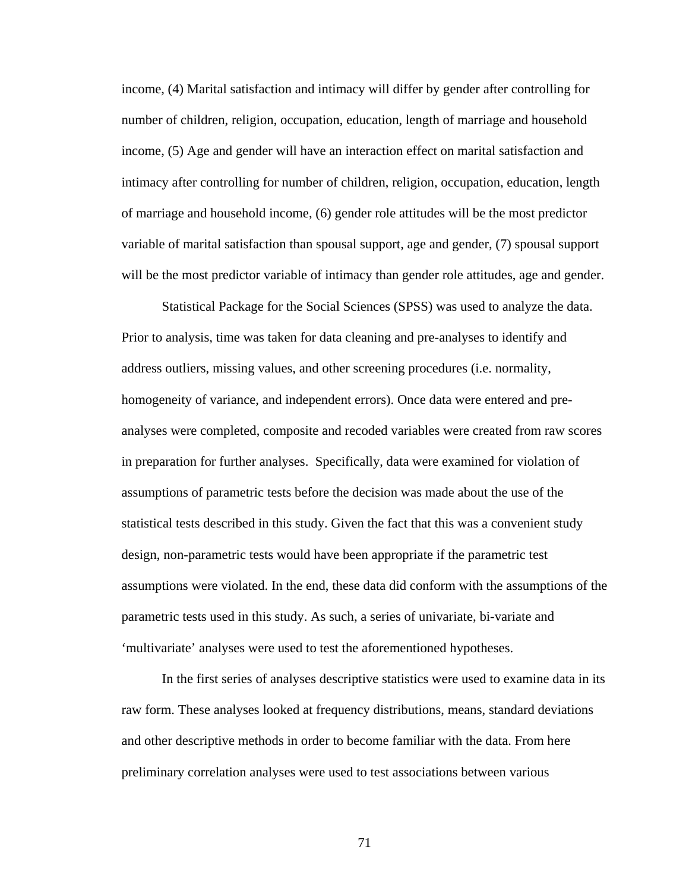income, (4) Marital satisfaction and intimacy will differ by gender after controlling for number of children, religion, occupation, education, length of marriage and household income, (5) Age and gender will have an interaction effect on marital satisfaction and intimacy after controlling for number of children, religion, occupation, education, length of marriage and household income, (6) gender role attitudes will be the most predictor variable of marital satisfaction than spousal support, age and gender, (7) spousal support will be the most predictor variable of intimacy than gender role attitudes, age and gender.

Statistical Package for the Social Sciences (SPSS) was used to analyze the data. Prior to analysis, time was taken for data cleaning and pre-analyses to identify and address outliers, missing values, and other screening procedures (i.e. normality, homogeneity of variance, and independent errors). Once data were entered and pre-analyses were completed, composite and recoded variables were created from raw scores in preparation for further analyses. Specifically, data were examined for violation of assumptions of parametric tests before the decision was made about the use of the statistical tests described in this study. Given the fact that this was a convenient study design, non-parametric tests would have been appropriate if the parametric test assumptions were violated. In the end, these data did conform with the assumptions of the parametric tests used in this study. As such, a series of univariate, bi-variate and 'multivariate' analyses were used to test the aforementioned hypotheses.

In the first series of analyses descriptive statistics were used to examine data in its raw form. These analyses looked at frequency distributions, means, standard deviations and other descriptive methods in order to become familiar with the data. From here preliminary correlation analyses were used to test associations between various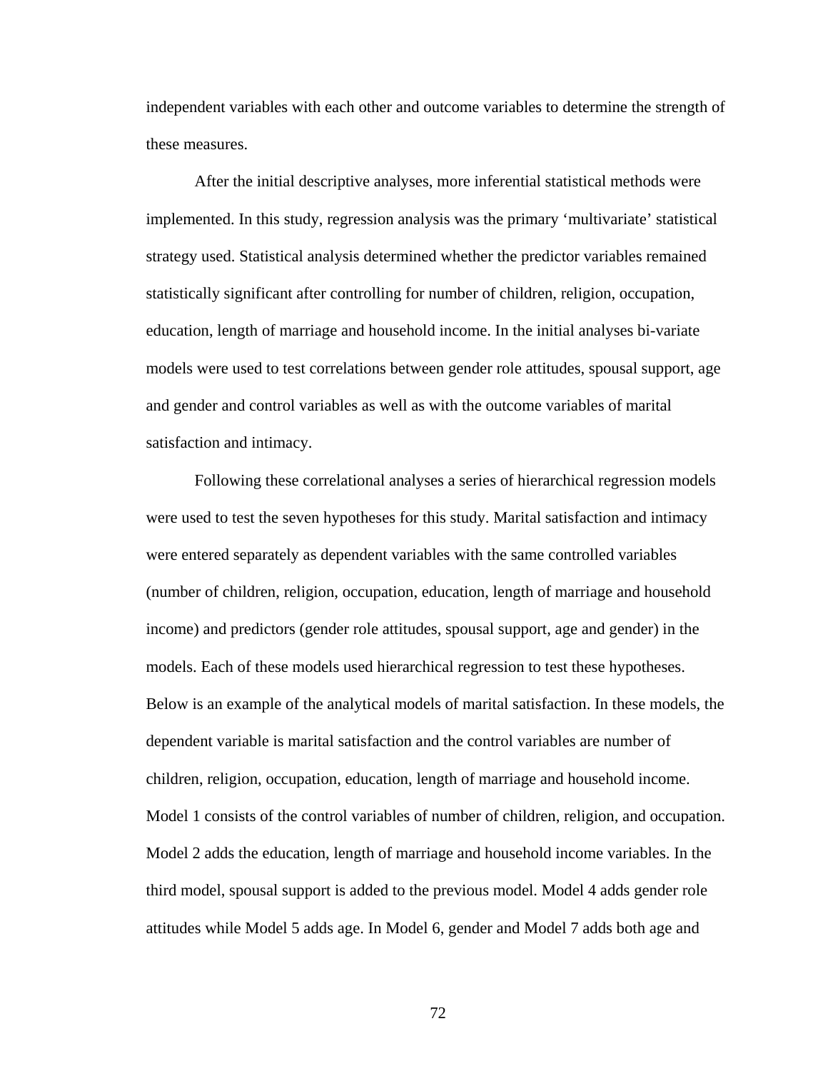independent variables with each other and outcome variables to determine the strength of these measures.

After the initial descriptive analyses, more inferential statistical methods were implemented. In this study, regression analysis was the primary 'multivariate' statistical strategy used. Statistical analysis determined whether the predictor variables remained statistically significant after controlling for number of children, religion, occupation, education, length of marriage and household income. In the initial analyses bi-variate models were used to test correlations between gender role attitudes, spousal support, age and gender and control variables as well as with the outcome variables of marital satisfaction and intimacy.

Following these correlational analyses a series of hierarchical regression models were used to test the seven hypotheses for this study. Marital satisfaction and intimacy were entered separately as dependent variables with the same controlled variables (number of children, religion, occupation, education, length of marriage and household income) and predictors (gender role attitudes, spousal support, age and gender) in the models. Each of these models used hierarchical regression to test these hypotheses. Below is an example of the analytical models of marital satisfaction. In these models, the dependent variable is marital satisfaction and the control variables are number of children, religion, occupation, education, length of marriage and household income. Model 1 consists of the control variables of number of children, religion, and occupation. Model 2 adds the education, length of marriage and household income variables. In the third model, spousal support is added to the previous model. Model 4 adds gender role attitudes while Model 5 adds age. In Model 6, gender and Model 7 adds both age and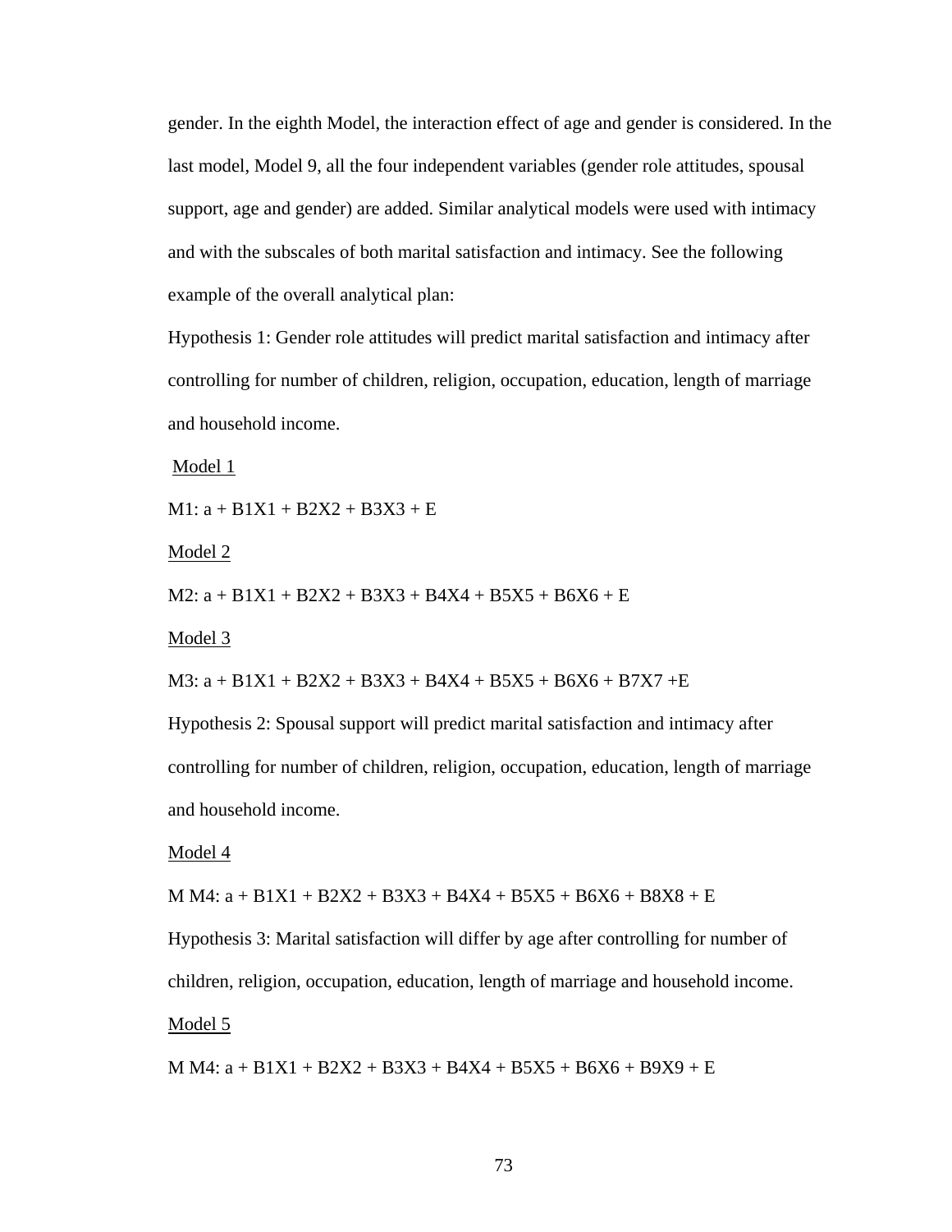gender. In the eighth Model, the interaction effect of age and gender is considered. In the last model, Model 9, all the four independent variables (gender role attitudes, spousal support, age and gender) are added. Similar analytical models were used with intimacy and with the subscales of both marital satisfaction and intimacy. See the following example of the overall analytical plan:

Hypothesis 1: Gender role attitudes will predict marital satisfaction and intimacy after controlling for number of children, religion, occupation, education, length of marriage and household income.

<u>Model 1</u>

M1: $a + B1X1 + B2X2 + B3X3 + E$

<u>Model 2</u>

M2: $a + B1X1 + B2X2 + B3X3 + B4X4 + B5X5 + B6X6 + E$

<u>Model 3</u>

M3: $a + B1X1 + B2X2 + B3X3 + B4X4 + B5X5 + B6X6 + B7X7 + E$

Hypothesis 2: Spousal support will predict marital satisfaction and intimacy after controlling for number of children, religion, occupation, education, length of marriage and household income.

<u>Model 4</u>

M M4: $a + B1X1 + B2X2 + B3X3 + B4X4 + B5X5 + B6X6 + B8X8 + E$

Hypothesis 3: Marital satisfaction will differ by age after controlling for number of children, religion, occupation, education, length of marriage and household income.

<u>Model 5</u>

M M4: $a + B1X1 + B2X2 + B3X3 + B4X4 + B5X5 + B6X6 + B9X9 + E$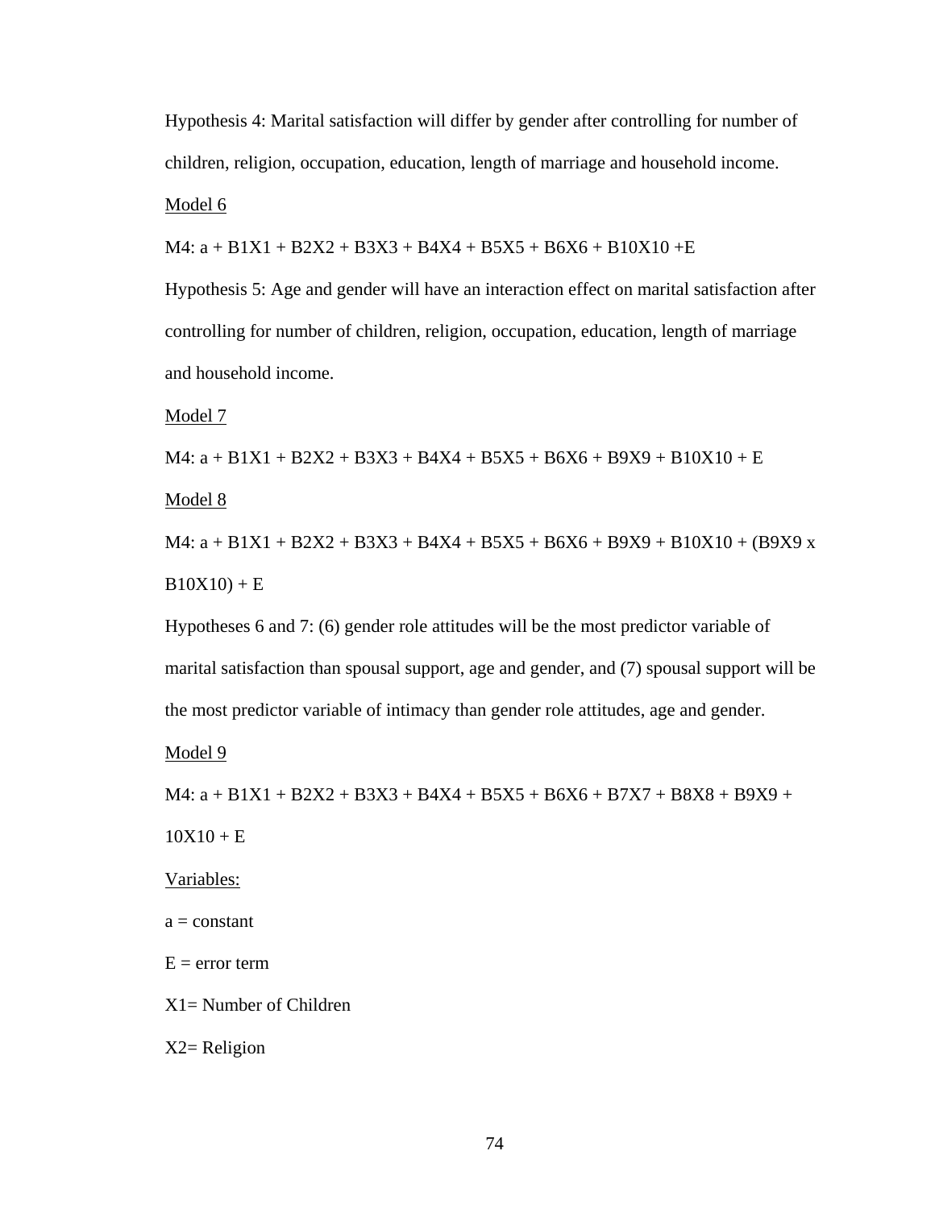Hypothesis 4: Marital satisfaction will differ by gender after controlling for number of children, religion, occupation, education, length of marriage and household income.

Model 6

M4: $a + B1X1 + B2X2 + B3X3 + B4X4 + B5X5 + B6X6 + B10X10 + E$

Hypothesis 5: Age and gender will have an interaction effect on marital satisfaction after controlling for number of children, religion, occupation, education, length of marriage and household income.

Model 7

M4: $a + B1X1 + B2X2 + B3X3 + B4X4 + B5X5 + B6X6 + B9X9 + B10X10 + E$

Model 8

M4: $a + B1X1 + B2X2 + B3X3 + B4X4 + B5X5 + B6X6 + B9X9 + B10X10 + (B9X9 \times B10X10) + E$

Hypotheses 6 and 7: (6) gender role attitudes will be the most predictor variable of marital satisfaction than spousal support, age and gender, and (7) spousal support will be the most predictor variable of intimacy than gender role attitudes, age and gender.

Model 9

M4: $a + B1X1 + B2X2 + B3X3 + B4X4 + B5X5 + B6X6 + B7X7 + B8X8 + B9X9 + 10X10 + E$

Variables:

a = constant

E = error term

X1= Number of Children

X2= Religion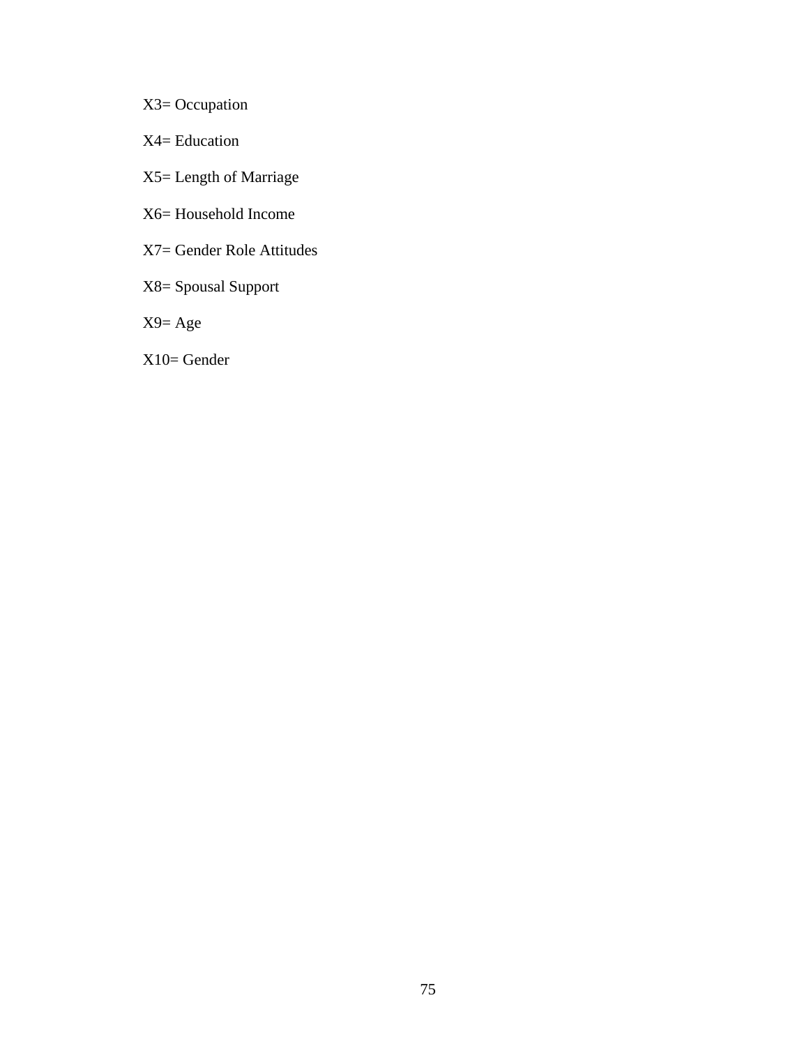X3= Occupation

X4= Education

X5= Length of Marriage

X6= Household Income

X7= Gender Role Attitudes

X8= Spousal Support

X9= Age

X10= Gender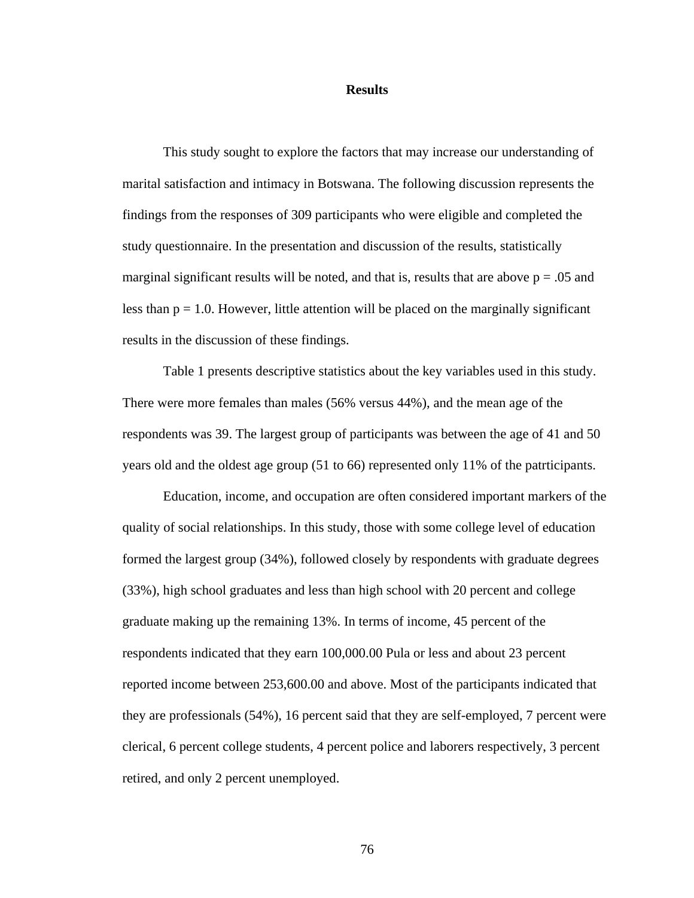# Results

This study sought to explore the factors that may increase our understanding of marital satisfaction and intimacy in Botswana. The following discussion represents the findings from the responses of 309 participants who were eligible and completed the study questionnaire. In the presentation and discussion of the results, statistically marginal significant results will be noted, and that is, results that are above $p = .05$ and less than $p = 1.0$. However, little attention will be placed on the marginally significant results in the discussion of these findings.

Table 1 presents descriptive statistics about the key variables used in this study. There were more females than males (56% versus 44%), and the mean age of the respondents was 39. The largest group of participants was between the age of 41 and 50 years old and the oldest age group (51 to 66) represented only 11% of the patrticipants.

Education, income, and occupation are often considered important markers of the quality of social relationships. In this study, those with some college level of education formed the largest group (34%), followed closely by respondents with graduate degrees (33%), high school graduates and less than high school with 20 percent and college graduate making up the remaining 13%. In terms of income, 45 percent of the respondents indicated that they earn 100,000.00 Pula or less and about 23 percent reported income between 253,600.00 and above. Most of the participants indicated that they are professionals (54%), 16 percent said that they are self-employed, 7 percent were clerical, 6 percent college students, 4 percent police and laborers respectively, 3 percent retired, and only 2 percent unemployed.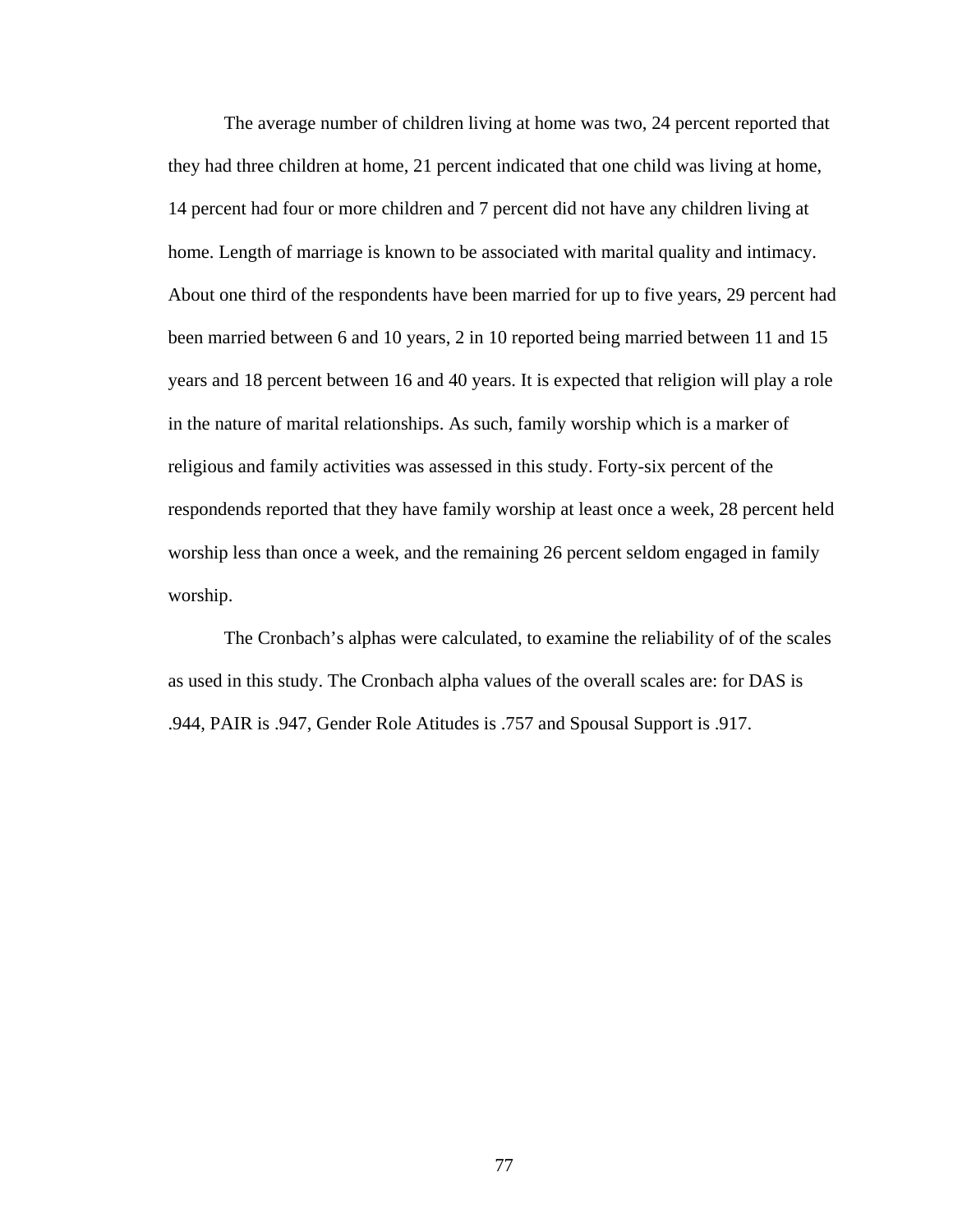The average number of children living at home was two, 24 percent reported that they had three children at home, 21 percent indicated that one child was living at home, 14 percent had four or more children and 7 percent did not have any children living at home. Length of marriage is known to be associated with marital quality and intimacy. About one third of the respondents have been married for up to five years, 29 percent had been married between 6 and 10 years, 2 in 10 reported being married between 11 and 15 years and 18 percent between 16 and 40 years. It is expected that religion will play a role in the nature of marital relationships. As such, family worship which is a marker of religious and family activities was assessed in this study. Forty-six percent of the respondends reported that they have family worship at least once a week, 28 percent held worship less than once a week, and the remaining 26 percent seldom engaged in family worship.

The Cronbach's alphas were calculated, to examine the reliability of of the scales as used in this study. The Cronbach alpha values of the overall scales are: for DAS is .944, PAIR is .947, Gender Role Atitudes is .757 and Spousal Support is .917.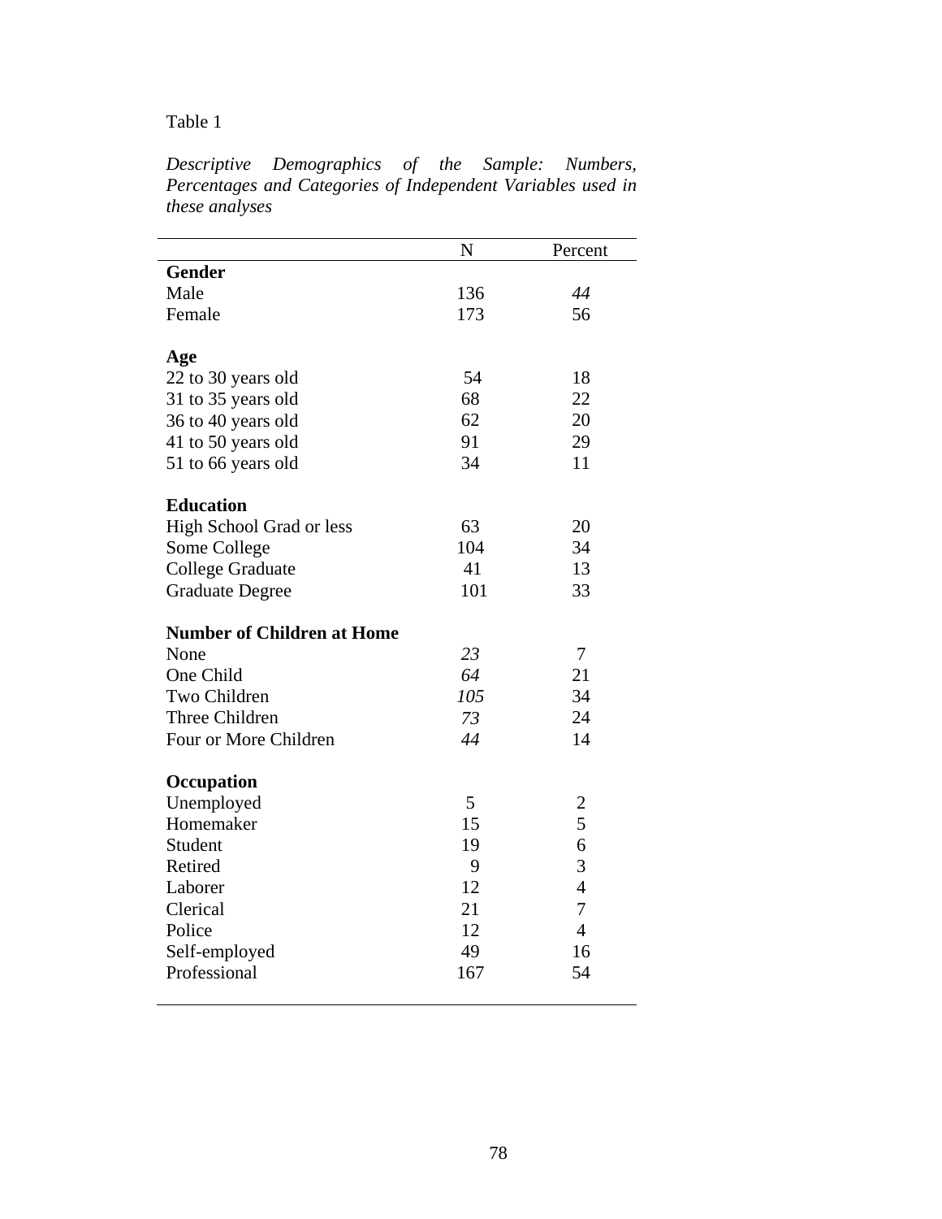Table 1

*Descriptive Demographics of the Sample: Numbers, Percentages and Categories of Independent Variables used in these analyses*

| | N | Percent |
|---|---|---|
| **Gender** | | |
| Male | 136 | *44* |
| Female | 173 | 56 |
| | | |
| **Age** | | |
| 22 to 30 years old | 54 | 18 |
| 31 to 35 years old | 68 | 22 |
| 36 to 40 years old | 62 | 20 |
| 41 to 50 years old | 91 | 29 |
| 51 to 66 years old | 34 | 11 |
| | | |
| **Education** | | |
| High School Grad or less | 63 | 20 |
| Some College | 104 | 34 |
| College Graduate | 41 | 13 |
| Graduate Degree | 101 | 33 |
| | | |
| **Number of Children at Home** | | |
| None | *23* | 7 |
| One Child | *64* | 21 |
| Two Children | *105* | 34 |
| Three Children | *73* | 24 |
| Four or More Children | *44* | 14 |
| | | |
| **Occupation** | | |
| Unemployed | 5 | 2 |
| Homemaker | 15 | 5 |
| Student | 19 | 6 |
| Retired | 9 | 3 |
| Laborer | 12 | 4 |
| Clerical | 21 | 7 |
| Police | 12 | 4 |
| Self-employed | 49 | 16 |
| Professional | 167 | 54 |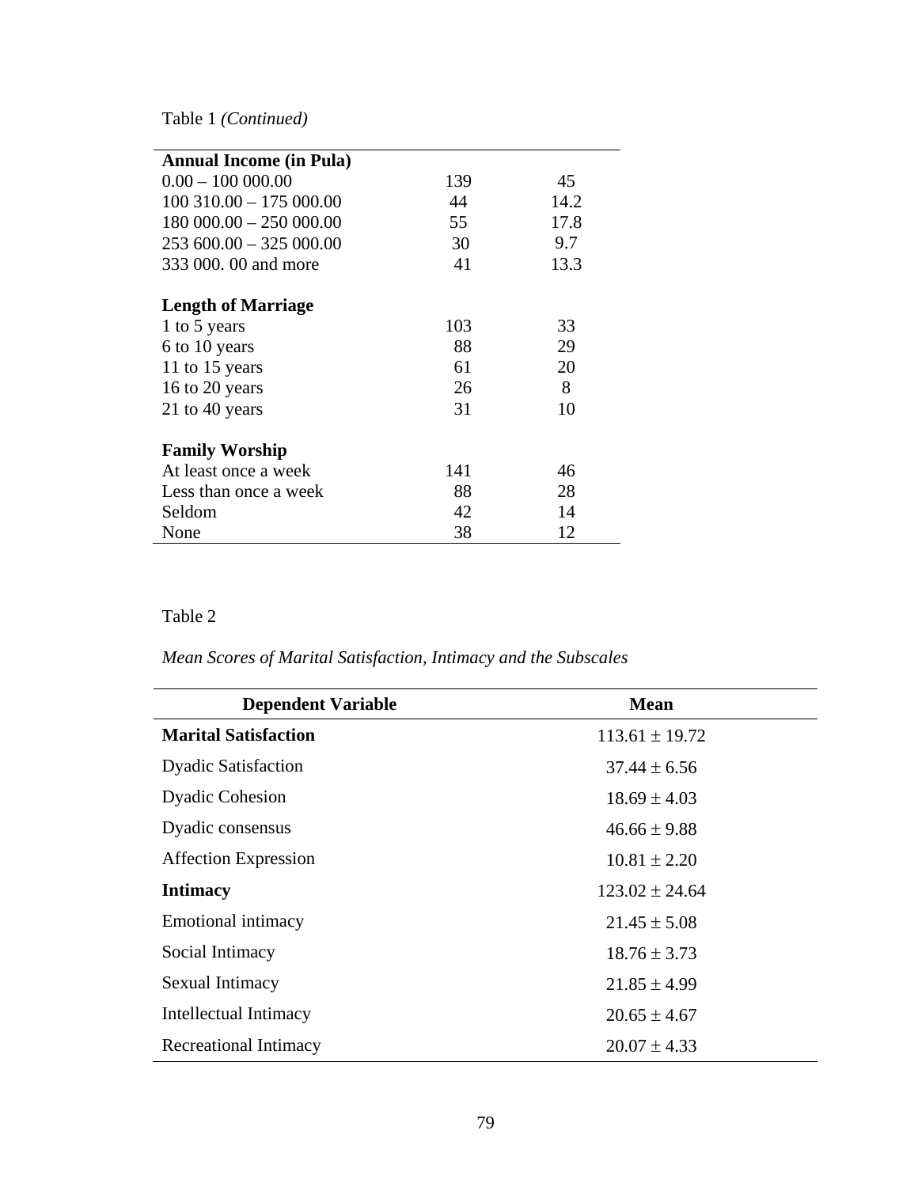Table 1 *(Continued)*

| | | |
|---|---|---|
| **Annual Income (in Pula)** | | |
| 0.00 – 100 000.00 | 139 | 45 |
| 100 310.00 – 175 000.00 | 44 | 14.2 |
| 180 000.00 – 250 000.00 | 55 | 17.8 |
| 253 600.00 – 325 000.00 | 30 | 9.7 |
| 333 000. 00 and more | 41 | 13.3 |
| **Length of Marriage** | | |
| 1 to 5 years | 103 | 33 |
| 6 to 10 years | 88 | 29 |
| 11 to 15 years | 61 | 20 |
| 16 to 20 years | 26 | 8 |
| 21 to 40 years | 31 | 10 |
| **Family Worship** | | |
| At least once a week | 141 | 46 |
| Less than once a week | 88 | 28 |
| Seldom | 42 | 14 |
| None | 38 | 12 |

Table 2

*Mean Scores of Marital Satisfaction, Intimacy and the Subscales*

| Dependent Variable | Mean |
|---|---|
| **Marital Satisfaction** | $113.61 \pm 19.72$ |
| Dyadic Satisfaction | $37.44 \pm 6.56$ |
| Dyadic Cohesion | $18.69 \pm 4.03$ |
| Dyadic consensus | $46.66 \pm 9.88$ |
| Affection Expression | $10.81 \pm 2.20$ |
| **Intimacy** | $123.02 \pm 24.64$ |
| Emotional intimacy | $21.45 \pm 5.08$ |
| Social Intimacy | $18.76 \pm 3.73$ |
| Sexual Intimacy | $21.85 \pm 4.99$ |
| Intellectual Intimacy | $20.65 \pm 4.67$ |
| Recreational Intimacy | $20.07 \pm 4.33$ |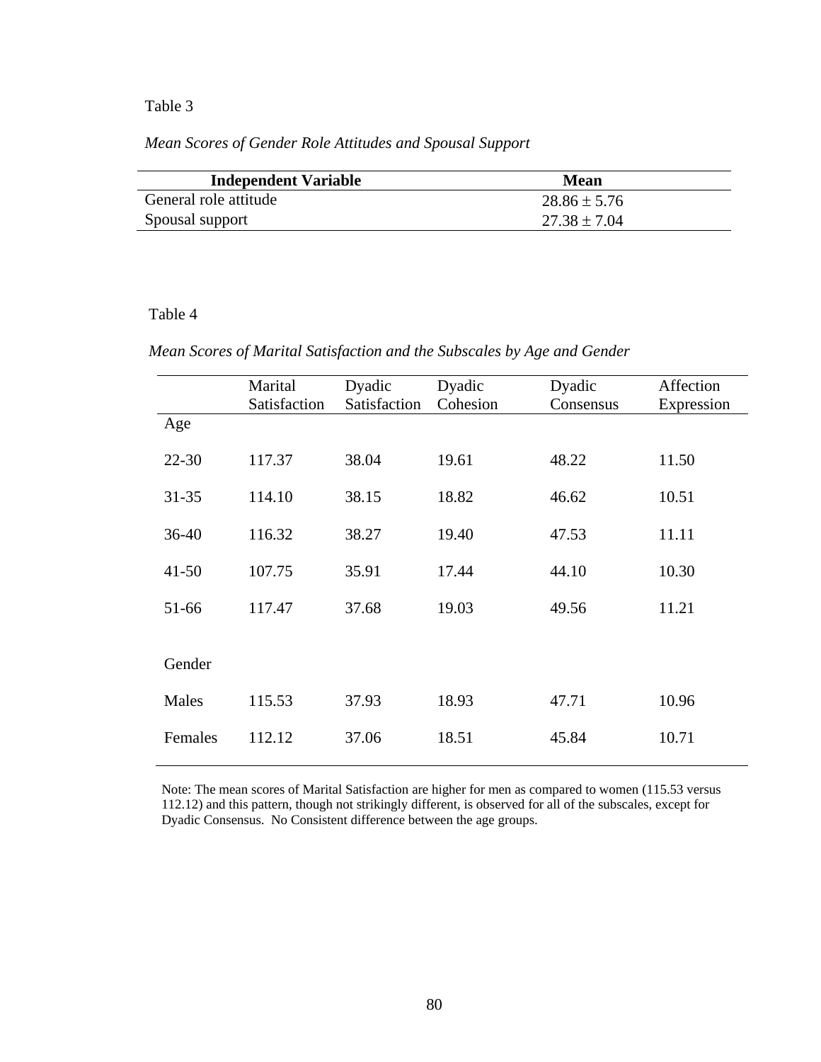Table 3

*Mean Scores of Gender Role Attitudes and Spousal Support*

| Independent Variable | Mean |
|---|---|
| General role attitude | $28.86 \pm 5.76$ |
| Spousal support | $27.38 \pm 7.04$ |

Table 4

*Mean Scores of Marital Satisfaction and the Subscales by Age and Gender*

| | Marital Satisfaction | Dyadic Satisfaction | Dyadic Cohesion | Dyadic Consensus | Affection Expression |
|---|---|---|---|---|---|
| Age | | | | | |
| 22-30 | 117.37 | 38.04 | 19.61 | 48.22 | 11.50 |
| 31-35 | 114.10 | 38.15 | 18.82 | 46.62 | 10.51 |
| 36-40 | 116.32 | 38.27 | 19.40 | 47.53 | 11.11 |
| 41-50 | 107.75 | 35.91 | 17.44 | 44.10 | 10.30 |
| 51-66 | 117.47 | 37.68 | 19.03 | 49.56 | 11.21 |
| Gender | | | | | |
| Males | 115.53 | 37.93 | 18.93 | 47.71 | 10.96 |
| Females | 112.12 | 37.06 | 18.51 | 45.84 | 10.71 |

Note: The mean scores of Marital Satisfaction are higher for men as compared to women (115.53 versus 112.12) and this pattern, though not strikingly different, is observed for all of the subscales, except for Dyadic Consensus. No Consistent difference between the age groups.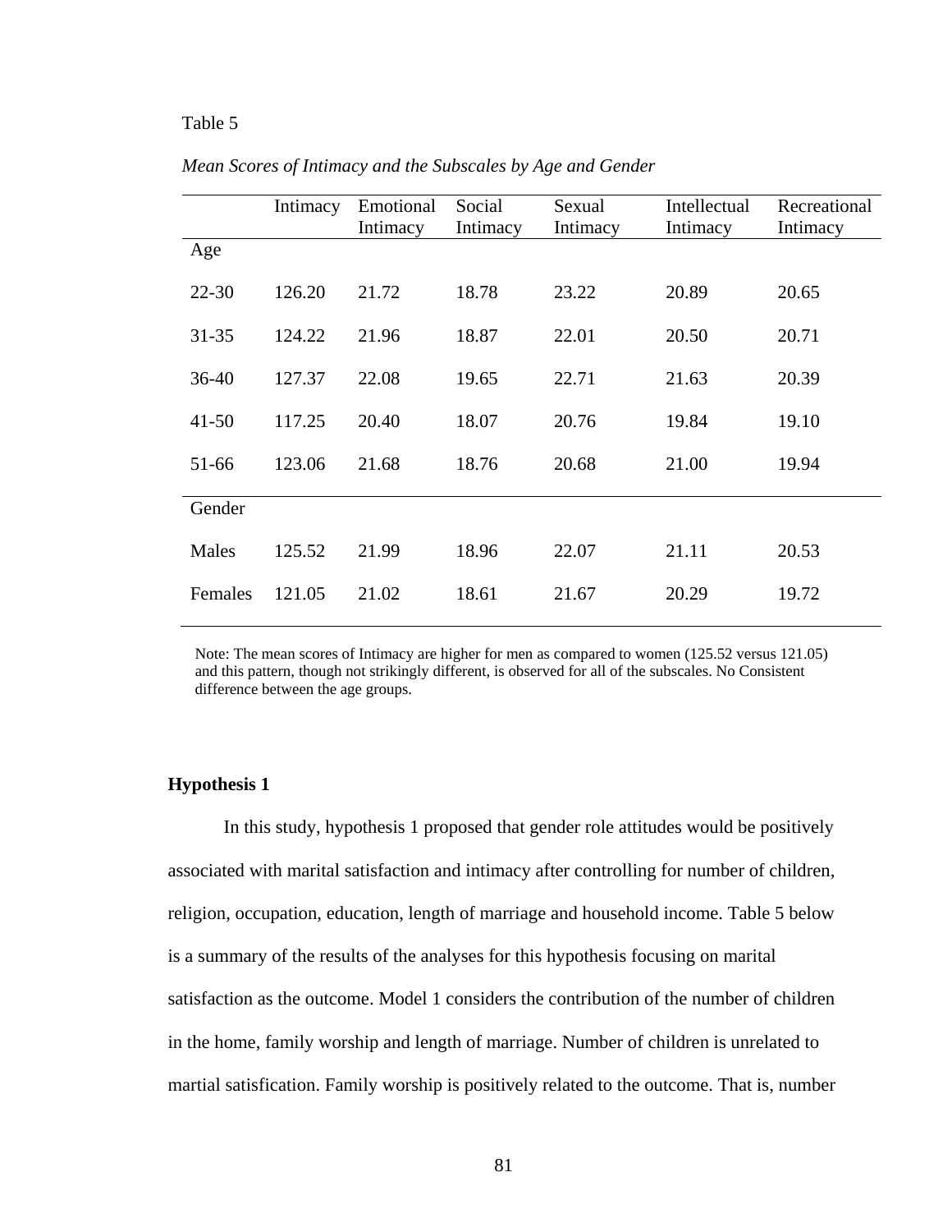Table 5

*Mean Scores of Intimacy and the Subscales by Age and Gender*

| | Intimacy | Emotional Intimacy | Social Intimacy | Sexual Intimacy | Intellectual Intimacy | Recreational Intimacy |
|---|---|---|---|---|---|---|
| Age | | | | | | |
| 22-30 | 126.20 | 21.72 | 18.78 | 23.22 | 20.89 | 20.65 |
| 31-35 | 124.22 | 21.96 | 18.87 | 22.01 | 20.50 | 20.71 |
| 36-40 | 127.37 | 22.08 | 19.65 | 22.71 | 21.63 | 20.39 |
| 41-50 | 117.25 | 20.40 | 18.07 | 20.76 | 19.84 | 19.10 |
| 51-66 | 123.06 | 21.68 | 18.76 | 20.68 | 21.00 | 19.94 |
| Gender | | | | | | |
| Males | 125.52 | 21.99 | 18.96 | 22.07 | 21.11 | 20.53 |
| Females | 121.05 | 21.02 | 18.61 | 21.67 | 20.29 | 19.72 |

Note: The mean scores of Intimacy are higher for men as compared to women (125.52 versus 121.05) and this pattern, though not strikingly different, is observed for all of the subscales. No Consistent difference between the age groups.

**Hypothesis 1**

In this study, hypothesis 1 proposed that gender role attitudes would be positively associated with marital satisfaction and intimacy after controlling for number of children, religion, occupation, education, length of marriage and household income. Table 5 below is a summary of the results of the analyses for this hypothesis focusing on marital satisfaction as the outcome. Model 1 considers the contribution of the number of children in the home, family worship and length of marriage. Number of children is unrelated to martial satisfication. Family worship is positively related to the outcome. That is, number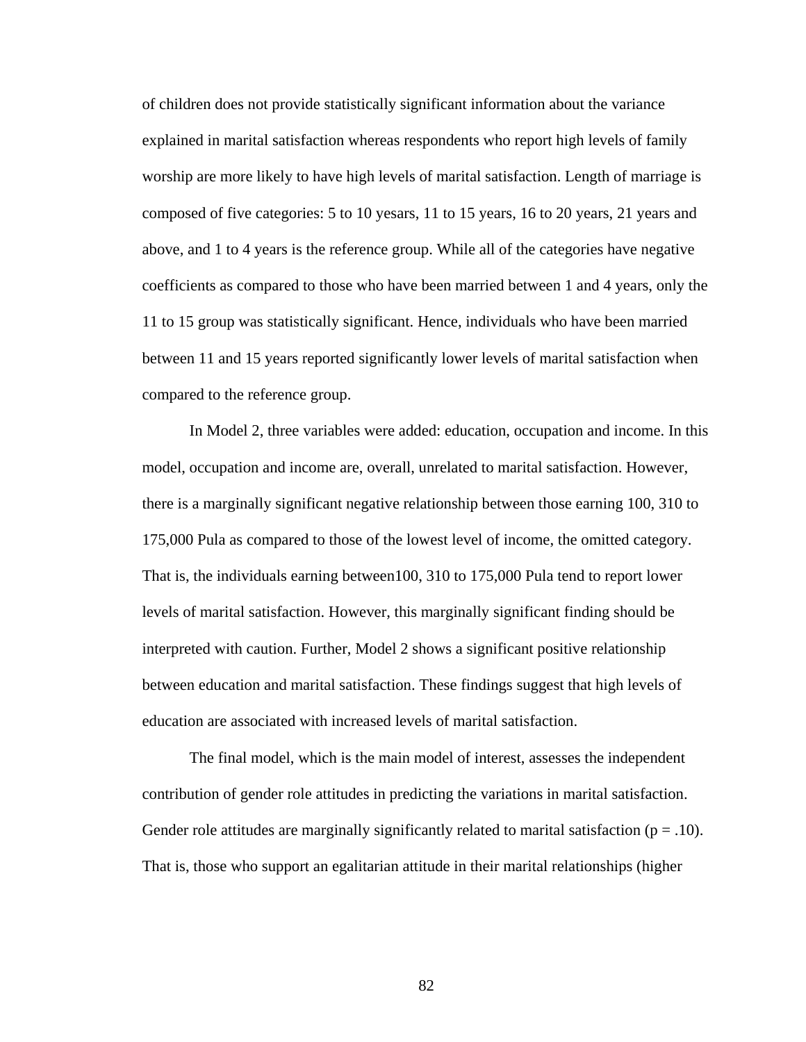of children does not provide statistically significant information about the variance explained in marital satisfaction whereas respondents who report high levels of family worship are more likely to have high levels of marital satisfaction. Length of marriage is composed of five categories: 5 to 10 yesars, 11 to 15 years, 16 to 20 years, 21 years and above, and 1 to 4 years is the reference group. While all of the categories have negative coefficients as compared to those who have been married between 1 and 4 years, only the 11 to 15 group was statistically significant. Hence, individuals who have been married between 11 and 15 years reported significantly lower levels of marital satisfaction when compared to the reference group.

In Model 2, three variables were added: education, occupation and income. In this model, occupation and income are, overall, unrelated to marital satisfaction. However, there is a marginally significant negative relationship between those earning 100, 310 to 175,000 Pula as compared to those of the lowest level of income, the omitted category. That is, the individuals earning between100, 310 to 175,000 Pula tend to report lower levels of marital satisfaction. However, this marginally significant finding should be interpreted with caution. Further, Model 2 shows a significant positive relationship between education and marital satisfaction. These findings suggest that high levels of education are associated with increased levels of marital satisfaction.

The final model, which is the main model of interest, assesses the independent contribution of gender role attitudes in predicting the variations in marital satisfaction. Gender role attitudes are marginally significantly related to marital satisfaction ($p = .10$). That is, those who support an egalitarian attitude in their marital relationships (higher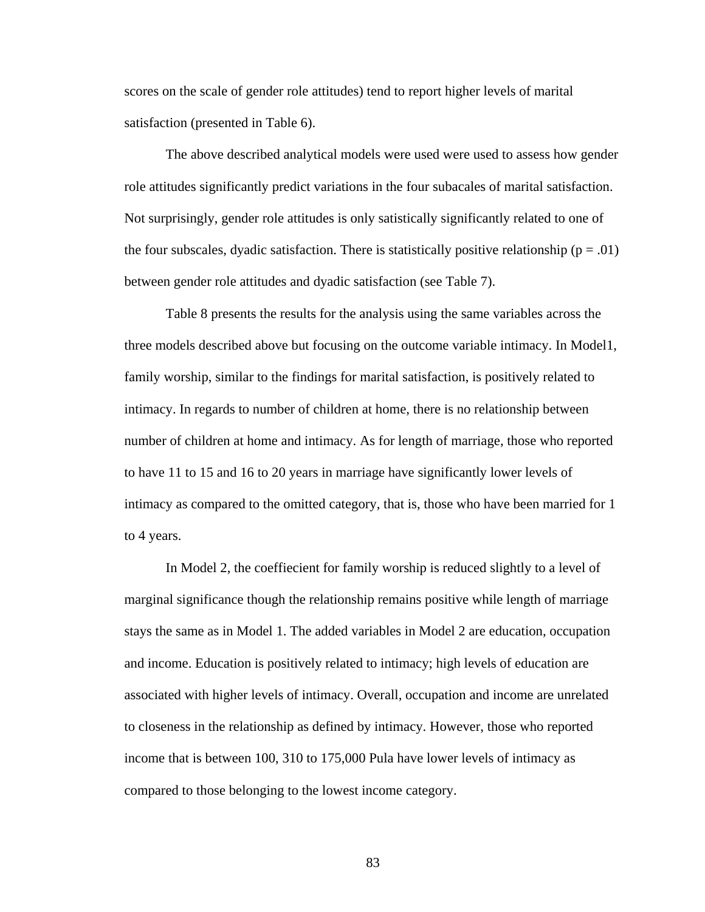scores on the scale of gender role attitudes) tend to report higher levels of marital satisfaction (presented in Table 6).

The above described analytical models were used were used to assess how gender role attitudes significantly predict variations in the four subacales of marital satisfaction. Not surprisingly, gender role attitudes is only satistically significantly related to one of the four subscales, dyadic satisfaction. There is statistically positive relationship ($p = .01$) between gender role attitudes and dyadic satisfaction (see Table 7).

Table 8 presents the results for the analysis using the same variables across the three models described above but focusing on the outcome variable intimacy. In Model1, family worship, similar to the findings for marital satisfaction, is positively related to intimacy. In regards to number of children at home, there is no relationship between number of children at home and intimacy. As for length of marriage, those who reported to have 11 to 15 and 16 to 20 years in marriage have significantly lower levels of intimacy as compared to the omitted category, that is, those who have been married for 1 to 4 years.

In Model 2, the coeffiecient for family worship is reduced slightly to a level of marginal significance though the relationship remains positive while length of marriage stays the same as in Model 1. The added variables in Model 2 are education, occupation and income. Education is positively related to intimacy; high levels of education are associated with higher levels of intimacy. Overall, occupation and income are unrelated to closeness in the relationship as defined by intimacy. However, those who reported income that is between 100, 310 to 175,000 Pula have lower levels of intimacy as compared to those belonging to the lowest income category.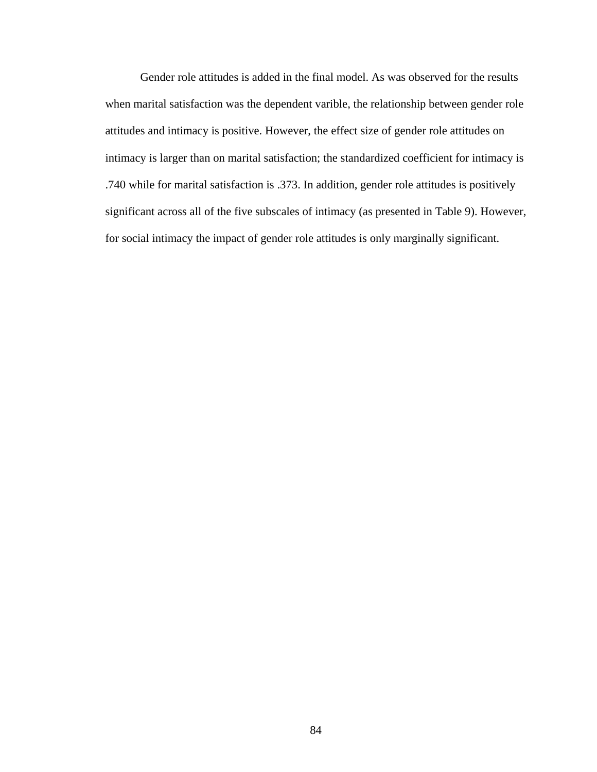Gender role attitudes is added in the final model. As was observed for the results when marital satisfaction was the dependent varible, the relationship between gender role attitudes and intimacy is positive. However, the effect size of gender role attitudes on intimacy is larger than on marital satisfaction; the standardized coefficient for intimacy is .740 while for marital satisfaction is .373. In addition, gender role attitudes is positively significant across all of the five subscales of intimacy (as presented in Table 9). However, for social intimacy the impact of gender role attitudes is only marginally significant.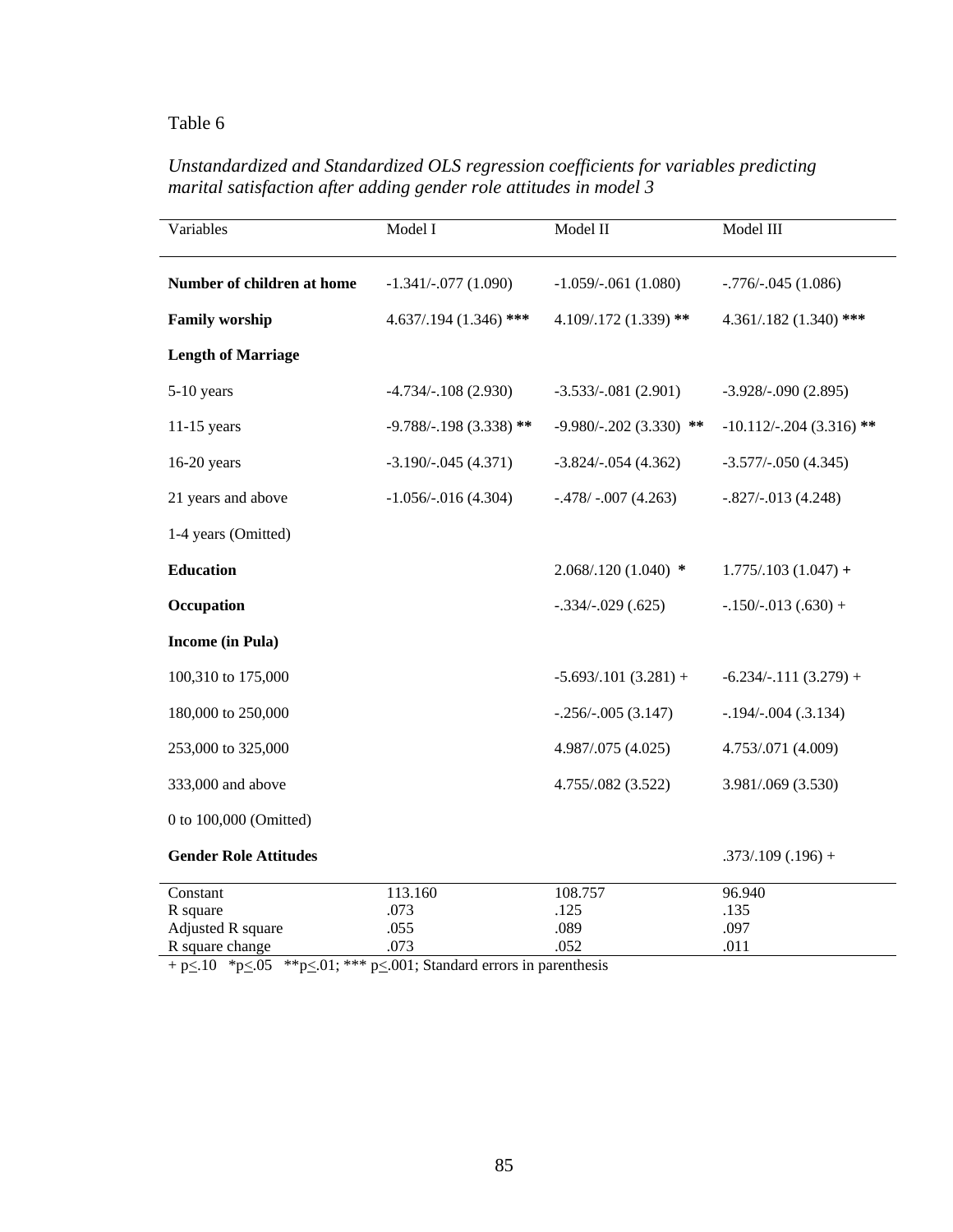Table 6

*Unstandardized and Standardized OLS regression coefficients for variables predicting marital satisfaction after adding gender role attitudes in model 3*

| Variables | Model I | Model II | Model III |
|---|---|---|---|
| **Number of children at home** | -1.341/-.077 (1.090) | -1.059/-.061 (1.080) | -.776/-.045 (1.086) |
| **Family worship** | 4.637/.194 (1.346) *** | 4.109/.172 (1.339) ** | 4.361/.182 (1.340) *** |
| **Length of Marriage** | | | |
| 5-10 years | -4.734/-.108 (2.930) | -3.533/-.081 (2.901) | -3.928/-.090 (2.895) |
| 11-15 years | -9.788/-.198 (3.338) ** | -9.980/-.202 (3.330) ** | -10.112/-.204 (3.316) ** |
| 16-20 years | -3.190/-.045 (4.371) | -3.824/-.054 (4.362) | -3.577/-.050 (4.345) |
| 21 years and above | -1.056/-.016 (4.304) | -.478/ -.007 (4.263) | -.827/-.013 (4.248) |
| 1-4 years (Omitted) | | | |
| **Education** | | 2.068/.120 (1.040) * | 1.775/.103 (1.047) + |
| **Occupation** | | -.334/-.029 (.625) | -.150/-.013 (.630) + |
| **Income (in Pula)** | | | |
| 100,310 to 175,000 | | -5.693/.101 (3.281) + | -6.234/-.111 (3.279) + |
| 180,000 to 250,000 | | -.256/-.005 (3.147) | -.194/-.004 (.3.134) |
| 253,000 to 325,000 | | 4.987/.075 (4.025) | 4.753/.071 (4.009) |
| 333,000 and above | | 4.755/.082 (3.522) | 3.981/.069 (3.530) |
| 0 to 100,000 (Omitted) | | | |
| **Gender Role Attitudes** | | | .373/.109 (.196) + |
| Constant | 113.160 | 108.757 | 96.940 |
| R square | .073 | .125 | .135 |
| Adjusted R square | .055 | .089 | .097 |
| R square change | .073 | .052 | .011 |

+ $p \leq .10$ *$p \leq .05$ **$p \leq .01$; *** $p \leq .001$; Standard errors in parenthesis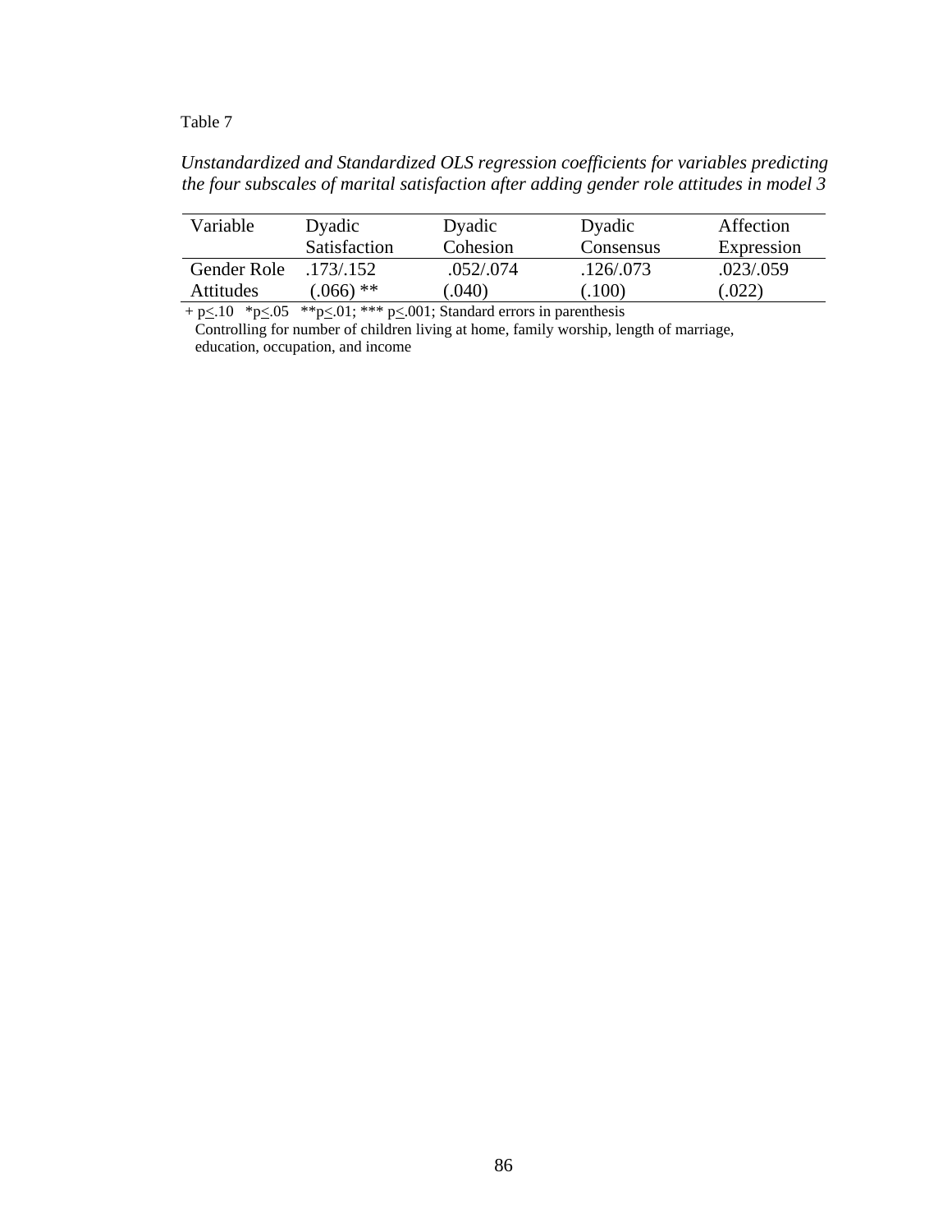Table 7

*Unstandardized and Standardized OLS regression coefficients for variables predicting the four subscales of marital satisfaction after adding gender role attitudes in model 3*

| Variable | Dyadic Satisfaction | Dyadic Cohesion | Dyadic Consensus | Affection Expression |
|---|---|---|---|---|
| Gender Role Attitudes | .173/.152 (.066) ** | .052/.074 (.040) | .126/.073 (.100) | .023/.059 (.022) |

+ $p \leq .10$ \* $p \leq .05$ \*\* $p \leq .01$; \*\*\* $p \leq .001$; Standard errors in parenthesis
Controlling for number of children living at home, family worship, length of marriage, education, occupation, and income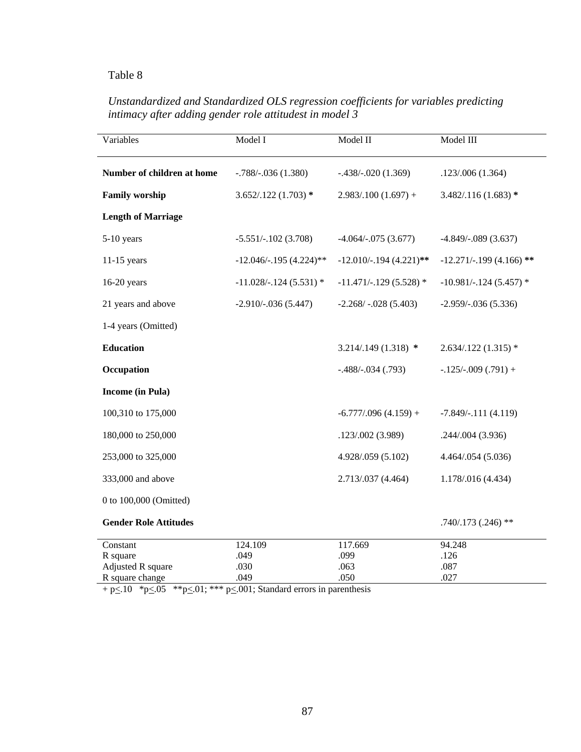Table 8

*Unstandardized and Standardized OLS regression coefficients for variables predicting intimacy after adding gender role attitudest in model 3*

| Variables | Model I | Model II | Model III |
|---|---|---|---|
| **Number of children at home** | -.788/-.036 (1.380) | -.438/-.020 (1.369) | .123/.006 (1.364) |
| **Family worship** | 3.652/.122 (1.703) **\*** | 2.983/.100 (1.697) + | 3.482/.116 (1.683) **\*** |
| **Length of Marriage** | | | |
| 5-10 years | -5.551/-.102 (3.708) | -4.064/-.075 (3.677) | -4.849/-.089 (3.637) |
| 11-15 years | -12.046/-.195 (4.224)** | -12.010/-.194 (4.221)**\*\*** | -12.271/-.199 (4.166) **\*\*** |
| 16-20 years | -11.028/-.124 (5.531) * | -11.471/-.129 (5.528) * | -10.981/-.124 (5.457) * |
| 21 years and above | -2.910/-.036 (5.447) | -2.268/ -.028 (5.403) | -2.959/-.036 (5.336) |
| 1-4 years (Omitted) | | | |
| **Education** | | 3.214/.149 (1.318) **\*** | 2.634/.122 (1.315) * |
| **Occupation** | | -.488/-.034 (.793) | -.125/-.009 (.791) + |
| **Income (in Pula)** | | | |
| 100,310 to 175,000 | | -6.777/.096 (4.159) + | -7.849/-.111 (4.119) |
| 180,000 to 250,000 | | .123/.002 (3.989) | .244/.004 (3.936) |
| 253,000 to 325,000 | | 4.928/.059 (5.102) | 4.464/.054 (5.036) |
| 333,000 and above | | 2.713/.037 (4.464) | 1.178/.016 (4.434) |
| 0 to 100,000 (Omitted) | | | |
| **Gender Role Attitudes** | | | .740/.173 (.246) ** |
| Constant | 124.109 | 117.669 | 94.248 |
| R square | .049 | .099 | .126 |
| Adjusted R square | .030 | .063 | .087 |
| R square change | .049 | .050 | .027 |

+ $p \leq .10$ \*$p \leq .05$ \*\*$p \leq .01$; \*\*\* $p \leq .001$; Standard errors in parenthesis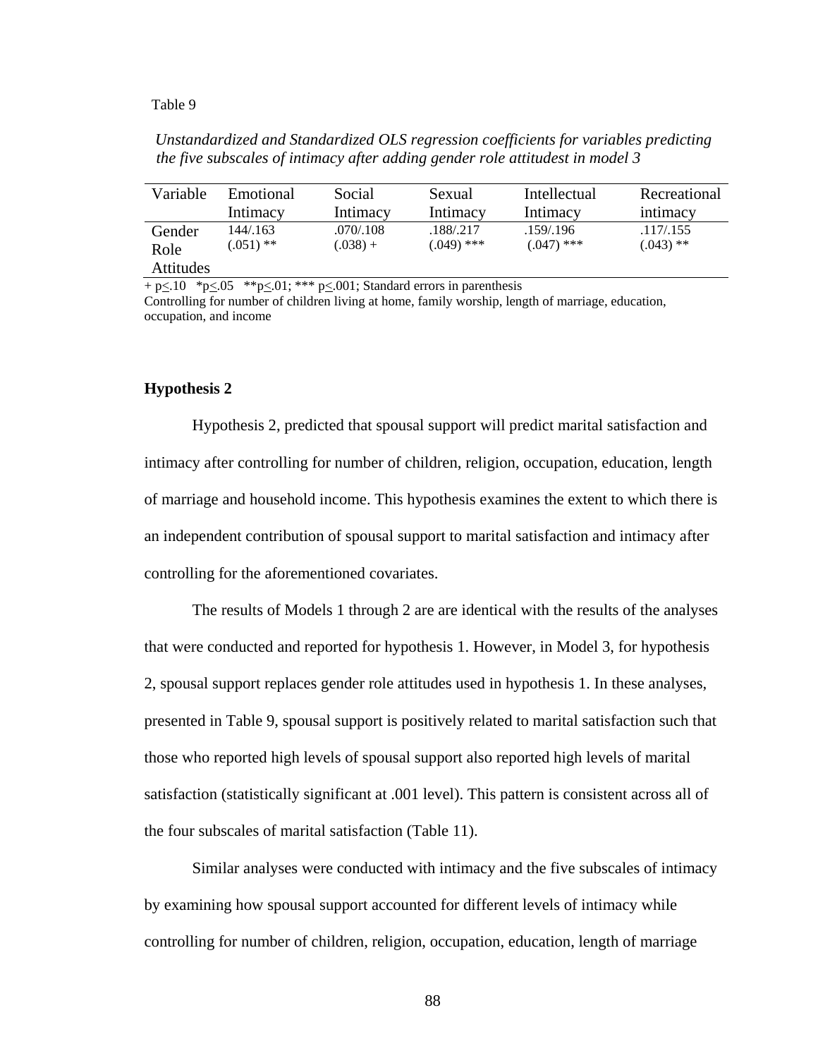Table 9

*Unstandardized and Standardized OLS regression coefficients for variables predicting the five subscales of intimacy after adding gender role attitudest in model 3*

| Variable | Emotional Intimacy | Social Intimacy | Sexual Intimacy | Intellectual Intimacy | Recreational intimacy |
|---|---|---|---|---|---|
| Gender Role Attitudes | 144/.163 (.051) ** | .070/.108 (.038) + | .188/.217 (.049) *** | .159/.196 (.047) *** | .117/.155 (.043) ** |

+ p<.10 *p<.05 **p<.01; *** p<.001; Standard errors in parenthesis
Controlling for number of children living at home, family worship, length of marriage, education, occupation, and income

**Hypothesis 2**

Hypothesis 2, predicted that spousal support will predict marital satisfaction and intimacy after controlling for number of children, religion, occupation, education, length of marriage and household income. This hypothesis examines the extent to which there is an independent contribution of spousal support to marital satisfaction and intimacy after controlling for the aforementioned covariates.

The results of Models 1 through 2 are are identical with the results of the analyses that were conducted and reported for hypothesis 1. However, in Model 3, for hypothesis 2, spousal support replaces gender role attitudes used in hypothesis 1. In these analyses, presented in Table 9, spousal support is positively related to marital satisfaction such that those who reported high levels of spousal support also reported high levels of marital satisfaction (statistically significant at .001 level). This pattern is consistent across all of the four subscales of marital satisfaction (Table 11).

Similar analyses were conducted with intimacy and the five subscales of intimacy by examining how spousal support accounted for different levels of intimacy while controlling for number of children, religion, occupation, education, length of marriage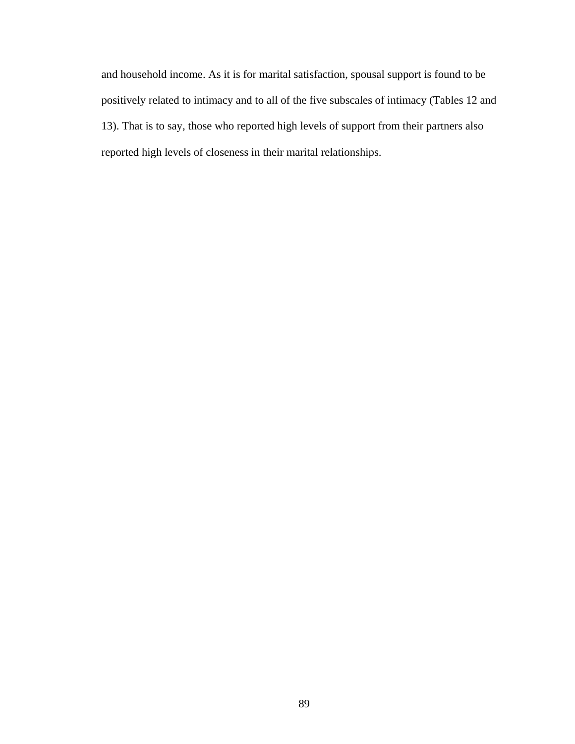and household income. As it is for marital satisfaction, spousal support is found to be positively related to intimacy and to all of the five subscales of intimacy (Tables 12 and 13). That is to say, those who reported high levels of support from their partners also reported high levels of closeness in their marital relationships.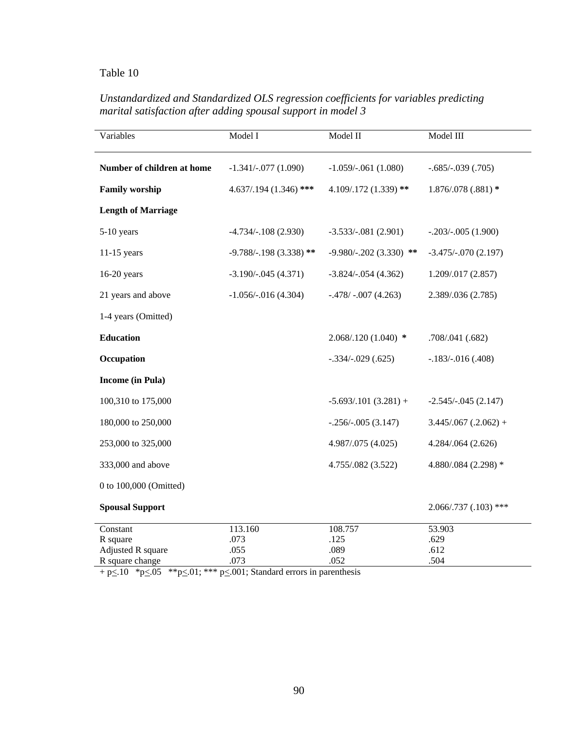Table 10

*Unstandardized and Standardized OLS regression coefficients for variables predicting marital satisfaction after adding spousal support in model 3*

| Variables | Model I | Model II | Model III |
|---|---|---|---|
| **Number of children at home** | -1.341/-.077 (1.090) | -1.059/-.061 (1.080) | -.685/-.039 (.705) |
| **Family worship** | 4.637/.194 (1.346) *** | 4.109/.172 (1.339) ** | 1.876/.078 (.881) * |
| **Length of Marriage** | | | |
| 5-10 years | -4.734/-.108 (2.930) | -3.533/-.081 (2.901) | -.203/-.005 (1.900) |
| 11-15 years | -9.788/-.198 (3.338) ** | -9.980/-.202 (3.330) ** | -3.475/-.070 (2.197) |
| 16-20 years | -3.190/-.045 (4.371) | -3.824/-.054 (4.362) | 1.209/.017 (2.857) |
| 21 years and above | -1.056/-.016 (4.304) | -.478/ -.007 (4.263) | 2.389/.036 (2.785) |
| 1-4 years (Omitted) | | | |
| **Education** | | 2.068/.120 (1.040) * | .708/.041 (.682) |
| **Occupation** | | -.334/-.029 (.625) | -.183/-.016 (.408) |
| **Income (in Pula)** | | | |
| 100,310 to 175,000 | | -5.693/.101 (3.281) + | -2.545/-.045 (2.147) |
| 180,000 to 250,000 | | -.256/-.005 (3.147) | 3.445/.067 (.2.062) + |
| 253,000 to 325,000 | | 4.987/.075 (4.025) | 4.284/.064 (2.626) |
| 333,000 and above | | 4.755/.082 (3.522) | 4.880/.084 (2.298) * |
| 0 to 100,000 (Omitted) | | | |
| **Spousal Support** | | | 2.066/.737 (.103) *** |
| Constant | 113.160 | 108.757 | 53.903 |
| R square | .073 | .125 | .629 |
| Adjusted R square | .055 | .089 | .612 |
| R square change | .073 | .052 | .504 |

+ $p \leq .10$ \*$p \leq .05$ \*\*$p \leq .01$; \*\*\* $p \leq .001$; Standard errors in parenthesis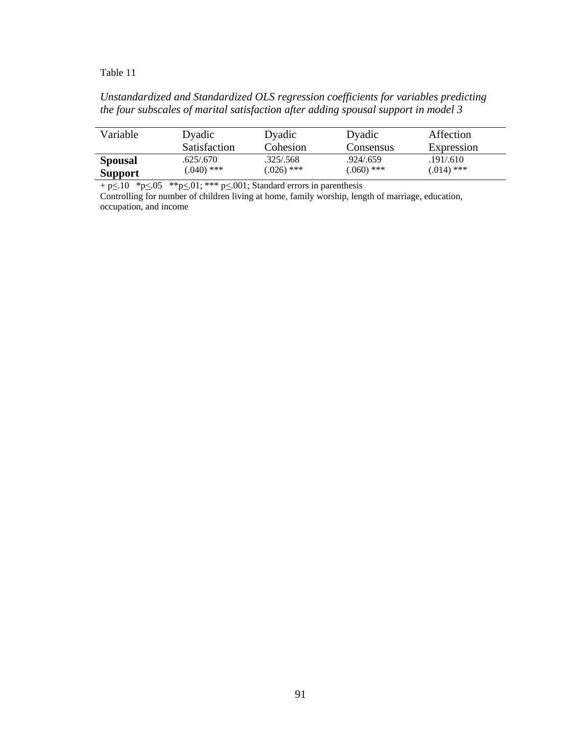Table 11

*Unstandardized and Standardized OLS regression coefficients for variables predicting the four subscales of marital satisfaction after adding spousal support in model 3*

| Variable | Dyadic Satisfaction | Dyadic Cohesion | Dyadic Consensus | Affection Expression |
|---|---|---|---|---|
| **Spousal Support** | .625/.670 (.040) *** | .325/.568 (.026) *** | .924/.659 (.060) *** | .191/.610 (.014) *** |

+ $p \leq .10$ \* $p \leq .05$ \*\* $p \leq .01$; \*\*\* $p \leq .001$; Standard errors in parenthesis

Controlling for number of children living at home, family worship, length of marriage, education, occupation, and income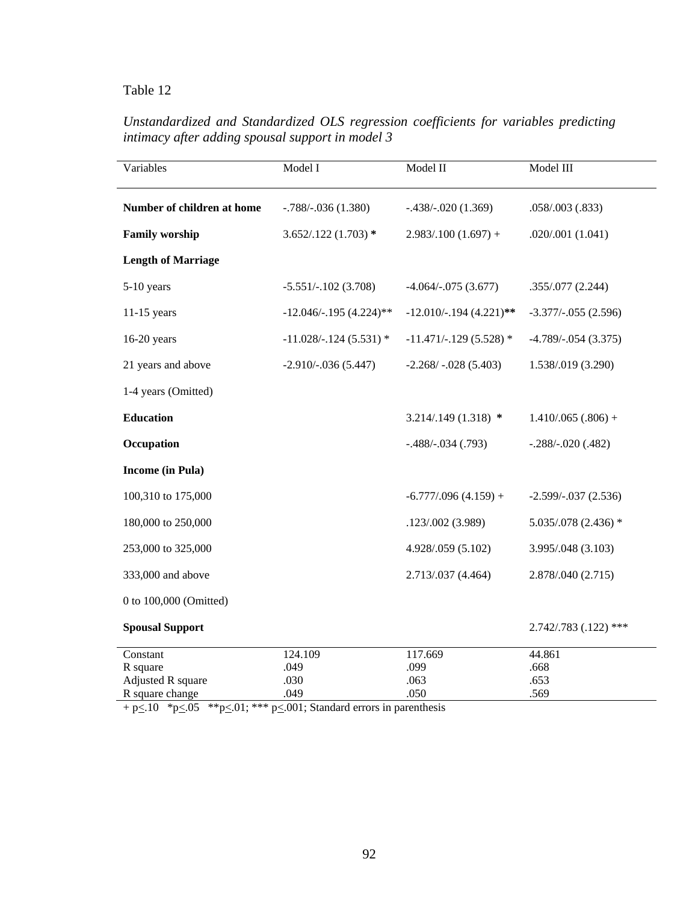Table 12

*Unstandardized and Standardized OLS regression coefficients for variables predicting intimacy after adding spousal support in model 3*

| Variables | Model I | Model II | Model III |
|---|---|---|---|
| **Number of children at home** | -.788/-.036 (1.380) | -.438/-.020 (1.369) | .058/.003 (.833) |
| **Family worship** | 3.652/.122 (1.703) **\*** | 2.983/.100 (1.697) + | .020/.001 (1.041) |
| **Length of Marriage** | | | |
| 5-10 years | -5.551/-.102 (3.708) | -4.064/-.075 (3.677) | .355/.077 (2.244) |
| 11-15 years | -12.046/-.195 (4.224)** | -12.010/-.194 (4.221)**\*\*** | -3.377/-.055 (2.596) |
| 16-20 years | -11.028/-.124 (5.531) * | -11.471/-.129 (5.528) * | -4.789/-.054 (3.375) |
| 21 years and above | -2.910/-.036 (5.447) | -2.268/ -.028 (5.403) | 1.538/.019 (3.290) |
| 1-4 years (Omitted) | | | |
| **Education** | | 3.214/.149 (1.318) **\*** | 1.410/.065 (.806) + |
| **Occupation** | | -.488/-.034 (.793) | -.288/-.020 (.482) |
| **Income (in Pula)** | | | |
| 100,310 to 175,000 | | -6.777/.096 (4.159) + | -2.599/-.037 (2.536) |
| 180,000 to 250,000 | | .123/.002 (3.989) | 5.035/.078 (2.436) * |
| 253,000 to 325,000 | | 4.928/.059 (5.102) | 3.995/.048 (3.103) |
| 333,000 and above | | 2.713/.037 (4.464) | 2.878/.040 (2.715) |
| 0 to 100,000 (Omitted) | | | |
| **Spousal Support** | | | 2.742/.783 (.122) *** |
| Constant | 124.109 | 117.669 | 44.861 |
| R square | .049 | .099 | .668 |
| Adjusted R square | .030 | .063 | .653 |
| R square change | .049 | .050 | .569 |

+ $p \leq .10$ \*$p \leq .05$ \*\*$p \leq .01$; \*\*\* $p \leq .001$; Standard errors in parenthesis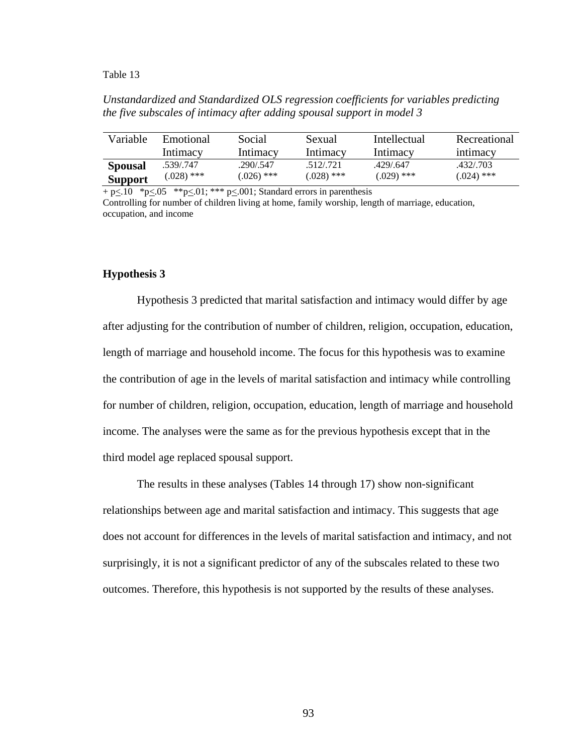Table 13

*Unstandardized and Standardized OLS regression coefficients for variables predicting the five subscales of intimacy after adding spousal support in model 3*

| Variable | Emotional Intimacy | Social Intimacy | Sexual Intimacy | Intellectual Intimacy | Recreational intimacy |
|---|---|---|---|---|---|
| **Spousal Support** | .539/.747 (.028) *** | .290/.547 (.026) *** | .512/.721 (.028) *** | .429/.647 (.029) *** | .432/.703 (.024) *** |

+ p<u><</u>.10 *p<u><</u>.05 **p<u><</u>.01; *** p<u><</u>.001; Standard errors in parenthesis
Controlling for number of children living at home, family worship, length of marriage, education, occupation, and income

**Hypothesis 3**

Hypothesis 3 predicted that marital satisfaction and intimacy would differ by age after adjusting for the contribution of number of children, religion, occupation, education, length of marriage and household income. The focus for this hypothesis was to examine the contribution of age in the levels of marital satisfaction and intimacy while controlling for number of children, religion, occupation, education, length of marriage and household income. The analyses were the same as for the previous hypothesis except that in the third model age replaced spousal support.

The results in these analyses (Tables 14 through 17) show non-significant relationships between age and marital satisfaction and intimacy. This suggests that age does not account for differences in the levels of marital satisfaction and intimacy, and not surprisingly, it is not a significant predictor of any of the subscales related to these two outcomes. Therefore, this hypothesis is not supported by the results of these analyses.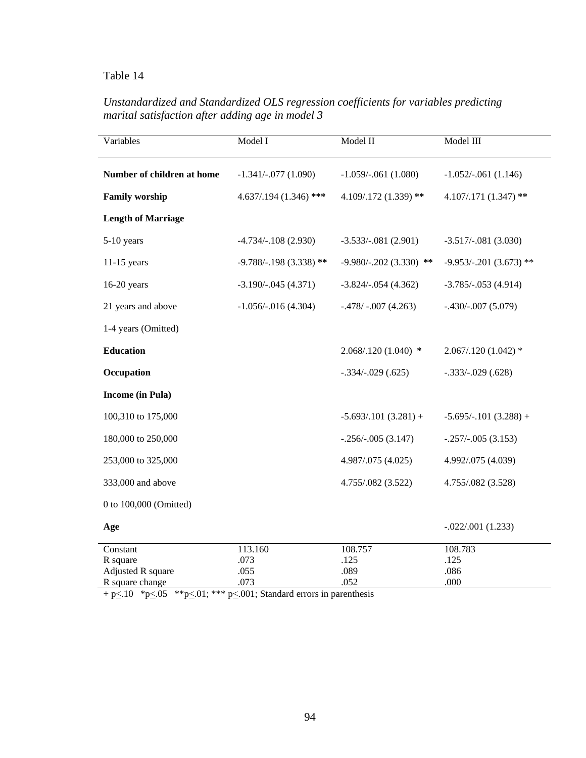Table 14

*Unstandardized and Standardized OLS regression coefficients for variables predicting marital satisfaction after adding age in model 3*

| Variables | Model I | Model II | Model III |
|---|---|---|---|
| **Number of children at home** | -1.341/-.077 (1.090) | -1.059/-.061 (1.080) | -1.052/-.061 (1.146) |
| **Family worship** | 4.637/.194 (1.346) *** | 4.109/.172 (1.339) ** | 4.107/.171 (1.347) ** |
| **Length of Marriage** | | | |
| 5-10 years | -4.734/-.108 (2.930) | -3.533/-.081 (2.901) | -3.517/-.081 (3.030) |
| 11-15 years | -9.788/-.198 (3.338) ** | -9.980/-.202 (3.330) ** | -9.953/-.201 (3.673) ** |
| 16-20 years | -3.190/-.045 (4.371) | -3.824/-.054 (4.362) | -3.785/-.053 (4.914) |
| 21 years and above | -1.056/-.016 (4.304) | -.478/ -.007 (4.263) | -.430/-.007 (5.079) |
| 1-4 years (Omitted) | | | |
| **Education** | | 2.068/.120 (1.040) * | 2.067/.120 (1.042) * |
| **Occupation** | | -.334/-.029 (.625) | -.333/-.029 (.628) |
| **Income (in Pula)** | | | |
| 100,310 to 175,000 | | -5.693/.101 (3.281) + | -5.695/-.101 (3.288) + |
| 180,000 to 250,000 | | -.256/-.005 (3.147) | -.257/-.005 (3.153) |
| 253,000 to 325,000 | | 4.987/.075 (4.025) | 4.992/.075 (4.039) |
| 333,000 and above | | 4.755/.082 (3.522) | 4.755/.082 (3.528) |
| 0 to 100,000 (Omitted) | | | |
| **Age** | | | -.022/.001 (1.233) |
| Constant | 113.160 | 108.757 | 108.783 |
| R square | .073 | .125 | .125 |
| Adjusted R square | .055 | .089 | .086 |
| R square change | .073 | .052 | .000 |

+ p≤.10 *p≤.05 **p≤.01; *** p≤.001; Standard errors in parenthesis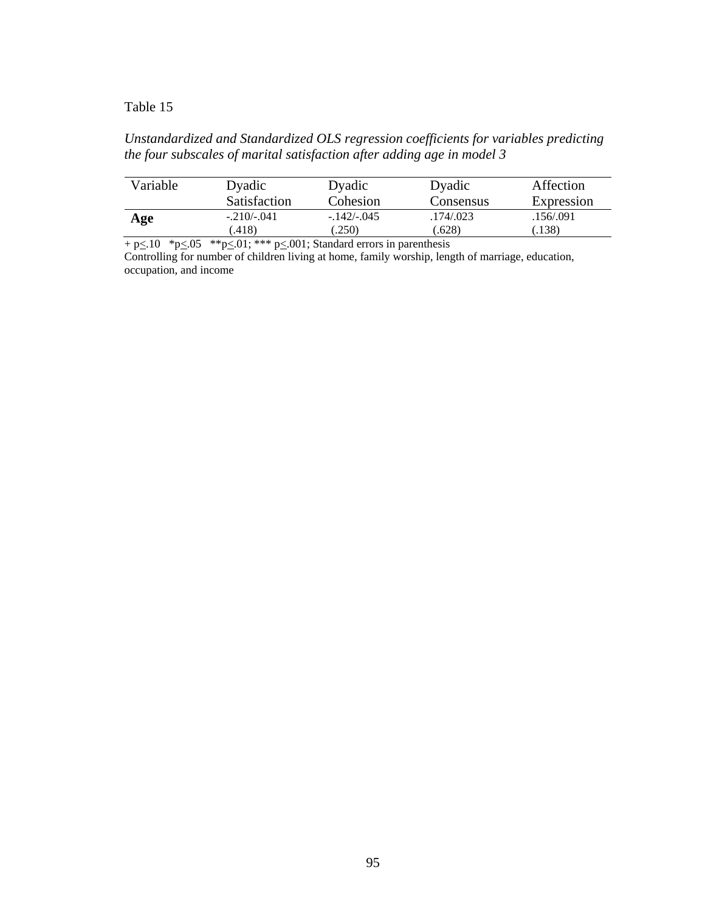Table 15

*Unstandardized and Standardized OLS regression coefficients for variables predicting the four subscales of marital satisfaction after adding age in model 3*

| Variable | Dyadic Satisfaction | Dyadic Cohesion | Dyadic Consensus | Affection Expression |
|---|---|---|---|---|
| **Age** | -.210/-.041<br>(.418) | -.142/-.045<br>(.250) | .174/.023<br>(.628) | .156/.091<br>(.138) |

+ $p \leq .10$ \* $p \leq .05$ \*\* $p \leq .01$; \*\*\* $p \leq .001$; Standard errors in parenthesis
Controlling for number of children living at home, family worship, length of marriage, education, occupation, and income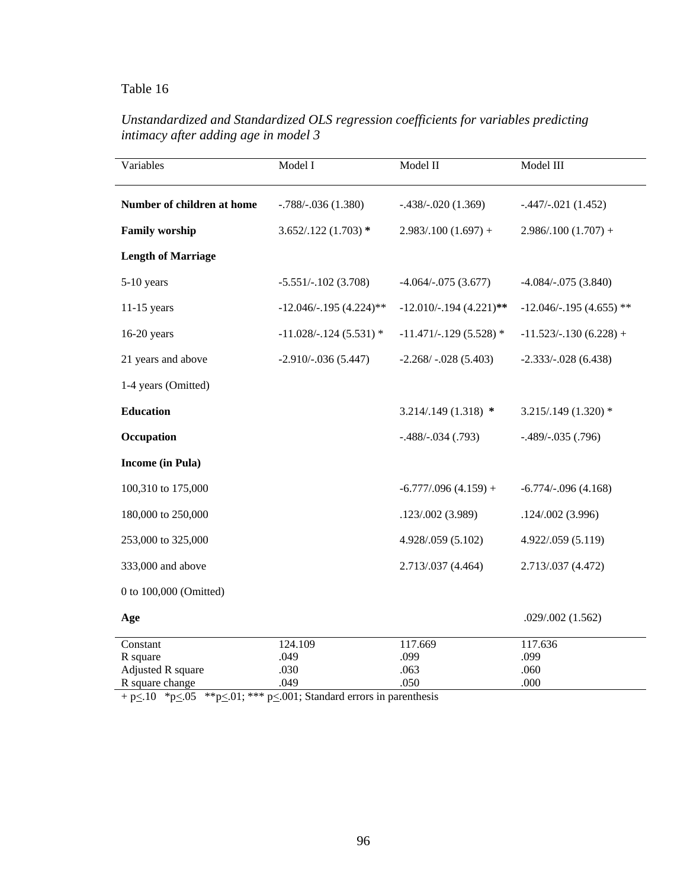Table 16

*Unstandardized and Standardized OLS regression coefficients for variables predicting intimacy after adding age in model 3*

| Variables | Model I | Model II | Model III |
|---|---|---|---|
| **Number of children at home** | -.788/-.036 (1.380) | -.438/-.020 (1.369) | -.447/-.021 (1.452) |
| **Family worship** | 3.652/.122 (1.703) * | 2.983/.100 (1.697) + | 2.986/.100 (1.707) + |
| **Length of Marriage** | | | |
| 5-10 years | -5.551/-.102 (3.708) | -4.064/-.075 (3.677) | -4.084/-.075 (3.840) |
| 11-15 years | -12.046/-.195 (4.224)** | -12.010/-.194 (4.221)** | -12.046/-.195 (4.655) ** |
| 16-20 years | -11.028/-.124 (5.531) * | -11.471/-.129 (5.528) * | -11.523/-.130 (6.228) + |
| 21 years and above | -2.910/-.036 (5.447) | -2.268/ -.028 (5.403) | -2.333/-.028 (6.438) |
| 1-4 years (Omitted) | | | |
| **Education** | | 3.214/.149 (1.318) * | 3.215/.149 (1.320) * |
| **Occupation** | | -.488/-.034 (.793) | -.489/-.035 (.796) |
| **Income (in Pula)** | | | |
| 100,310 to 175,000 | | -6.777/.096 (4.159) + | -6.774/-.096 (4.168) |
| 180,000 to 250,000 | | .123/.002 (3.989) | .124/.002 (3.996) |
| 253,000 to 325,000 | | 4.928/.059 (5.102) | 4.922/.059 (5.119) |
| 333,000 and above | | 2.713/.037 (4.464) | 2.713/.037 (4.472) |
| 0 to 100,000 (Omitted) | | | |
| **Age** | | | .029/.002 (1.562) |
| Constant | 124.109 | 117.669 | 117.636 |
| R square | .049 | .099 | .099 |
| Adjusted R square | .030 | .063 | .060 |
| R square change | .049 | .050 | .000 |

+ p≤.10 \*p≤.05 \*\*p≤.01; \*\*\* p≤.001; Standard errors in parenthesis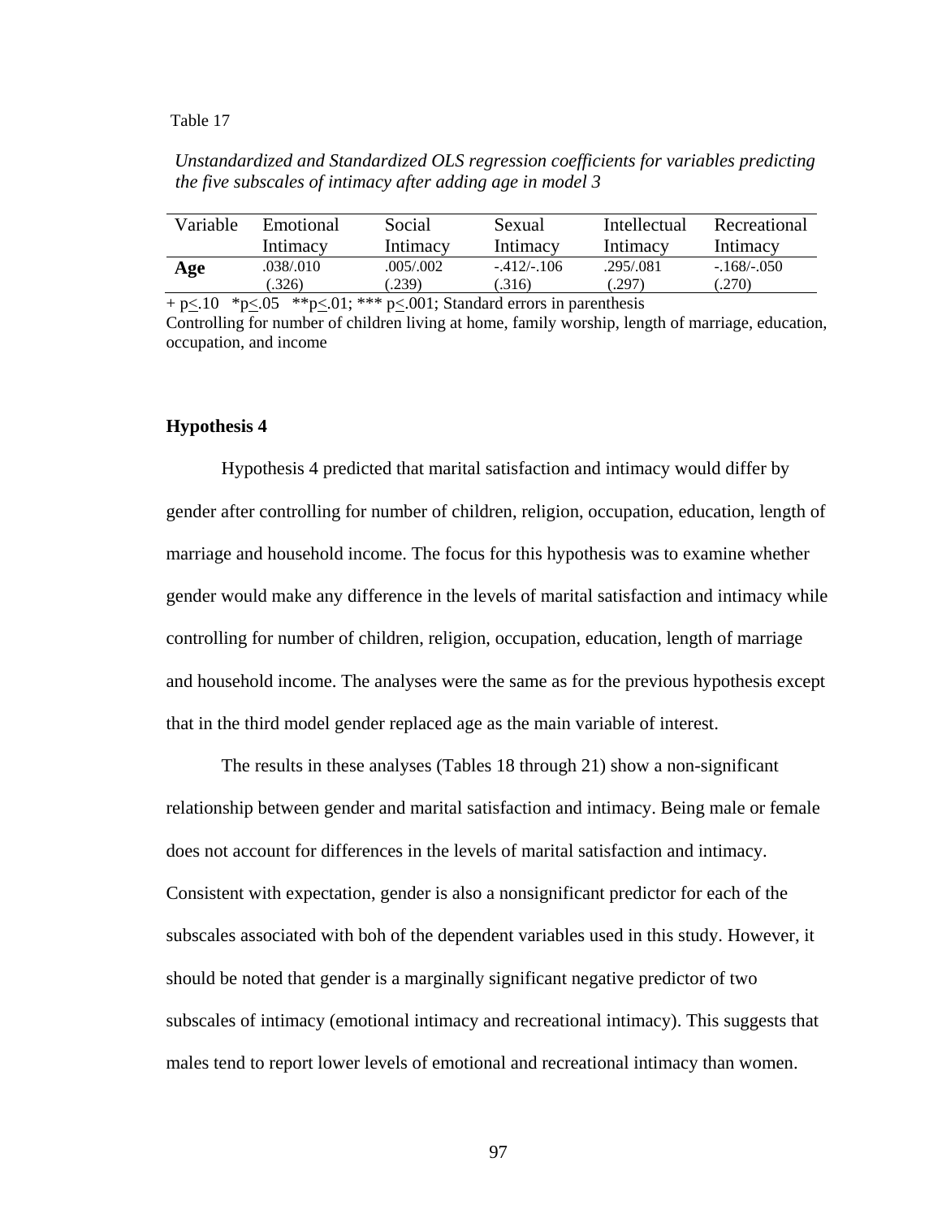Table 17

*Unstandardized and Standardized OLS regression coefficients for variables predicting the five subscales of intimacy after adding age in model 3*

| Variable | Emotional Intimacy | Social Intimacy | Sexual Intimacy | Intellectual Intimacy | Recreational Intimacy |
|---|---|---|---|---|---|
| **Age** | .038/.010 (.326) | .005/.002 (.239) | -.412/-.106 (.316) | .295/.081 (.297) | -.168/-.050 (.270) |

+ p<u><</u>.10 \*p<u><</u>.05 \*\*p<u><</u>.01; \*\*\* p<u><</u>.001; Standard errors in parenthesis
Controlling for number of children living at home, family worship, length of marriage, education, occupation, and income

**Hypothesis 4**

Hypothesis 4 predicted that marital satisfaction and intimacy would differ by gender after controlling for number of children, religion, occupation, education, length of marriage and household income. The focus for this hypothesis was to examine whether gender would make any difference in the levels of marital satisfaction and intimacy while controlling for number of children, religion, occupation, education, length of marriage and household income. The analyses were the same as for the previous hypothesis except that in the third model gender replaced age as the main variable of interest.

The results in these analyses (Tables 18 through 21) show a non-significant relationship between gender and marital satisfaction and intimacy. Being male or female does not account for differences in the levels of marital satisfaction and intimacy. Consistent with expectation, gender is also a nonsignificant predictor for each of the subscales associated with boh of the dependent variables used in this study. However, it should be noted that gender is a marginally significant negative predictor of two subscales of intimacy (emotional intimacy and recreational intimacy). This suggests that males tend to report lower levels of emotional and recreational intimacy than women.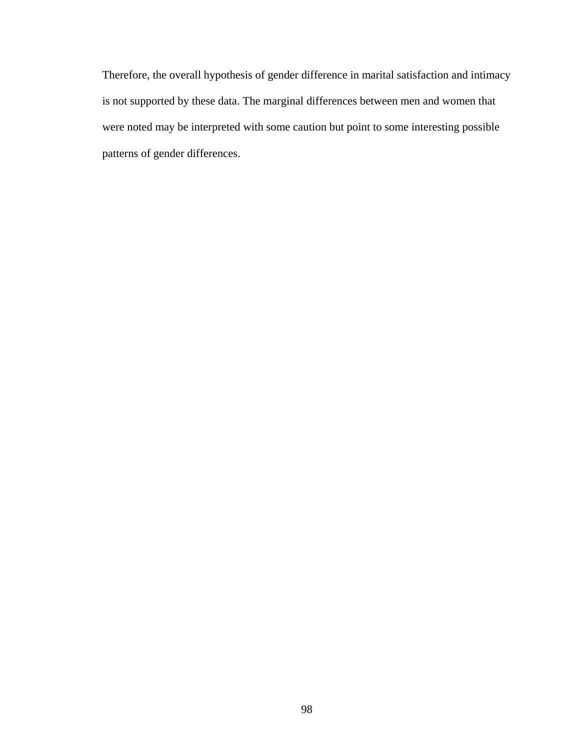Therefore, the overall hypothesis of gender difference in marital satisfaction and intimacy is not supported by these data. The marginal differences between men and women that were noted may be interpreted with some caution but point to some interesting possible patterns of gender differences.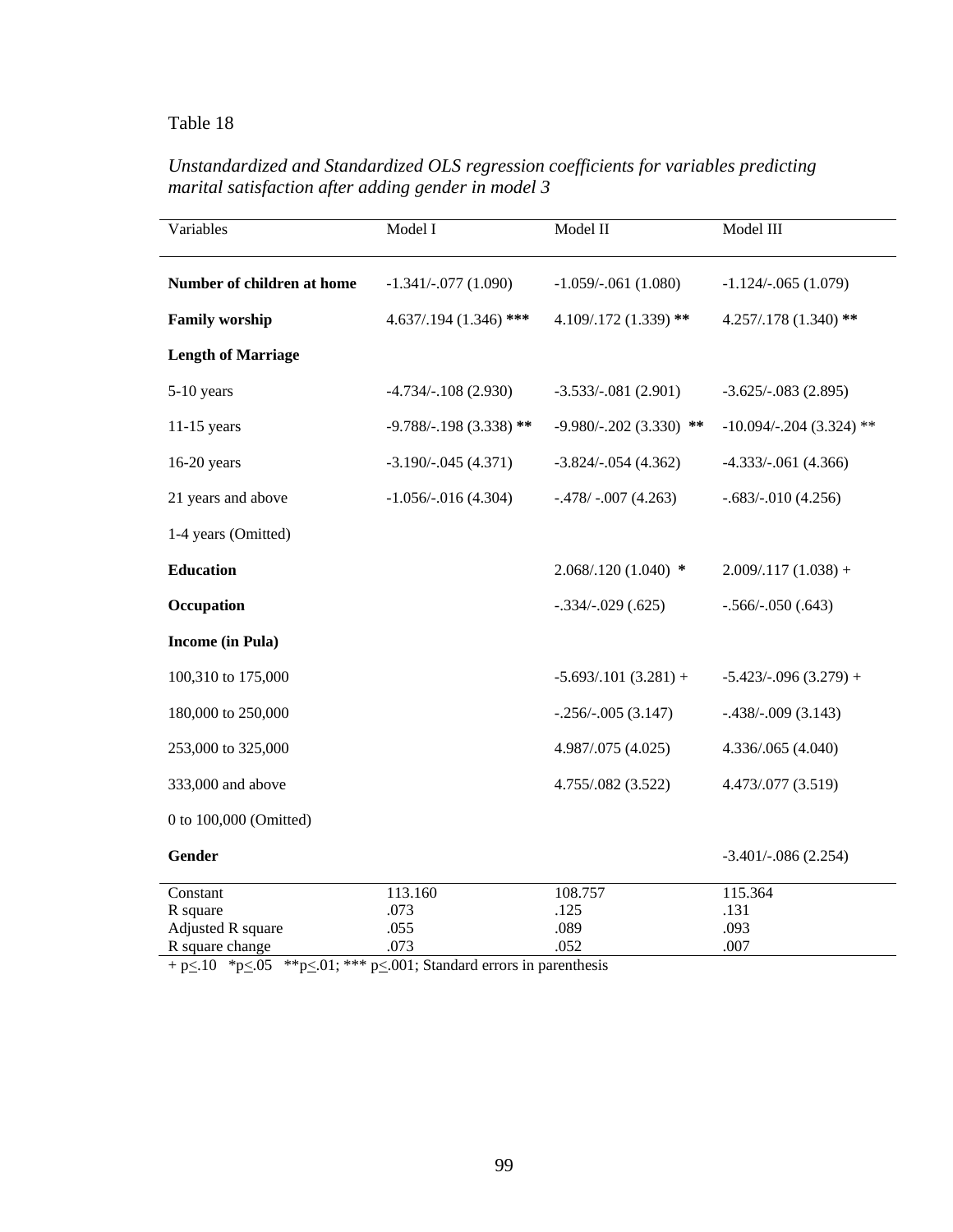Table 18

*Unstandardized and Standardized OLS regression coefficients for variables predicting marital satisfaction after adding gender in model 3*

| Variables | Model I | Model II | Model III |
|---|---|---|---|
| **Number of children at home** | -1.341/-.077 (1.090) | -1.059/-.061 (1.080) | -1.124/-.065 (1.079) |
| **Family worship** | 4.637/.194 (1.346) *** | 4.109/.172 (1.339) ** | 4.257/.178 (1.340) ** |
| **Length of Marriage** | | | |
| 5-10 years | -4.734/-.108 (2.930) | -3.533/-.081 (2.901) | -3.625/-.083 (2.895) |
| 11-15 years | -9.788/-.198 (3.338) ** | -9.980/-.202 (3.330) ** | -10.094/-.204 (3.324) ** |
| 16-20 years | -3.190/-.045 (4.371) | -3.824/-.054 (4.362) | -4.333/-.061 (4.366) |
| 21 years and above | -1.056/-.016 (4.304) | -.478/ -.007 (4.263) | -.683/-.010 (4.256) |
| 1-4 years (Omitted) | | | |
| **Education** | | 2.068/.120 (1.040) * | 2.009/.117 (1.038) + |
| **Occupation** | | -.334/-.029 (.625) | -.566/-.050 (.643) |
| **Income (in Pula)** | | | |
| 100,310 to 175,000 | | -5.693/.101 (3.281) + | -5.423/-.096 (3.279) + |
| 180,000 to 250,000 | | -.256/-.005 (3.147) | -.438/-.009 (3.143) |
| 253,000 to 325,000 | | 4.987/.075 (4.025) | 4.336/.065 (4.040) |
| 333,000 and above | | 4.755/.082 (3.522) | 4.473/.077 (3.519) |
| 0 to 100,000 (Omitted) | | | |
| **Gender** | | | -3.401/-.086 (2.254) |
| Constant | 113.160 | 108.757 | 115.364 |
| R square | .073 | .125 | .131 |
| Adjusted R square | .055 | .089 | .093 |
| R square change | .073 | .052 | .007 |

+ $p \leq .10$ \* $p \leq .05$ \*\* $p \leq .01$; \*\*\* $p \leq .001$; Standard errors in parenthesis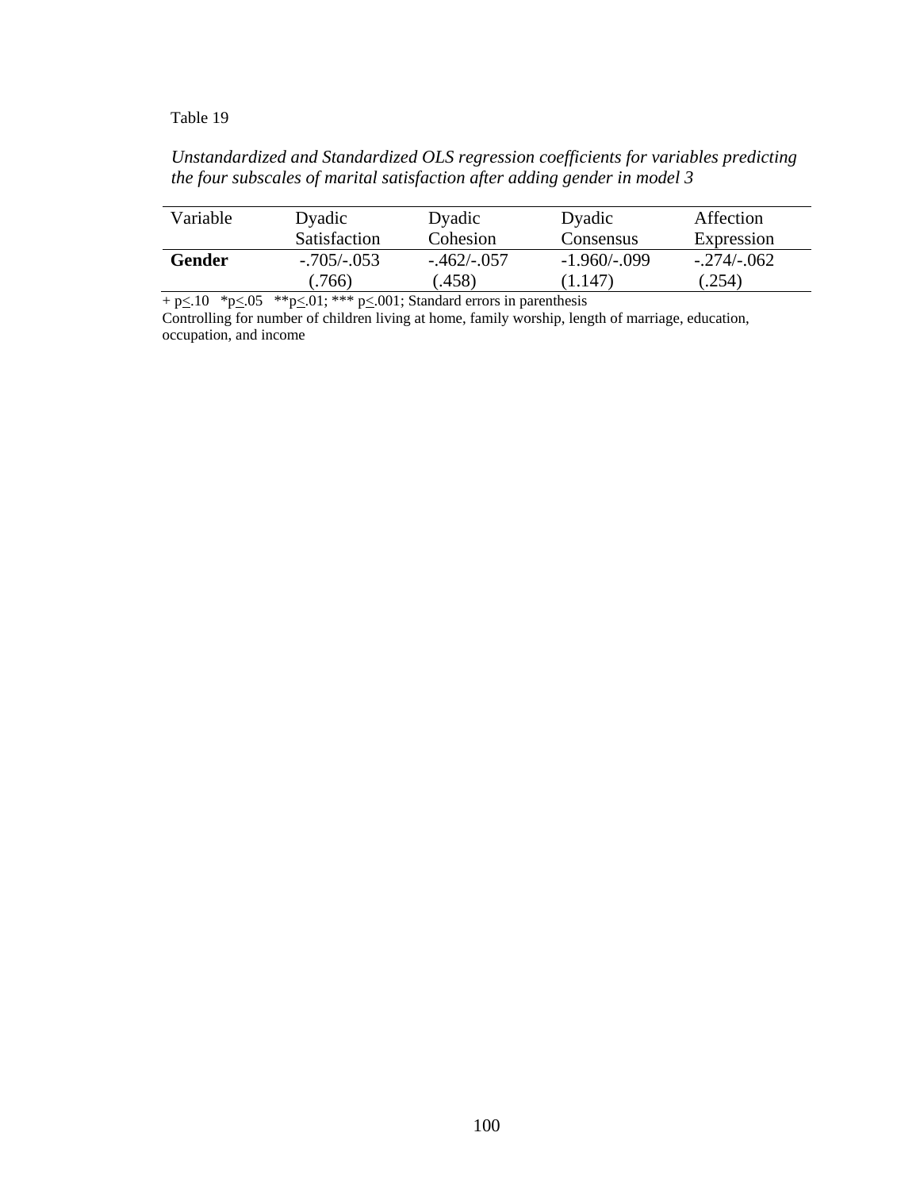Table 19

*Unstandardized and Standardized OLS regression coefficients for variables predicting the four subscales of marital satisfaction after adding gender in model 3*

| Variable | Dyadic Satisfaction | Dyadic Cohesion | Dyadic Consensus | Affection Expression |
|---|---|---|---|---|
| **Gender** | -.705/-.053 (.766) | -.462/-.057 (.458) | -1.960/-.099 (1.147) | -.274/-.062 (.254) |

+ $p \leq .10$ \* $p \leq .05$ \*\* $p \leq .01$; \*\*\* $p \leq .001$; Standard errors in parenthesis

Controlling for number of children living at home, family worship, length of marriage, education, occupation, and income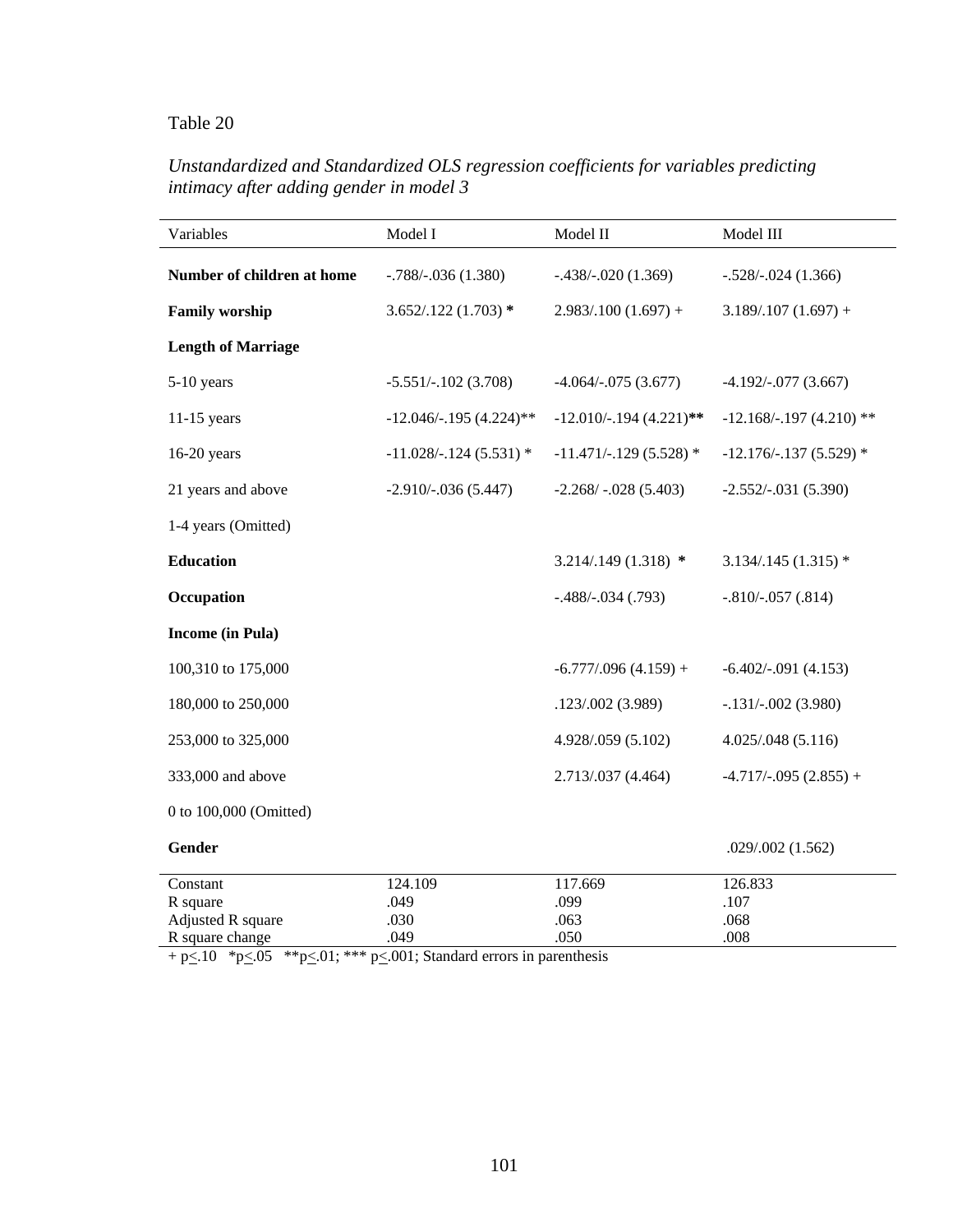Table 20

*Unstandardized and Standardized OLS regression coefficients for variables predicting intimacy after adding gender in model 3*

| Variables | Model I | Model II | Model III |
|---|---|---|---|
| **Number of children at home** | -.788/-.036 (1.380) | -.438/-.020 (1.369) | -.528/-.024 (1.366) |
| **Family worship** | 3.652/.122 (1.703) * | 2.983/.100 (1.697) + | 3.189/.107 (1.697) + |
| **Length of Marriage** | | | |
| 5-10 years | -5.551/-.102 (3.708) | -4.064/-.075 (3.677) | -4.192/-.077 (3.667) |
| 11-15 years | -12.046/-.195 (4.224)** | -12.010/-.194 (4.221)** | -12.168/-.197 (4.210) ** |
| 16-20 years | -11.028/-.124 (5.531) * | -11.471/-.129 (5.528) * | -12.176/-.137 (5.529) * |
| 21 years and above | -2.910/-.036 (5.447) | -2.268/ -.028 (5.403) | -2.552/-.031 (5.390) |
| 1-4 years (Omitted) | | | |
| **Education** | | 3.214/.149 (1.318) * | 3.134/.145 (1.315) * |
| **Occupation** | | -.488/-.034 (.793) | -.810/-.057 (.814) |
| **Income (in Pula)** | | | |
| 100,310 to 175,000 | | -6.777/.096 (4.159) + | -6.402/-.091 (4.153) |
| 180,000 to 250,000 | | .123/.002 (3.989) | -.131/-.002 (3.980) |
| 253,000 to 325,000 | | 4.928/.059 (5.102) | 4.025/.048 (5.116) |
| 333,000 and above | | 2.713/.037 (4.464) | -4.717/-.095 (2.855) + |
| 0 to 100,000 (Omitted) | | | |
| **Gender** | | | .029/.002 (1.562) |
| Constant | 124.109 | 117.669 | 126.833 |
| R square | .049 | .099 | .107 |
| Adjusted R square | .030 | .063 | .068 |
| R square change | .049 | .050 | .008 |

+ p≤.10 *p≤.05 **p≤.01; *** p≤.001; Standard errors in parenthesis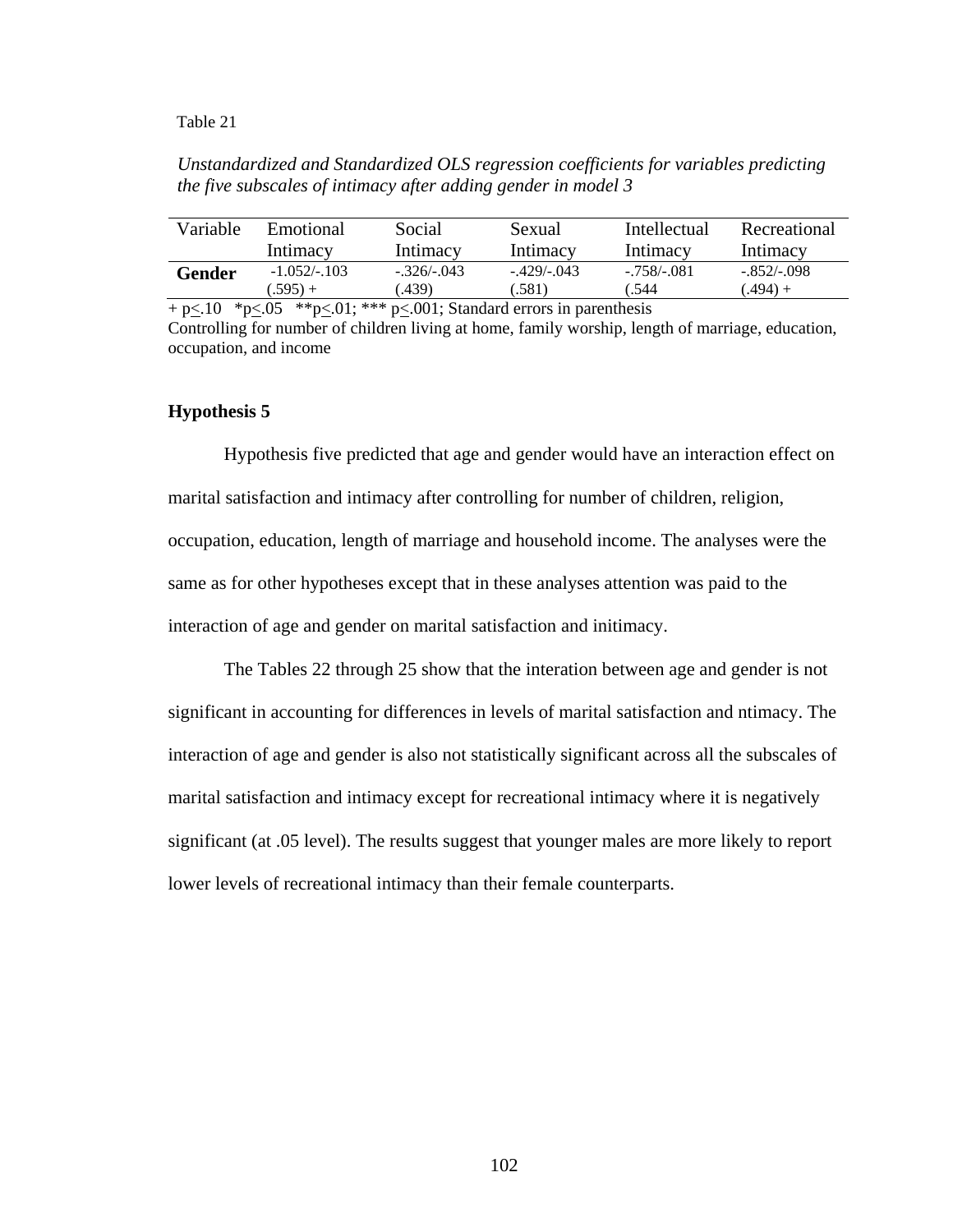Table 21

*Unstandardized and Standardized OLS regression coefficients for variables predicting the five subscales of intimacy after adding gender in model 3*

| Variable | Emotional Intimacy | Social Intimacy | Sexual Intimacy | Intellectual Intimacy | Recreational Intimacy |
|---|---|---|---|---|---|
| **Gender** | -1.052/-.103 (.595) + | -.326/-.043 (.439) | -.429/-.043 (.581) | -.758/-.081 (.544 | -.852/-.098 (.494) + |

+ p<.10 *p<.05 **p<.01; *** p<.001; Standard errors in parenthesis
Controlling for number of children living at home, family worship, length of marriage, education, occupation, and income

### Hypothesis 5

Hypothesis five predicted that age and gender would have an interaction effect on marital satisfaction and intimacy after controlling for number of children, religion, occupation, education, length of marriage and household income. The analyses were the same as for other hypotheses except that in these analyses attention was paid to the interaction of age and gender on marital satisfaction and initimacy.

The Tables 22 through 25 show that the interation between age and gender is not significant in accounting for differences in levels of marital satisfaction and ntimacy. The interaction of age and gender is also not statistically significant across all the subscales of marital satisfaction and intimacy except for recreational intimacy where it is negatively significant (at .05 level). The results suggest that younger males are more likely to report lower levels of recreational intimacy than their female counterparts.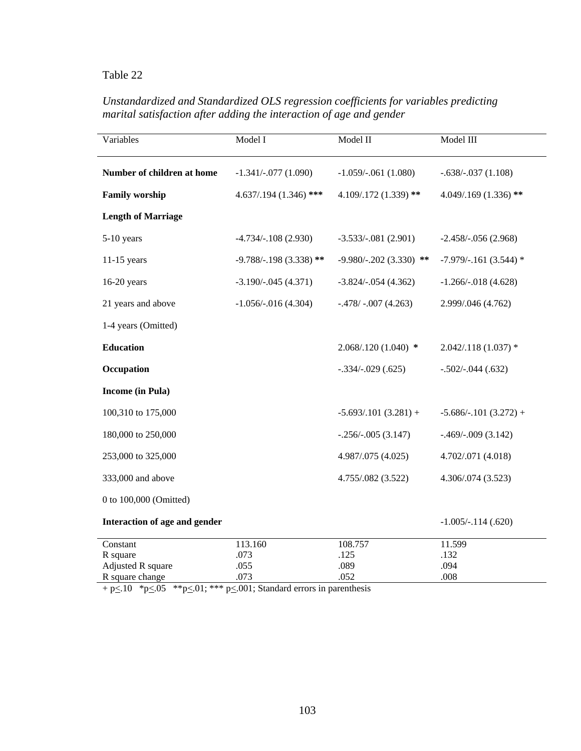Table 22

*Unstandardized and Standardized OLS regression coefficients for variables predicting marital satisfaction after adding the interaction of age and gender*

| Variables | Model I | Model II | Model III |
|---|---|---|---|
| **Number of children at home** | -1.341/-.077 (1.090) | -1.059/-.061 (1.080) | -.638/-.037 (1.108) |
| **Family worship** | 4.637/.194 (1.346) *** | 4.109/.172 (1.339) ** | 4.049/.169 (1.336) ** |
| **Length of Marriage** | | | |
| 5-10 years | -4.734/-.108 (2.930) | -3.533/-.081 (2.901) | -2.458/-.056 (2.968) |
| 11-15 years | -9.788/-.198 (3.338) ** | -9.980/-.202 (3.330) ** | -7.979/-.161 (3.544) * |
| 16-20 years | -3.190/-.045 (4.371) | -3.824/-.054 (4.362) | -1.266/-.018 (4.628) |
| 21 years and above | -1.056/-.016 (4.304) | -.478/ -.007 (4.263) | 2.999/.046 (4.762) |
| 1-4 years (Omitted) | | | |
| **Education** | | 2.068/.120 (1.040) * | 2.042/.118 (1.037) * |
| **Occupation** | | -.334/-.029 (.625) | -.502/-.044 (.632) |
| **Income (in Pula)** | | | |
| 100,310 to 175,000 | | -5.693/.101 (3.281) + | -5.686/-.101 (3.272) + |
| 180,000 to 250,000 | | -.256/-.005 (3.147) | -.469/-.009 (3.142) |
| 253,000 to 325,000 | | 4.987/.075 (4.025) | 4.702/.071 (4.018) |
| 333,000 and above | | 4.755/.082 (3.522) | 4.306/.074 (3.523) |
| 0 to 100,000 (Omitted) | | | |
| **Interaction of age and gender** | | | -1.005/-.114 (.620) |
| Constant | 113.160 | 108.757 | 11.599 |
| R square | .073 | .125 | .132 |
| Adjusted R square | .055 | .089 | .094 |
| R square change | .073 | .052 | .008 |

+ $p \leq .10$ *$p \leq .05$ **$p \leq .01$; *** $p \leq .001$; Standard errors in parenthesis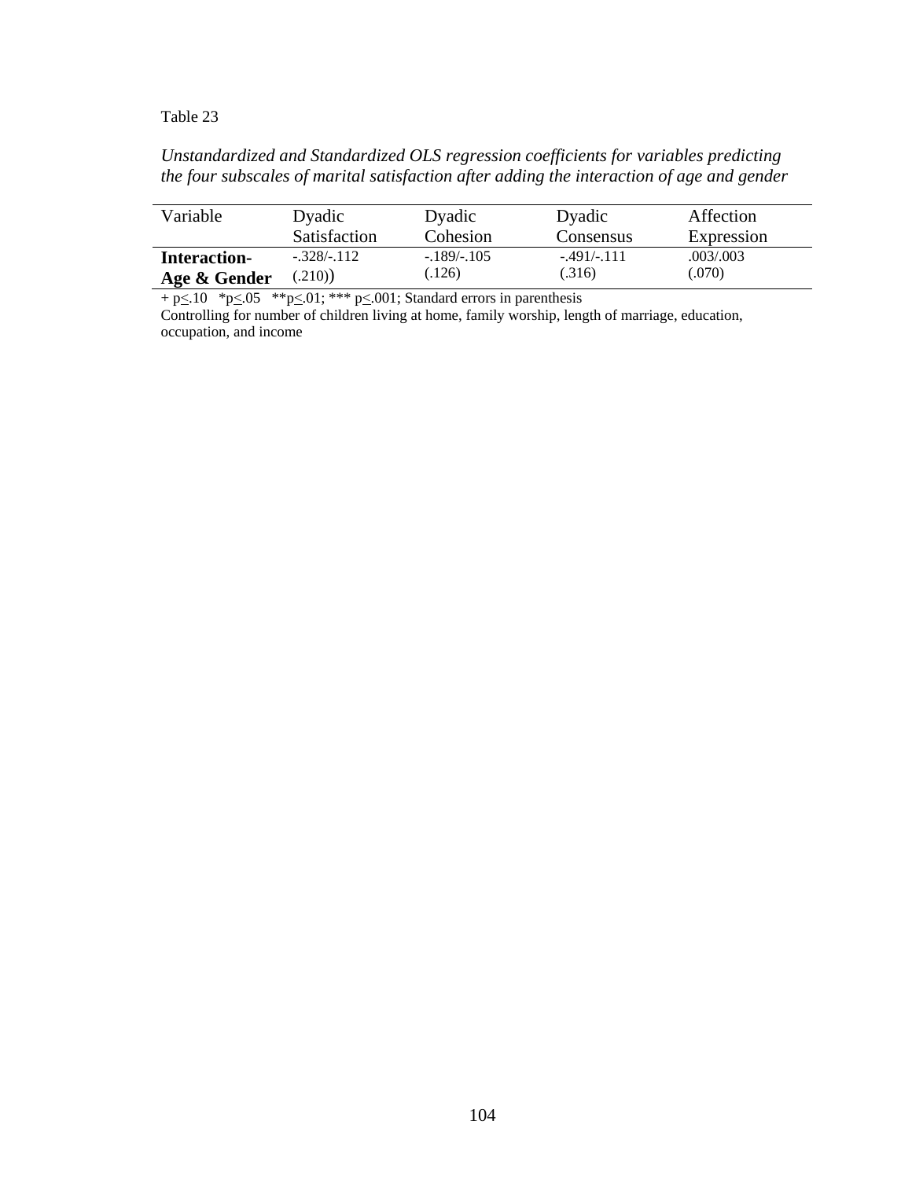Table 23

*Unstandardized and Standardized OLS regression coefficients for variables predicting the four subscales of marital satisfaction after adding the interaction of age and gender*

| Variable | Dyadic Satisfaction | Dyadic Cohesion | Dyadic Consensus | Affection Expression |
|---|---|---|---|---|
| **Interaction-Age & Gender** | -.328/-.112<br>(.210)) | -.189/-.105<br>(.126) | -.491/-.111<br>(.316) | .003/.003<br>(.070) |

+ $p \leq .10$ &nbsp; * $p \leq .05$ &nbsp; ** $p \leq .01$; *** $p \leq .001$; Standard errors in parenthesis

Controlling for number of children living at home, family worship, length of marriage, education, occupation, and income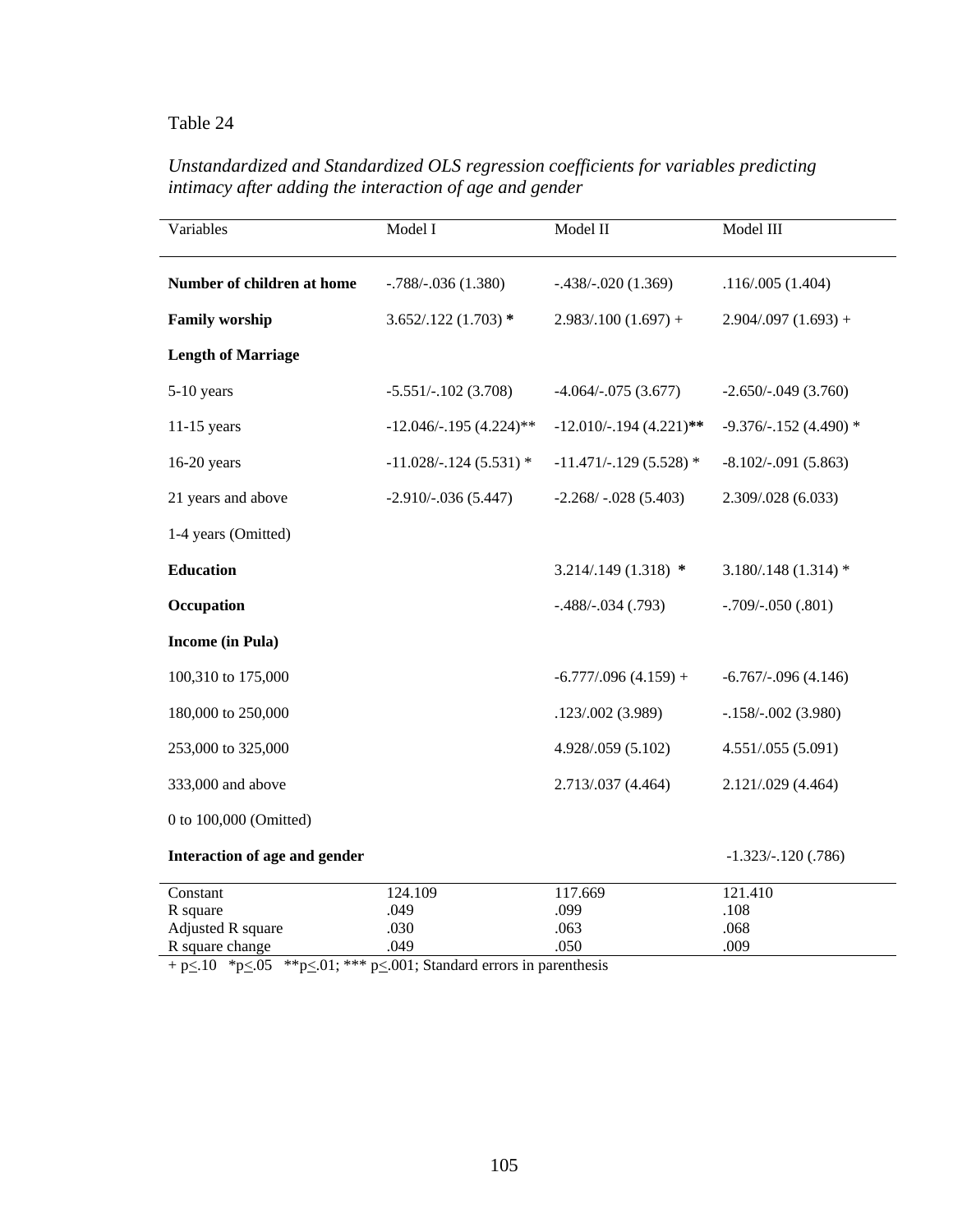Table 24

*Unstandardized and Standardized OLS regression coefficients for variables predicting intimacy after adding the interaction of age and gender*

| Variables | Model I | Model II | Model III |
|---|---|---|---|
| **Number of children at home** | -.788/-.036 (1.380) | -.438/-.020 (1.369) | .116/.005 (1.404) |
| **Family worship** | 3.652/.122 (1.703) * | 2.983/.100 (1.697) + | 2.904/.097 (1.693) + |
| **Length of Marriage** | | | |
| 5-10 years | -5.551/-.102 (3.708) | -4.064/-.075 (3.677) | -2.650/-.049 (3.760) |
| 11-15 years | -12.046/-.195 (4.224)** | -12.010/-.194 (4.221)** | -9.376/-.152 (4.490) * |
| 16-20 years | -11.028/-.124 (5.531) * | -11.471/-.129 (5.528) * | -8.102/-.091 (5.863) |
| 21 years and above | -2.910/-.036 (5.447) | -2.268/ -.028 (5.403) | 2.309/.028 (6.033) |
| 1-4 years (Omitted) | | | |
| **Education** | | 3.214/.149 (1.318) * | 3.180/.148 (1.314) * |
| **Occupation** | | -.488/-.034 (.793) | -.709/-.050 (.801) |
| **Income (in Pula)** | | | |
| 100,310 to 175,000 | | -6.777/.096 (4.159) + | -6.767/-.096 (4.146) |
| 180,000 to 250,000 | | .123/.002 (3.989) | -.158/-.002 (3.980) |
| 253,000 to 325,000 | | 4.928/.059 (5.102) | 4.551/.055 (5.091) |
| 333,000 and above | | 2.713/.037 (4.464) | 2.121/.029 (4.464) |
| 0 to 100,000 (Omitted) | | | |
| **Interaction of age and gender** | | | -1.323/-.120 (.786) |
| Constant | 124.109 | 117.669 | 121.410 |
| R square | .049 | .099 | .108 |
| Adjusted R square | .030 | .063 | .068 |
| R square change | .049 | .050 | .009 |

+ p≤.10 *p≤.05 **p≤.01; *** p≤.001; Standard errors in parenthesis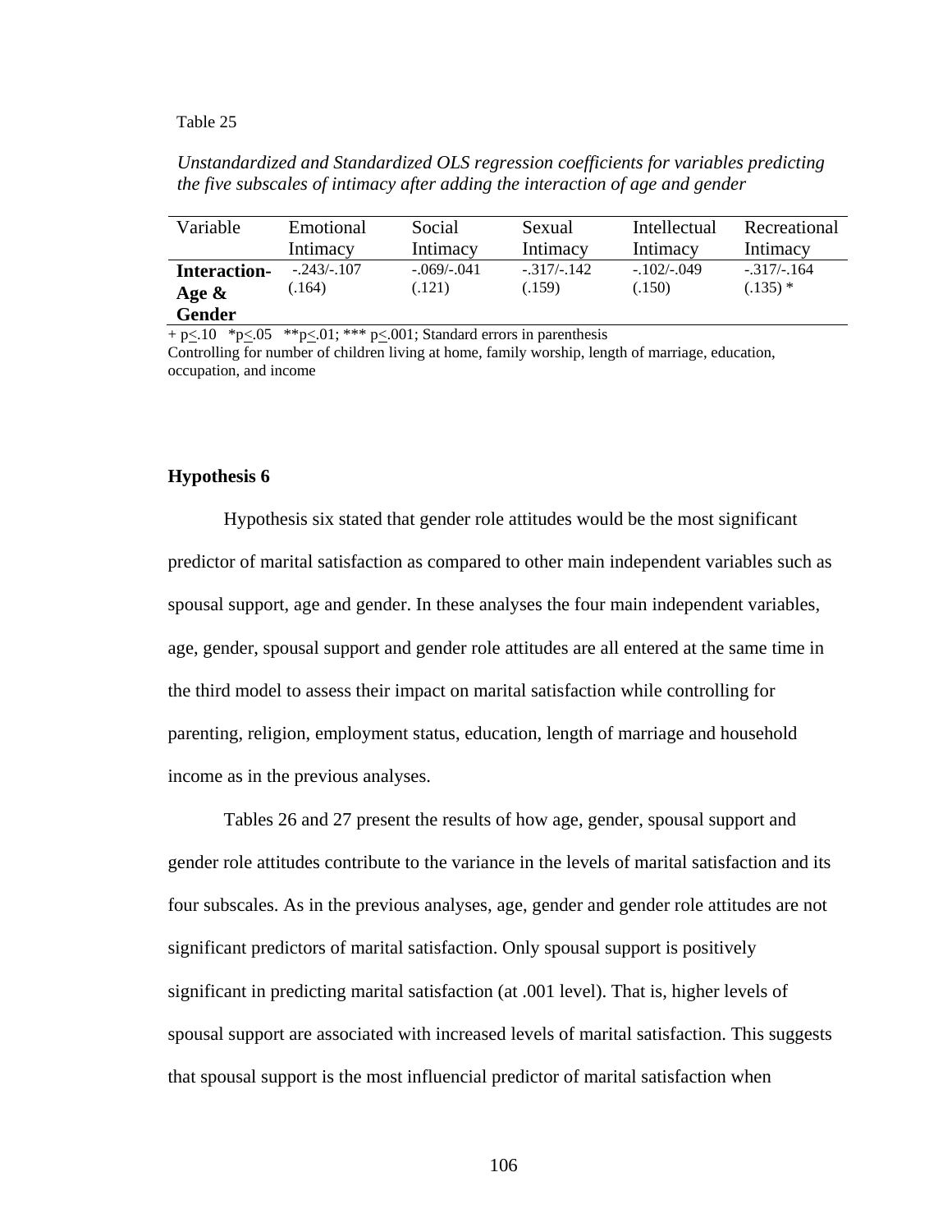Table 25

*Unstandardized and Standardized OLS regression coefficients for variables predicting the five subscales of intimacy after adding the interaction of age and gender*

| Variable | Emotional Intimacy | Social Intimacy | Sexual Intimacy | Intellectual Intimacy | Recreational Intimacy |
|---|---|---|---|---|---|
| **Interaction-Age & Gender** | -.243/-.107 (.164) | -.069/-.041 (.121) | -.317/-.142 (.159) | -.102/-.049 (.150) | -.317/-.164 (.135) * |

+ p<.10 *p<.05 **p<.01; *** p<.001; Standard errors in parenthesis
Controlling for number of children living at home, family worship, length of marriage, education, occupation, and income

### Hypothesis 6

Hypothesis six stated that gender role attitudes would be the most significant predictor of marital satisfaction as compared to other main independent variables such as spousal support, age and gender. In these analyses the four main independent variables, age, gender, spousal support and gender role attitudes are all entered at the same time in the third model to assess their impact on marital satisfaction while controlling for parenting, religion, employment status, education, length of marriage and household income as in the previous analyses.

Tables 26 and 27 present the results of how age, gender, spousal support and gender role attitudes contribute to the variance in the levels of marital satisfaction and its four subscales. As in the previous analyses, age, gender and gender role attitudes are not significant predictors of marital satisfaction. Only spousal support is positively significant in predicting marital satisfaction (at .001 level). That is, higher levels of spousal support are associated with increased levels of marital satisfaction. This suggests that spousal support is the most influencial predictor of marital satisfaction when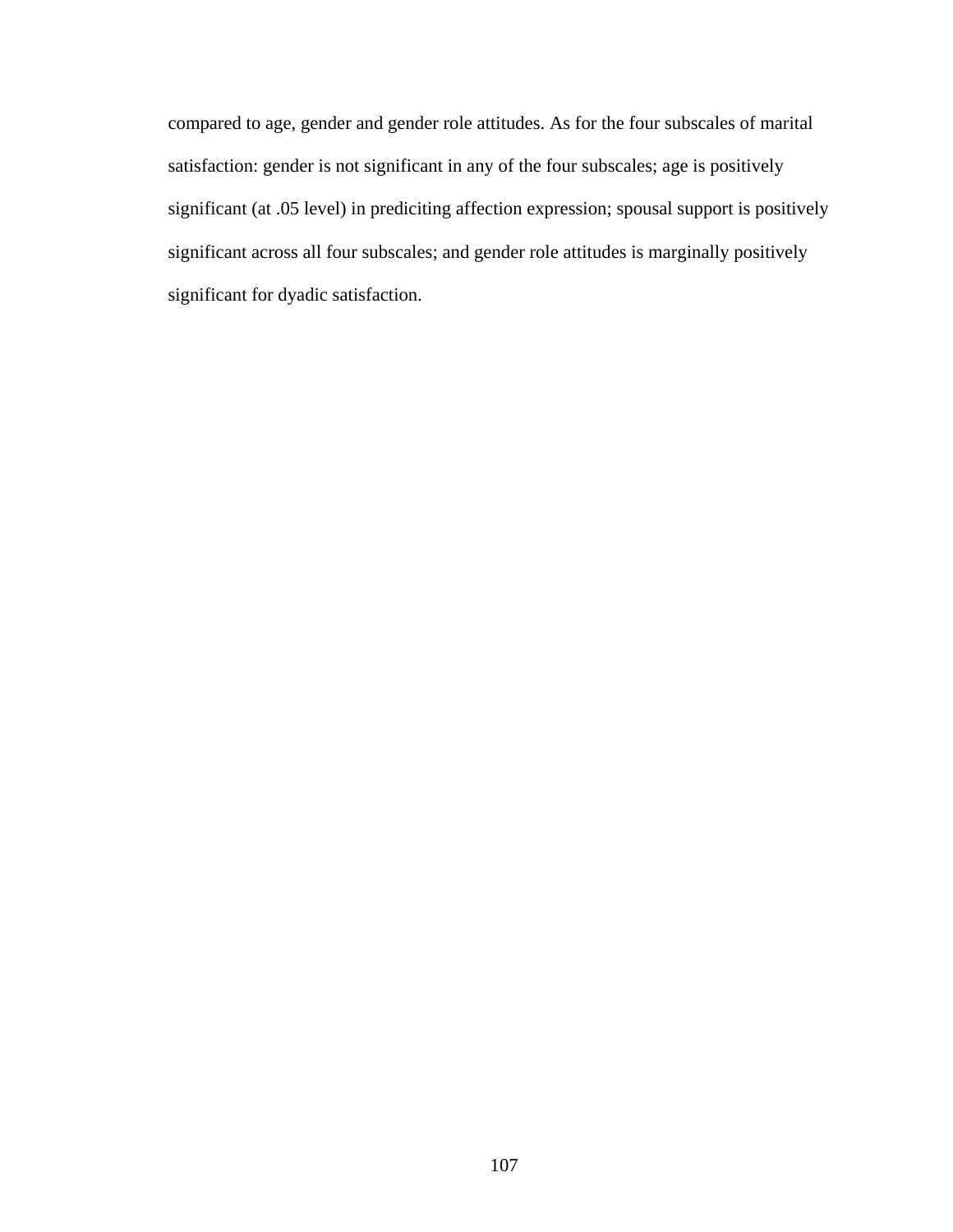compared to age, gender and gender role attitudes. As for the four subscales of marital satisfaction: gender is not significant in any of the four subscales; age is positively significant (at .05 level) in prediciting affection expression; spousal support is positively significant across all four subscales; and gender role attitudes is marginally positively significant for dyadic satisfaction.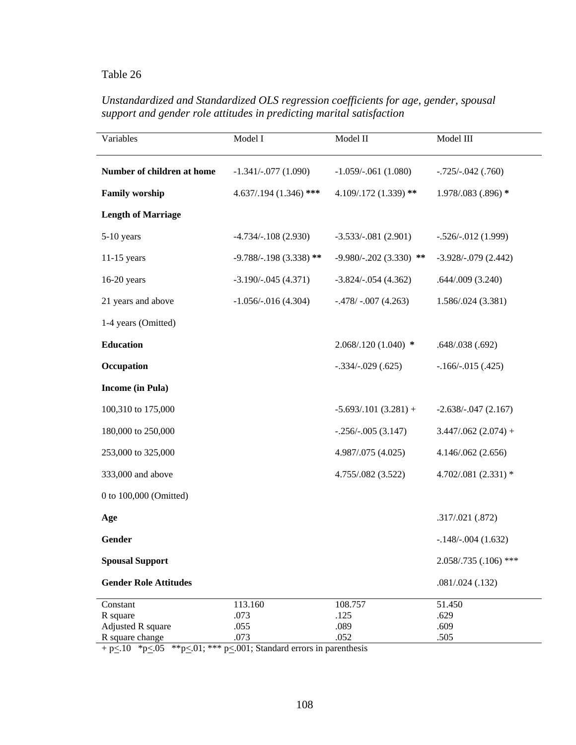Table 26

*Unstandardized and Standardized OLS regression coefficients for age, gender, spousal support and gender role attitudes in predicting marital satisfaction*

| Variables | Model I | Model II | Model III |
|---|---|---|---|
| **Number of children at home** | -1.341/-.077 (1.090) | -1.059/-.061 (1.080) | -.725/-.042 (.760) |
| **Family worship** | 4.637/.194 (1.346) *** | 4.109/.172 (1.339) ** | 1.978/.083 (.896) * |
| **Length of Marriage** | | | |
| 5-10 years | -4.734/-.108 (2.930) | -3.533/-.081 (2.901) | -.526/-.012 (1.999) |
| 11-15 years | -9.788/-.198 (3.338) ** | -9.980/-.202 (3.330) ** | -3.928/-.079 (2.442) |
| 16-20 years | -3.190/-.045 (4.371) | -3.824/-.054 (4.362) | .644/.009 (3.240) |
| 21 years and above | -1.056/-.016 (4.304) | -.478/ -.007 (4.263) | 1.586/.024 (3.381) |
| 1-4 years (Omitted) | | | |
| **Education** | | 2.068/.120 (1.040) * | .648/.038 (.692) |
| **Occupation** | | -.334/-.029 (.625) | -.166/-.015 (.425) |
| **Income (in Pula)** | | | |
| 100,310 to 175,000 | | -5.693/.101 (3.281) + | -2.638/-.047 (2.167) |
| 180,000 to 250,000 | | -.256/-.005 (3.147) | 3.447/.062 (2.074) + |
| 253,000 to 325,000 | | 4.987/.075 (4.025) | 4.146/.062 (2.656) |
| 333,000 and above | | 4.755/.082 (3.522) | 4.702/.081 (2.331) * |
| 0 to 100,000 (Omitted) | | | |
| **Age** | | | .317/.021 (.872) |
| **Gender** | | | -.148/-.004 (1.632) |
| **Spousal Support** | | | 2.058/.735 (.106) *** |
| **Gender Role Attitudes** | | | .081/.024 (.132) |
| Constant | 113.160 | 108.757 | 51.450 |
| R square | .073 | .125 | .629 |
| Adjusted R square | .055 | .089 | .609 |
| R square change | .073 | .052 | .505 |

+ $p \leq .10$ * $p \leq .05$ ** $p \leq .01$; *** $p \leq .001$; Standard errors in parenthesis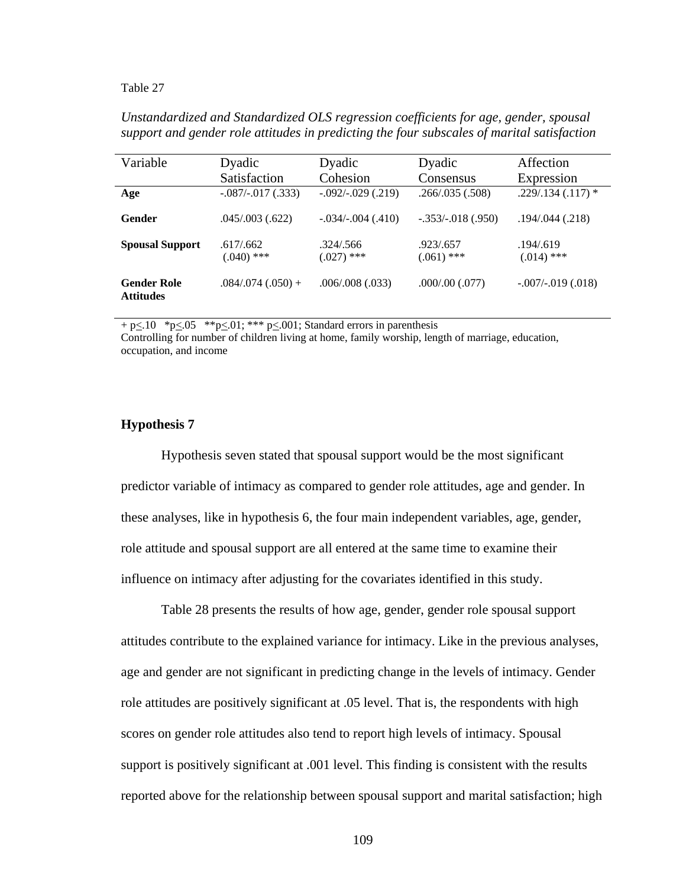Table 27

*Unstandardized and Standardized OLS regression coefficients for age, gender, spousal support and gender role attitudes in predicting the four subscales of marital satisfaction*

| Variable | Dyadic Satisfaction | Dyadic Cohesion | Dyadic Consensus | Affection Expression |
|---|---|---|---|---|
| **Age** | -.087/-.017 (.333) | -.092/-.029 (.219) | .266/.035 (.508) | .229/.134 (.117) * |
| **Gender** | .045/.003 (.622) | -.034/-.004 (.410) | -.353/-.018 (.950) | .194/.044 (.218) |
| **Spousal Support** | .617/.662 (.040) *** | .324/.566 (.027) *** | .923/.657 (.061) *** | .194/.619 (.014) *** |
| **Gender Role Attitudes** | .084/.074 (.050) + | .006/.008 (.033) | .000/.00 (.077) | -.007/-.019 (.018) |

+ $p \leq .10$ \* $p \leq .05$ \*\* $p \leq .01$; \*\*\* $p \leq .001$; Standard errors in parenthesis
Controlling for number of children living at home, family worship, length of marriage, education, occupation, and income

### Hypothesis 7

Hypothesis seven stated that spousal support would be the most significant predictor variable of intimacy as compared to gender role attitudes, age and gender. In these analyses, like in hypothesis 6, the four main independent variables, age, gender, role attitude and spousal support are all entered at the same time to examine their influence on intimacy after adjusting for the covariates identified in this study.

Table 28 presents the results of how age, gender, gender role spousal support attitudes contribute to the explained variance for intimacy. Like in the previous analyses, age and gender are not significant in predicting change in the levels of intimacy. Gender role attitudes are positively significant at .05 level. That is, the respondents with high scores on gender role attitudes also tend to report high levels of intimacy. Spousal support is positively significant at .001 level. This finding is consistent with the results reported above for the relationship between spousal support and marital satisfaction; high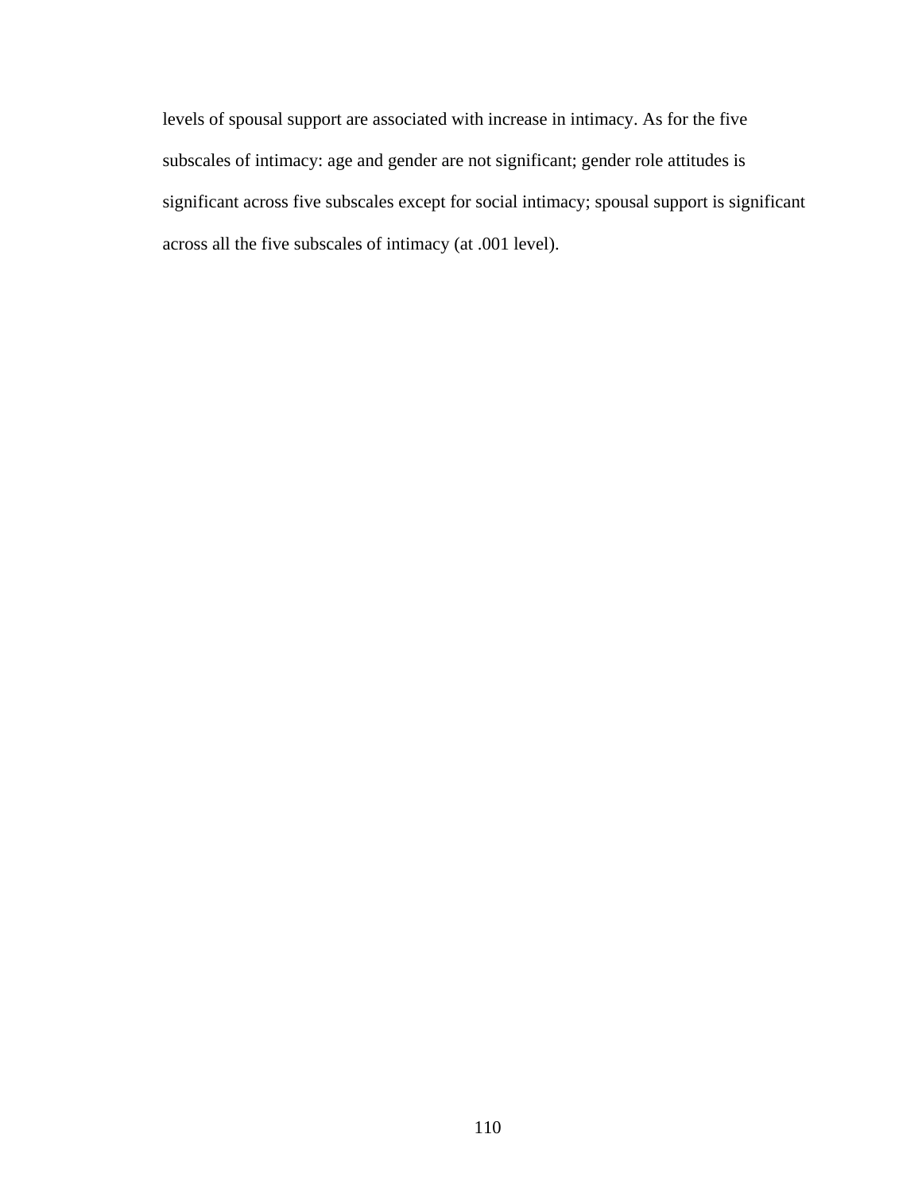levels of spousal support are associated with increase in intimacy. As for the five subscales of intimacy: age and gender are not significant; gender role attitudes is significant across five subscales except for social intimacy; spousal support is significant across all the five subscales of intimacy (at .001 level).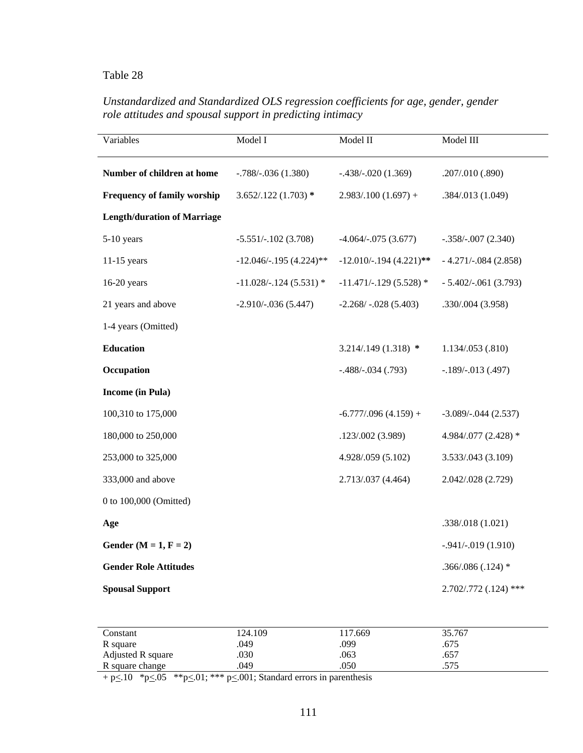Table 28

*Unstandardized and Standardized OLS regression coefficients for age, gender, gender role attitudes and spousal support in predicting intimacy*

| Variables | Model I | Model II | Model III |
|---|---|---|---|
| **Number of children at home** | -.788/-.036 (1.380) | -.438/-.020 (1.369) | .207/.010 (.890) |
| **Frequency of family worship** | 3.652/.122 (1.703) * | 2.983/.100 (1.697) + | .384/.013 (1.049) |
| **Length/duration of Marriage** | | | |
| 5-10 years | -5.551/-.102 (3.708) | -4.064/-.075 (3.677) | -.358/-.007 (2.340) |
| 11-15 years | -12.046/-.195 (4.224)** | -12.010/-.194 (4.221)** | - 4.271/-.084 (2.858) |
| 16-20 years | -11.028/-.124 (5.531) * | -11.471/-.129 (5.528) * | - 5.402/-.061 (3.793) |
| 21 years and above | -2.910/-.036 (5.447) | -2.268/ -.028 (5.403) | .330/.004 (3.958) |
| 1-4 years (Omitted) | | | |
| **Education** | | 3.214/.149 (1.318) * | 1.134/.053 (.810) |
| **Occupation** | | -.488/-.034 (.793) | -.189/-.013 (.497) |
| **Income (in Pula)** | | | |
| 100,310 to 175,000 | | -6.777/.096 (4.159) + | -3.089/-.044 (2.537) |
| 180,000 to 250,000 | | .123/.002 (3.989) | 4.984/.077 (2.428) * |
| 253,000 to 325,000 | | 4.928/.059 (5.102) | 3.533/.043 (3.109) |
| 333,000 and above | | 2.713/.037 (4.464) | 2.042/.028 (2.729) |
| 0 to 100,000 (Omitted) | | | |
| **Age** | | | .338/.018 (1.021) |
| **Gender (M = 1, F = 2)** | | | -.941/-.019 (1.910) |
| **Gender Role Attitudes** | | | .366/.086 (.124) * |
| **Spousal Support** | | | 2.702/.772 (.124) *** |
| Constant | 124.109 | 117.669 | 35.767 |
| R square | .049 | .099 | .675 |
| Adjusted R square | .030 | .063 | .657 |
| R square change | .049 | .050 | .575 |

+ $p \leq .10$ \* $p \leq .05$ \*\* $p \leq .01$; \*\*\* $p \leq .001$; Standard errors in parenthesis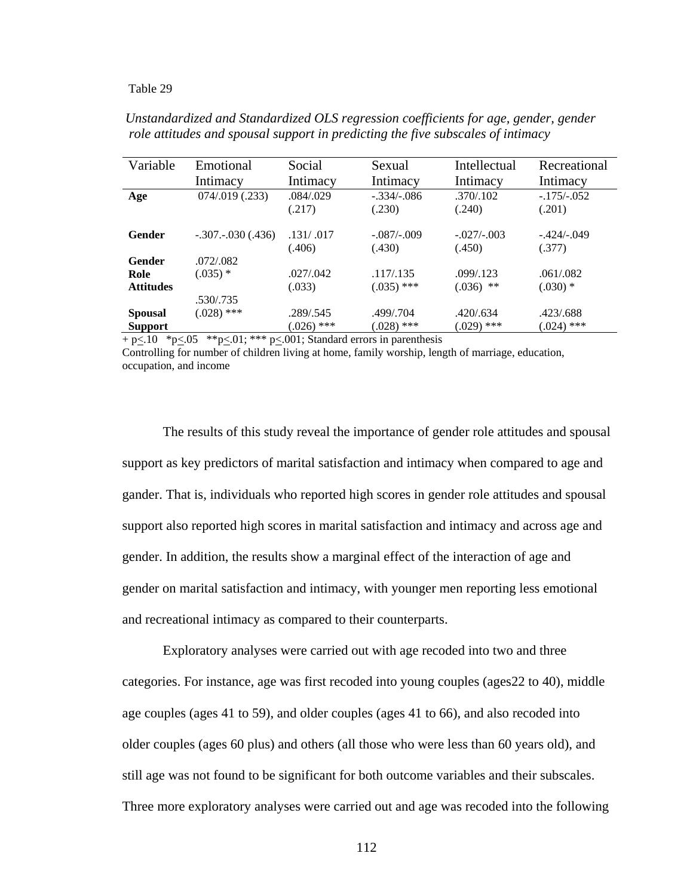Table 29

*Unstandardized and Standardized OLS regression coefficients for age, gender, gender role attitudes and spousal support in predicting the five subscales of intimacy*

| Variable | Emotional Intimacy | Social Intimacy | Sexual Intimacy | Intellectual Intimacy | Recreational Intimacy |
|---|---|---|---|---|---|
| **Age** | 074/.019 (.233) | .084/.029 (.217) | -.334/-.086 (.230) | .370/.102 (.240) | -.175/-.052 (.201) |
| **Gender** | -.307.-.030 (.436) | .131/ .017 (.406) | -.087/-.009 (.430) | -.027/-.003 (.450) | -.424/-.049 (.377) |
| **Gender Role Attitudes** | .072/.082 (.035) * | .027/.042 (.033) | .117/.135 (.035) *** | .099/.123 (.036) ** | .061/.082 (.030) * |
| **Spousal Support** | .530/.735 (.028) *** | .289/.545 (.026) *** | .499/.704 (.028) *** | .420/.634 (.029) *** | .423/.688 (.024) *** |

+ $p \leq .10$ \* $p \leq .05$ \*\* $p \leq .01$; \*\*\* $p \leq .001$; Standard errors in parenthesis

Controlling for number of children living at home, family worship, length of marriage, education, occupation, and income

The results of this study reveal the importance of gender role attitudes and spousal support as key predictors of marital satisfaction and intimacy when compared to age and gander. That is, individuals who reported high scores in gender role attitudes and spousal support also reported high scores in marital satisfaction and intimacy and across age and gender. In addition, the results show a marginal effect of the interaction of age and gender on marital satisfaction and intimacy, with younger men reporting less emotional and recreational intimacy as compared to their counterparts.

Exploratory analyses were carried out with age recoded into two and three categories. For instance, age was first recoded into young couples (ages22 to 40), middle age couples (ages 41 to 59), and older couples (ages 41 to 66), and also recoded into older couples (ages 60 plus) and others (all those who were less than 60 years old), and still age was not found to be significant for both outcome variables and their subscales. Three more exploratory analyses were carried out and age was recoded into the following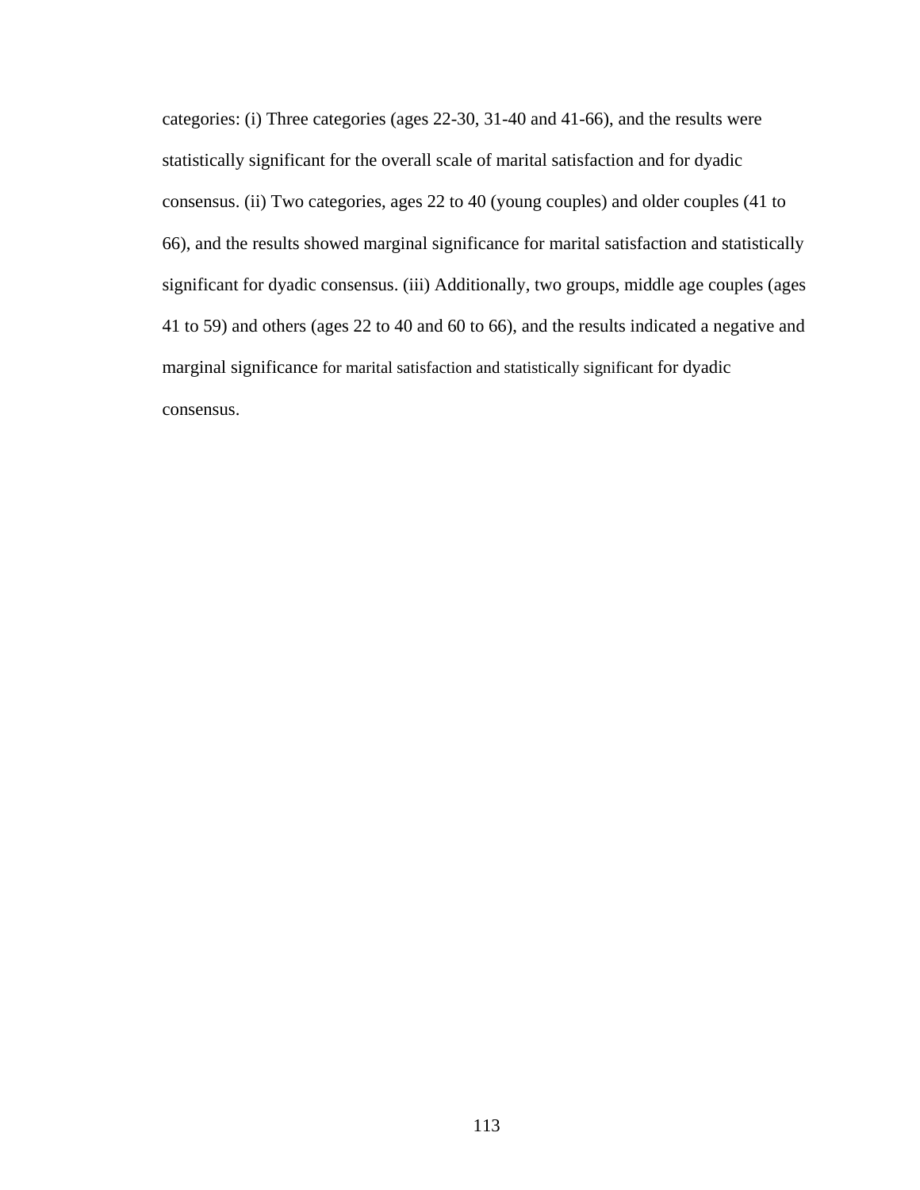categories: (i) Three categories (ages 22-30, 31-40 and 41-66), and the results were statistically significant for the overall scale of marital satisfaction and for dyadic consensus. (ii) Two categories, ages 22 to 40 (young couples) and older couples (41 to 66), and the results showed marginal significance for marital satisfaction and statistically significant for dyadic consensus. (iii) Additionally, two groups, middle age couples (ages 41 to 59) and others (ages 22 to 40 and 60 to 66), and the results indicated a negative and marginal significance for marital satisfaction and statistically significant for dyadic consensus.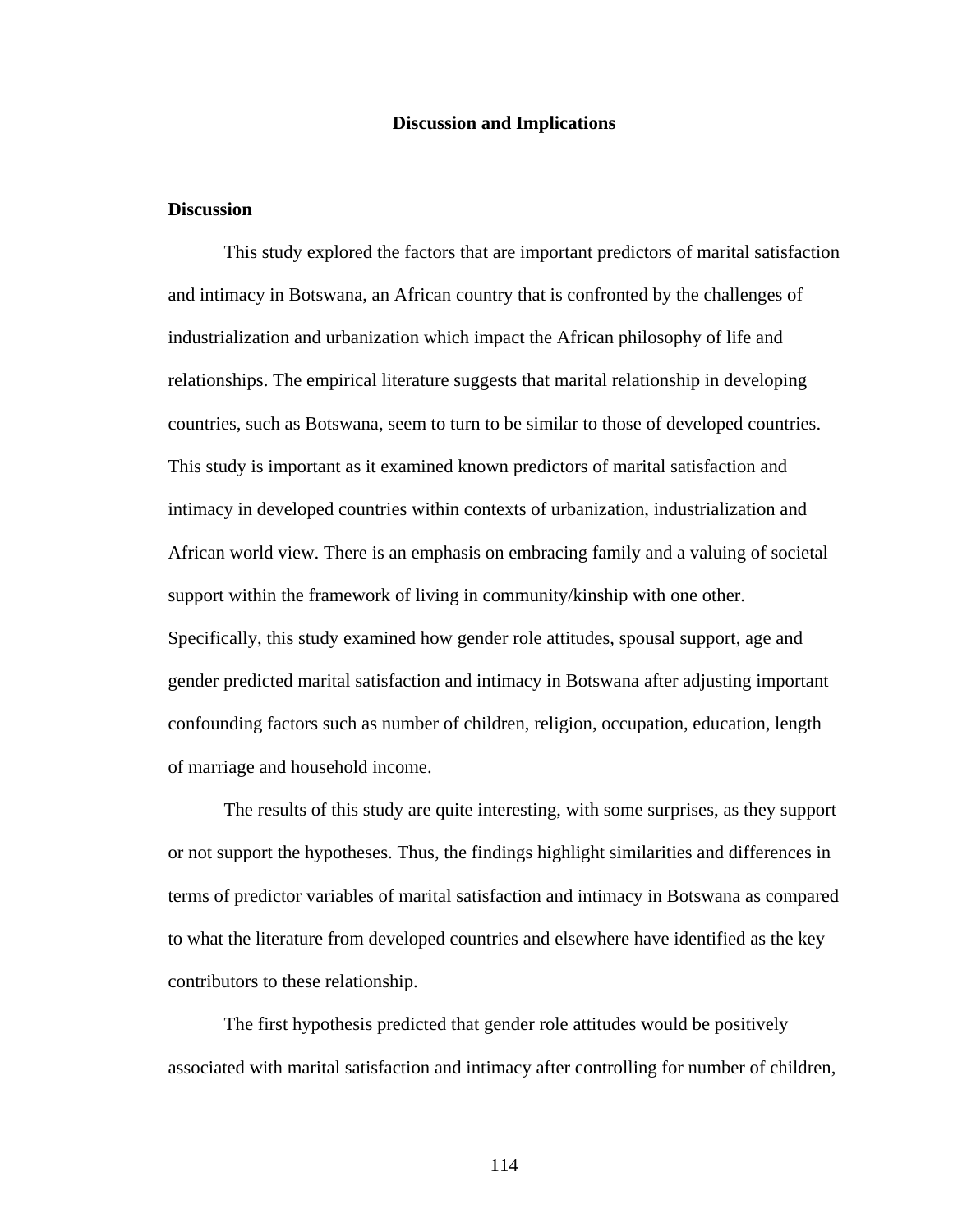# Discussion and Implications

## Discussion

This study explored the factors that are important predictors of marital satisfaction and intimacy in Botswana, an African country that is confronted by the challenges of industrialization and urbanization which impact the African philosophy of life and relationships. The empirical literature suggests that marital relationship in developing countries, such as Botswana, seem to turn to be similar to those of developed countries. This study is important as it examined known predictors of marital satisfaction and intimacy in developed countries within contexts of urbanization, industrialization and African world view. There is an emphasis on embracing family and a valuing of societal support within the framework of living in community/kinship with one other. Specifically, this study examined how gender role attitudes, spousal support, age and gender predicted marital satisfaction and intimacy in Botswana after adjusting important confounding factors such as number of children, religion, occupation, education, length of marriage and household income.

The results of this study are quite interesting, with some surprises, as they support or not support the hypotheses. Thus, the findings highlight similarities and differences in terms of predictor variables of marital satisfaction and intimacy in Botswana as compared to what the literature from developed countries and elsewhere have identified as the key contributors to these relationship.

The first hypothesis predicted that gender role attitudes would be positively associated with marital satisfaction and intimacy after controlling for number of children,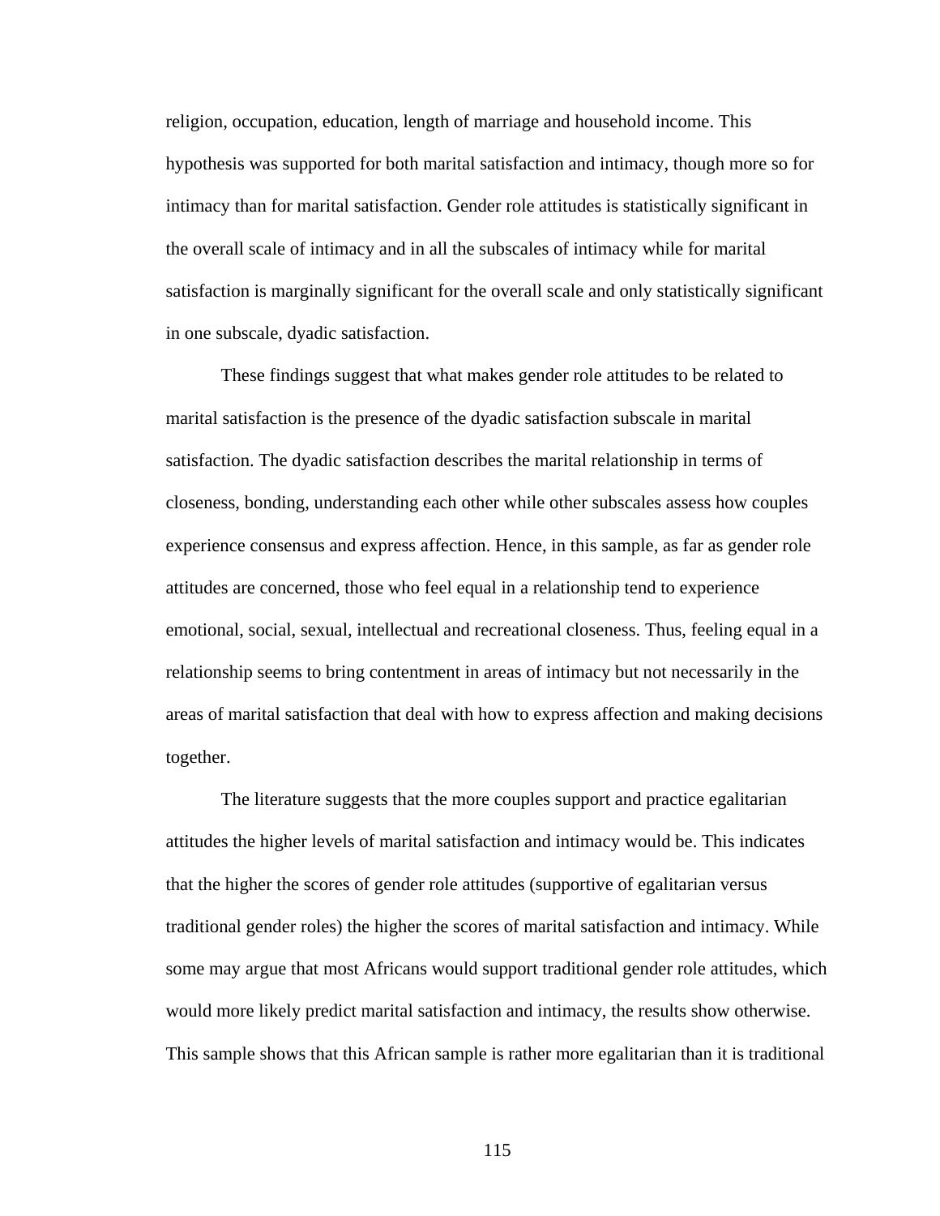religion, occupation, education, length of marriage and household income. This hypothesis was supported for both marital satisfaction and intimacy, though more so for intimacy than for marital satisfaction. Gender role attitudes is statistically significant in the overall scale of intimacy and in all the subscales of intimacy while for marital satisfaction is marginally significant for the overall scale and only statistically significant in one subscale, dyadic satisfaction.

These findings suggest that what makes gender role attitudes to be related to marital satisfaction is the presence of the dyadic satisfaction subscale in marital satisfaction. The dyadic satisfaction describes the marital relationship in terms of closeness, bonding, understanding each other while other subscales assess how couples experience consensus and express affection. Hence, in this sample, as far as gender role attitudes are concerned, those who feel equal in a relationship tend to experience emotional, social, sexual, intellectual and recreational closeness. Thus, feeling equal in a relationship seems to bring contentment in areas of intimacy but not necessarily in the areas of marital satisfaction that deal with how to express affection and making decisions together.

The literature suggests that the more couples support and practice egalitarian attitudes the higher levels of marital satisfaction and intimacy would be. This indicates that the higher the scores of gender role attitudes (supportive of egalitarian versus traditional gender roles) the higher the scores of marital satisfaction and intimacy. While some may argue that most Africans would support traditional gender role attitudes, which would more likely predict marital satisfaction and intimacy, the results show otherwise. This sample shows that this African sample is rather more egalitarian than it is traditional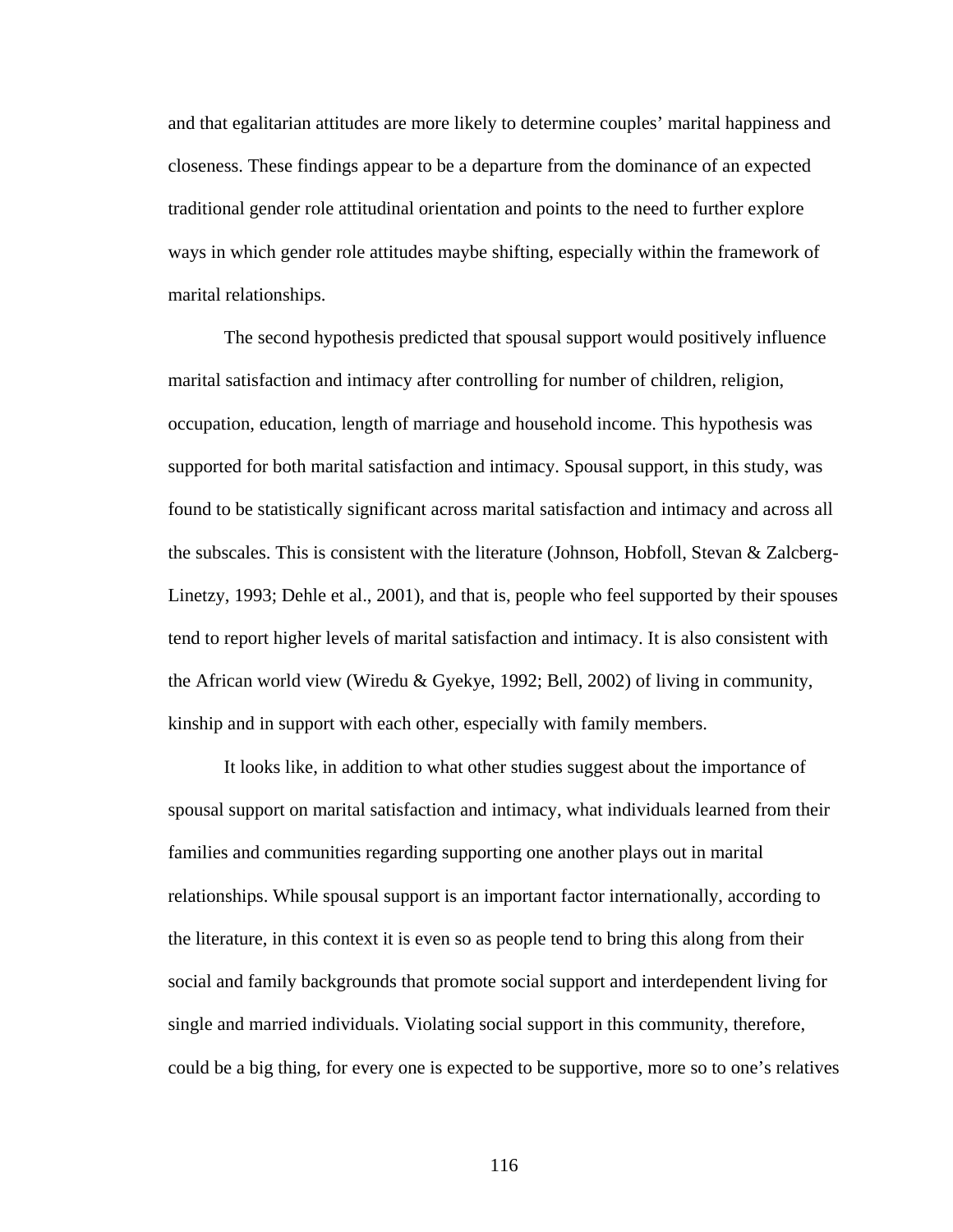and that egalitarian attitudes are more likely to determine couples' marital happiness and closeness. These findings appear to be a departure from the dominance of an expected traditional gender role attitudinal orientation and points to the need to further explore ways in which gender role attitudes maybe shifting, especially within the framework of marital relationships.

The second hypothesis predicted that spousal support would positively influence marital satisfaction and intimacy after controlling for number of children, religion, occupation, education, length of marriage and household income. This hypothesis was supported for both marital satisfaction and intimacy. Spousal support, in this study, was found to be statistically significant across marital satisfaction and intimacy and across all the subscales. This is consistent with the literature (Johnson, Hobfoll, Stevan & Zalcberg-Linetzy, 1993; Dehle et al., 2001), and that is, people who feel supported by their spouses tend to report higher levels of marital satisfaction and intimacy. It is also consistent with the African world view (Wiredu & Gyekye, 1992; Bell, 2002) of living in community, kinship and in support with each other, especially with family members.

It looks like, in addition to what other studies suggest about the importance of spousal support on marital satisfaction and intimacy, what individuals learned from their families and communities regarding supporting one another plays out in marital relationships. While spousal support is an important factor internationally, according to the literature, in this context it is even so as people tend to bring this along from their social and family backgrounds that promote social support and interdependent living for single and married individuals. Violating social support in this community, therefore, could be a big thing, for every one is expected to be supportive, more so to one's relatives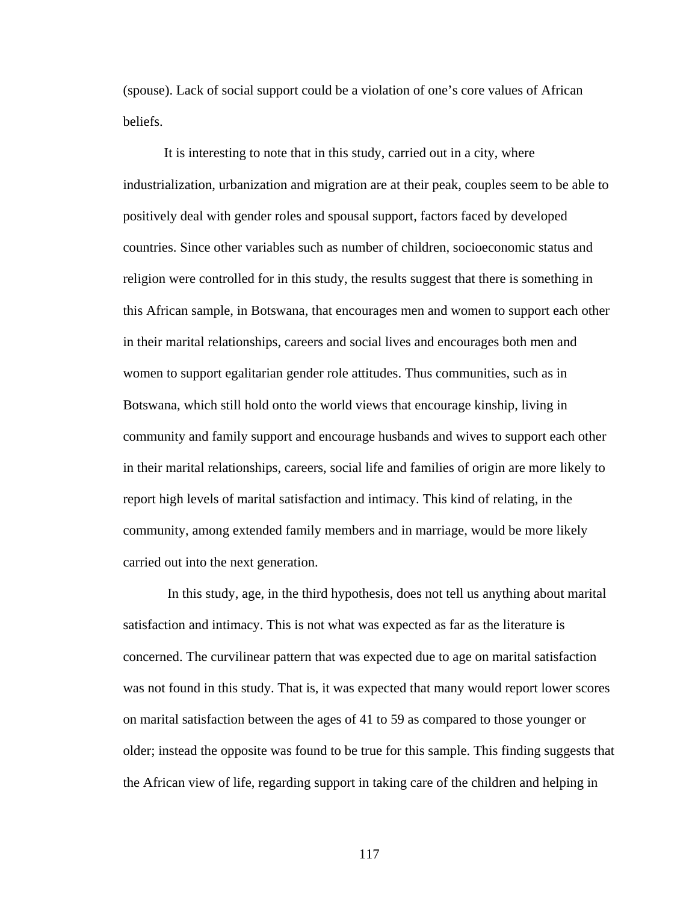(spouse). Lack of social support could be a violation of one's core values of African beliefs.

It is interesting to note that in this study, carried out in a city, where industrialization, urbanization and migration are at their peak, couples seem to be able to positively deal with gender roles and spousal support, factors faced by developed countries. Since other variables such as number of children, socioeconomic status and religion were controlled for in this study, the results suggest that there is something in this African sample, in Botswana, that encourages men and women to support each other in their marital relationships, careers and social lives and encourages both men and women to support egalitarian gender role attitudes. Thus communities, such as in Botswana, which still hold onto the world views that encourage kinship, living in community and family support and encourage husbands and wives to support each other in their marital relationships, careers, social life and families of origin are more likely to report high levels of marital satisfaction and intimacy. This kind of relating, in the community, among extended family members and in marriage, would be more likely carried out into the next generation.

In this study, age, in the third hypothesis, does not tell us anything about marital satisfaction and intimacy. This is not what was expected as far as the literature is concerned. The curvilinear pattern that was expected due to age on marital satisfaction was not found in this study. That is, it was expected that many would report lower scores on marital satisfaction between the ages of 41 to 59 as compared to those younger or older; instead the opposite was found to be true for this sample. This finding suggests that the African view of life, regarding support in taking care of the children and helping in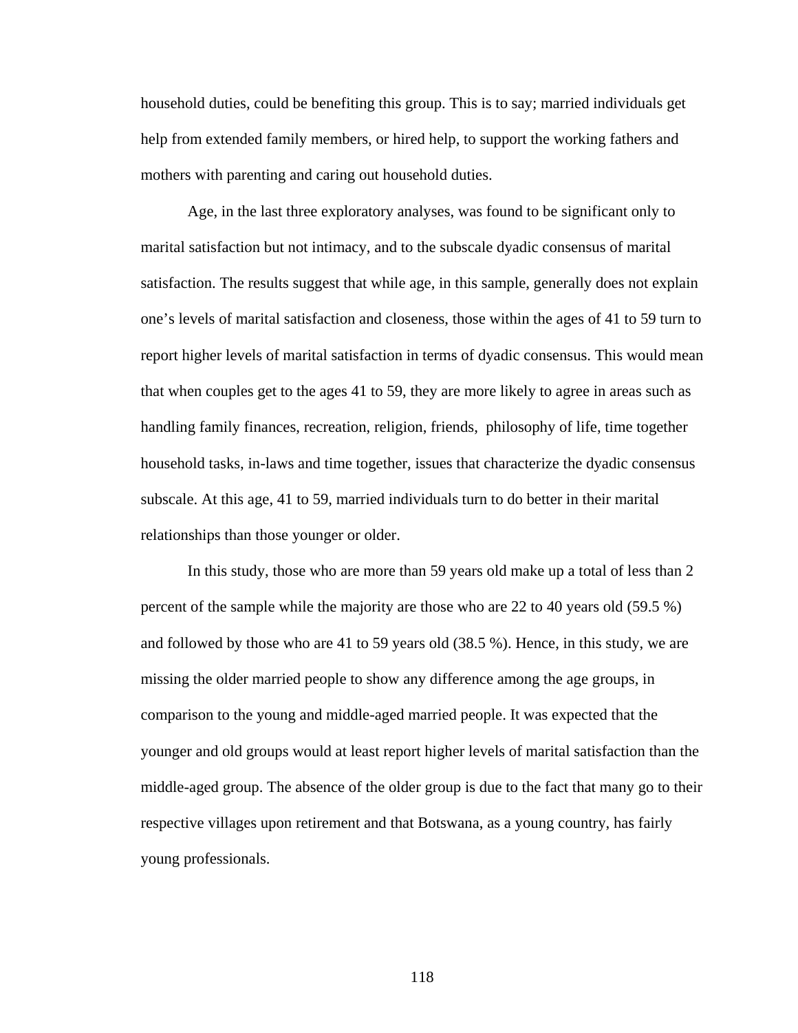household duties, could be benefiting this group. This is to say; married individuals get help from extended family members, or hired help, to support the working fathers and mothers with parenting and caring out household duties.

Age, in the last three exploratory analyses, was found to be significant only to marital satisfaction but not intimacy, and to the subscale dyadic consensus of marital satisfaction. The results suggest that while age, in this sample, generally does not explain one's levels of marital satisfaction and closeness, those within the ages of 41 to 59 turn to report higher levels of marital satisfaction in terms of dyadic consensus. This would mean that when couples get to the ages 41 to 59, they are more likely to agree in areas such as handling family finances, recreation, religion, friends,  philosophy of life, time together household tasks, in-laws and time together, issues that characterize the dyadic consensus subscale. At this age, 41 to 59, married individuals turn to do better in their marital relationships than those younger or older.

In this study, those who are more than 59 years old make up a total of less than 2 percent of the sample while the majority are those who are 22 to 40 years old (59.5 %) and followed by those who are 41 to 59 years old (38.5 %). Hence, in this study, we are missing the older married people to show any difference among the age groups, in comparison to the young and middle-aged married people. It was expected that the younger and old groups would at least report higher levels of marital satisfaction than the middle-aged group. The absence of the older group is due to the fact that many go to their respective villages upon retirement and that Botswana, as a young country, has fairly young professionals.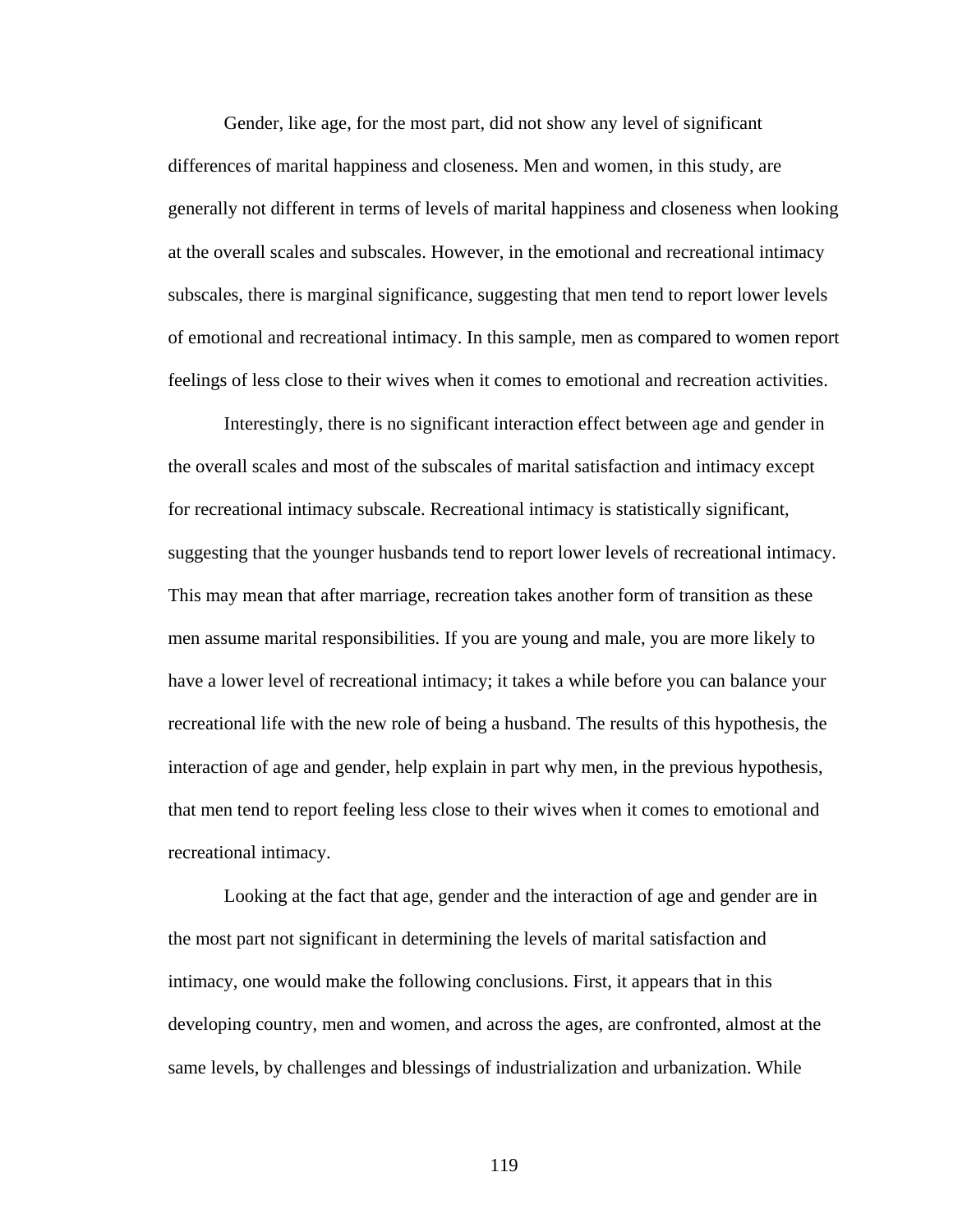Gender, like age, for the most part, did not show any level of significant differences of marital happiness and closeness. Men and women, in this study, are generally not different in terms of levels of marital happiness and closeness when looking at the overall scales and subscales. However, in the emotional and recreational intimacy subscales, there is marginal significance, suggesting that men tend to report lower levels of emotional and recreational intimacy. In this sample, men as compared to women report feelings of less close to their wives when it comes to emotional and recreation activities.

Interestingly, there is no significant interaction effect between age and gender in the overall scales and most of the subscales of marital satisfaction and intimacy except for recreational intimacy subscale. Recreational intimacy is statistically significant, suggesting that the younger husbands tend to report lower levels of recreational intimacy. This may mean that after marriage, recreation takes another form of transition as these men assume marital responsibilities. If you are young and male, you are more likely to have a lower level of recreational intimacy; it takes a while before you can balance your recreational life with the new role of being a husband. The results of this hypothesis, the interaction of age and gender, help explain in part why men, in the previous hypothesis, that men tend to report feeling less close to their wives when it comes to emotional and recreational intimacy.

Looking at the fact that age, gender and the interaction of age and gender are in the most part not significant in determining the levels of marital satisfaction and intimacy, one would make the following conclusions. First, it appears that in this developing country, men and women, and across the ages, are confronted, almost at the same levels, by challenges and blessings of industrialization and urbanization. While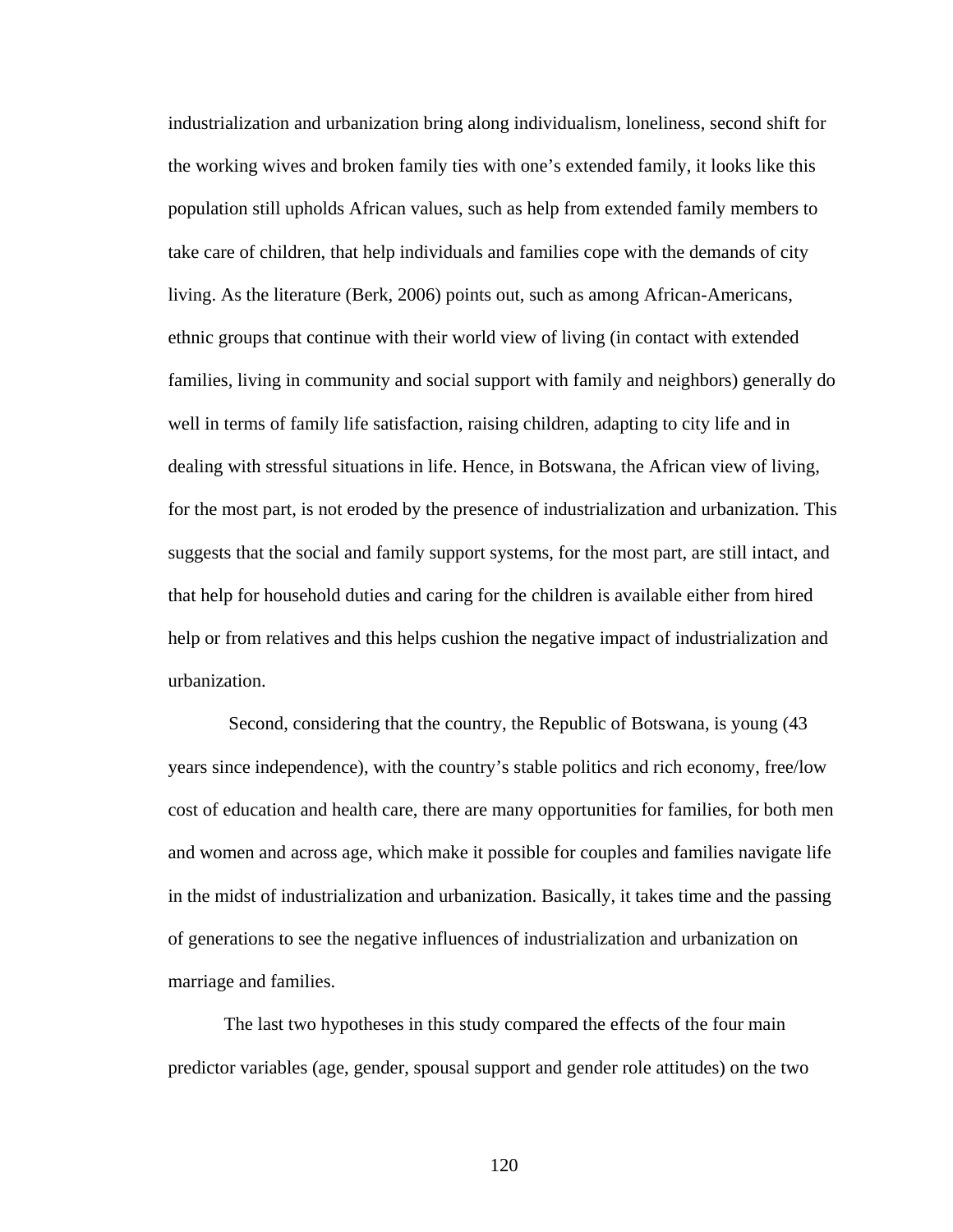industrialization and urbanization bring along individualism, loneliness, second shift for the working wives and broken family ties with one's extended family, it looks like this population still upholds African values, such as help from extended family members to take care of children, that help individuals and families cope with the demands of city living. As the literature (Berk, 2006) points out, such as among African-Americans, ethnic groups that continue with their world view of living (in contact with extended families, living in community and social support with family and neighbors) generally do well in terms of family life satisfaction, raising children, adapting to city life and in dealing with stressful situations in life. Hence, in Botswana, the African view of living, for the most part, is not eroded by the presence of industrialization and urbanization. This suggests that the social and family support systems, for the most part, are still intact, and that help for household duties and caring for the children is available either from hired help or from relatives and this helps cushion the negative impact of industrialization and urbanization.

Second, considering that the country, the Republic of Botswana, is young (43 years since independence), with the country's stable politics and rich economy, free/low cost of education and health care, there are many opportunities for families, for both men and women and across age, which make it possible for couples and families navigate life in the midst of industrialization and urbanization. Basically, it takes time and the passing of generations to see the negative influences of industrialization and urbanization on marriage and families.

The last two hypotheses in this study compared the effects of the four main predictor variables (age, gender, spousal support and gender role attitudes) on the two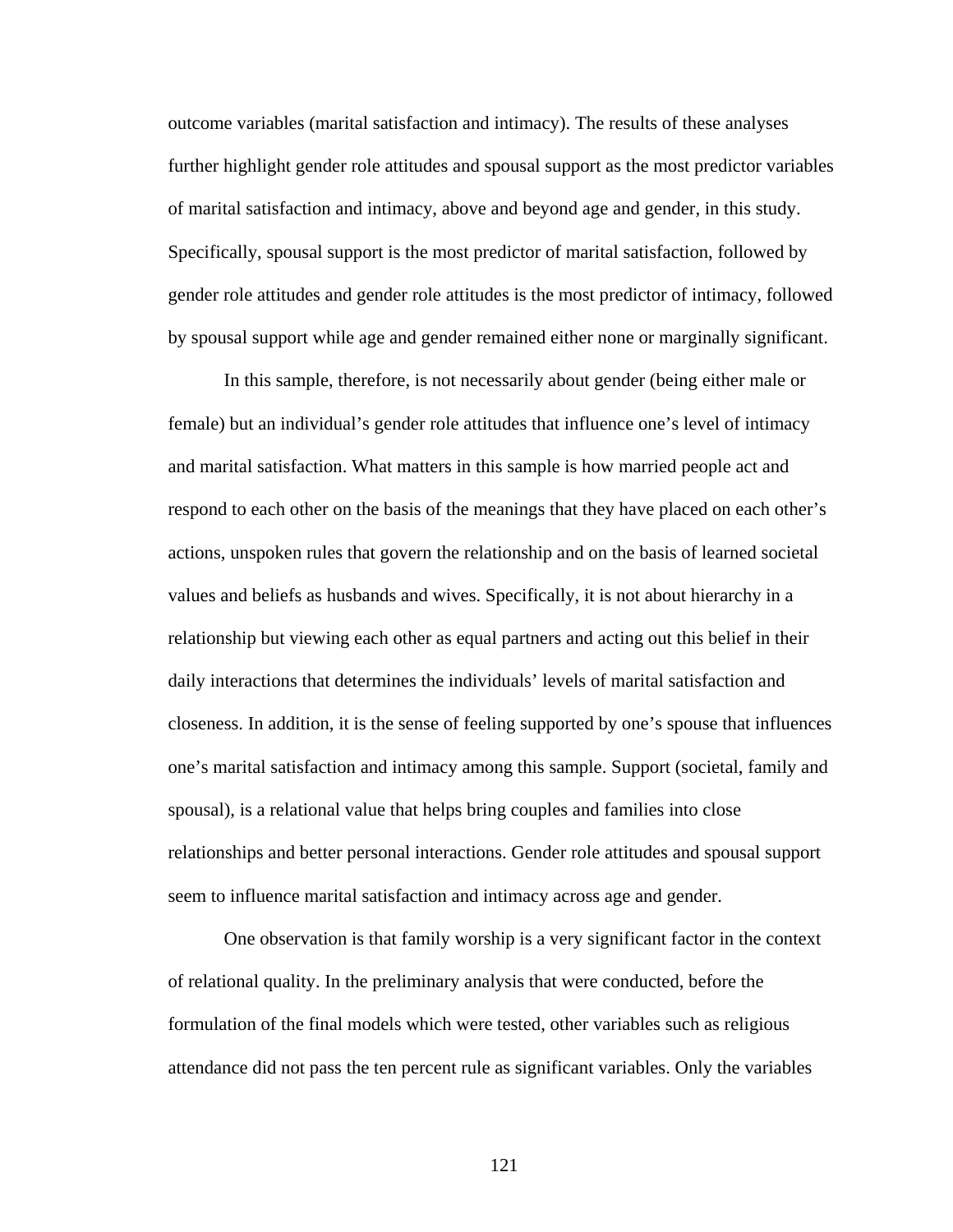outcome variables (marital satisfaction and intimacy). The results of these analyses further highlight gender role attitudes and spousal support as the most predictor variables of marital satisfaction and intimacy, above and beyond age and gender, in this study. Specifically, spousal support is the most predictor of marital satisfaction, followed by gender role attitudes and gender role attitudes is the most predictor of intimacy, followed by spousal support while age and gender remained either none or marginally significant.

In this sample, therefore, is not necessarily about gender (being either male or female) but an individual's gender role attitudes that influence one's level of intimacy and marital satisfaction. What matters in this sample is how married people act and respond to each other on the basis of the meanings that they have placed on each other's actions, unspoken rules that govern the relationship and on the basis of learned societal values and beliefs as husbands and wives. Specifically, it is not about hierarchy in a relationship but viewing each other as equal partners and acting out this belief in their daily interactions that determines the individuals' levels of marital satisfaction and closeness. In addition, it is the sense of feeling supported by one's spouse that influences one's marital satisfaction and intimacy among this sample. Support (societal, family and spousal), is a relational value that helps bring couples and families into close relationships and better personal interactions. Gender role attitudes and spousal support seem to influence marital satisfaction and intimacy across age and gender.

One observation is that family worship is a very significant factor in the context of relational quality. In the preliminary analysis that were conducted, before the formulation of the final models which were tested, other variables such as religious attendance did not pass the ten percent rule as significant variables. Only the variables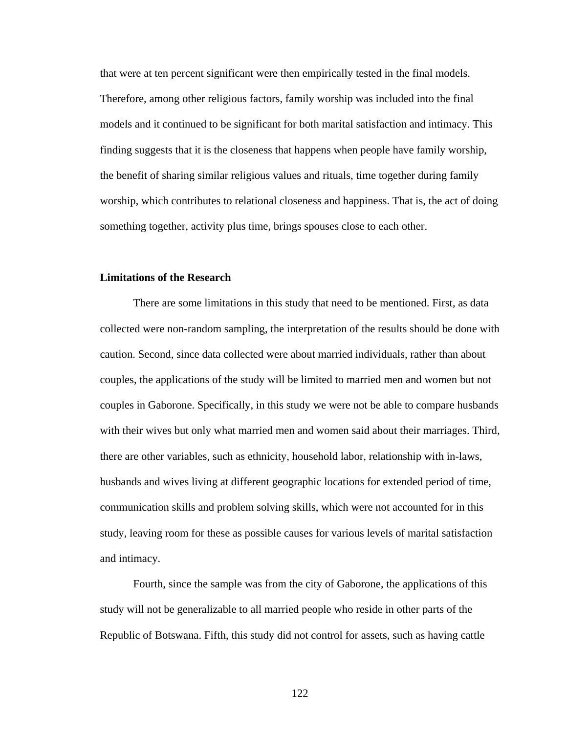that were at ten percent significant were then empirically tested in the final models. Therefore, among other religious factors, family worship was included into the final models and it continued to be significant for both marital satisfaction and intimacy. This finding suggests that it is the closeness that happens when people have family worship, the benefit of sharing similar religious values and rituals, time together during family worship, which contributes to relational closeness and happiness. That is, the act of doing something together, activity plus time, brings spouses close to each other.

**Limitations of the Research**

There are some limitations in this study that need to be mentioned. First, as data collected were non-random sampling, the interpretation of the results should be done with caution. Second, since data collected were about married individuals, rather than about couples, the applications of the study will be limited to married men and women but not couples in Gaborone. Specifically, in this study we were not be able to compare husbands with their wives but only what married men and women said about their marriages. Third, there are other variables, such as ethnicity, household labor, relationship with in-laws, husbands and wives living at different geographic locations for extended period of time, communication skills and problem solving skills, which were not accounted for in this study, leaving room for these as possible causes for various levels of marital satisfaction and intimacy.

Fourth, since the sample was from the city of Gaborone, the applications of this study will not be generalizable to all married people who reside in other parts of the Republic of Botswana. Fifth, this study did not control for assets, such as having cattle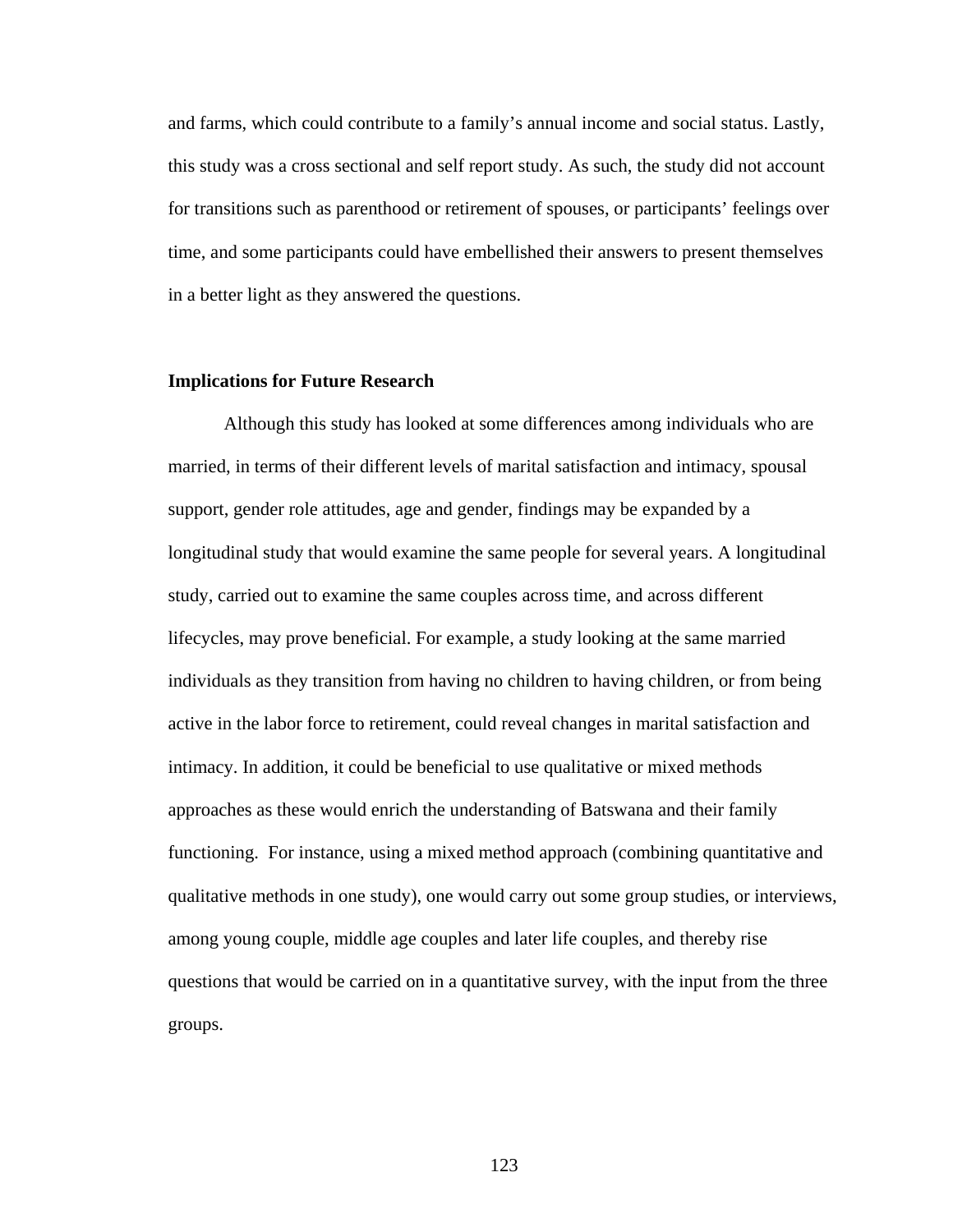and farms, which could contribute to a family's annual income and social status. Lastly, this study was a cross sectional and self report study. As such, the study did not account for transitions such as parenthood or retirement of spouses, or participants' feelings over time, and some participants could have embellished their answers to present themselves in a better light as they answered the questions.

**Implications for Future Research**

Although this study has looked at some differences among individuals who are married, in terms of their different levels of marital satisfaction and intimacy, spousal support, gender role attitudes, age and gender, findings may be expanded by a longitudinal study that would examine the same people for several years. A longitudinal study, carried out to examine the same couples across time, and across different lifecycles, may prove beneficial. For example, a study looking at the same married individuals as they transition from having no children to having children, or from being active in the labor force to retirement, could reveal changes in marital satisfaction and intimacy. In addition, it could be beneficial to use qualitative or mixed methods approaches as these would enrich the understanding of Batswana and their family functioning. For instance, using a mixed method approach (combining quantitative and qualitative methods in one study), one would carry out some group studies, or interviews, among young couple, middle age couples and later life couples, and thereby rise questions that would be carried on in a quantitative survey, with the input from the three groups.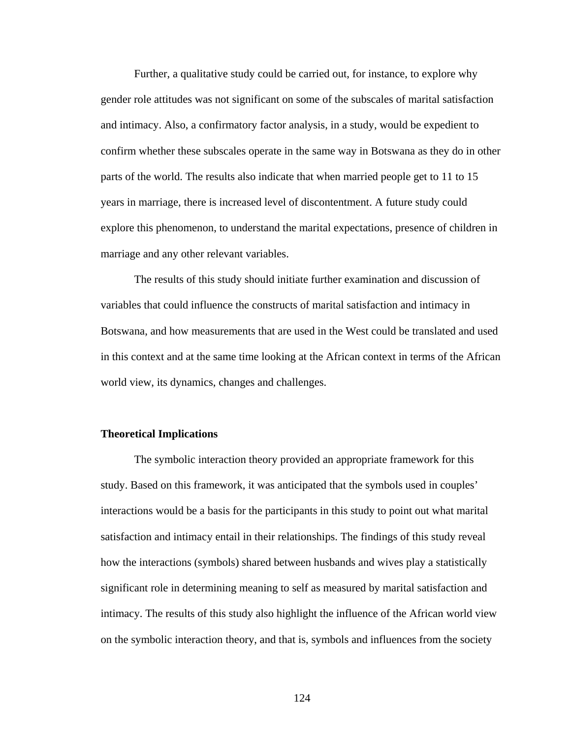Further, a qualitative study could be carried out, for instance, to explore why gender role attitudes was not significant on some of the subscales of marital satisfaction and intimacy. Also, a confirmatory factor analysis, in a study, would be expedient to confirm whether these subscales operate in the same way in Botswana as they do in other parts of the world. The results also indicate that when married people get to 11 to 15 years in marriage, there is increased level of discontentment. A future study could explore this phenomenon, to understand the marital expectations, presence of children in marriage and any other relevant variables.

The results of this study should initiate further examination and discussion of variables that could influence the constructs of marital satisfaction and intimacy in Botswana, and how measurements that are used in the West could be translated and used in this context and at the same time looking at the African context in terms of the African world view, its dynamics, changes and challenges.

**Theoretical Implications**

The symbolic interaction theory provided an appropriate framework for this study. Based on this framework, it was anticipated that the symbols used in couples' interactions would be a basis for the participants in this study to point out what marital satisfaction and intimacy entail in their relationships. The findings of this study reveal how the interactions (symbols) shared between husbands and wives play a statistically significant role in determining meaning to self as measured by marital satisfaction and intimacy. The results of this study also highlight the influence of the African world view on the symbolic interaction theory, and that is, symbols and influences from the society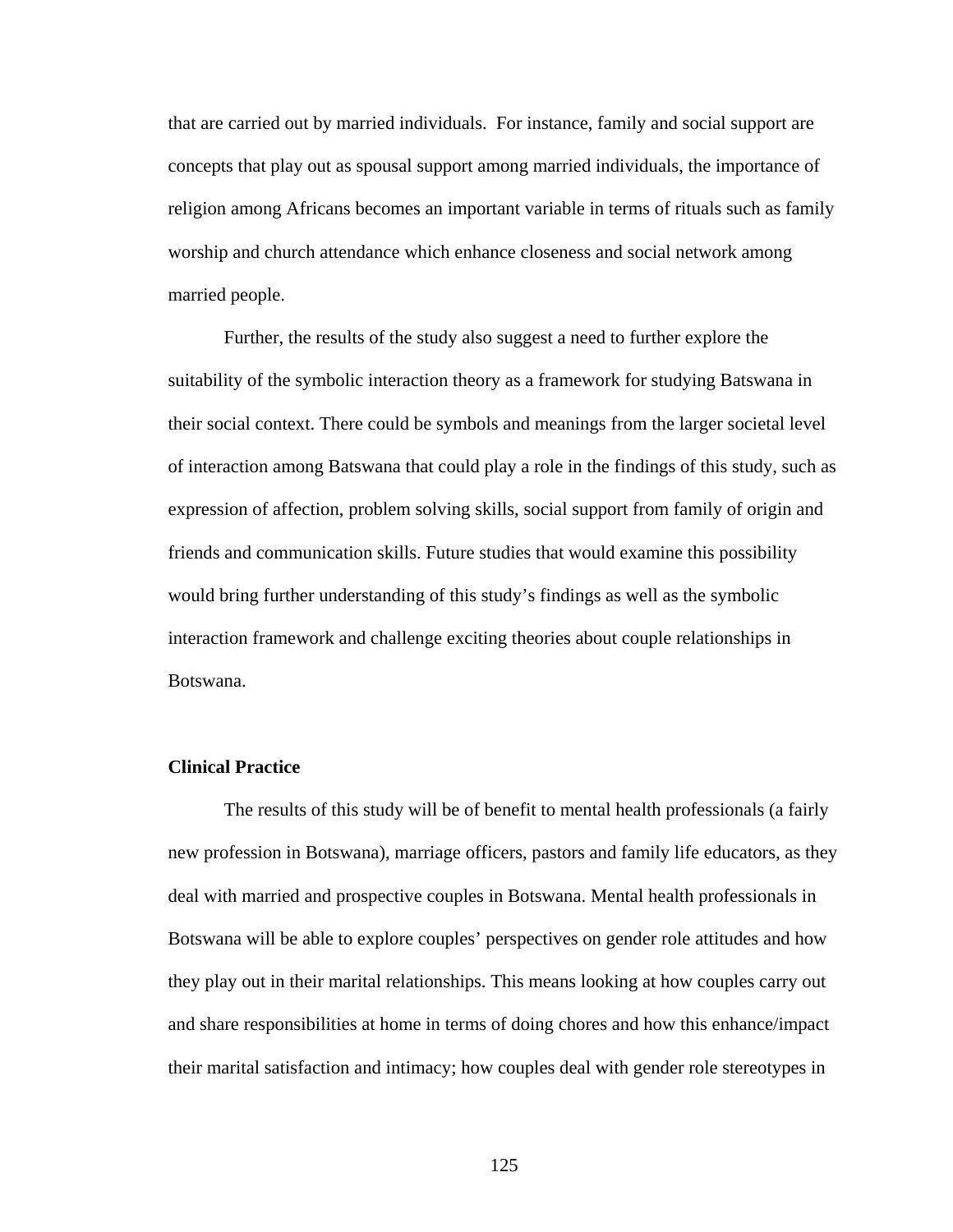that are carried out by married individuals.  For instance, family and social support are concepts that play out as spousal support among married individuals, the importance of religion among Africans becomes an important variable in terms of rituals such as family worship and church attendance which enhance closeness and social network among married people.

Further, the results of the study also suggest a need to further explore the suitability of the symbolic interaction theory as a framework for studying Batswana in their social context. There could be symbols and meanings from the larger societal level of interaction among Batswana that could play a role in the findings of this study, such as expression of affection, problem solving skills, social support from family of origin and friends and communication skills. Future studies that would examine this possibility would bring further understanding of this study's findings as well as the symbolic interaction framework and challenge exciting theories about couple relationships in Botswana.

**Clinical Practice**

The results of this study will be of benefit to mental health professionals (a fairly new profession in Botswana), marriage officers, pastors and family life educators, as they deal with married and prospective couples in Botswana. Mental health professionals in Botswana will be able to explore couples' perspectives on gender role attitudes and how they play out in their marital relationships. This means looking at how couples carry out and share responsibilities at home in terms of doing chores and how this enhance/impact their marital satisfaction and intimacy; how couples deal with gender role stereotypes in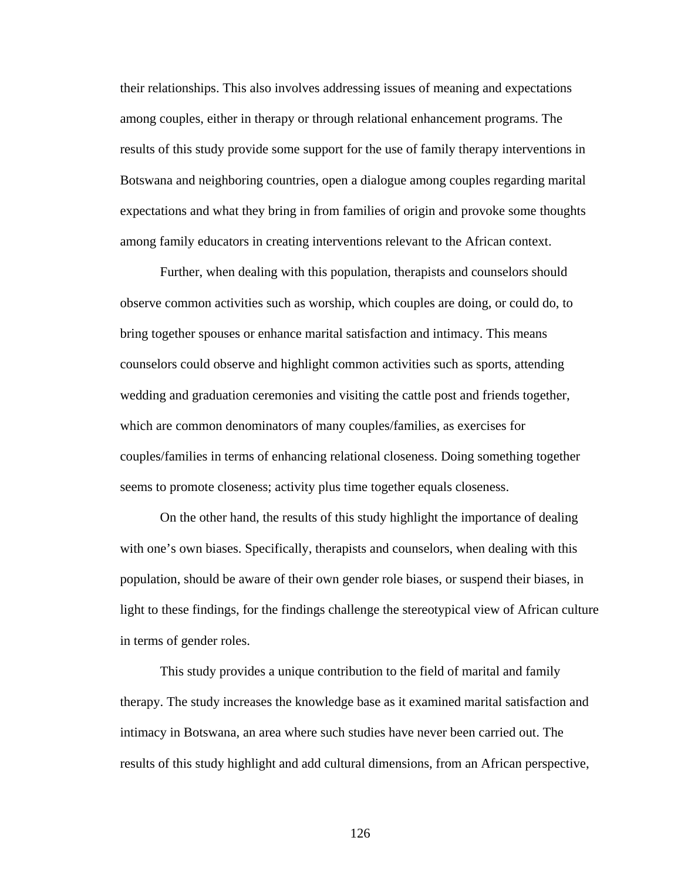their relationships. This also involves addressing issues of meaning and expectations among couples, either in therapy or through relational enhancement programs. The results of this study provide some support for the use of family therapy interventions in Botswana and neighboring countries, open a dialogue among couples regarding marital expectations and what they bring in from families of origin and provoke some thoughts among family educators in creating interventions relevant to the African context.

Further, when dealing with this population, therapists and counselors should observe common activities such as worship, which couples are doing, or could do, to bring together spouses or enhance marital satisfaction and intimacy. This means counselors could observe and highlight common activities such as sports, attending wedding and graduation ceremonies and visiting the cattle post and friends together, which are common denominators of many couples/families, as exercises for couples/families in terms of enhancing relational closeness. Doing something together seems to promote closeness; activity plus time together equals closeness.

On the other hand, the results of this study highlight the importance of dealing with one's own biases. Specifically, therapists and counselors, when dealing with this population, should be aware of their own gender role biases, or suspend their biases, in light to these findings, for the findings challenge the stereotypical view of African culture in terms of gender roles.

This study provides a unique contribution to the field of marital and family therapy. The study increases the knowledge base as it examined marital satisfaction and intimacy in Botswana, an area where such studies have never been carried out. The results of this study highlight and add cultural dimensions, from an African perspective,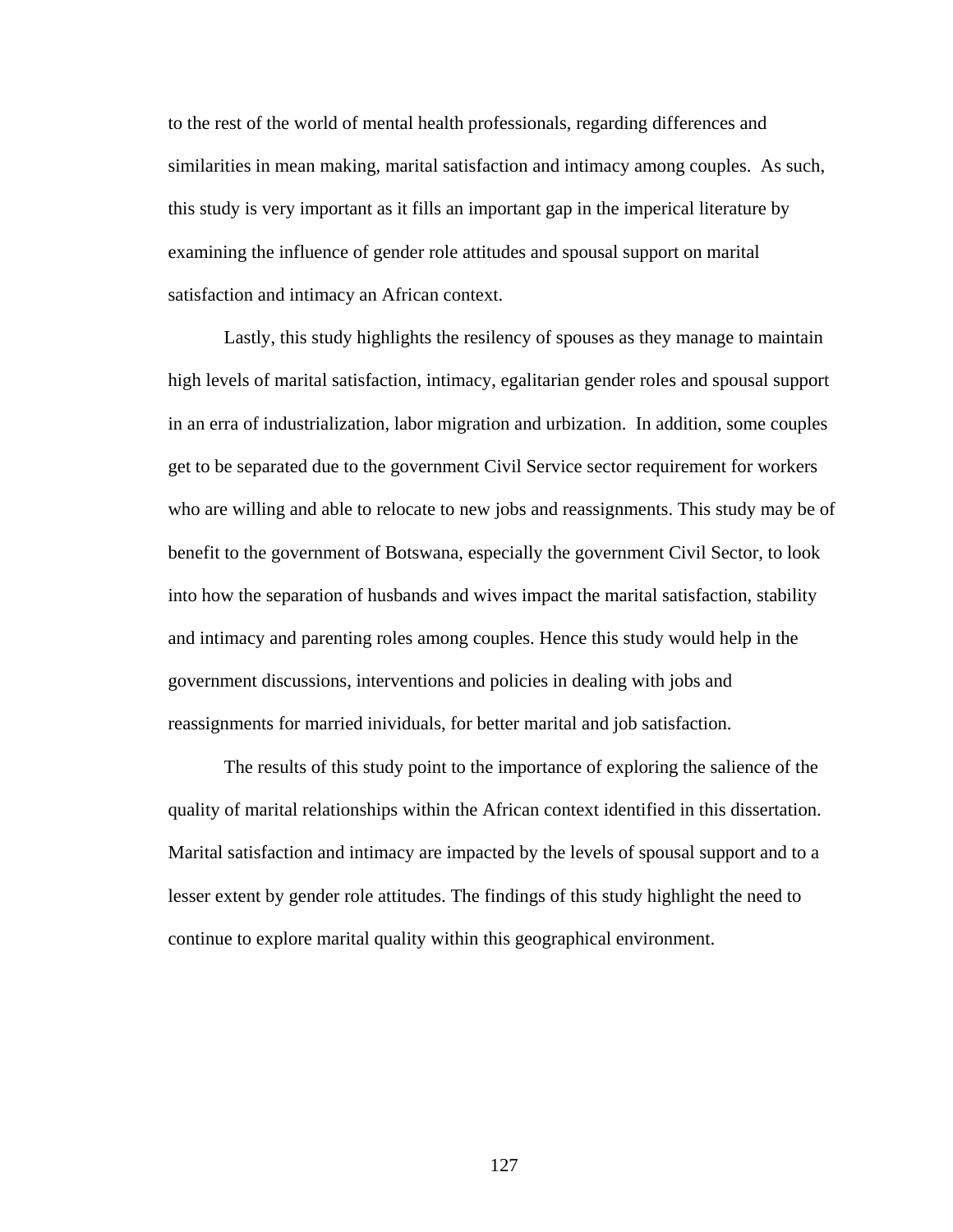to the rest of the world of mental health professionals, regarding differences and similarities in mean making, marital satisfaction and intimacy among couples. As such, this study is very important as it fills an important gap in the imperical literature by examining the influence of gender role attitudes and spousal support on marital satisfaction and intimacy an African context.

Lastly, this study highlights the resiliency of spouses as they manage to maintain high levels of marital satisfaction, intimacy, egalitarian gender roles and spousal support in an erra of industrialization, labor migration and urbization. In addition, some couples get to be separated due to the government Civil Service sector requirement for workers who are willing and able to relocate to new jobs and reassignments. This study may be of benefit to the government of Botswana, especially the government Civil Sector, to look into how the separation of husbands and wives impact the marital satisfaction, stability and intimacy and parenting roles among couples. Hence this study would help in the government discussions, interventions and policies in dealing with jobs and reassignments for married inividuals, for better marital and job satisfaction.

The results of this study point to the importance of exploring the salience of the quality of marital relationships within the African context identified in this dissertation. Marital satisfaction and intimacy are impacted by the levels of spousal support and to a lesser extent by gender role attitudes. The findings of this study highlight the need to continue to explore marital quality within this geographical environment.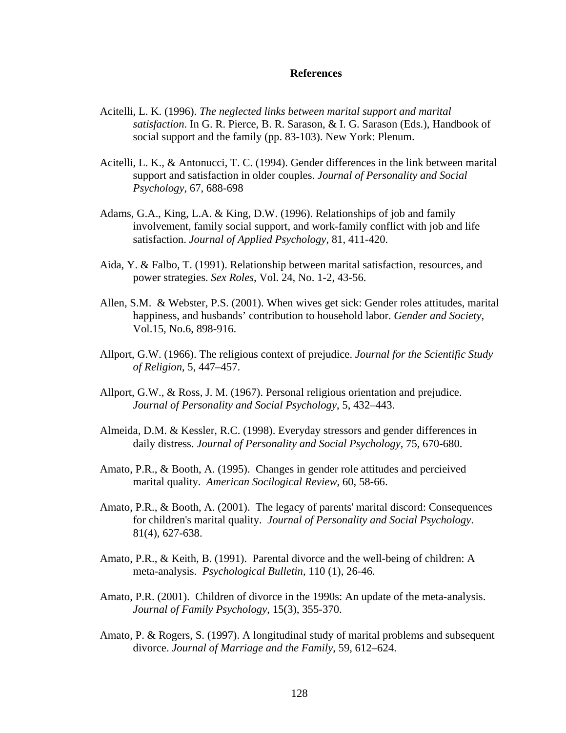# References

Acitelli, L. K. (1996). *The neglected links between marital support and marital satisfaction*. In G. R. Pierce, B. R. Sarason, & I. G. Sarason (Eds.), Handbook of social support and the family (pp. 83-103). New York: Plenum.

Acitelli, L. K., & Antonucci, T. C. (1994). Gender differences in the link between marital support and satisfaction in older couples. *Journal of Personality and Social Psychology*, 67, 688-698

Adams, G.A., King, L.A. & King, D.W. (1996). Relationships of job and family involvement, family social support, and work-family conflict with job and life satisfaction. *Journal of Applied Psychology*, 81, 411-420.

Aida, Y. & Falbo, T. (1991). Relationship between marital satisfaction, resources, and power strategies. *Sex Roles*, Vol. 24, No. 1-2, 43-56.

Allen, S.M. & Webster, P.S. (2001). When wives get sick: Gender roles attitudes, marital happiness, and husbands' contribution to household labor. *Gender and Society*, Vol.15, No.6, 898-916.

Allport, G.W. (1966). The religious context of prejudice. *Journal for the Scientific Study of Religion*, 5, 447–457.

Allport, G.W., & Ross, J. M. (1967). Personal religious orientation and prejudice. *Journal of Personality and Social Psychology*, 5, 432–443.

Almeida, D.M. & Kessler, R.C. (1998). Everyday stressors and gender differences in daily distress. *Journal of Personality and Social Psychology*, 75, 670-680.

Amato, P.R., & Booth, A. (1995). Changes in gender role attitudes and percieived marital quality. *American Socilogical Review*, 60, 58-66.

Amato, P.R., & Booth, A. (2001). The legacy of parents' marital discord: Consequences for children's marital quality. *Journal of Personality and Social Psychology*. 81(4), 627-638.

Amato, P.R., & Keith, B. (1991). Parental divorce and the well-being of children: A meta-analysis. *Psychological Bulletin*, 110 (1), 26-46.

Amato, P.R. (2001). Children of divorce in the 1990s: An update of the meta-analysis. *Journal of Family Psychology*, 15(3), 355-370.

Amato, P. & Rogers, S. (1997). A longitudinal study of marital problems and subsequent divorce. *Journal of Marriage and the Family*, 59, 612–624.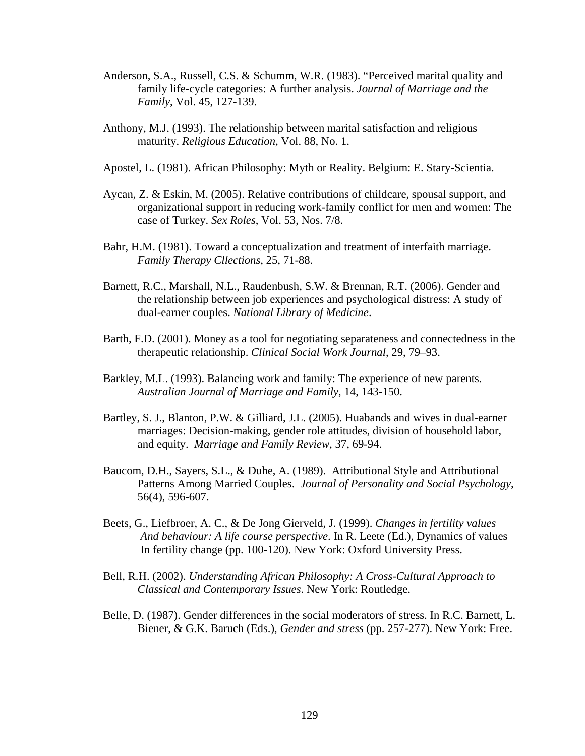Anderson, S.A., Russell, C.S. & Schumm, W.R. (1983). "Perceived marital quality and family life-cycle categories: A further analysis. *Journal of Marriage and the Family*, Vol. 45, 127-139.

Anthony, M.J. (1993). The relationship between marital satisfaction and religious maturity. *Religious Education*, Vol. 88, No. 1.

Apostel, L. (1981). African Philosophy: Myth or Reality. Belgium: E. Stary-Scientia.

Aycan, Z. & Eskin, M. (2005). Relative contributions of childcare, spousal support, and organizational support in reducing work-family conflict for men and women: The case of Turkey. *Sex Roles*, Vol. 53, Nos. 7/8.

Bahr, H.M. (1981). Toward a conceptualization and treatment of interfaith marriage. *Family Therapy Cllections*, 25, 71-88.

Barnett, R.C., Marshall, N.L., Raudenbush, S.W. & Brennan, R.T. (2006). Gender and the relationship between job experiences and psychological distress: A study of dual-earner couples. *National Library of Medicine*.

Barth, F.D. (2001). Money as a tool for negotiating separateness and connectedness in the therapeutic relationship. *Clinical Social Work Journal*, 29, 79–93.

Barkley, M.L. (1993). Balancing work and family: The experience of new parents. *Australian Journal of Marriage and Family*, 14, 143-150.

Bartley, S. J., Blanton, P.W. & Gilliard, J.L. (2005). Huabands and wives in dual-earner marriages: Decision-making, gender role attitudes, division of household labor, and equity. *Marriage and Family Review*, 37, 69-94.

Baucom, D.H., Sayers, S.L., & Duhe, A. (1989). Attributional Style and Attributional Patterns Among Married Couples. *Journal of Personality and Social Psychology*, 56(4), 596-607.

Beets, G., Liefbroer, A. C., & De Jong Gierveld, J. (1999). *Changes in fertility values And behaviour: A life course perspective*. In R. Leete (Ed.), Dynamics of values In fertility change (pp. 100-120). New York: Oxford University Press.

Bell, R.H. (2002). *Understanding African Philosophy: A Cross-Cultural Approach to Classical and Contemporary Issues*. New York: Routledge.

Belle, D. (1987). Gender differences in the social moderators of stress. In R.C. Barnett, L. Biener, & G.K. Baruch (Eds.), *Gender and stress* (pp. 257-277). New York: Free.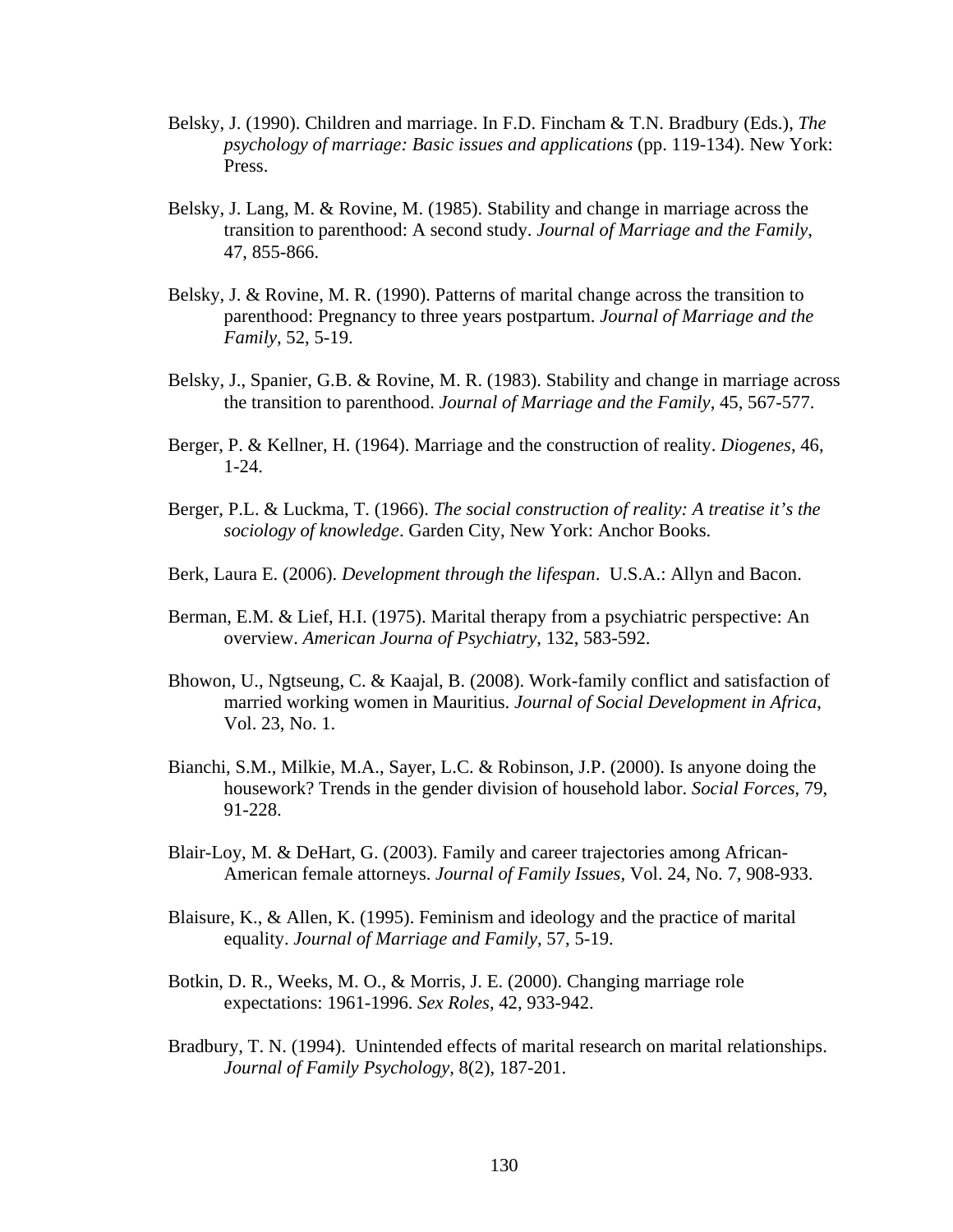Belsky, J. (1990). Children and marriage. In F.D. Fincham & T.N. Bradbury (Eds.), *The psychology of marriage: Basic issues and applications* (pp. 119-134). New York: Press.

Belsky, J. Lang, M. & Rovine, M. (1985). Stability and change in marriage across the transition to parenthood: A second study. *Journal of Marriage and the Family*, 47, 855-866.

Belsky, J. & Rovine, M. R. (1990). Patterns of marital change across the transition to parenthood: Pregnancy to three years postpartum. *Journal of Marriage and the Family*, 52, 5-19.

Belsky, J., Spanier, G.B. & Rovine, M. R. (1983). Stability and change in marriage across the transition to parenthood. *Journal of Marriage and the Family*, 45, 567-577.

Berger, P. & Kellner, H. (1964). Marriage and the construction of reality. *Diogenes*, 46, 1-24.

Berger, P.L. & Luckma, T. (1966). *The social construction of reality: A treatise it's the sociology of knowledge*. Garden City, New York: Anchor Books.

Berk, Laura E. (2006). *Development through the lifespan*. U.S.A.: Allyn and Bacon.

Berman, E.M. & Lief, H.I. (1975). Marital therapy from a psychiatric perspective: An overview. *American Journa of Psychiatry*, 132, 583-592.

Bhowon, U., Ngtseung, C. & Kaajal, B. (2008). Work-family conflict and satisfaction of married working women in Mauritius. *Journal of Social Development in Africa*, Vol. 23, No. 1.

Bianchi, S.M., Milkie, M.A., Sayer, L.C. & Robinson, J.P. (2000). Is anyone doing the housework? Trends in the gender division of household labor. *Social Forces*, 79, 91-228.

Blair-Loy, M. & DeHart, G. (2003). Family and career trajectories among African-American female attorneys. *Journal of Family Issues*, Vol. 24, No. 7, 908-933.

Blaisure, K., & Allen, K. (1995). Feminism and ideology and the practice of marital equality. *Journal of Marriage and Family*, 57, 5-19.

Botkin, D. R., Weeks, M. O., & Morris, J. E. (2000). Changing marriage role expectations: 1961-1996. *Sex Roles*, 42, 933-942.

Bradbury, T. N. (1994). Unintended effects of marital research on marital relationships. *Journal of Family Psychology*, 8(2), 187-201.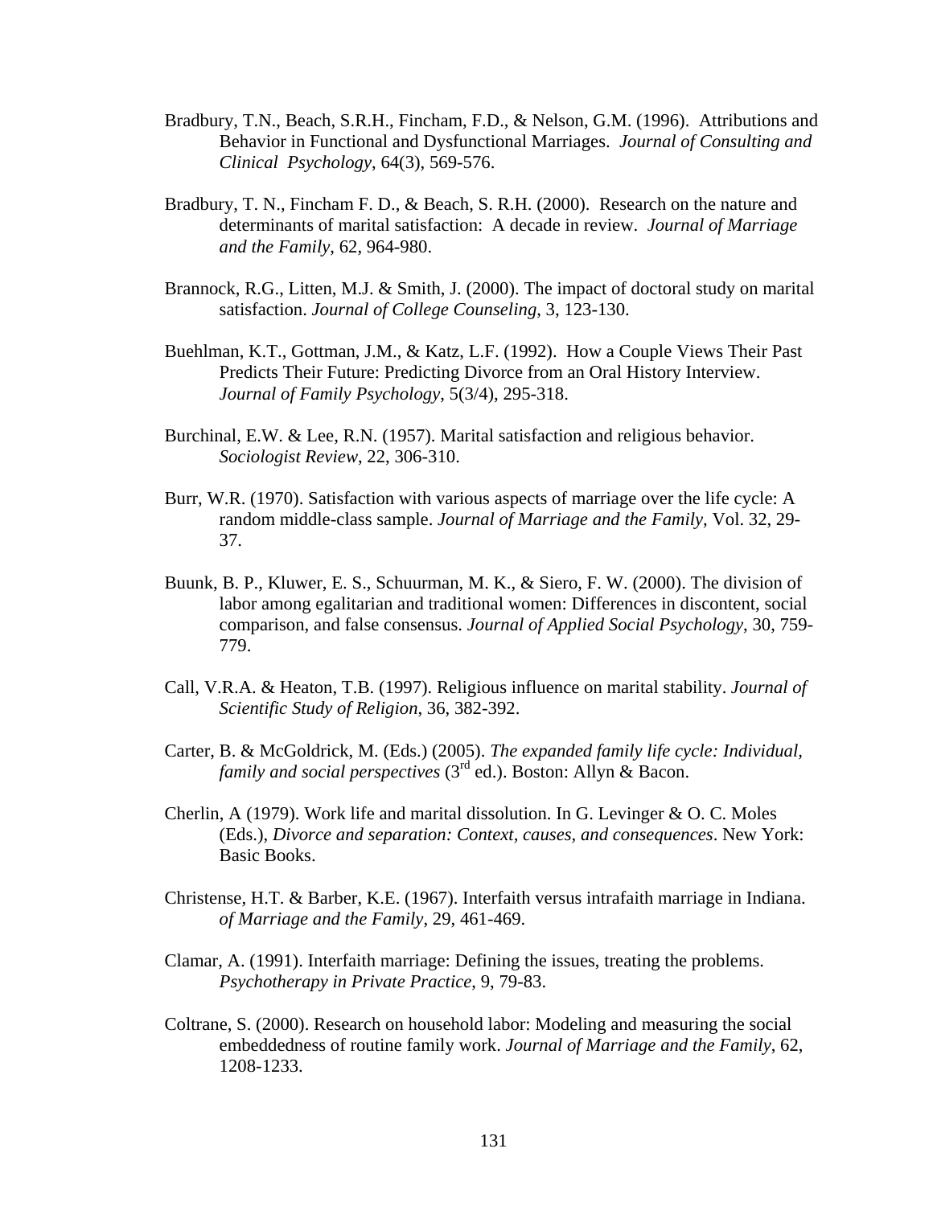Bradbury, T.N., Beach, S.R.H., Fincham, F.D., & Nelson, G.M. (1996). Attributions and Behavior in Functional and Dysfunctional Marriages. *Journal of Consulting and Clinical Psychology*, 64(3), 569-576.

Bradbury, T. N., Fincham F. D., & Beach, S. R.H. (2000). Research on the nature and determinants of marital satisfaction: A decade in review. *Journal of Marriage and the Family*, 62, 964-980.

Brannock, R.G., Litten, M.J. & Smith, J. (2000). The impact of doctoral study on marital satisfaction. *Journal of College Counseling*, 3, 123-130.

Buehlman, K.T., Gottman, J.M., & Katz, L.F. (1992). How a Couple Views Their Past Predicts Their Future: Predicting Divorce from an Oral History Interview. *Journal of Family Psychology*, 5(3/4), 295-318.

Burchinal, E.W. & Lee, R.N. (1957). Marital satisfaction and religious behavior. *Sociologist Review*, 22, 306-310.

Burr, W.R. (1970). Satisfaction with various aspects of marriage over the life cycle: A random middle-class sample. *Journal of Marriage and the Family*, Vol. 32, 29-37.

Buunk, B. P., Kluwer, E. S., Schuurman, M. K., & Siero, F. W. (2000). The division of labor among egalitarian and traditional women: Differences in discontent, social comparison, and false consensus. *Journal of Applied Social Psychology*, 30, 759-779.

Call, V.R.A. & Heaton, T.B. (1997). Religious influence on marital stability. *Journal of Scientific Study of Religion*, 36, 382-392.

Carter, B. & McGoldrick, M. (Eds.) (2005). *The expanded family life cycle: Individual, family and social perspectives* (3rd ed.). Boston: Allyn & Bacon.

Cherlin, A (1979). Work life and marital dissolution. In G. Levinger & O. C. Moles (Eds.), *Divorce and separation: Context, causes, and consequences*. New York: Basic Books.

Christense, H.T. & Barber, K.E. (1967). Interfaith versus intrafaith marriage in Indiana. *of Marriage and the Family*, 29, 461-469.

Clamar, A. (1991). Interfaith marriage: Defining the issues, treating the problems. *Psychotherapy in Private Practice*, 9, 79-83.

Coltrane, S. (2000). Research on household labor: Modeling and measuring the social embeddedness of routine family work. *Journal of Marriage and the Family*, 62, 1208-1233.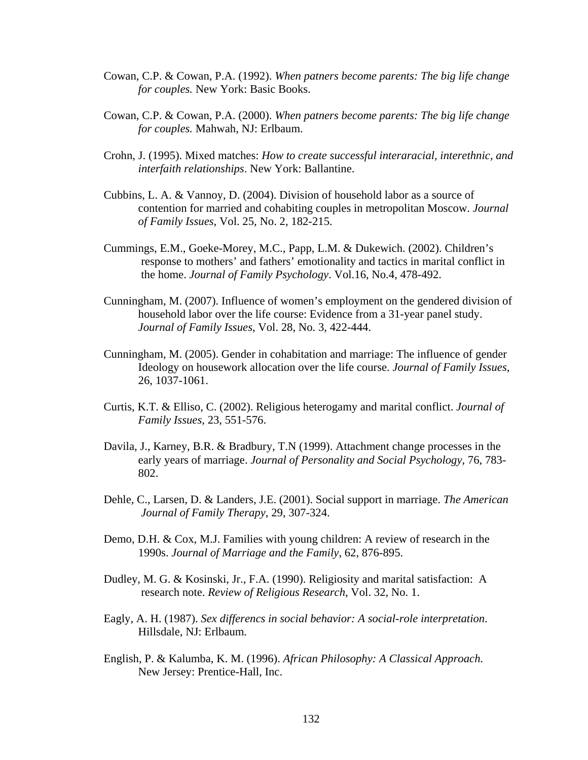Cowan, C.P. & Cowan, P.A. (1992). *When patners become parents: The big life change for couples.* New York: Basic Books.

Cowan, C.P. & Cowan, P.A. (2000). *When patners become parents: The big life change for couples.* Mahwah, NJ: Erlbaum.

Crohn, J. (1995). Mixed matches: *How to create successful interaracial, interethnic, and interfaith relationships*. New York: Ballantine.

Cubbins, L. A. & Vannoy, D. (2004). Division of household labor as a source of contention for married and cohabiting couples in metropolitan Moscow. *Journal of Family Issues*, Vol. 25, No. 2, 182-215.

Cummings, E.M., Goeke-Morey, M.C., Papp, L.M. & Dukewich. (2002). Children's response to mothers' and fathers' emotionality and tactics in marital conflict in the home. *Journal of Family Psychology*. Vol.16, No.4, 478-492.

Cunningham, M. (2007). Influence of women's employment on the gendered division of household labor over the life course: Evidence from a 31-year panel study. *Journal of Family Issues*, Vol. 28, No. 3, 422-444.

Cunningham, M. (2005). Gender in cohabitation and marriage: The influence of gender Ideology on housework allocation over the life course. *Journal of Family Issues*, 26, 1037-1061.

Curtis, K.T. & Elliso, C. (2002). Religious heterogamy and marital conflict. *Journal of Family Issues*, 23, 551-576.

Davila, J., Karney, B.R. & Bradbury, T.N (1999). Attachment change processes in the early years of marriage. *Journal of Personality and Social Psychology*, 76, 783-802.

Dehle, C., Larsen, D. & Landers, J.E. (2001). Social support in marriage. *The American Journal of Family Therapy*, 29, 307-324.

Demo, D.H. & Cox, M.J. Families with young children: A review of research in the 1990s. *Journal of Marriage and the Family*, 62, 876-895.

Dudley, M. G. & Kosinski, Jr., F.A. (1990). Religiosity and marital satisfaction: A research note. *Review of Religious Research*, Vol. 32, No. 1.

Eagly, A. H. (1987). *Sex differencs in social behavior: A social-role interpretation*. Hillsdale, NJ: Erlbaum.

English, P. & Kalumba, K. M. (1996). *African Philosophy: A Classical Approach.* New Jersey: Prentice-Hall, Inc.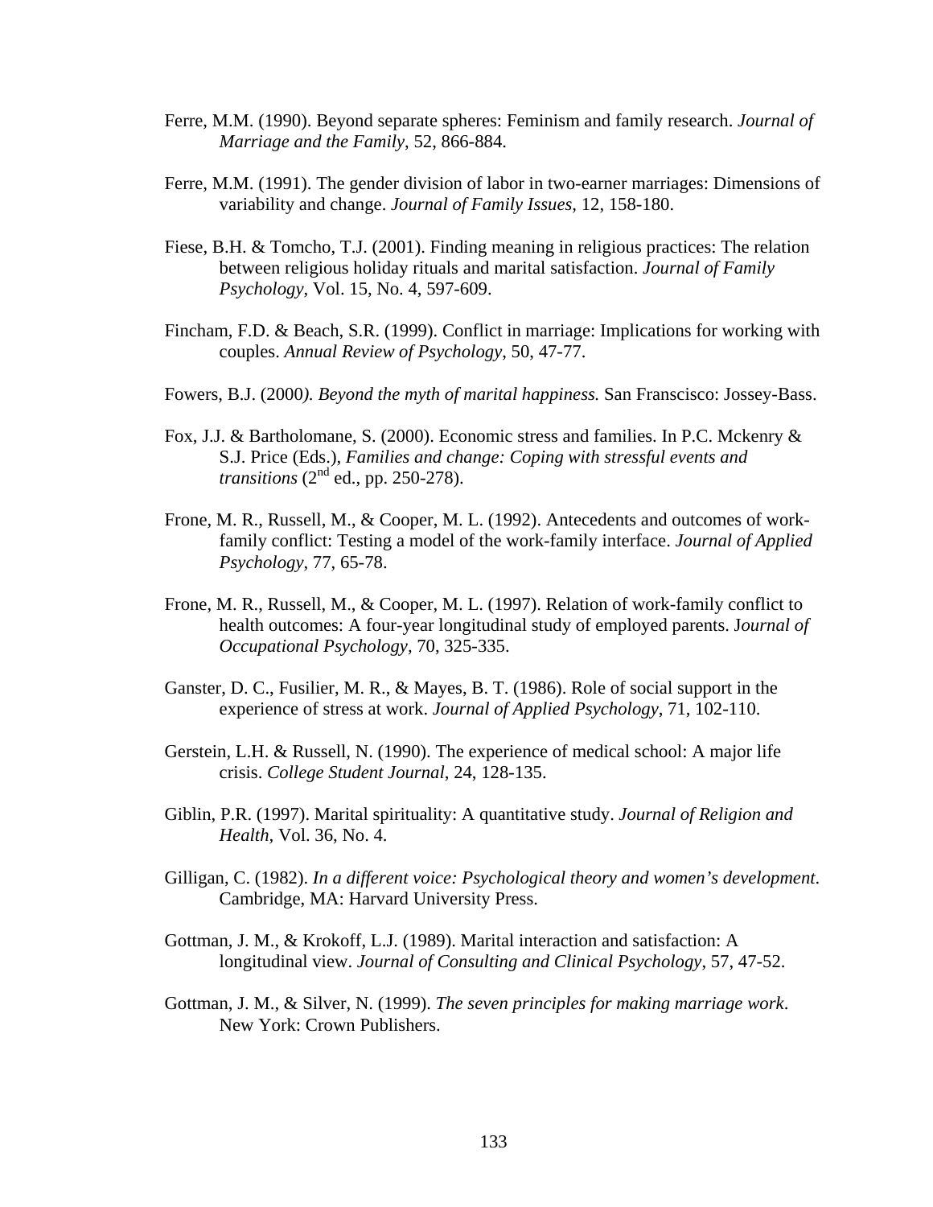Ferre, M.M. (1990). Beyond separate spheres: Feminism and family research. *Journal of Marriage and the Family*, 52, 866-884.

Ferre, M.M. (1991). The gender division of labor in two-earner marriages: Dimensions of variability and change. *Journal of Family Issues*, 12, 158-180.

Fiese, B.H. & Tomcho, T.J. (2001). Finding meaning in religious practices: The relation between religious holiday rituals and marital satisfaction. *Journal of Family Psychology*, Vol. 15, No. 4, 597-609.

Fincham, F.D. & Beach, S.R. (1999). Conflict in marriage: Implications for working with couples. *Annual Review of Psychology*, 50, 47-77.

Fowers, B.J. (2000*). Beyond the myth of marital happiness.* San Franscisco: Jossey-Bass.

Fox, J.J. & Bartholomane, S. (2000). Economic stress and families. In P.C. Mckenry & S.J. Price (Eds.), *Families and change: Coping with stressful events and transitions* (2nd ed., pp. 250-278).

Frone, M. R., Russell, M., & Cooper, M. L. (1992). Antecedents and outcomes of work-family conflict: Testing a model of the work-family interface. *Journal of Applied Psychology*, 77, 65-78.

Frone, M. R., Russell, M., & Cooper, M. L. (1997). Relation of work-family conflict to health outcomes: A four-year longitudinal study of employed parents. J*ournal of Occupational Psychology*, 70, 325-335.

Ganster, D. C., Fusilier, M. R., & Mayes, B. T. (1986). Role of social support in the experience of stress at work. *Journal of Applied Psychology*, 71, 102-110.

Gerstein, L.H. & Russell, N. (1990). The experience of medical school: A major life crisis. *College Student Journal*, 24, 128-135.

Giblin, P.R. (1997). Marital spirituality: A quantitative study. *Journal of Religion and Health*, Vol. 36, No. 4.

Gilligan, C. (1982). *In a different voice: Psychological theory and women's development*. Cambridge, MA: Harvard University Press.

Gottman, J. M., & Krokoff, L.J. (1989). Marital interaction and satisfaction: A longitudinal view. *Journal of Consulting and Clinical Psychology*, 57, 47-52.

Gottman, J. M., & Silver, N. (1999). *The seven principles for making marriage work*. New York: Crown Publishers.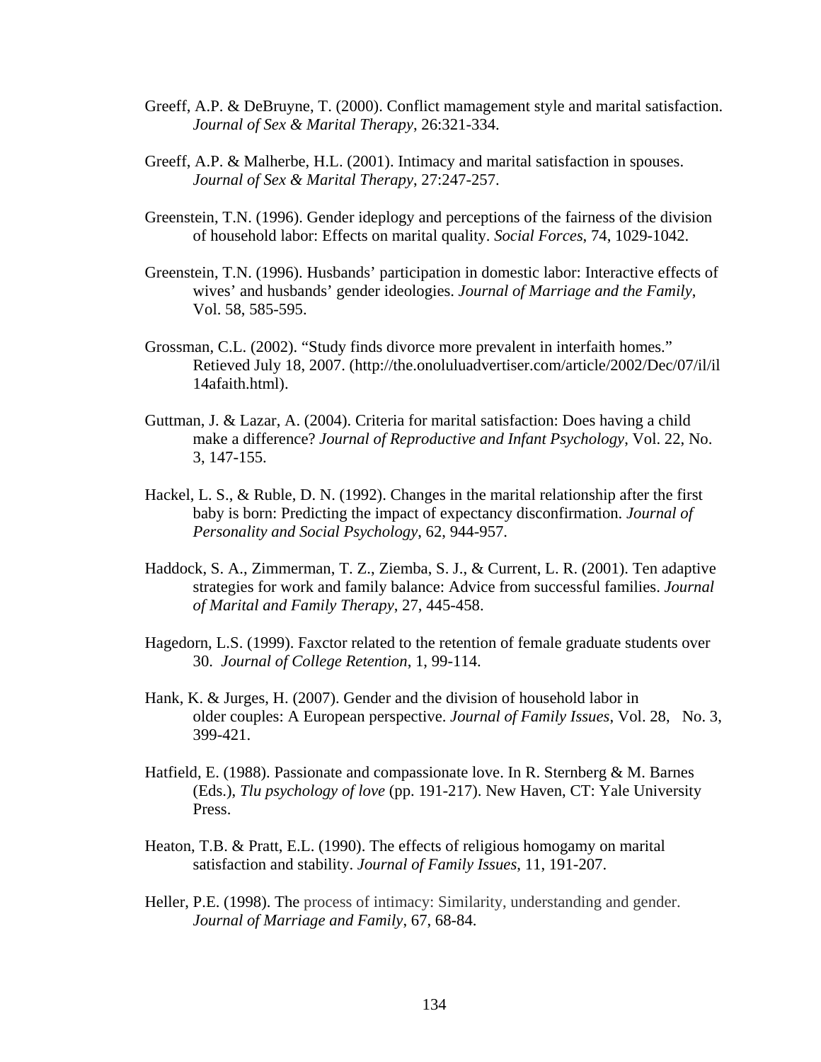Greeff, A.P. & DeBruyne, T. (2000). Conflict mamagement style and marital satisfaction. *Journal of Sex & Marital Therapy*, 26:321-334.

Greeff, A.P. & Malherbe, H.L. (2001). Intimacy and marital satisfaction in spouses. *Journal of Sex & Marital Therapy*, 27:247-257.

Greenstein, T.N. (1996). Gender ideplogy and perceptions of the fairness of the division of household labor: Effects on marital quality. *Social Forces*, 74, 1029-1042.

Greenstein, T.N. (1996). Husbands' participation in domestic labor: Interactive effects of wives' and husbands' gender ideologies. *Journal of Marriage and the Family*, Vol. 58, 585-595.

Grossman, C.L. (2002). "Study finds divorce more prevalent in interfaith homes." Retieved July 18, 2007. (http://the.onoluluadvertiser.com/article/2002/Dec/07/il/il14afaith.html).

Guttman, J. & Lazar, A. (2004). Criteria for marital satisfaction: Does having a child make a difference? *Journal of Reproductive and Infant Psychology*, Vol. 22, No. 3, 147-155.

Hackel, L. S., & Ruble, D. N. (1992). Changes in the marital relationship after the first baby is born: Predicting the impact of expectancy disconfirmation. *Journal of Personality and Social Psychology*, 62, 944-957.

Haddock, S. A., Zimmerman, T. Z., Ziemba, S. J., & Current, L. R. (2001). Ten adaptive strategies for work and family balance: Advice from successful families. *Journal of Marital and Family Therapy*, 27, 445-458.

Hagedorn, L.S. (1999). Faxctor related to the retention of female graduate students over 30. *Journal of College Retention*, 1, 99-114.

Hank, K. & Jurges, H. (2007). Gender and the division of household labor in older couples: A European perspective. *Journal of Family Issues*, Vol. 28, No. 3, 399-421.

Hatfield, E. (1988). Passionate and compassionate love. In R. Sternberg & M. Barnes (Eds.), *Tlu psychology of love* (pp. 191-217). New Haven, CT: Yale University Press.

Heaton, T.B. & Pratt, E.L. (1990). The effects of religious homogamy on marital satisfaction and stability. *Journal of Family Issues*, 11, 191-207.

Heller, P.E. (1998). The process of intimacy: Similarity, understanding and gender. *Journal of Marriage and Family*, 67, 68-84.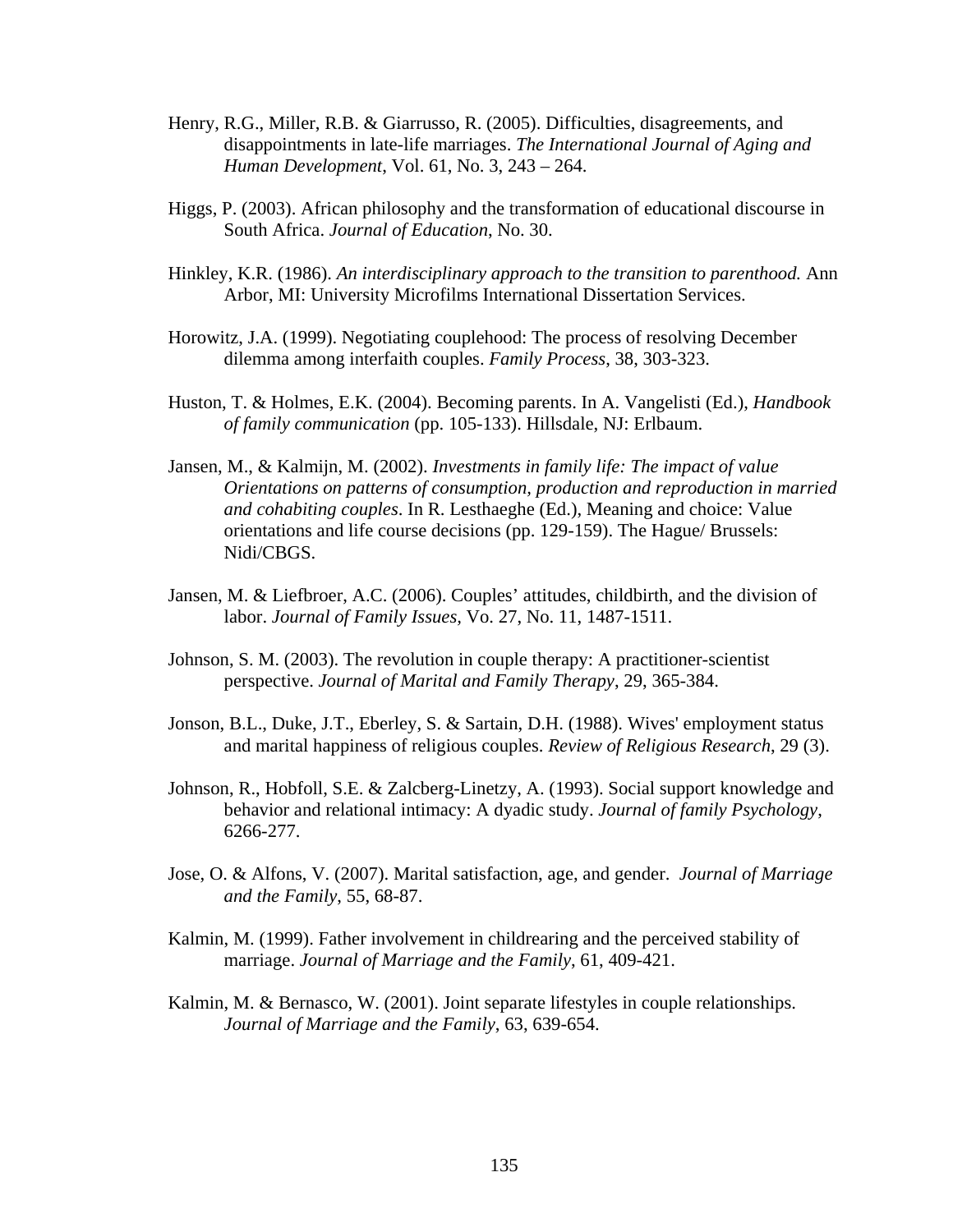Henry, R.G., Miller, R.B. & Giarrusso, R. (2005). Difficulties, disagreements, and disappointments in late-life marriages. *The International Journal of Aging and Human Development*, Vol. 61, No. 3, 243 – 264.

Higgs, P. (2003). African philosophy and the transformation of educational discourse in South Africa. *Journal of Education*, No. 30.

Hinkley, K.R. (1986). *An interdisciplinary approach to the transition to parenthood.* Ann Arbor, MI: University Microfilms International Dissertation Services.

Horowitz, J.A. (1999). Negotiating couplehood: The process of resolving December dilemma among interfaith couples. *Family Process*, 38, 303-323.

Huston, T. & Holmes, E.K. (2004). Becoming parents. In A. Vangelisti (Ed.), *Handbook of family communication* (pp. 105-133). Hillsdale, NJ: Erlbaum.

Jansen, M., & Kalmijn, M. (2002). *Investments in family life: The impact of value Orientations on patterns of consumption, production and reproduction in married and cohabiting couples*. In R. Lesthaeghe (Ed.), Meaning and choice: Value orientations and life course decisions (pp. 129-159). The Hague/ Brussels: Nidi/CBGS.

Jansen, M. & Liefbroer, A.C. (2006). Couples' attitudes, childbirth, and the division of labor. *Journal of Family Issues*, Vo. 27, No. 11, 1487-1511.

Johnson, S. M. (2003). The revolution in couple therapy: A practitioner-scientist perspective. *Journal of Marital and Family Therapy*, 29, 365-384.

Jonson, B.L., Duke, J.T., Eberley, S. & Sartain, D.H. (1988). Wives' employment status and marital happiness of religious couples. *Review of Religious Research*, 29 (3).

Johnson, R., Hobfoll, S.E. & Zalcberg-Linetzy, A. (1993). Social support knowledge and behavior and relational intimacy: A dyadic study. *Journal of family Psychology*, 6266-277.

Jose, O. & Alfons, V. (2007). Marital satisfaction, age, and gender. *Journal of Marriage and the Family*, 55, 68-87.

Kalmin, M. (1999). Father involvement in childrearing and the perceived stability of marriage. *Journal of Marriage and the Family*, 61, 409-421.

Kalmin, M. & Bernasco, W. (2001). Joint separate lifestyles in couple relationships. *Journal of Marriage and the Family*, 63, 639-654.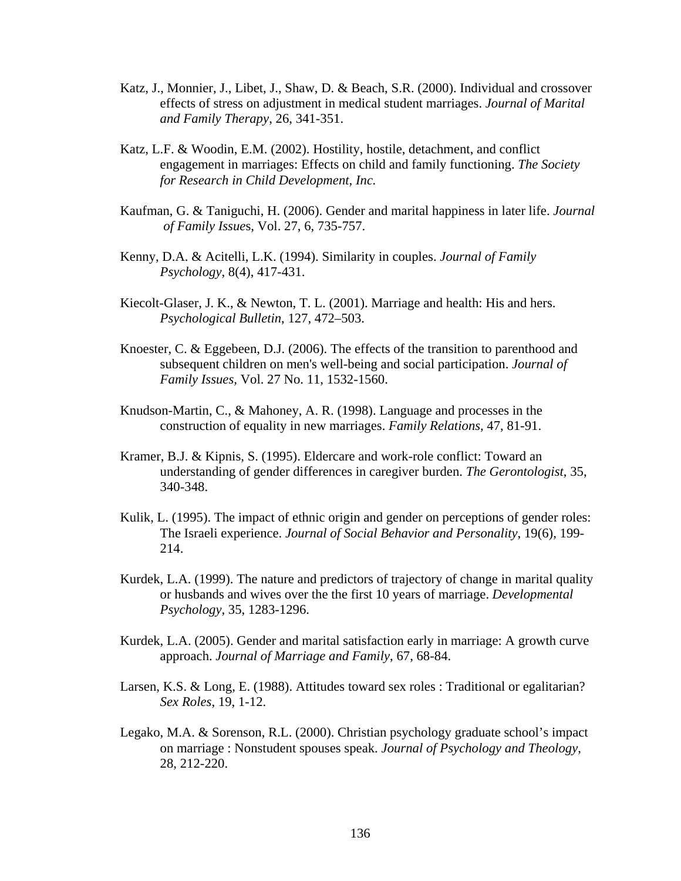Katz, J., Monnier, J., Libet, J., Shaw, D. & Beach, S.R. (2000). Individual and crossover effects of stress on adjustment in medical student marriages. *Journal of Marital and Family Therapy*, 26, 341-351.

Katz, L.F. & Woodin, E.M. (2002). Hostility, hostile, detachment, and conflict engagement in marriages: Effects on child and family functioning. *The Society for Research in Child Development, Inc.*

Kaufman, G. & Taniguchi, H. (2006). Gender and marital happiness in later life. *Journal of Family Issue*s, Vol. 27, 6, 735-757.

Kenny, D.A. & Acitelli, L.K. (1994). Similarity in couples. *Journal of Family Psychology*, 8(4), 417-431.

Kiecolt-Glaser, J. K., & Newton, T. L. (2001). Marriage and health: His and hers. *Psychological Bulletin*, 127, 472–503.

Knoester, C. & Eggebeen, D.J. (2006). The effects of the transition to parenthood and subsequent children on men's well-being and social participation. *Journal of Family Issues,* Vol. 27 No. 11, 1532-1560.

Knudson-Martin, C., & Mahoney, A. R. (1998). Language and processes in the construction of equality in new marriages. *Family Relations*, 47, 81-91.

Kramer, B.J. & Kipnis, S. (1995). Eldercare and work-role conflict: Toward an understanding of gender differences in caregiver burden. *The Gerontologist*, 35, 340-348.

Kulik, L. (1995). The impact of ethnic origin and gender on perceptions of gender roles: The Israeli experience. *Journal of Social Behavior and Personality*, 19(6), 199-214.

Kurdek, L.A. (1999). The nature and predictors of trajectory of change in marital quality or husbands and wives over the the first 10 years of marriage. *Developmental Psychology*, 35, 1283-1296.

Kurdek, L.A. (2005). Gender and marital satisfaction early in marriage: A growth curve approach. *Journal of Marriage and Family*, 67, 68-84.

Larsen, K.S. & Long, E. (1988). Attitudes toward sex roles : Traditional or egalitarian? *Sex Roles*, 19, 1-12.

Legako, M.A. & Sorenson, R.L. (2000). Christian psychology graduate school's impact on marriage : Nonstudent spouses speak. *Journal of Psychology and Theology*, 28, 212-220.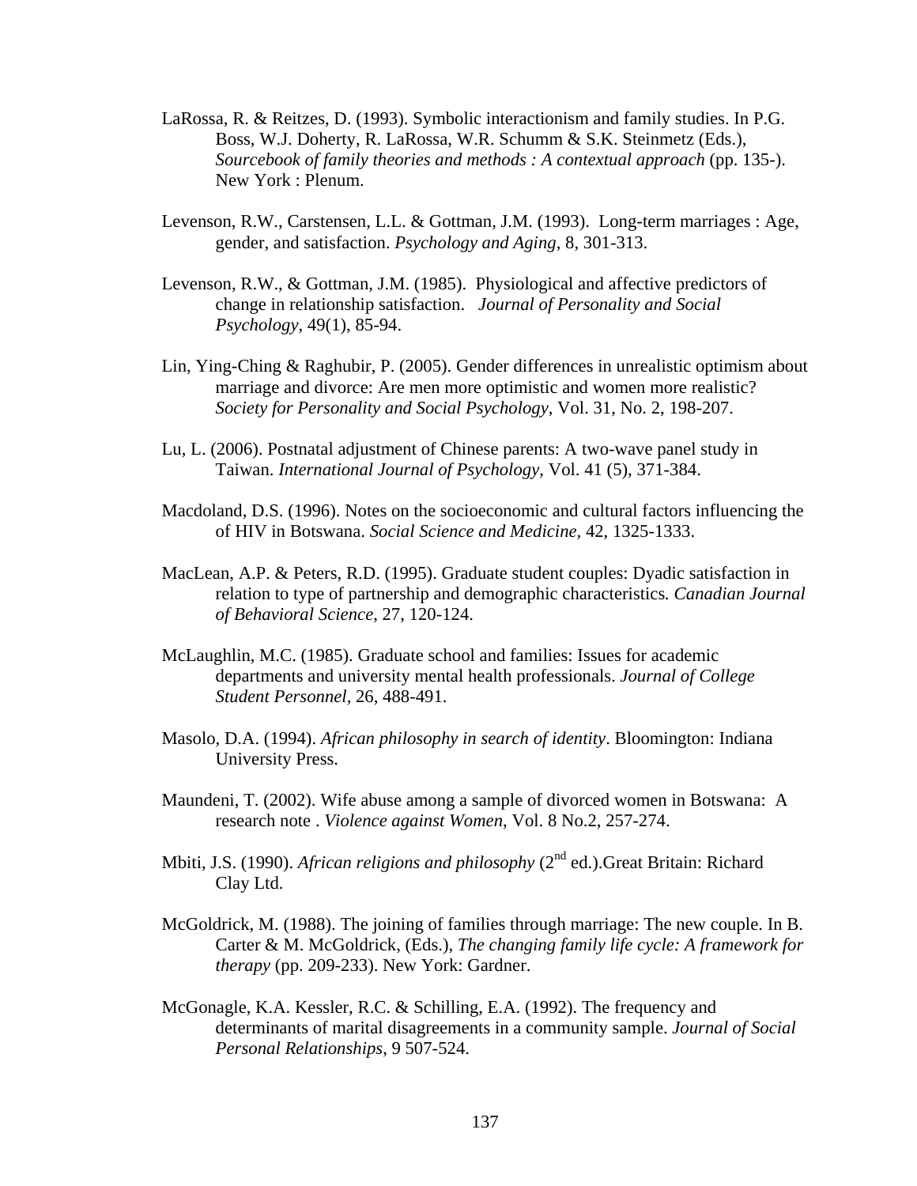LaRossa, R. & Reitzes, D. (1993). Symbolic interactionism and family studies. In P.G. Boss, W.J. Doherty, R. LaRossa, W.R. Schumm & S.K. Steinmetz (Eds.), *Sourcebook of family theories and methods : A contextual approach* (pp. 135-). New York : Plenum.

Levenson, R.W., Carstensen, L.L. & Gottman, J.M. (1993). Long-term marriages : Age, gender, and satisfaction. *Psychology and Aging*, 8, 301-313.

Levenson, R.W., & Gottman, J.M. (1985). Physiological and affective predictors of change in relationship satisfaction. *Journal of Personality and Social Psychology*, 49(1), 85-94.

Lin, Ying-Ching & Raghubir, P. (2005). Gender differences in unrealistic optimism about marriage and divorce: Are men more optimistic and women more realistic? *Society for Personality and Social Psychology*, Vol. 31, No. 2, 198-207.

Lu, L. (2006). Postnatal adjustment of Chinese parents: A two-wave panel study in Taiwan. *International Journal of Psychology*, Vol. 41 (5), 371-384.

Macdoland, D.S. (1996). Notes on the socioeconomic and cultural factors influencing the of HIV in Botswana. *Social Science and Medicine*, 42, 1325-1333.

MacLean, A.P. & Peters, R.D. (1995). Graduate student couples: Dyadic satisfaction in relation to type of partnership and demographic characteristics. *Canadian Journal of Behavioral Science*, 27, 120-124.

McLaughlin, M.C. (1985). Graduate school and families: Issues for academic departments and university mental health professionals. *Journal of College Student Personnel*, 26, 488-491.

Masolo, D.A. (1994). *African philosophy in search of identity*. Bloomington: Indiana University Press.

Maundeni, T. (2002). Wife abuse among a sample of divorced women in Botswana: A research note . *Violence against Women*, Vol. 8 No.2, 257-274.

Mbiti, J.S. (1990). *African religions and philosophy* (2nd ed.).Great Britain: Richard Clay Ltd.

McGoldrick, M. (1988). The joining of families through marriage: The new couple. In B. Carter & M. McGoldrick, (Eds.), *The changing family life cycle: A framework for therapy* (pp. 209-233). New York: Gardner.

McGonagle, K.A. Kessler, R.C. & Schilling, E.A. (1992). The frequency and determinants of marital disagreements in a community sample. *Journal of Social Personal Relationships*, 9 507-524.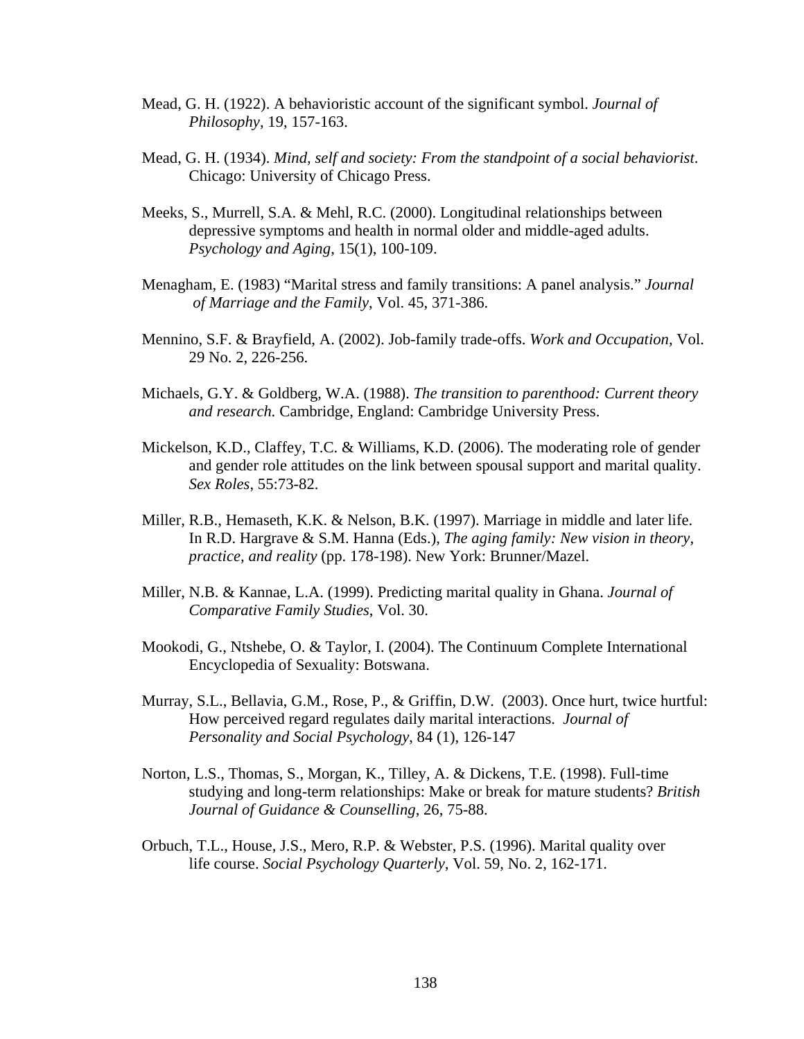Mead, G. H. (1922). A behavioristic account of the significant symbol. *Journal of Philosophy*, 19, 157-163.

Mead, G. H. (1934). *Mind, self and society: From the standpoint of a social behaviorist*. Chicago: University of Chicago Press.

Meeks, S., Murrell, S.A. & Mehl, R.C. (2000). Longitudinal relationships between depressive symptoms and health in normal older and middle-aged adults. *Psychology and Aging*, 15(1), 100-109.

Menagham, E. (1983) "Marital stress and family transitions: A panel analysis." *Journal of Marriage and the Family*, Vol. 45, 371-386.

Mennino, S.F. & Brayfield, A. (2002). Job-family trade-offs. *Work and Occupation*, Vol. 29 No. 2, 226-256.

Michaels, G.Y. & Goldberg, W.A. (1988). *The transition to parenthood: Current theory and research.* Cambridge, England: Cambridge University Press.

Mickelson, K.D., Claffey, T.C. & Williams, K.D. (2006). The moderating role of gender and gender role attitudes on the link between spousal support and marital quality. *Sex Roles*, 55:73-82.

Miller, R.B., Hemaseth, K.K. & Nelson, B.K. (1997). Marriage in middle and later life. In R.D. Hargrave & S.M. Hanna (Eds.), *The aging family: New vision in theory, practice, and reality* (pp. 178-198). New York: Brunner/Mazel.

Miller, N.B. & Kannae, L.A. (1999). Predicting marital quality in Ghana. *Journal of Comparative Family Studies*, Vol. 30.

Mookodi, G., Ntshebe, O. & Taylor, I. (2004). The Continuum Complete International Encyclopedia of Sexuality: Botswana.

Murray, S.L., Bellavia, G.M., Rose, P., & Griffin, D.W. (2003). Once hurt, twice hurtful: How perceived regard regulates daily marital interactions. *Journal of Personality and Social Psychology*, 84 (1), 126-147

Norton, L.S., Thomas, S., Morgan, K., Tilley, A. & Dickens, T.E. (1998). Full-time studying and long-term relationships: Make or break for mature students? *British Journal of Guidance & Counselling*, 26, 75-88.

Orbuch, T.L., House, J.S., Mero, R.P. & Webster, P.S. (1996). Marital quality over life course. *Social Psychology Quarterly*, Vol. 59, No. 2, 162-171.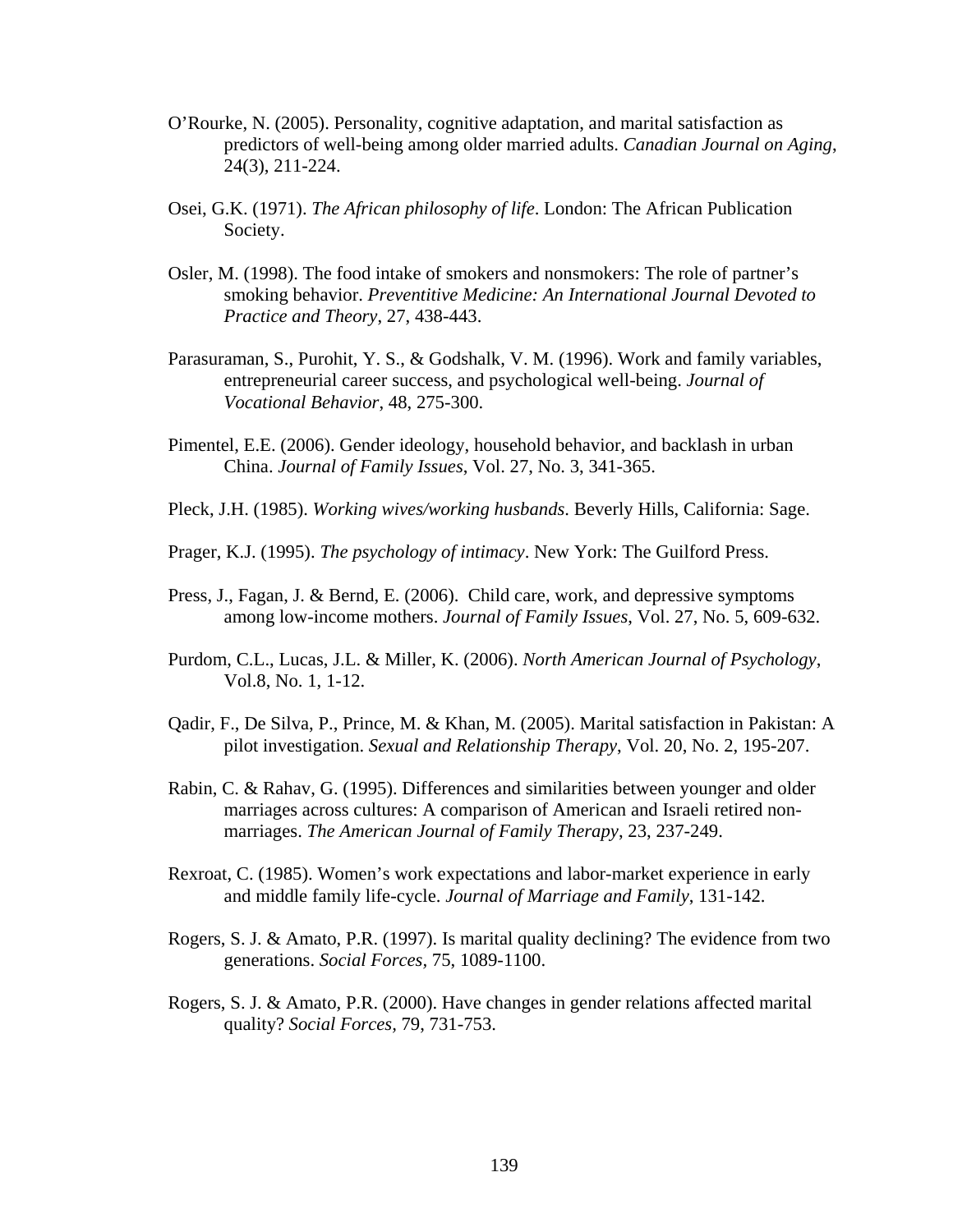O'Rourke, N. (2005). Personality, cognitive adaptation, and marital satisfaction as predictors of well-being among older married adults. *Canadian Journal on Aging*, 24(3), 211-224.

Osei, G.K. (1971). *The African philosophy of life*. London: The African Publication Society.

Osler, M. (1998). The food intake of smokers and nonsmokers: The role of partner's smoking behavior. *Preventitive Medicine: An International Journal Devoted to Practice and Theory*, 27, 438-443.

Parasuraman, S., Purohit, Y. S., & Godshalk, V. M. (1996). Work and family variables, entrepreneurial career success, and psychological well-being. *Journal of Vocational Behavior*, 48, 275-300.

Pimentel, E.E. (2006). Gender ideology, household behavior, and backlash in urban China. *Journal of Family Issues*, Vol. 27, No. 3, 341-365.

Pleck, J.H. (1985). *Working wives/working husbands*. Beverly Hills, California: Sage.

Prager, K.J. (1995). *The psychology of intimacy*. New York: The Guilford Press.

Press, J., Fagan, J. & Bernd, E. (2006). Child care, work, and depressive symptoms among low-income mothers. *Journal of Family Issues*, Vol. 27, No. 5, 609-632.

Purdom, C.L., Lucas, J.L. & Miller, K. (2006). *North American Journal of Psychology*, Vol.8, No. 1, 1-12.

Qadir, F., De Silva, P., Prince, M. & Khan, M. (2005). Marital satisfaction in Pakistan: A pilot investigation. *Sexual and Relationship Therapy*, Vol. 20, No. 2, 195-207.

Rabin, C. & Rahav, G. (1995). Differences and similarities between younger and older marriages across cultures: A comparison of American and Israeli retired non-marriages. *The American Journal of Family Therapy*, 23, 237-249.

Rexroat, C. (1985). Women's work expectations and labor-market experience in early and middle family life-cycle. *Journal of Marriage and Family*, 131-142.

Rogers, S. J. & Amato, P.R. (1997). Is marital quality declining? The evidence from two generations. *Social Forces*, 75, 1089-1100.

Rogers, S. J. & Amato, P.R. (2000). Have changes in gender relations affected marital quality? *Social Forces*, 79, 731-753.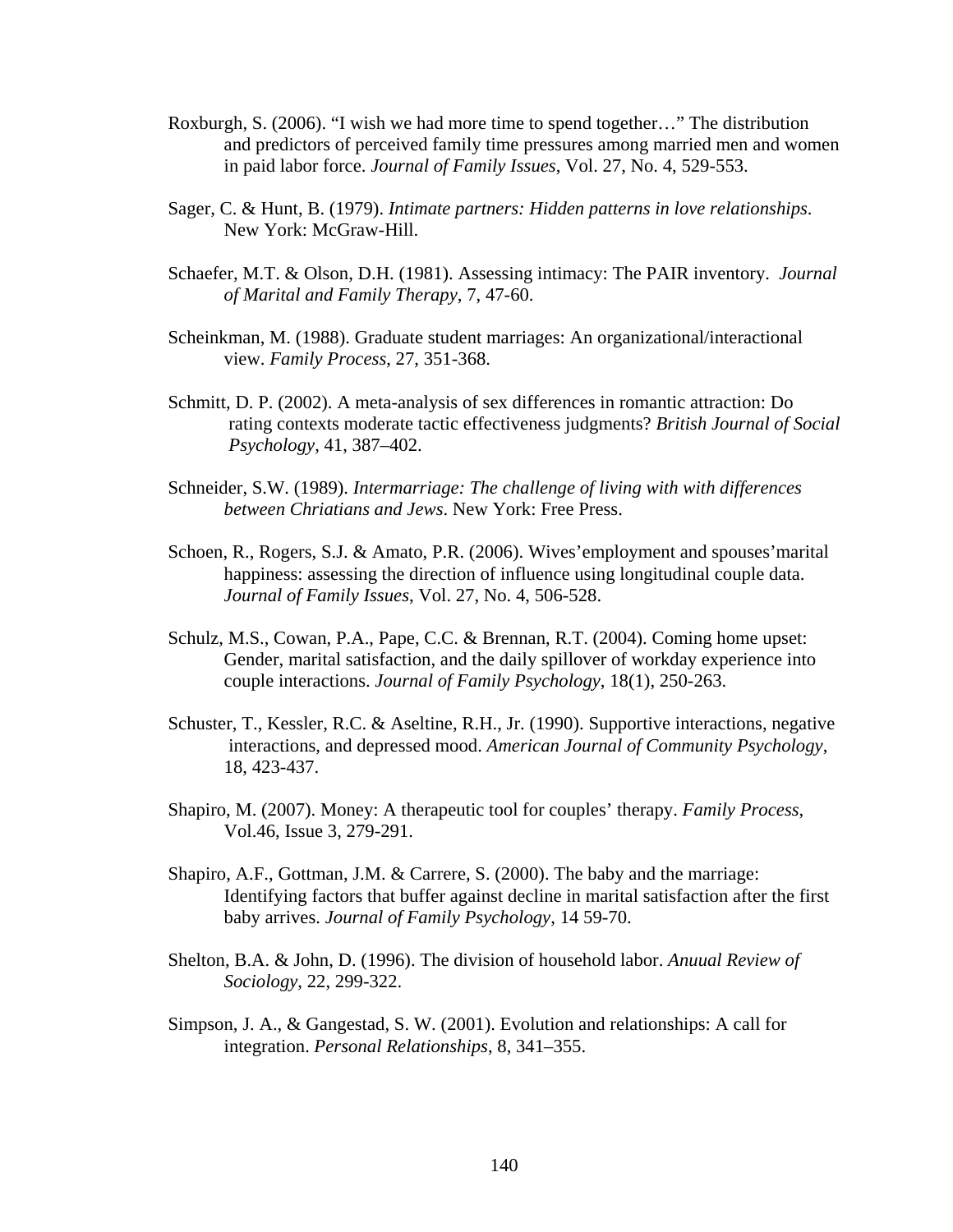Roxburgh, S. (2006). “I wish we had more time to spend together…” The distribution and predictors of perceived family time pressures among married men and women in paid labor force. *Journal of Family Issues*, Vol. 27, No. 4, 529-553.

Sager, C. & Hunt, B. (1979). *Intimate partners: Hidden patterns in love relationships*. New York: McGraw-Hill.

Schaefer, M.T. & Olson, D.H. (1981). Assessing intimacy: The PAIR inventory. *Journal of Marital and Family Therapy*, 7, 47-60.

Scheinkman, M. (1988). Graduate student marriages: An organizational/interactional view. *Family Process*, 27, 351-368.

Schmitt, D. P. (2002). A meta-analysis of sex differences in romantic attraction: Do rating contexts moderate tactic effectiveness judgments? *British Journal of Social Psychology*, 41, 387–402.

Schneider, S.W. (1989). *Intermarriage: The challenge of living with with differences between Chriatians and Jews*. New York: Free Press.

Schoen, R., Rogers, S.J. & Amato, P.R. (2006). Wives’employment and spouses’marital happiness: assessing the direction of influence using longitudinal couple data. *Journal of Family Issues*, Vol. 27, No. 4, 506-528.

Schulz, M.S., Cowan, P.A., Pape, C.C. & Brennan, R.T. (2004). Coming home upset: Gender, marital satisfaction, and the daily spillover of workday experience into couple interactions. *Journal of Family Psychology*, 18(1), 250-263.

Schuster, T., Kessler, R.C. & Aseltine, R.H., Jr. (1990). Supportive interactions, negative interactions, and depressed mood. *American Journal of Community Psychology*, 18, 423-437.

Shapiro, M. (2007). Money: A therapeutic tool for couples’ therapy. *Family Process*, Vol.46, Issue 3, 279-291.

Shapiro, A.F., Gottman, J.M. & Carrere, S. (2000). The baby and the marriage: Identifying factors that buffer against decline in marital satisfaction after the first baby arrives. *Journal of Family Psychology*, 14 59-70.

Shelton, B.A. & John, D. (1996). The division of household labor. *Anuual Review of Sociology*, 22, 299-322.

Simpson, J. A., & Gangestad, S. W. (2001). Evolution and relationships: A call for integration. *Personal Relationships*, 8, 341–355.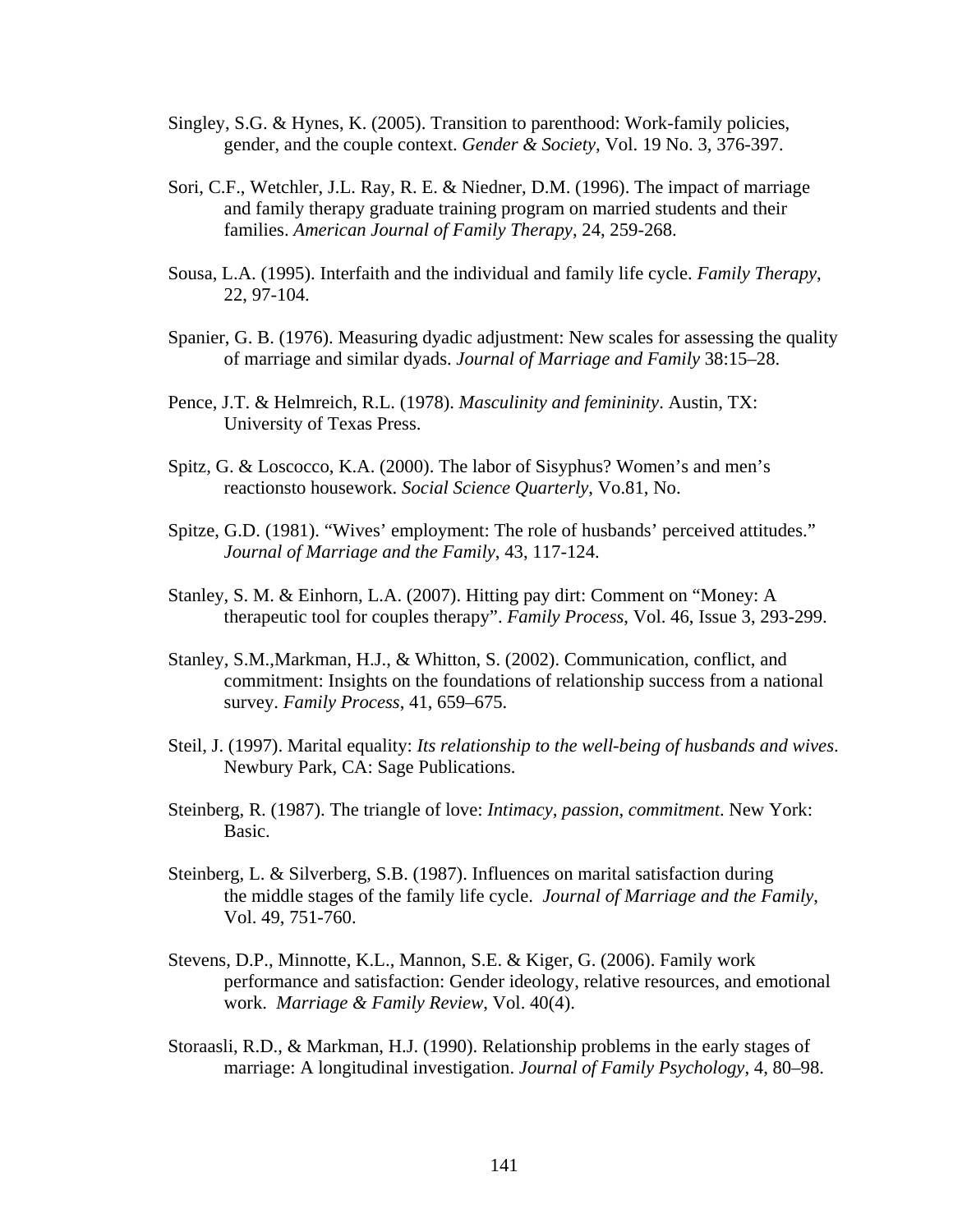Singley, S.G. & Hynes, K. (2005). Transition to parenthood: Work-family policies, gender, and the couple context. *Gender & Society*, Vol. 19 No. 3, 376-397.

Sori, C.F., Wetchler, J.L. Ray, R. E. & Niedner, D.M. (1996). The impact of marriage and family therapy graduate training program on married students and their families. *American Journal of Family Therapy*, 24, 259-268.

Sousa, L.A. (1995). Interfaith and the individual and family life cycle. *Family Therapy*, 22, 97-104.

Spanier, G. B. (1976). Measuring dyadic adjustment: New scales for assessing the quality of marriage and similar dyads. *Journal of Marriage and Family* 38:15–28.

Pence, J.T. & Helmreich, R.L. (1978). *Masculinity and femininity*. Austin, TX: University of Texas Press.

Spitz, G. & Loscocco, K.A. (2000). The labor of Sisyphus? Women's and men's reactionsto housework. *Social Science Quarterly*, Vo.81, No.

Spitze, G.D. (1981). "Wives' employment: The role of husbands' perceived attitudes." *Journal of Marriage and the Family*, 43, 117-124.

Stanley, S. M. & Einhorn, L.A. (2007). Hitting pay dirt: Comment on "Money: A therapeutic tool for couples therapy". *Family Process*, Vol. 46, Issue 3, 293-299.

Stanley, S.M.,Markman, H.J., & Whitton, S. (2002). Communication, conflict, and commitment: Insights on the foundations of relationship success from a national survey. *Family Process*, 41, 659–675.

Steil, J. (1997). Marital equality: *Its relationship to the well-being of husbands and wives*. Newbury Park, CA: Sage Publications.

Steinberg, R. (1987). The triangle of love: *Intimacy, passion, commitment*. New York: Basic.

Steinberg, L. & Silverberg, S.B. (1987). Influences on marital satisfaction during the middle stages of the family life cycle. *Journal of Marriage and the Family*, Vol. 49, 751-760.

Stevens, D.P., Minnotte, K.L., Mannon, S.E. & Kiger, G. (2006). Family work performance and satisfaction: Gender ideology, relative resources, and emotional work. *Marriage & Family Review*, Vol. 40(4).

Storaasli, R.D., & Markman, H.J. (1990). Relationship problems in the early stages of marriage: A longitudinal investigation. *Journal of Family Psychology*, 4, 80–98.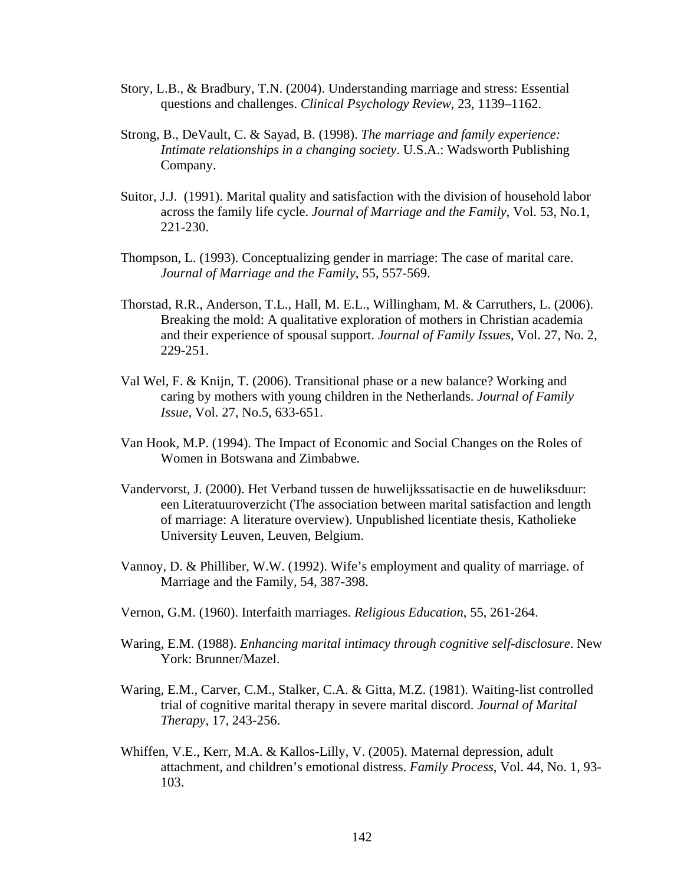Story, L.B., & Bradbury, T.N. (2004). Understanding marriage and stress: Essential questions and challenges. *Clinical Psychology Review*, 23, 1139–1162.

Strong, B., DeVault, C. & Sayad, B. (1998). *The marriage and family experience: Intimate relationships in a changing society*. U.S.A.: Wadsworth Publishing Company.

Suitor, J.J. (1991). Marital quality and satisfaction with the division of household labor across the family life cycle. *Journal of Marriage and the Family*, Vol. 53, No.1, 221-230.

Thompson, L. (1993). Conceptualizing gender in marriage: The case of marital care. *Journal of Marriage and the Family*, 55, 557-569.

Thorstad, R.R., Anderson, T.L., Hall, M. E.L., Willingham, M. & Carruthers, L. (2006). Breaking the mold: A qualitative exploration of mothers in Christian academia and their experience of spousal support. *Journal of Family Issues*, Vol. 27, No. 2, 229-251.

Val Wel, F. & Knijn, T. (2006). Transitional phase or a new balance? Working and caring by mothers with young children in the Netherlands. *Journal of Family Issue*, Vol. 27, No.5, 633-651.

Van Hook, M.P. (1994). The Impact of Economic and Social Changes on the Roles of Women in Botswana and Zimbabwe.

Vandervorst, J. (2000). Het Verband tussen de huwelijkssatisactie en de huweliksduur: een Literatuuroverzicht (The association between marital satisfaction and length of marriage: A literature overview). Unpublished licentiate thesis, Katholieke University Leuven, Leuven, Belgium.

Vannoy, D. & Philliber, W.W. (1992). Wife's employment and quality of marriage. of Marriage and the Family, 54, 387-398.

Vernon, G.M. (1960). Interfaith marriages. *Religious Education*, 55, 261-264.

Waring, E.M. (1988). *Enhancing marital intimacy through cognitive self-disclosure*. New York: Brunner/Mazel.

Waring, E.M., Carver, C.M., Stalker, C.A. & Gitta, M.Z. (1981). Waiting-list controlled trial of cognitive marital therapy in severe marital discord. *Journal of Marital Therapy*, 17, 243-256.

Whiffen, V.E., Kerr, M.A. & Kallos-Lilly, V. (2005). Maternal depression, adult attachment, and children's emotional distress. *Family Process*, Vol. 44, No. 1, 93-103.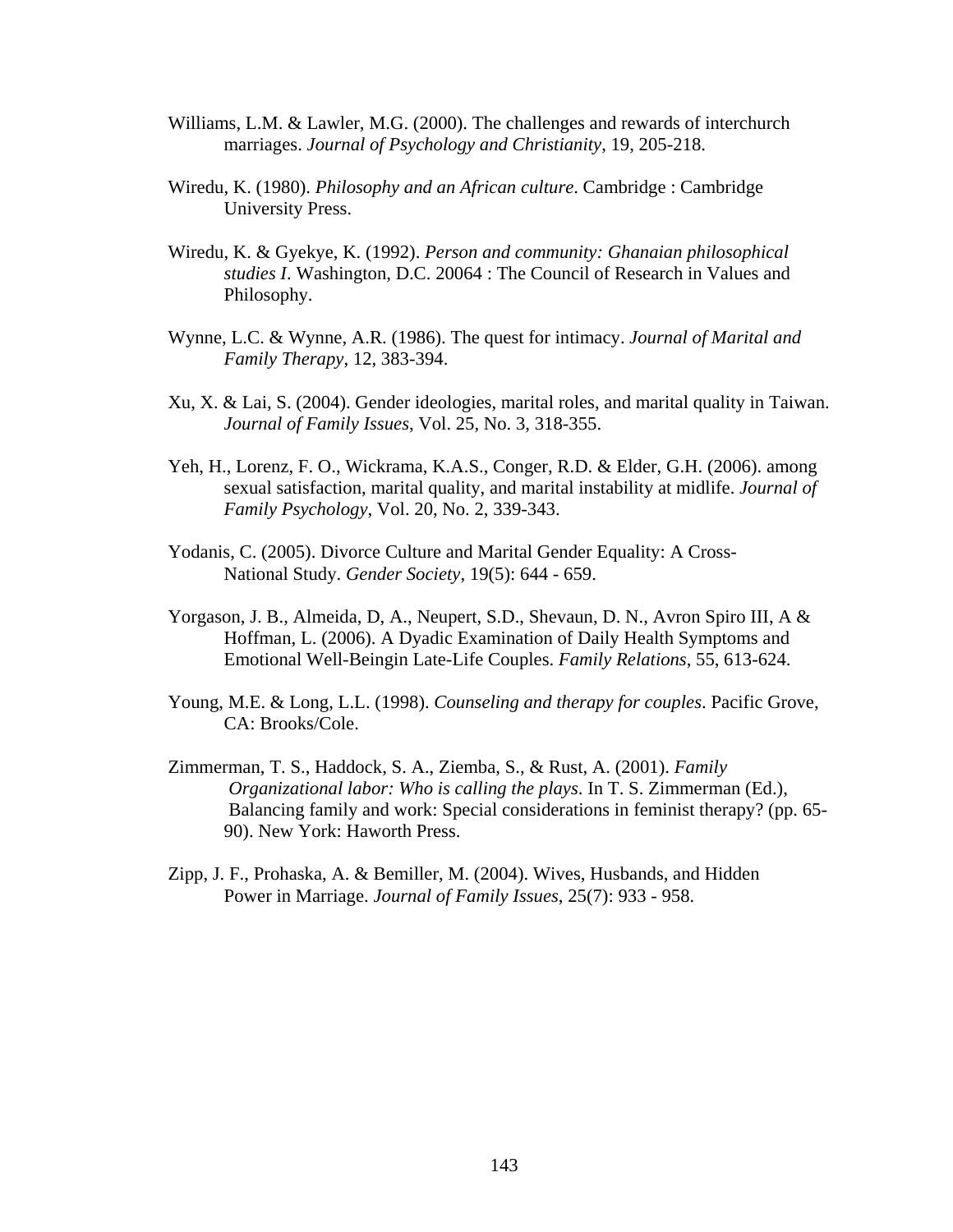Williams, L.M. & Lawler, M.G. (2000). The challenges and rewards of interchurch marriages. *Journal of Psychology and Christianity*, 19, 205-218.

Wiredu, K. (1980). *Philosophy and an African culture*. Cambridge : Cambridge University Press.

Wiredu, K. & Gyekye, K. (1992). *Person and community: Ghanaian philosophical studies I*. Washington, D.C. 20064 : The Council of Research in Values and Philosophy.

Wynne, L.C. & Wynne, A.R. (1986). The quest for intimacy. *Journal of Marital and Family Therapy*, 12, 383-394.

Xu, X. & Lai, S. (2004). Gender ideologies, marital roles, and marital quality in Taiwan. *Journal of Family Issues*, Vol. 25, No. 3, 318-355.

Yeh, H., Lorenz, F. O., Wickrama, K.A.S., Conger, R.D. & Elder, G.H. (2006). among sexual satisfaction, marital quality, and marital instability at midlife. *Journal of Family Psychology*, Vol. 20, No. 2, 339-343.

Yodanis, C. (2005). Divorce Culture and Marital Gender Equality: A Cross-National Study. *Gender Society*, 19(5): 644 - 659.

Yorgason, J. B., Almeida, D, A., Neupert, S.D., Shevaun, D. N., Avron Spiro III, A & Hoffman, L. (2006). A Dyadic Examination of Daily Health Symptoms and Emotional Well-Beingin Late-Life Couples. *Family Relations*, 55, 613-624.

Young, M.E. & Long, L.L. (1998). *Counseling and therapy for couples*. Pacific Grove, CA: Brooks/Cole.

Zimmerman, T. S., Haddock, S. A., Ziemba, S., & Rust, A. (2001). *Family Organizational labor: Who is calling the plays*. In T. S. Zimmerman (Ed.), Balancing family and work: Special considerations in feminist therapy? (pp. 65-90). New York: Haworth Press.

Zipp, J. F., Prohaska, A. & Bemiller, M. (2004). Wives, Husbands, and Hidden Power in Marriage. *Journal of Family Issues*, 25(7): 933 - 958.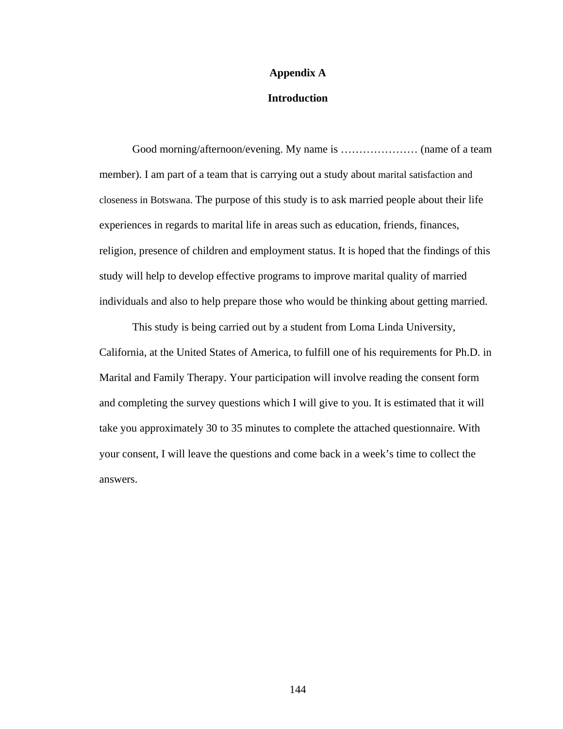# Appendix A

## Introduction

Good morning/afternoon/evening. My name is ………………… (name of a team member). I am part of a team that is carrying out a study about marital satisfaction and closeness in Botswana. The purpose of this study is to ask married people about their life experiences in regards to marital life in areas such as education, friends, finances, religion, presence of children and employment status. It is hoped that the findings of this study will help to develop effective programs to improve marital quality of married individuals and also to help prepare those who would be thinking about getting married.

This study is being carried out by a student from Loma Linda University, California, at the United States of America, to fulfill one of his requirements for Ph.D. in Marital and Family Therapy. Your participation will involve reading the consent form and completing the survey questions which I will give to you. It is estimated that it will take you approximately 30 to 35 minutes to complete the attached questionnaire. With your consent, I will leave the questions and come back in a week's time to collect the answers.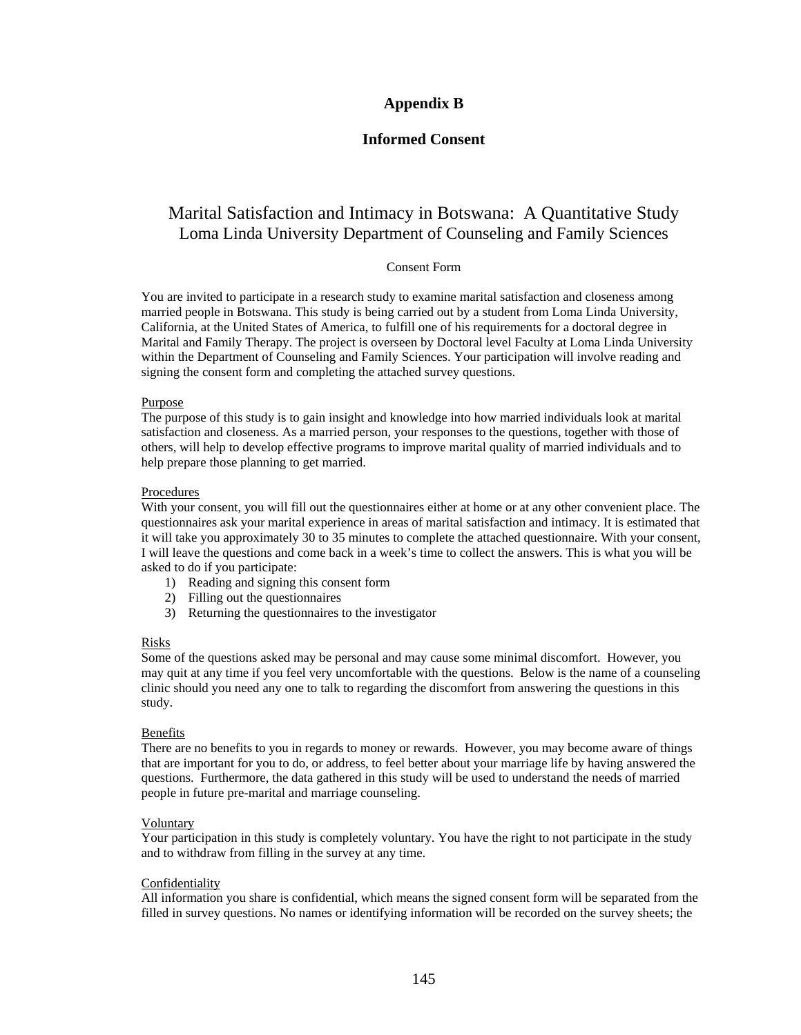# Appendix B

## Informed Consent

### Marital Satisfaction and Intimacy in Botswana: A Quantitative Study
### Loma Linda University Department of Counseling and Family Sciences

Consent Form

You are invited to participate in a research study to examine marital satisfaction and closeness among married people in Botswana. This study is being carried out by a student from Loma Linda University, California, at the United States of America, to fulfill one of his requirements for a doctoral degree in Marital and Family Therapy. The project is overseen by Doctoral level Faculty at Loma Linda University within the Department of Counseling and Family Sciences. Your participation will involve reading and signing the consent form and completing the attached survey questions.

<u>Purpose</u>
The purpose of this study is to gain insight and knowledge into how married individuals look at marital satisfaction and closeness. As a married person, your responses to the questions, together with those of others, will help to develop effective programs to improve marital quality of married individuals and to help prepare those planning to get married.

<u>Procedures</u>
With your consent, you will fill out the questionnaires either at home or at any other convenient place. The questionnaires ask your marital experience in areas of marital satisfaction and intimacy. It is estimated that it will take you approximately 30 to 35 minutes to complete the attached questionnaire. With your consent, I will leave the questions and come back in a week's time to collect the answers. This is what you will be asked to do if you participate:

1) Reading and signing this consent form
2) Filling out the questionnaires
3) Returning the questionnaires to the investigator

<u>Risks</u>
Some of the questions asked may be personal and may cause some minimal discomfort. However, you may quit at any time if you feel very uncomfortable with the questions. Below is the name of a counseling clinic should you need any one to talk to regarding the discomfort from answering the questions in this study.

<u>Benefits</u>
There are no benefits to you in regards to money or rewards. However, you may become aware of things that are important for you to do, or address, to feel better about your marriage life by having answered the questions. Furthermore, the data gathered in this study will be used to understand the needs of married people in future pre-marital and marriage counseling.

<u>Voluntary</u>
Your participation in this study is completely voluntary. You have the right to not participate in the study and to withdraw from filling in the survey at any time.

<u>Confidentiality</u>
All information you share is confidential, which means the signed consent form will be separated from the filled in survey questions. No names or identifying information will be recorded on the survey sheets; the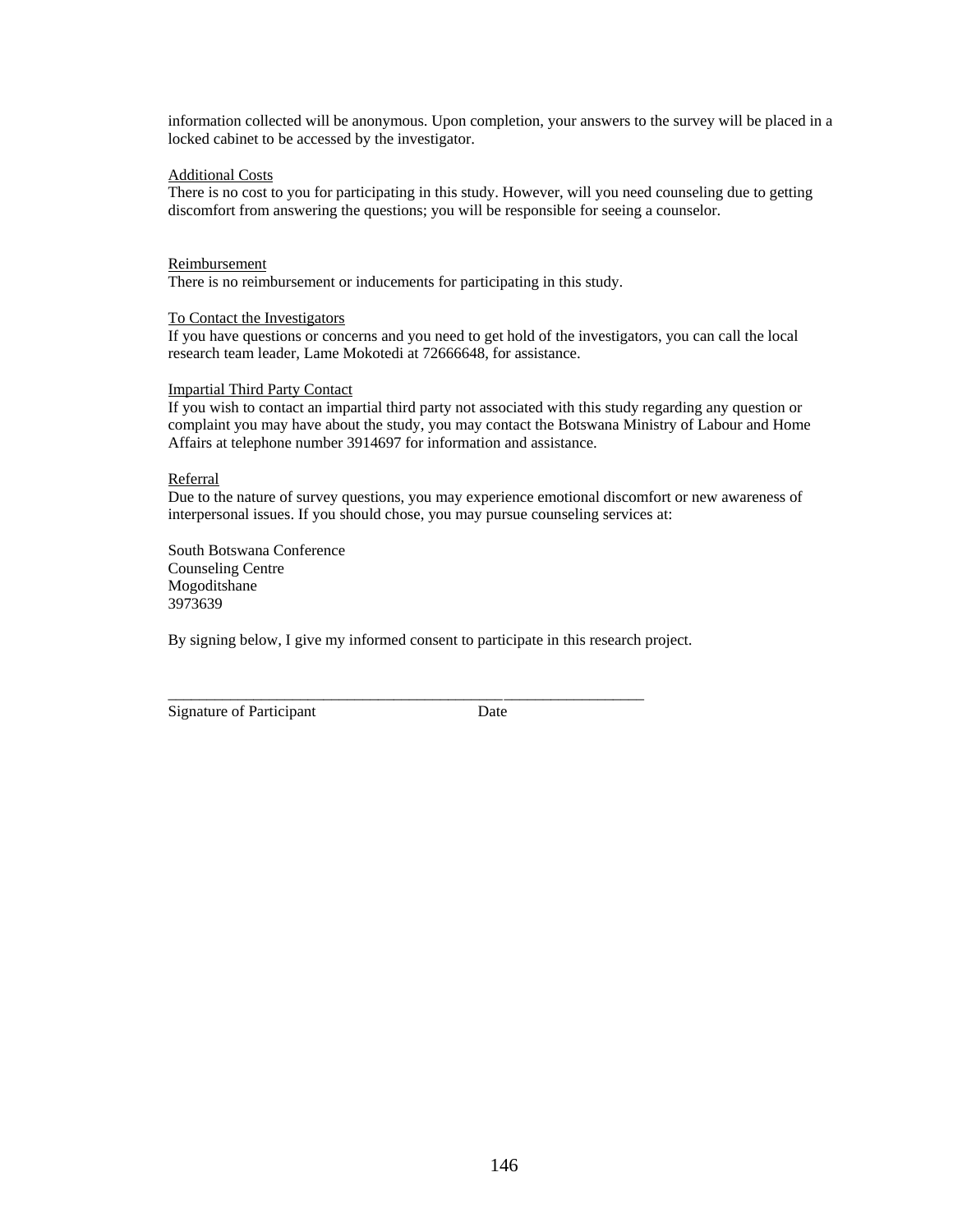information collected will be anonymous. Upon completion, your answers to the survey will be placed in a locked cabinet to be accessed by the investigator.

<u>Additional Costs</u>
There is no cost to you for participating in this study. However, will you need counseling due to getting discomfort from answering the questions; you will be responsible for seeing a counselor.

<u>Reimbursement</u>
There is no reimbursement or inducements for participating in this study.

<u>To Contact the Investigators</u>
If you have questions or concerns and you need to get hold of the investigators, you can call the local research team leader, Lame Mokotedi at 72666648, for assistance.

<u>Impartial Third Party Contact</u>
If you wish to contact an impartial third party not associated with this study regarding any question or complaint you may have about the study, you may contact the Botswana Ministry of Labour and Home Affairs at telephone number 3914697 for information and assistance.

<u>Referral</u>
Due to the nature of survey questions, you may experience emotional discomfort or new awareness of interpersonal issues. If you should chose, you may pursue counseling services at:

South Botswana Conference
Counseling Centre
Mogoditshane
3973639

By signing below, I give my informed consent to participate in this research project.

_____________________________________________________________________

Signature of Participant Date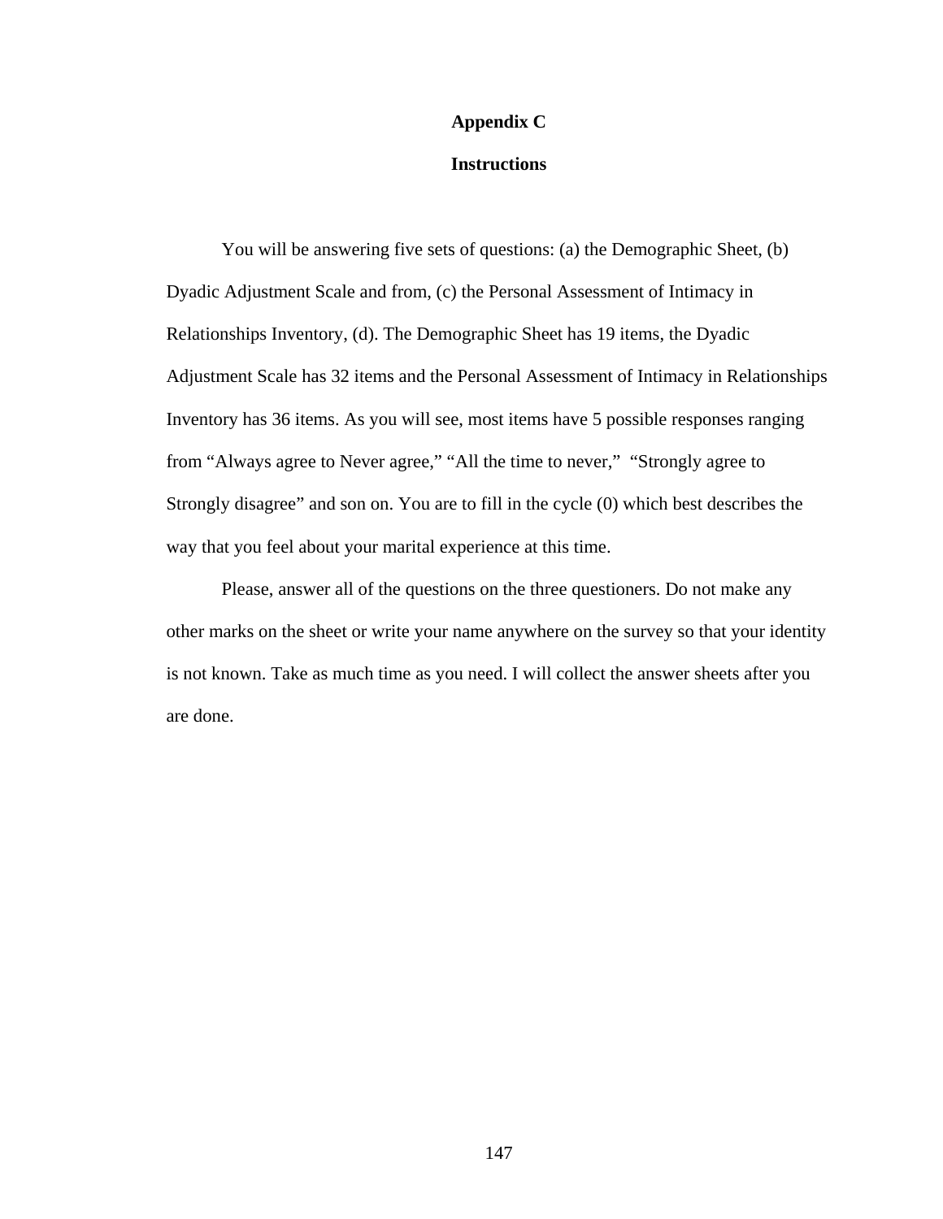# Appendix C

## Instructions

You will be answering five sets of questions: (a) the Demographic Sheet, (b) Dyadic Adjustment Scale and from, (c) the Personal Assessment of Intimacy in Relationships Inventory, (d). The Demographic Sheet has 19 items, the Dyadic Adjustment Scale has 32 items and the Personal Assessment of Intimacy in Relationships Inventory has 36 items. As you will see, most items have 5 possible responses ranging from "Always agree to Never agree," "All the time to never," "Strongly agree to Strongly disagree" and son on. You are to fill in the cycle (0) which best describes the way that you feel about your marital experience at this time.

Please, answer all of the questions on the three questioners. Do not make any other marks on the sheet or write your name anywhere on the survey so that your identity is not known. Take as much time as you need. I will collect the answer sheets after you are done.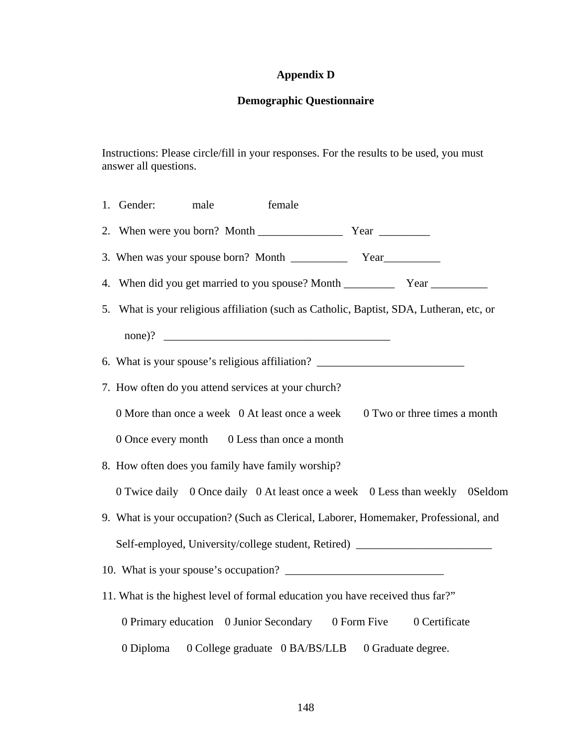## Appendix D

## Demographic Questionnaire

Instructions: Please circle/fill in your responses. For the results to be used, you must answer all questions.

1. Gender: male female

2. When were you born? Month _______________ Year _________

3. When was your spouse born? Month __________ Year__________

4. When did you get married to you spouse? Month _________ Year __________

5. What is your religious affiliation (such as Catholic, Baptist, SDA, Lutheran, etc, or none)? ________________________________________

6. What is your spouse's religious affiliation? __________________________

7. How often do you attend services at your church?

   0 More than once a week 0 At least once a week 0 Two or three times a month

   0 Once every month 0 Less than once a month

8. How often does you family have family worship?

   0 Twice daily 0 Once daily 0 At least once a week 0 Less than weekly 0Seldom

9. What is your occupation? (Such as Clerical, Laborer, Homemaker, Professional, and Self-employed, University/college student, Retired) ________________________

10. What is your spouse's occupation? ____________________________

11. What is the highest level of formal education you have received thus far?"

    0 Primary education 0 Junior Secondary 0 Form Five 0 Certificate

    0 Diploma 0 College graduate 0 BA/BS/LLB 0 Graduate degree.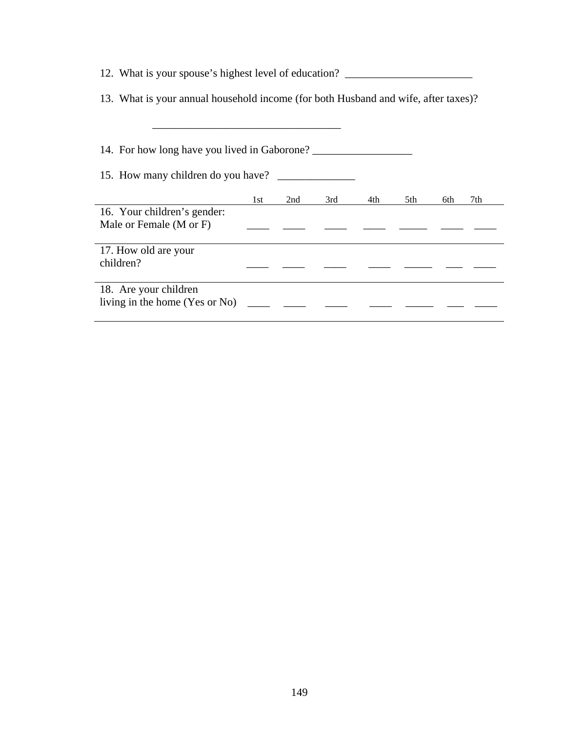12. What is your spouse's highest level of education? _______________________

13. What is your annual household income (for both Husband and wife, after taxes)?

_________________________________

14. For how long have you lived in Gaborone? __________________

15. How many children do you have? ______________

| | 1st | 2nd | 3rd | 4th | 5th | 6th | 7th |
|---|---|---|---|---|---|---|---|
| 16. Your children's gender: Male or Female (M or F) | ____ | ____ | ____ | ____ | _____ | ____ | ____ |
| 17. How old are your children? | ____ | ____ | ____ | ____ | _____ | ___ | ____ |
| 18. Are your children living in the home (Yes or No) | ____ | ____ | ____ | ____ | _____ | ___ | ____ |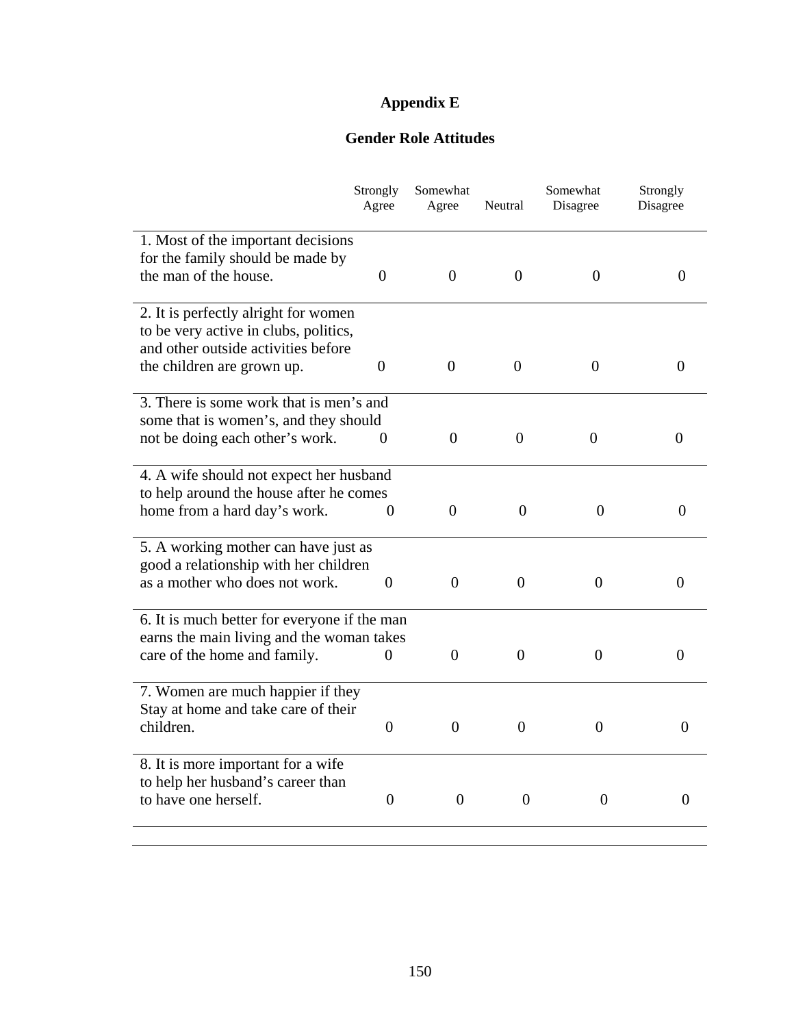# Appendix E

## Gender Role Attitudes

| | Strongly Agree | Somewhat Agree | Neutral | Somewhat Disagree | Strongly Disagree |
|---|---|---|---|---|---|
| 1. Most of the important decisions for the family should be made by the man of the house. | 0 | 0 | 0 | 0 | 0 |
| 2. It is perfectly alright for women to be very active in clubs, politics, and other outside activities before the children are grown up. | 0 | 0 | 0 | 0 | 0 |
| 3. There is some work that is men's and some that is women's, and they should not be doing each other's work. | 0 | 0 | 0 | 0 | 0 |
| 4. A wife should not expect her husband to help around the house after he comes home from a hard day's work. | 0 | 0 | 0 | 0 | 0 |
| 5. A working mother can have just as good a relationship with her children as a mother who does not work. | 0 | 0 | 0 | 0 | 0 |
| 6. It is much better for everyone if the man earns the main living and the woman takes care of the home and family. | 0 | 0 | 0 | 0 | 0 |
| 7. Women are much happier if they Stay at home and take care of their children. | 0 | 0 | 0 | 0 | 0 |
| 8. It is more important for a wife to help her husband's career than to have one herself. | 0 | 0 | 0 | 0 | 0 |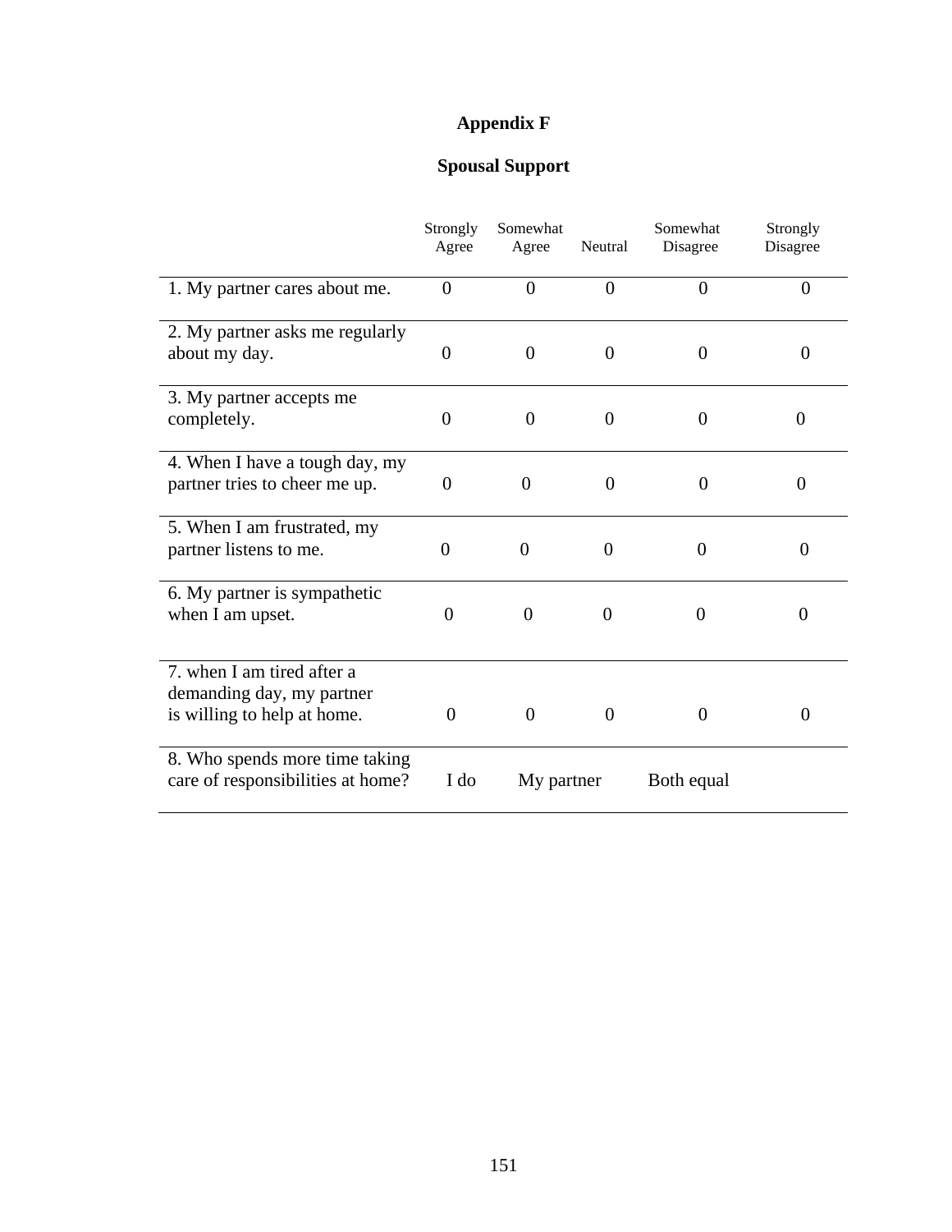# Appendix F

## Spousal Support

| | Strongly Agree | Somewhat Agree | Neutral | Somewhat Disagree | Strongly Disagree |
|---|---|---|---|---|---|
| 1. My partner cares about me. | 0 | 0 | 0 | 0 | 0 |
| 2. My partner asks me regularly about my day. | 0 | 0 | 0 | 0 | 0 |
| 3. My partner accepts me completely. | 0 | 0 | 0 | 0 | 0 |
| 4. When I have a tough day, my partner tries to cheer me up. | 0 | 0 | 0 | 0 | 0 |
| 5. When I am frustrated, my partner listens to me. | 0 | 0 | 0 | 0 | 0 |
| 6. My partner is sympathetic when I am upset. | 0 | 0 | 0 | 0 | 0 |
| 7. when I am tired after a demanding day, my partner is willing to help at home. | 0 | 0 | 0 | 0 | 0 |
| 8. Who spends more time taking care of responsibilities at home? | I do | My partner | | Both equal | |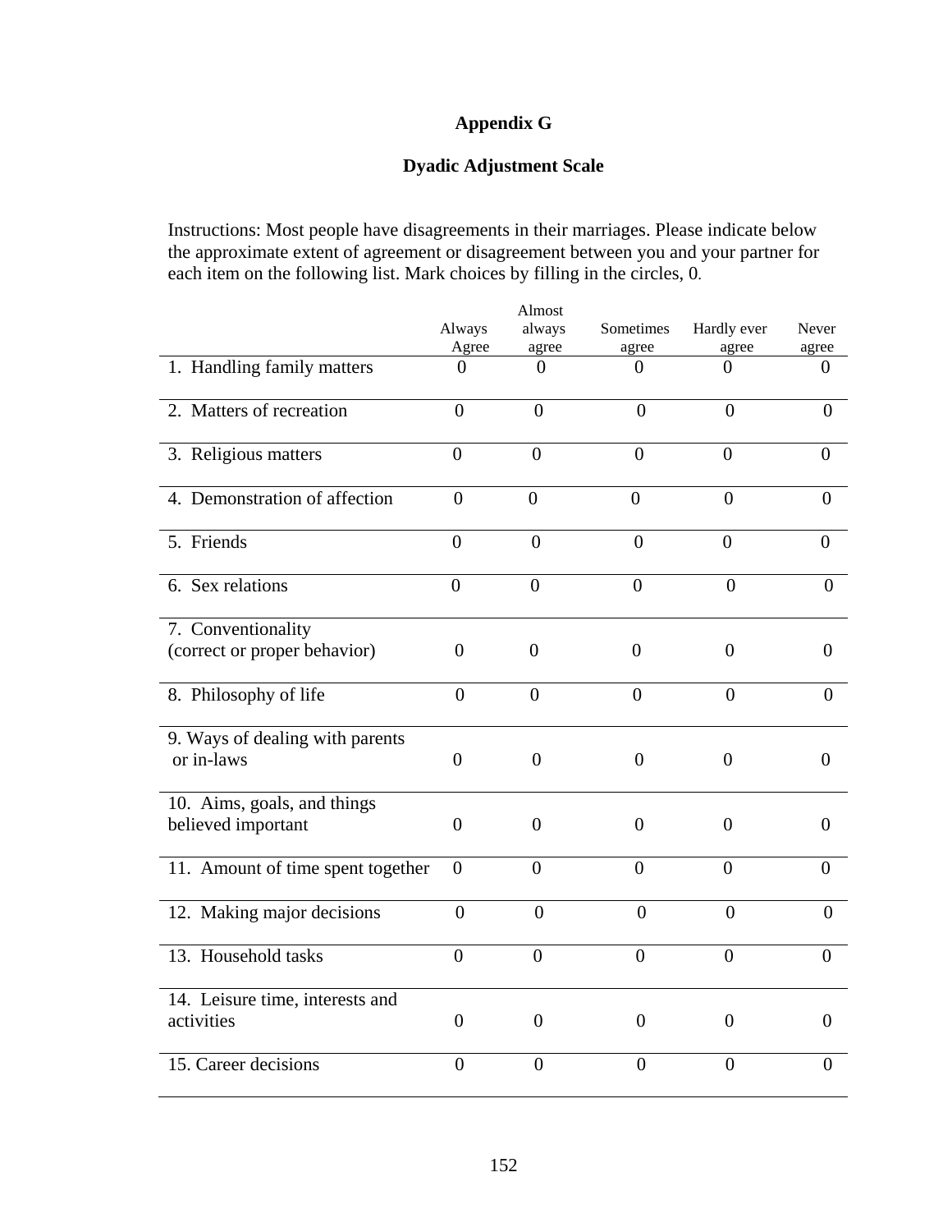**Appendix G**

**Dyadic Adjustment Scale**

Instructions: Most people have disagreements in their marriages. Please indicate below the approximate extent of agreement or disagreement between you and your partner for each item on the following list. Mark choices by filling in the circles, 0.

| | Always Agree | Almost always agree | Sometimes agree | Hardly ever agree | Never agree |
|---|---|---|---|---|---|
| 1. Handling family matters | 0 | 0 | 0 | 0 | 0 |
| 2. Matters of recreation | 0 | 0 | 0 | 0 | 0 |
| 3. Religious matters | 0 | 0 | 0 | 0 | 0 |
| 4. Demonstration of affection | 0 | 0 | 0 | 0 | 0 |
| 5. Friends | 0 | 0 | 0 | 0 | 0 |
| 6. Sex relations | 0 | 0 | 0 | 0 | 0 |
| 7. Conventionality (correct or proper behavior) | 0 | 0 | 0 | 0 | 0 |
| 8. Philosophy of life | 0 | 0 | 0 | 0 | 0 |
| 9. Ways of dealing with parents or in-laws | 0 | 0 | 0 | 0 | 0 |
| 10. Aims, goals, and things believed important | 0 | 0 | 0 | 0 | 0 |
| 11. Amount of time spent together | 0 | 0 | 0 | 0 | 0 |
| 12. Making major decisions | 0 | 0 | 0 | 0 | 0 |
| 13. Household tasks | 0 | 0 | 0 | 0 | 0 |
| 14. Leisure time, interests and activities | 0 | 0 | 0 | 0 | 0 |
| 15. Career decisions | 0 | 0 | 0 | 0 | 0 |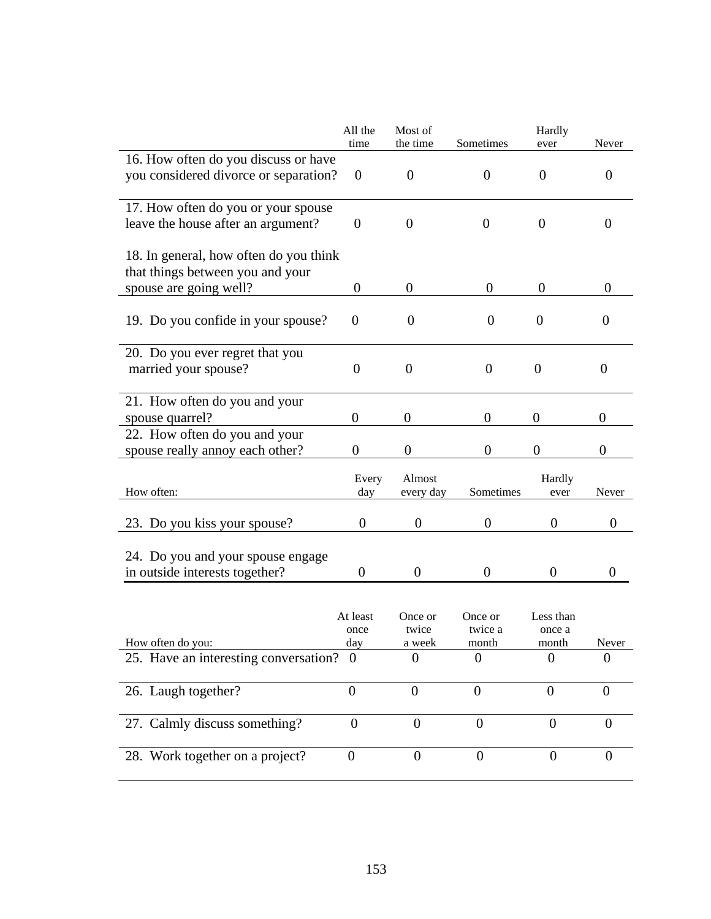| | All the time | Most of the time | Sometimes | Hardly ever | Never |
|---|---|---|---|---|---|
| 16. How often do you discuss or have you considered divorce or separation? | 0 | 0 | 0 | 0 | 0 |
| 17. How often do you or your spouse leave the house after an argument? | 0 | 0 | 0 | 0 | 0 |
| 18. In general, how often do you think that things between you and your spouse are going well? | 0 | 0 | 0 | 0 | 0 |
| 19. Do you confide in your spouse? | 0 | 0 | 0 | 0 | 0 |
| 20. Do you ever regret that you married your spouse? | 0 | 0 | 0 | 0 | 0 |
| 21. How often do you and your spouse quarrel? | 0 | 0 | 0 | 0 | 0 |
| 22. How often do you and your spouse really annoy each other? | 0 | 0 | 0 | 0 | 0 |

| How often: | Every day | Almost every day | Sometimes | Hardly ever | Never |
|---|---|---|---|---|---|
| 23. Do you kiss your spouse? | 0 | 0 | 0 | 0 | 0 |
| 24. Do you and your spouse engage in outside interests together? | 0 | 0 | 0 | 0 | 0 |

| How often do you: | At least once day | Once or twice a week | Once or twice a month | Less than once a month | Never |
|---|---|---|---|---|---|
| 25. Have an interesting conversation? | 0 | 0 | 0 | 0 | 0 |
| 26. Laugh together? | 0 | 0 | 0 | 0 | 0 |
| 27. Calmly discuss something? | 0 | 0 | 0 | 0 | 0 |
| 28. Work together on a project? | 0 | 0 | 0 | 0 | 0 |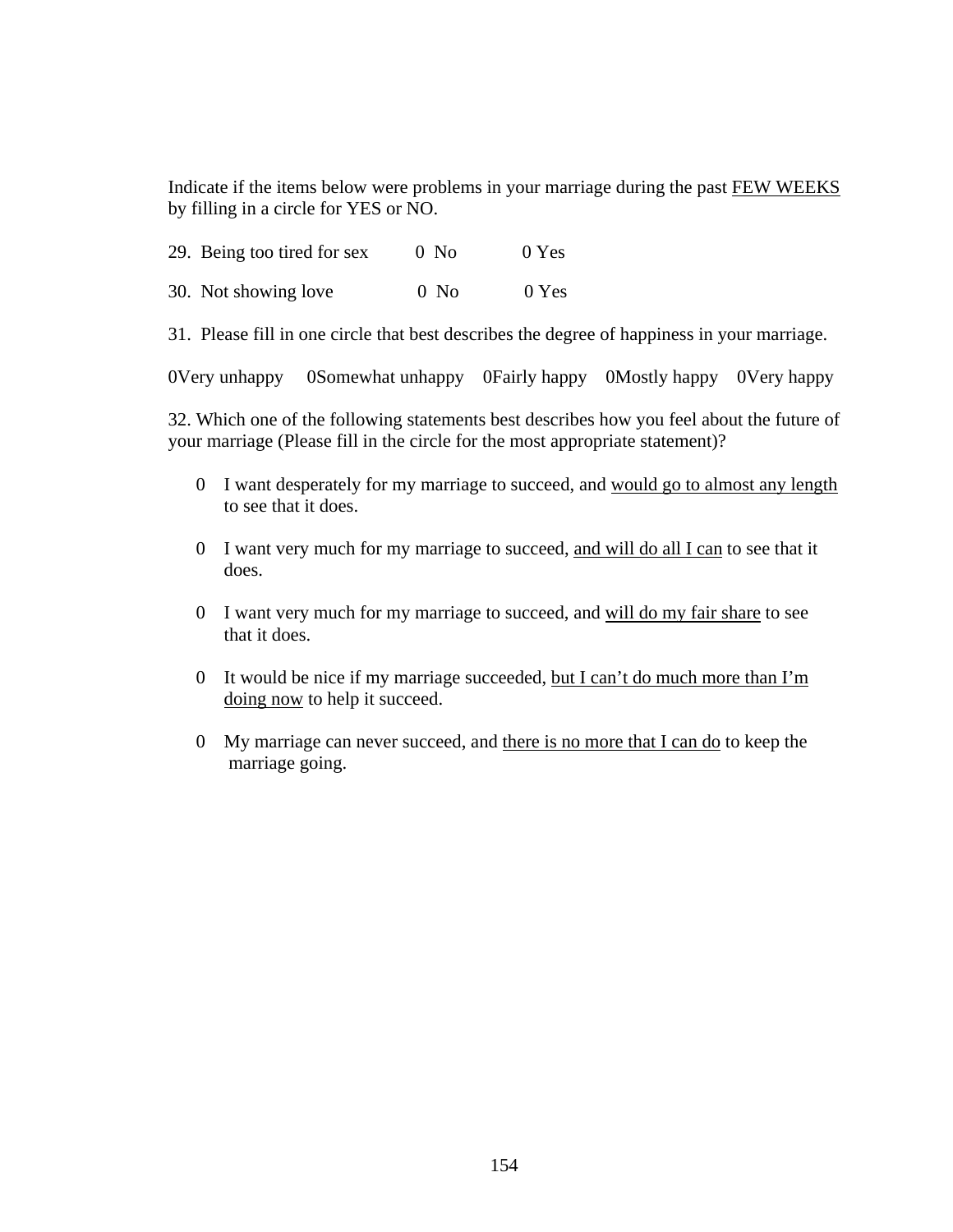Indicate if the items below were problems in your marriage during the past <u>FEW WEEKS</u> by filling in a circle for YES or NO.

29. Being too tired for sex 0 No 0 Yes

30. Not showing love 0 No 0 Yes

31. Please fill in one circle that best describes the degree of happiness in your marriage.

0Very unhappy 0Somewhat unhappy 0Fairly happy 0Mostly happy 0Very happy

32. Which one of the following statements best describes how you feel about the future of your marriage (Please fill in the circle for the most appropriate statement)?

0 I want desperately for my marriage to succeed, and <u>would go to almost any length</u> to see that it does.

0 I want very much for my marriage to succeed, <u>and will do all I can</u> to see that it does.

0 I want very much for my marriage to succeed, and <u>will do my fair share</u> to see that it does.

0 It would be nice if my marriage succeeded, <u>but I can't do much more than I'm doing now</u> to help it succeed.

0 My marriage can never succeed, and <u>there is no more that I can do</u> to keep the marriage going.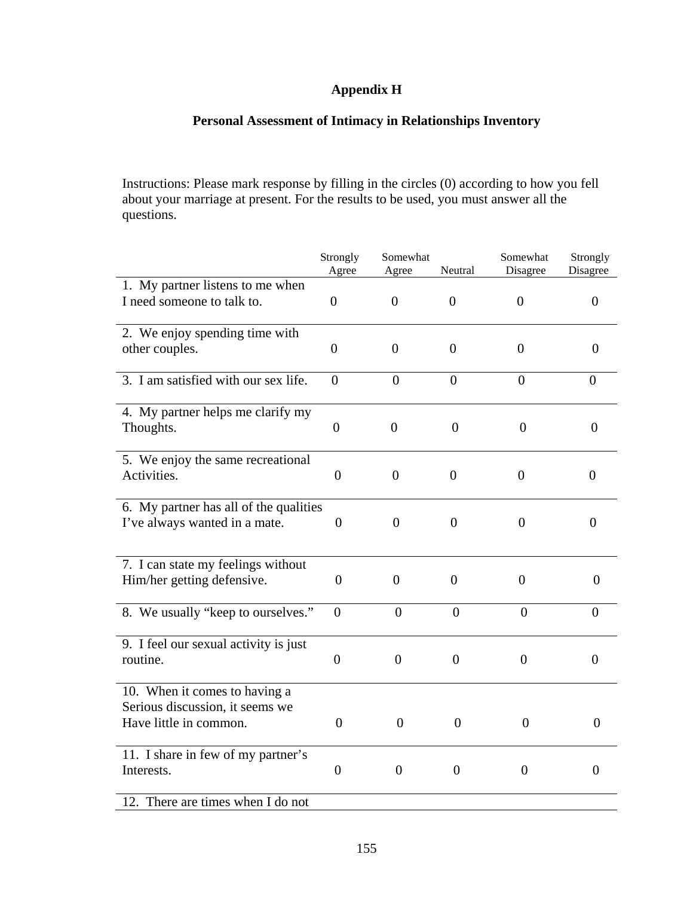**Appendix H**

**Personal Assessment of Intimacy in Relationships Inventory**

Instructions: Please mark response by filling in the circles (0) according to how you fell about your marriage at present. For the results to be used, you must answer all the questions.

| | Strongly Agree | Somewhat Agree | Neutral | Somewhat Disagree | Strongly Disagree |
|---|---|---|---|---|---|
| 1. My partner listens to me when I need someone to talk to. | 0 | 0 | 0 | 0 | 0 |
| 2. We enjoy spending time with other couples. | 0 | 0 | 0 | 0 | 0 |
| 3. I am satisfied with our sex life. | 0 | 0 | 0 | 0 | 0 |
| 4. My partner helps me clarify my Thoughts. | 0 | 0 | 0 | 0 | 0 |
| 5. We enjoy the same recreational Activities. | 0 | 0 | 0 | 0 | 0 |
| 6. My partner has all of the qualities I've always wanted in a mate. | 0 | 0 | 0 | 0 | 0 |
| 7. I can state my feelings without Him/her getting defensive. | 0 | 0 | 0 | 0 | 0 |
| 8. We usually "keep to ourselves." | 0 | 0 | 0 | 0 | 0 |
| 9. I feel our sexual activity is just routine. | 0 | 0 | 0 | 0 | 0 |
| 10. When it comes to having a Serious discussion, it seems we Have little in common. | 0 | 0 | 0 | 0 | 0 |
| 11. I share in few of my partner's Interests. | 0 | 0 | 0 | 0 | 0 |
| 12. There are times when I do not | | | | | |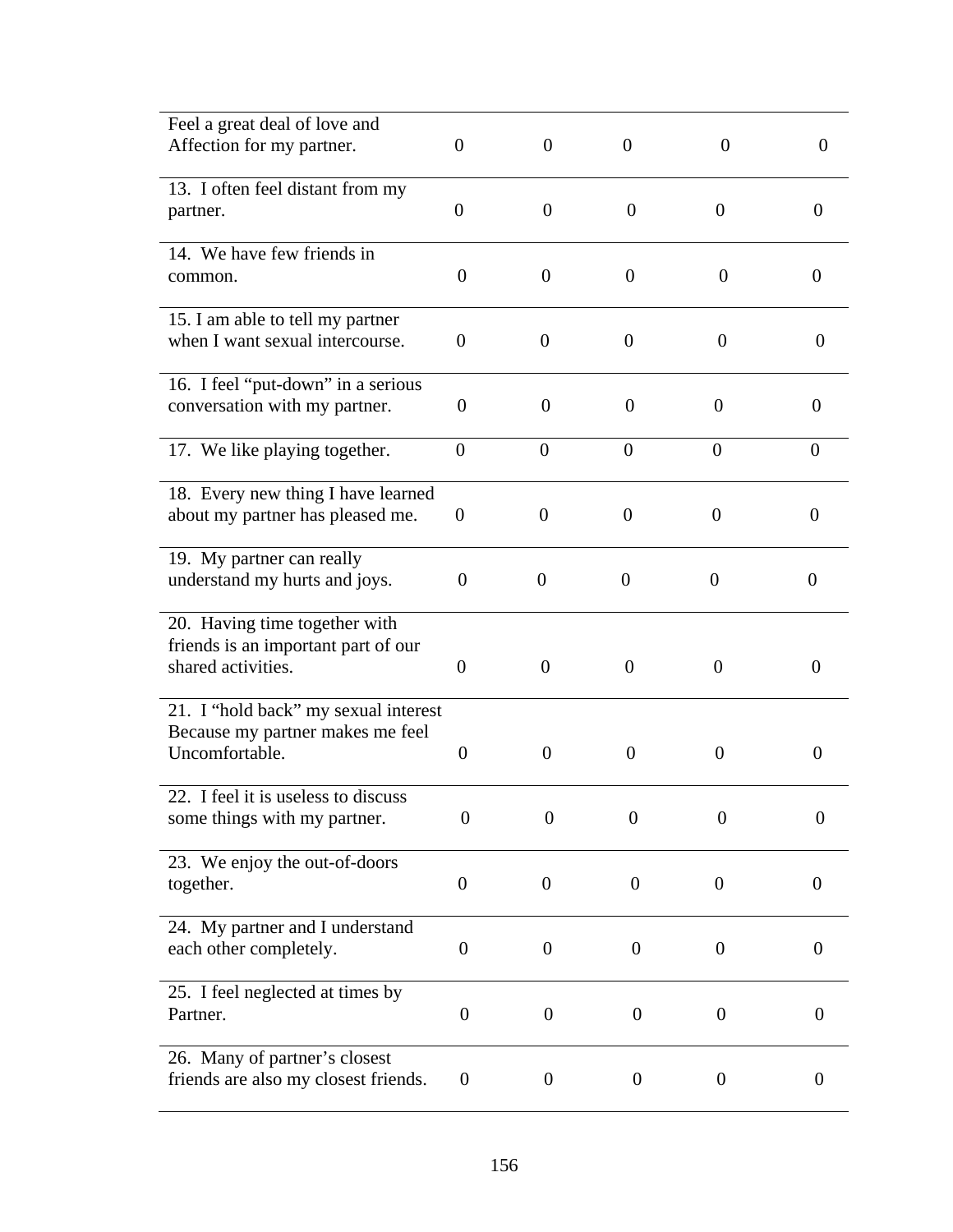| | | | | | |
|---|---|---|---|---|---|
| Feel a great deal of love and Affection for my partner. | 0 | 0 | 0 | 0 | 0 |
| 13. I often feel distant from my partner. | 0 | 0 | 0 | 0 | 0 |
| 14. We have few friends in common. | 0 | 0 | 0 | 0 | 0 |
| 15. I am able to tell my partner when I want sexual intercourse. | 0 | 0 | 0 | 0 | 0 |
| 16. I feel "put-down" in a serious conversation with my partner. | 0 | 0 | 0 | 0 | 0 |
| 17. We like playing together. | 0 | 0 | 0 | 0 | 0 |
| 18. Every new thing I have learned about my partner has pleased me. | 0 | 0 | 0 | 0 | 0 |
| 19. My partner can really understand my hurts and joys. | 0 | 0 | 0 | 0 | 0 |
| 20. Having time together with friends is an important part of our shared activities. | 0 | 0 | 0 | 0 | 0 |
| 21. I "hold back" my sexual interest Because my partner makes me feel Uncomfortable. | 0 | 0 | 0 | 0 | 0 |
| 22. I feel it is useless to discuss some things with my partner. | 0 | 0 | 0 | 0 | 0 |
| 23. We enjoy the out-of-doors together. | 0 | 0 | 0 | 0 | 0 |
| 24. My partner and I understand each other completely. | 0 | 0 | 0 | 0 | 0 |
| 25. I feel neglected at times by Partner. | 0 | 0 | 0 | 0 | 0 |
| 26. Many of partner's closest friends are also my closest friends. | 0 | 0 | 0 | 0 | 0 |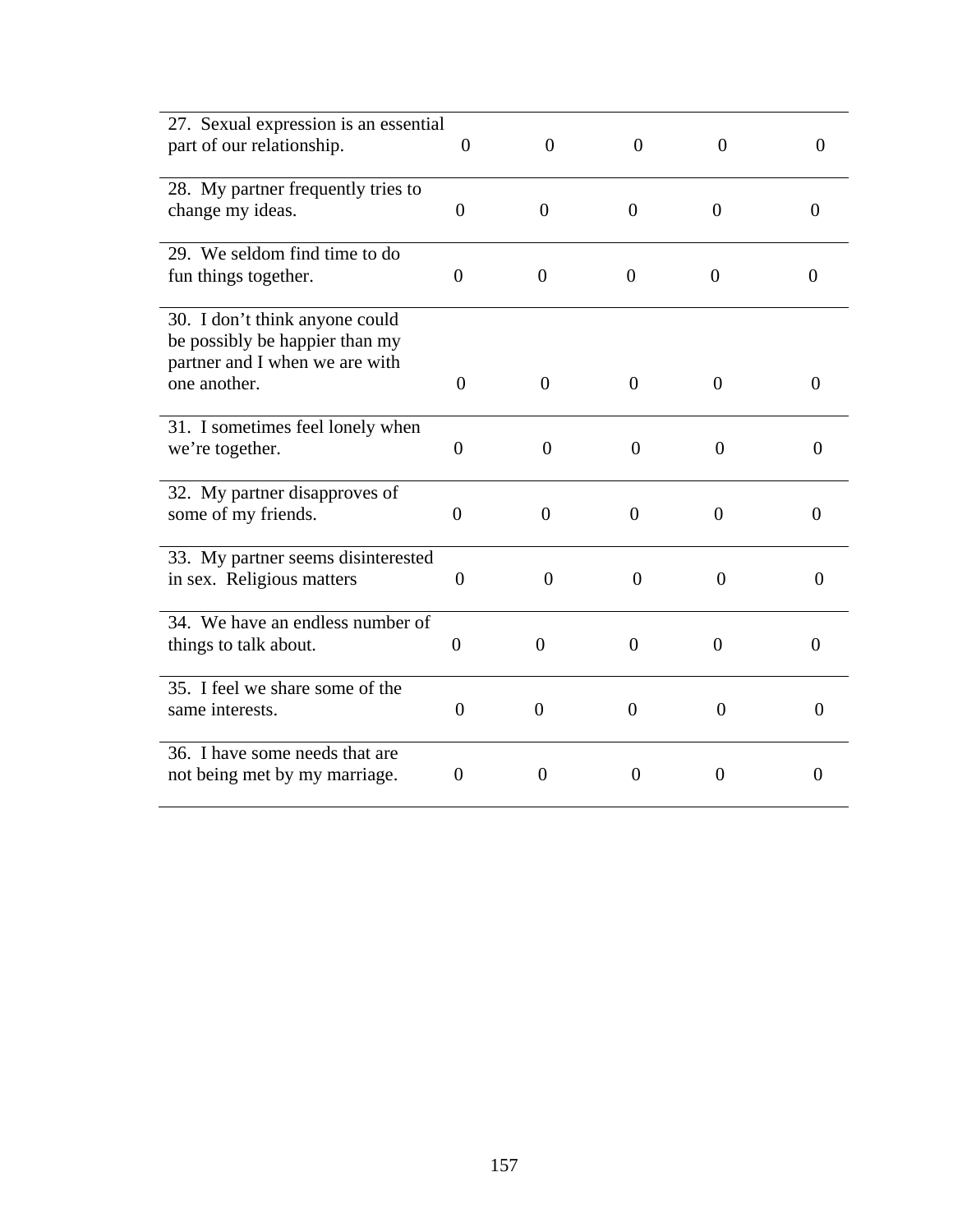| | | | | | |
|---|---|---|---|---|---|
| 27. Sexual expression is an essential part of our relationship. | 0 | 0 | 0 | 0 | 0 |
| 28. My partner frequently tries to change my ideas. | 0 | 0 | 0 | 0 | 0 |
| 29. We seldom find time to do fun things together. | 0 | 0 | 0 | 0 | 0 |
| 30. I don't think anyone could be possibly be happier than my partner and I when we are with one another. | 0 | 0 | 0 | 0 | 0 |
| 31. I sometimes feel lonely when we're together. | 0 | 0 | 0 | 0 | 0 |
| 32. My partner disapproves of some of my friends. | 0 | 0 | 0 | 0 | 0 |
| 33. My partner seems disinterested in sex. Religious matters | 0 | 0 | 0 | 0 | 0 |
| 34. We have an endless number of things to talk about. | 0 | 0 | 0 | 0 | 0 |
| 35. I feel we share some of the same interests. | 0 | 0 | 0 | 0 | 0 |
| 36. I have some needs that are not being met by my marriage. | 0 | 0 | 0 | 0 | 0 |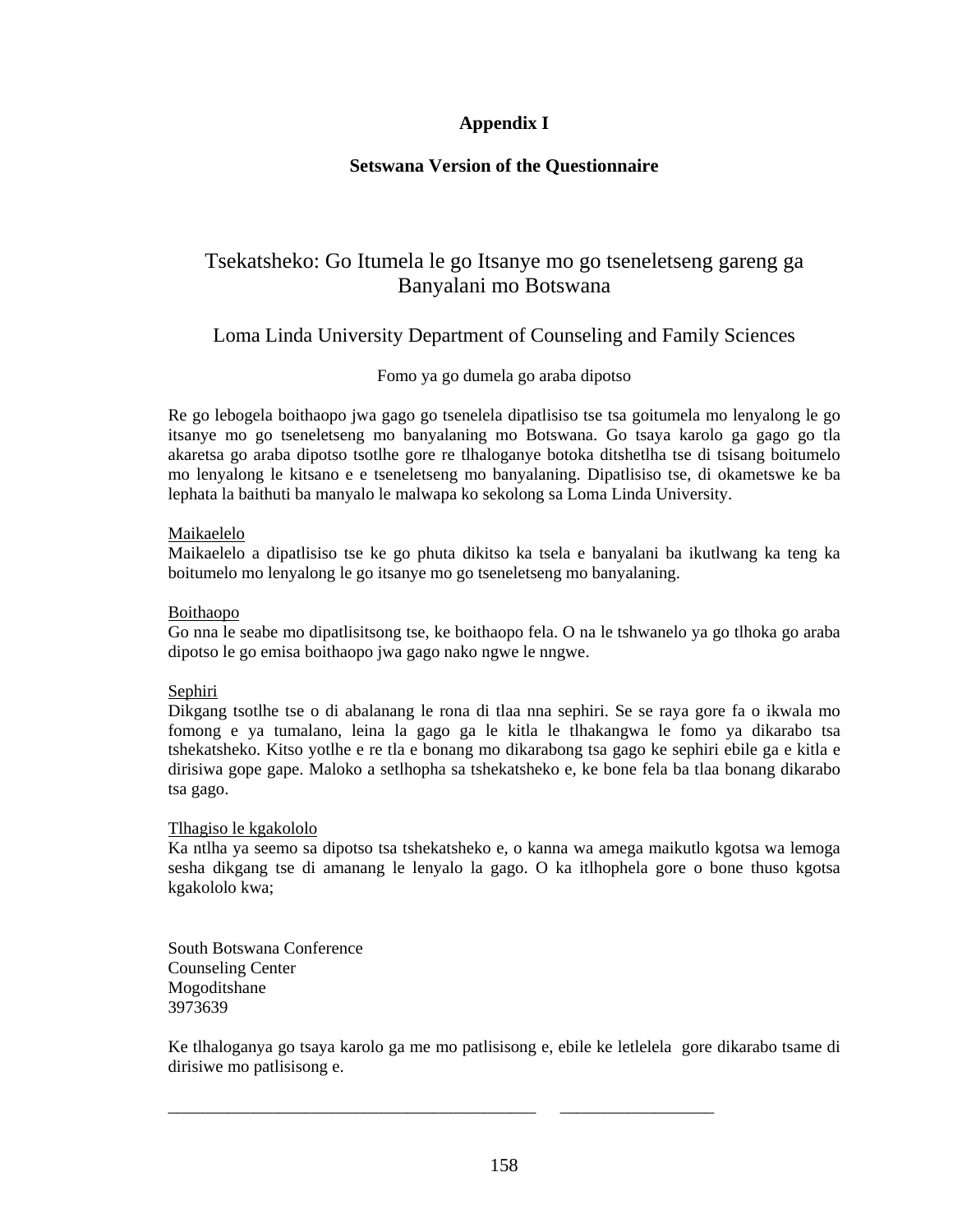# Appendix I

## Setswana Version of the Questionnaire

## Tsekatsheko: Go Itumela le go Itsanye mo go tseneletseng gareng ga Banyalani mo Botswana

Loma Linda University Department of Counseling and Family Sciences

Fomo ya go dumela go araba dipotso

Re go lebogela boithaopo jwa gago go tsenelela dipatlisiso tse tsa goitumela mo lenyalong le go itsanye mo go tseneletseng mo banyalaning mo Botswana. Go tsaya karolo ga gago go tla akaretsa go araba dipotso tsotlhe gore re tlhaloganye botoka ditshetlha tse di tsisang boitumelo mo lenyalong le kitsano e e tseneletseng mo banyalaning. Dipatlisiso tse, di okametswe ke ba lephata la baithuti ba manyalo le malwapa ko sekolong sa Loma Linda University.

<u>Maikaelelo</u>
Maikaelelo a dipatlisiso tse ke go phuta dikitso ka tsela e banyalani ba ikutlwang ka teng ka boitumelo mo lenyalong le go itsanye mo go tseneletseng mo banyalaning.

<u>Boithaopo</u>
Go nna le seabe mo dipatlisitsong tse, ke boithaopo fela. O na le tshwanelo ya go tlhoka go araba dipotso le go emisa boithaopo jwa gago nako ngwe le nngwe.

<u>Sephiri</u>
Dikgang tsotlhe tse o di abalanang le rona di tlaa nna sephiri. Se se raya gore fa o ikwala mo fomong e ya tumalano, leina la gago ga le kitla le tlhakangwa le fomo ya dikarabo tsa tshekatsheko. Kitso yotlhe e re tla e bonang mo dikarabong tsa gago ke sephiri ebile ga e kitla e dirisiwa gope gape. Maloko a setlhopha sa tshekatsheko e, ke bone fela ba tlaa bonang dikarabo tsa gago.

<u>Tlhagiso le kgakololo</u>
Ka ntlha ya seemo sa dipotso tsa tshekatsheko e, o kanna wa amega maikutlo kgotsa wa lemoga sesha dikgang tse di amanang le lenyalo la gago. O ka itlhophela gore o bone thuso kgotsa kgakololo kwa;

South Botswana Conference
Counseling Center
Mogoditshane
3973639

Ke tlhaloganya go tsaya karolo ga me mo patlisisong e, ebile ke letlelela gore dikarabo tsame di dirisiwe mo patlisisong e.

\_\_\_\_\_\_\_\_\_\_\_\_\_\_\_\_\_\_\_\_\_\_\_\_\_\_\_\_\_\_\_\_\_\_\_\_\_\_\_\_\_\_\_\_     \_\_\_\_\_\_\_\_\_\_\_\_\_\_\_\_\_\_\_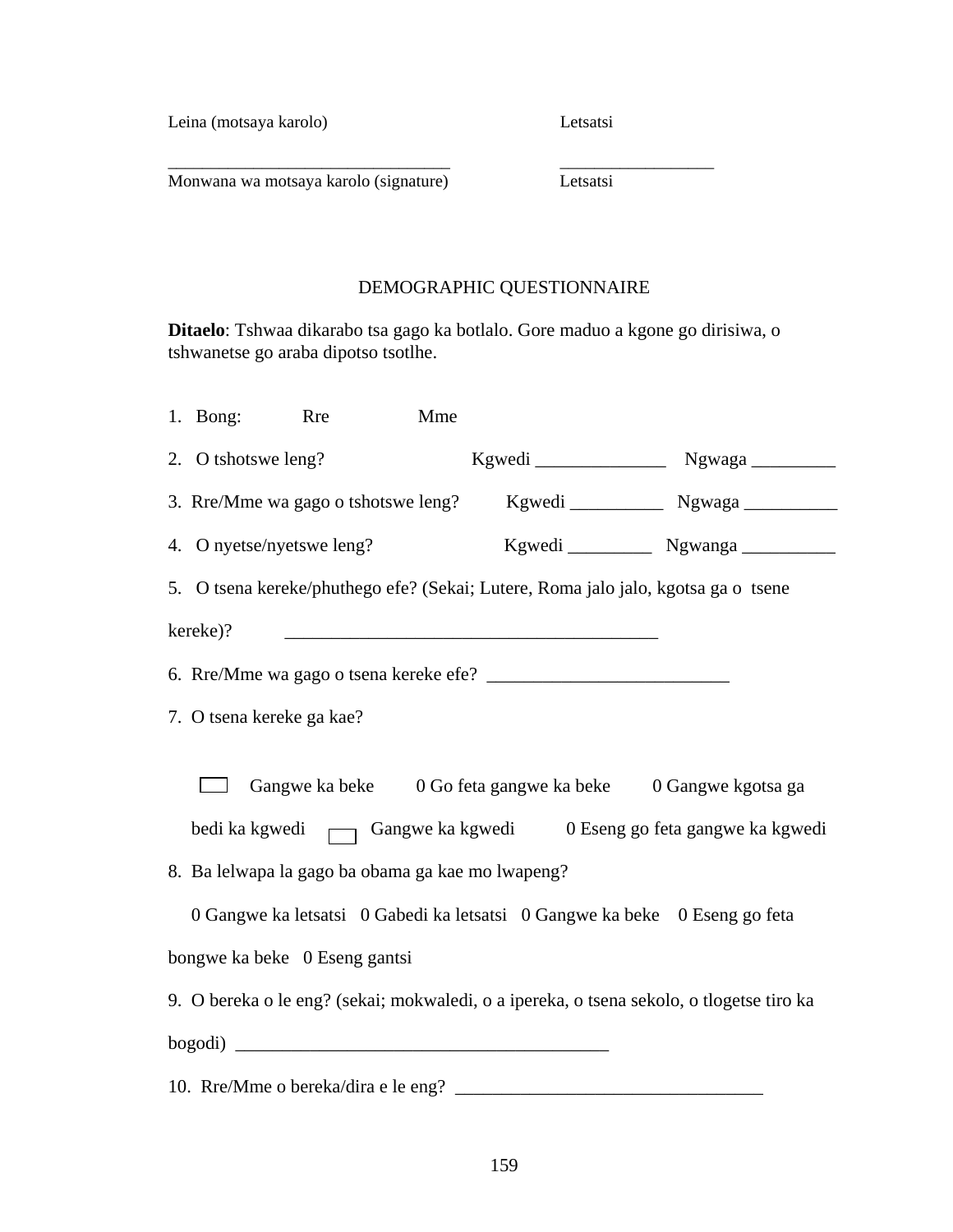Leina (motsaya karolo)                                    Letsatsi

_________________________________                    __________________
Monwana wa motsaya karolo (signature)                    Letsatsi

DEMOGRAPHIC QUESTIONNAIRE

**Ditaelo**: Tshwaa dikarabo tsa gago ka botlalo. Gore maduo a kgone go dirisiwa, o tshwanetse go araba dipotso tsotlhe.

1. Bong:    Rre    Mme

2. O tshotswe leng?    Kgwedi ______________    Ngwaga _________

3. Rre/Mme wa gago o tshotswe leng?    Kgwedi __________    Ngwaga __________

4. O nyetse/nyetswe leng?    Kgwedi _________    Ngwanga __________

5. O tsena kereke/phuthego efe? (Sekai; Lutere, Roma jalo jalo, kgotsa ga o tsene kereke)?    ________________________________________

6. Rre/Mme wa gago o tsena kereke efe? __________________________

7. O tsena kereke ga kae?

   ☐ Gangwe ka beke    0 Go feta gangwe ka beke    0 Gangwe kgotsa ga bedi ka kgwedi    ☐ Gangwe ka kgwedi    0 Eseng go feta gangwe ka kgwedi

8. Ba lelwapa la gago ba obama ga kae mo lwapeng?

   0 Gangwe ka letsatsi   0 Gabedi ka letsatsi   0 Gangwe ka beke    0 Eseng go feta bongwe ka beke   0 Eseng gantsi

9. O bereka o le eng? (sekai; mokwaledi, o a ipereka, o tsena sekolo, o tlogetse tiro ka bogodi) ________________________________________

10. Rre/Mme o bereka/dira e le eng? ________________________________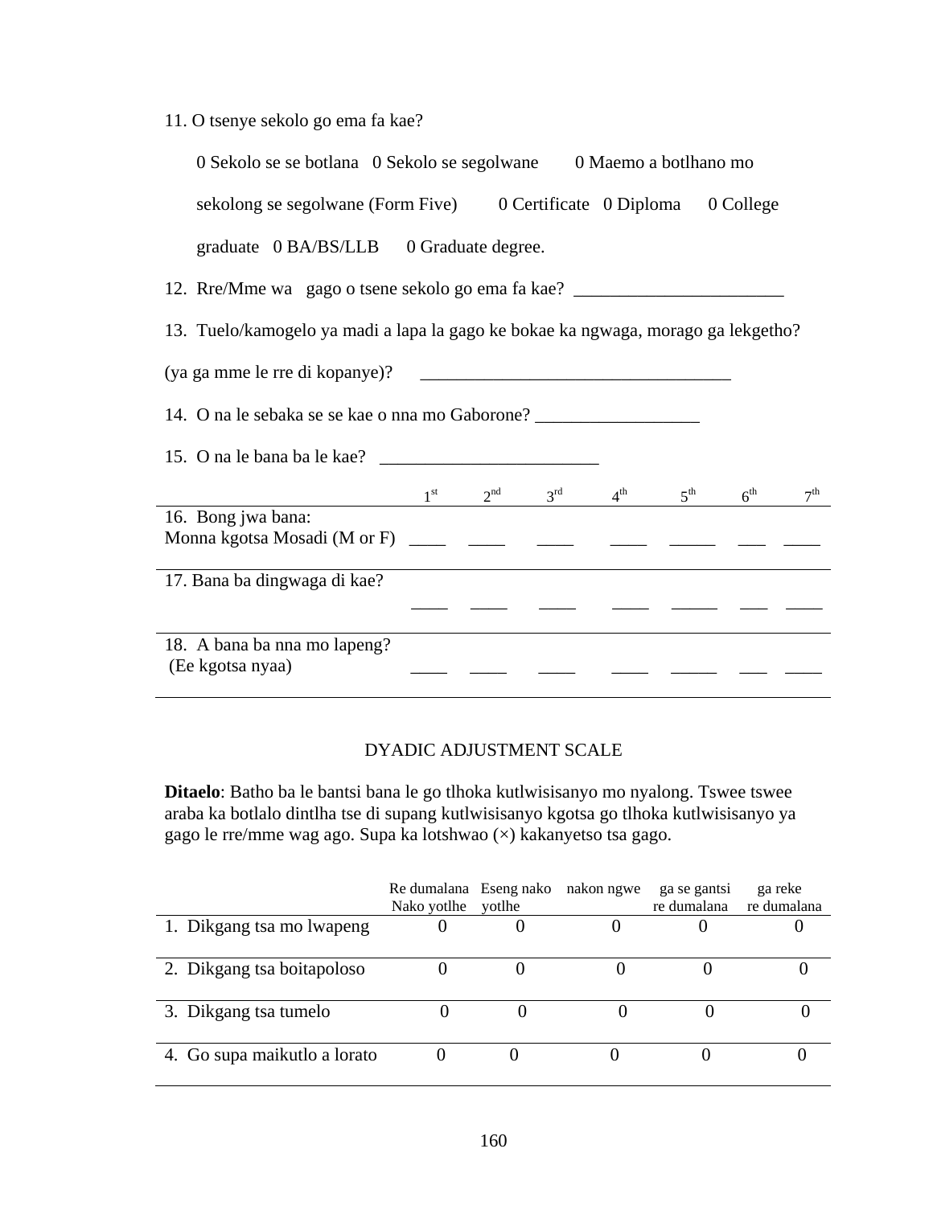11. O tsenye sekolo go ema fa kae?

0 Sekolo se se botlana 0 Sekolo se segolwane 0 Maemo a botlhano mo sekolong se segolwane (Form Five) 0 Certificate 0 Diploma 0 College graduate 0 BA/BS/LLB 0 Graduate degree.

12. Rre/Mme wa gago o tsene sekolo go ema fa kae? _______________________

13. Tuelo/kamogelo ya madi a lapa la gago ke bokae ka ngwaga, morago ga lekgetho? (ya ga mme le rre di kopanye)? __________________________________

14. O na le sebaka se se kae o nna mo Gaborone? __________________

15. O na le bana ba le kae? ________________________

| | 1st | 2nd | 3rd | 4th | 5th | 6th | 7th |
|---|---|---|---|---|---|---|---|
| 16. Bong jwa bana: Monna kgotsa Mosadi (M or F) | ____ | ____ | ____ | ____ | _____ | ___ | ____ |
| 17. Bana ba dingwaga di kae? | ____ | ____ | ____ | ____ | _____ | ___ | ____ |
| 18. A bana ba nna mo lapeng? (Ee kgotsa nyaa) | ____ | ____ | ____ | ____ | _____ | ___ | ____ |

DYADIC ADJUSTMENT SCALE

**Ditaelo**: Batho ba le bantsi bana le go tlhoka kutlwisisanyo mo nyalong. Tswee tswee araba ka botlalo dintlha tse di supang kutlwisisanyo kgotsa go tlhoka kutlwisisanyo ya gago le rre/mme wag ago. Supa ka lotshwao (×) kakanyetso tsa gago.

| | Re dumalana Nako yotlhe | Eseng nako yotlhe | nakon ngwe | ga se gantsi re dumalana | ga reke re dumalana |
|---|---|---|---|---|---|
| 1. Dikgang tsa mo lwapeng | 0 | 0 | 0 | 0 | 0 |
| 2. Dikgang tsa boitapoloso | 0 | 0 | 0 | 0 | 0 |
| 3. Dikgang tsa tumelo | 0 | 0 | 0 | 0 | 0 |
| 4. Go supa maikutlo a lorato | 0 | 0 | 0 | 0 | 0 |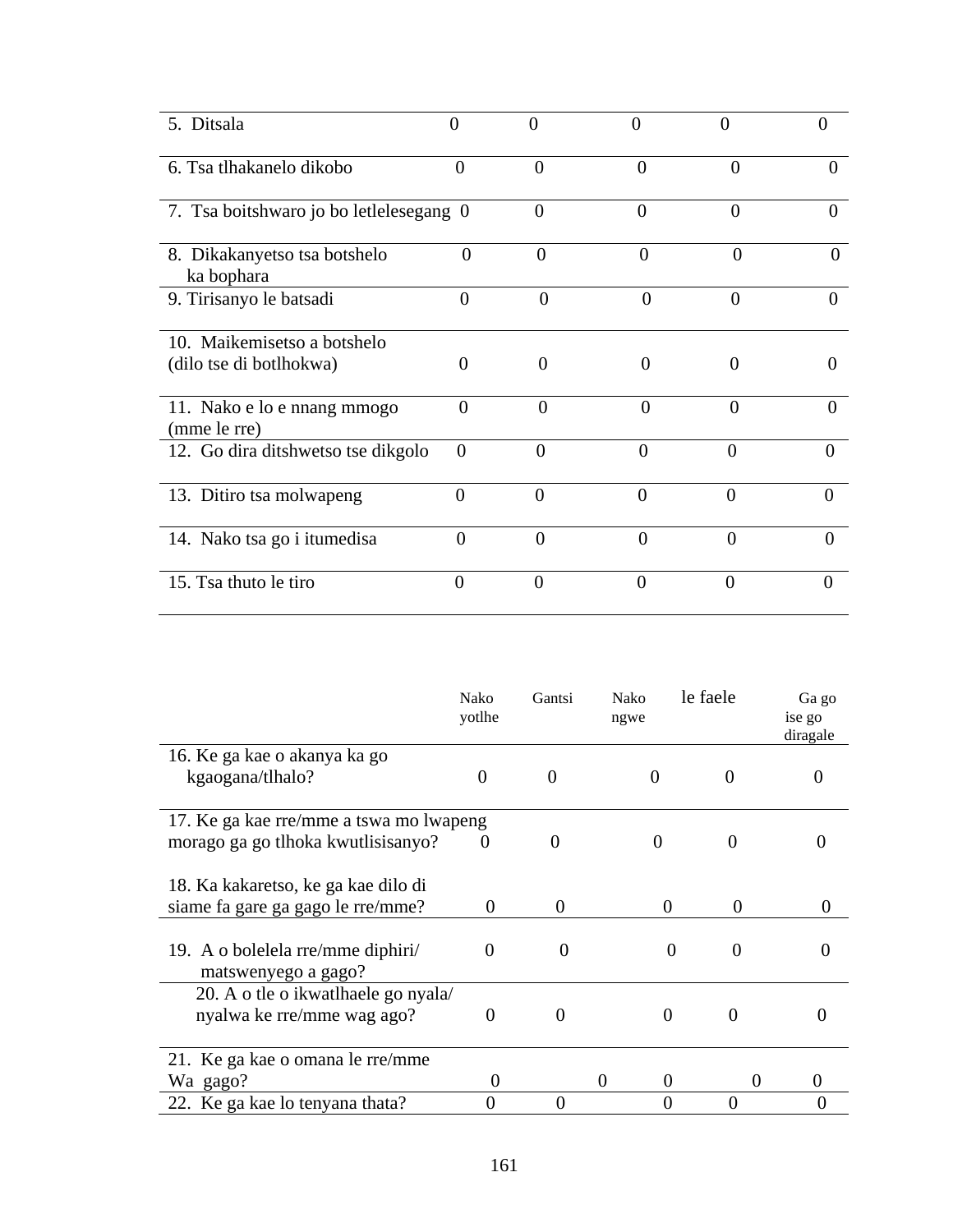| | | | | | |
|---|---|---|---|---|---|
| 5. Ditsala | 0 | 0 | 0 | 0 | 0 |
| 6. Tsa tlhakanelo dikobo | 0 | 0 | 0 | 0 | 0 |
| 7. Tsa boitshwaro jo bo letlelesegang | 0 | 0 | 0 | 0 | 0 |
| 8. Dikakanyetso tsa botshelo ka bophara | 0 | 0 | 0 | 0 | 0 |
| 9. Tirisanyo le batsadi | 0 | 0 | 0 | 0 | 0 |
| 10. Maikemisetso a botshelo (dilo tse di botlhokwa) | 0 | 0 | 0 | 0 | 0 |
| 11. Nako e lo e nnang mmogo (mme le rre) | 0 | 0 | 0 | 0 | 0 |
| 12. Go dira ditshwetso tse dikgolo | 0 | 0 | 0 | 0 | 0 |
| 13. Ditiro tsa molwapeng | 0 | 0 | 0 | 0 | 0 |
| 14. Nako tsa go i itumedisa | 0 | 0 | 0 | 0 | 0 |
| 15. Tsa thuto le tiro | 0 | 0 | 0 | 0 | 0 |

| | Nako yotlhe | Gantsi | Nako ngwe | le faele | Ga go ise go diragale |
|---|---|---|---|---|---|
| 16. Ke ga kae o akanya ka go kgaogana/tlhalo? | 0 | 0 | 0 | 0 | 0 |
| 17. Ke ga kae rre/mme a tswa mo lwapeng morago ga go tlhoka kwutlisisanyo? | 0 | 0 | 0 | 0 | 0 |
| 18. Ka kakaretso, ke ga kae dilo di siame fa gare ga gago le rre/mme? | 0 | 0 | 0 | 0 | 0 |
| 19. A o bolelela rre/mme diphiri/ matswenyego a gago? | 0 | 0 | 0 | 0 | 0 |
| 20. A o tle o ikwatlhaele go nyala/ nyalwa ke rre/mme wag ago? | 0 | 0 | 0 | 0 | 0 |
| 21. Ke ga kae o omana le rre/mme Wa gago? | 0 | 0 | 0 | 0 | 0 |
| 22. Ke ga kae lo tenyana thata? | 0 | 0 | 0 | 0 | 0 |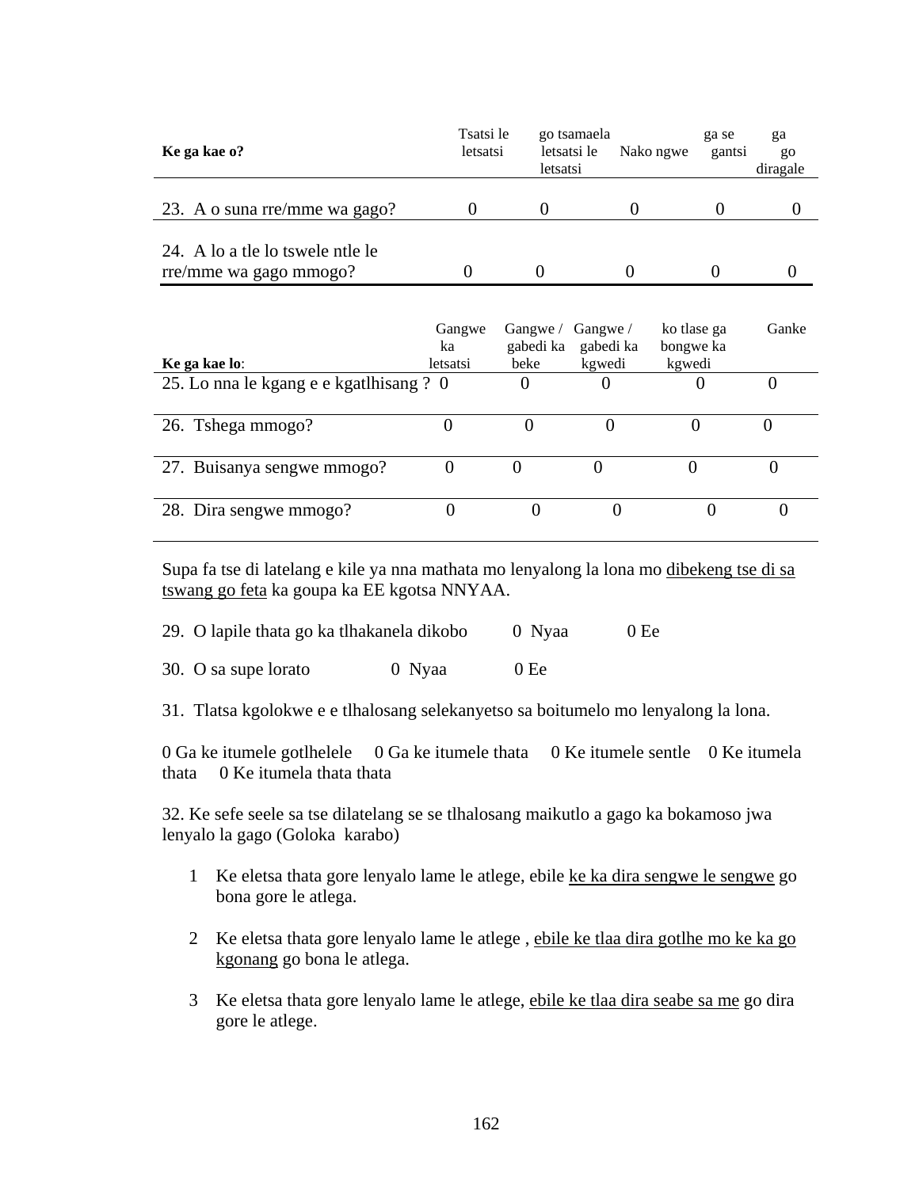| **Ke ga kae o?** | Tsatsi le letsatsi | go tsamaela letsatsi le letsatsi | Nako ngwe | ga se gantsi | ga go diragale |
|---|---|---|---|---|---|
| 23. A o suna rre/mme wa gago? | 0 | 0 | 0 | 0 | 0 |
| 24. A lo a tle lo tswele ntle le rre/mme wa gago mmogo? | 0 | 0 | 0 | 0 | 0 |

| **Ke ga kae lo**: | Gangwe ka letsatsi | Gangwe / gabedi ka beke | Gangwe / gabedi ka kgwedi | ko tlase ga bongwe ka kgwedi | Ganke |
|---|---|---|---|---|---|
| 25. Lo nna le kgang e e kgatlhisang ? | 0 | 0 | 0 | 0 | 0 |
| 26. Tshega mmogo? | 0 | 0 | 0 | 0 | 0 |
| 27. Buisanya sengwe mmogo? | 0 | 0 | 0 | 0 | 0 |
| 28. Dira sengwe mmogo? | 0 | 0 | 0 | 0 | 0 |

Supa fa tse di latelang e kile ya nna mathata mo lenyalong la lona mo dibekeng tse di sa tswang go feta ka goupa ka EE kgotsa NNYAA.

29. O lapile thata go ka tlhakanela dikobo 0 Nyaa 0 Ee

30. O sa supe lorato 0 Nyaa 0 Ee

31. Tlatsa kgolokwe e e tlhalosang selekanyetso sa boitumelo mo lenyalong la lona.

0 Ga ke itumele gotlhelele 0 Ga ke itumele thata 0 Ke itumele sentle 0 Ke itumela thata 0 Ke itumela thata thata

32. Ke sefe seele sa tse dilatelang se se tlhalosang maikutlo a gago ka bokamoso jwa lenyalo la gago (Goloka karabo)

1 Ke eletsa thata gore lenyalo lame le atlege, ebile ke ka dira sengwe le sengwe go bona gore le atlega.

2 Ke eletsa thata gore lenyalo lame le atlege , ebile ke tlaa dira gotlhe mo ke ka go kgonang go bona le atlega.

3 Ke eletsa thata gore lenyalo lame le atlege, ebile ke tlaa dira seabe sa me go dira gore le atlege.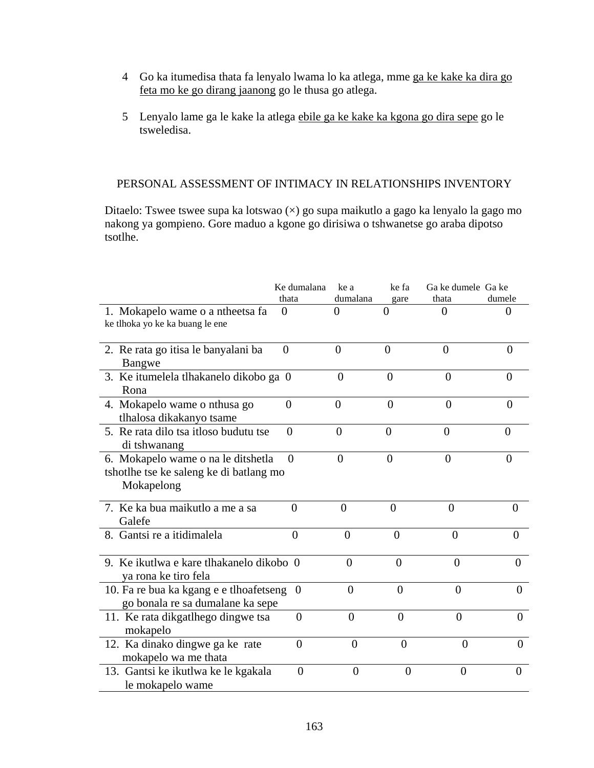4 Go ka itumedisa thata fa lenyalo lwama lo ka atlega, mme <u>ga ke kake ka dira go feta mo ke go dirang jaanong</u> go le thusa go atlega.

5 Lenyalo lame ga le kake la atlega <u>ebile ga ke kake ka kgona go dira sepe</u> go le tsweledisa.

PERSONAL ASSESSMENT OF INTIMACY IN RELATIONSHIPS INVENTORY

Ditaelo: Tswee tswee supa ka lotswao (×) go supa maikutlo a gago ka lenyalo la gago mo nakong ya gompieno. Gore maduo a kgone go dirisiwa o tshwanetse go araba dipotso tsotlhe.

| | Ke dumalana thata | ke a dumalana | ke fa gare | Ga ke dumele thata | Ga ke dumele |
|---|---|---|---|---|---|
| 1. Mokapelo wame o a ntheetsa fa ke tlhoka yo ke ka buang le ene | 0 | 0 | 0 | 0 | 0 |
| 2. Re rata go itisa le banyalani ba Bangwe | 0 | 0 | 0 | 0 | 0 |
| 3. Ke itumelela tlhakanelo dikobo ga Rona | 0 | 0 | 0 | 0 | 0 |
| 4. Mokapelo wame o nthusa go tlhalosa dikakanyo tsame | 0 | 0 | 0 | 0 | 0 |
| 5. Re rata dilo tsa itloso bodutu tse di tshwanang | 0 | 0 | 0 | 0 | 0 |
| 6. Mokapelo wame o na le ditshetla tshotlhe tse ke saleng ke di batlang mo Mokapelong | 0 | 0 | 0 | 0 | 0 |
| 7. Ke ka bua maikutlo a me a sa Galefe | 0 | 0 | 0 | 0 | 0 |
| 8. Gantsi re a itidimalela | 0 | 0 | 0 | 0 | 0 |
| 9. Ke ikutlwa e kare tlhakanelo dikobo ya rona ke tiro fela | 0 | 0 | 0 | 0 | 0 |
| 10. Fa re bua ka kgang e e tlhoafetseng go bonala re sa dumalane ka sepe | 0 | 0 | 0 | 0 | 0 |
| 11. Ke rata dikgatlhego dingwe tsa mokapelo | 0 | 0 | 0 | 0 | 0 |
| 12. Ka dinako dingwe ga ke rate mokapelo wa me thata | 0 | 0 | 0 | 0 | 0 |
| 13. Gantsi ke ikutlwa ke le kgakala le mokapelo wame | 0 | 0 | 0 | 0 | 0 |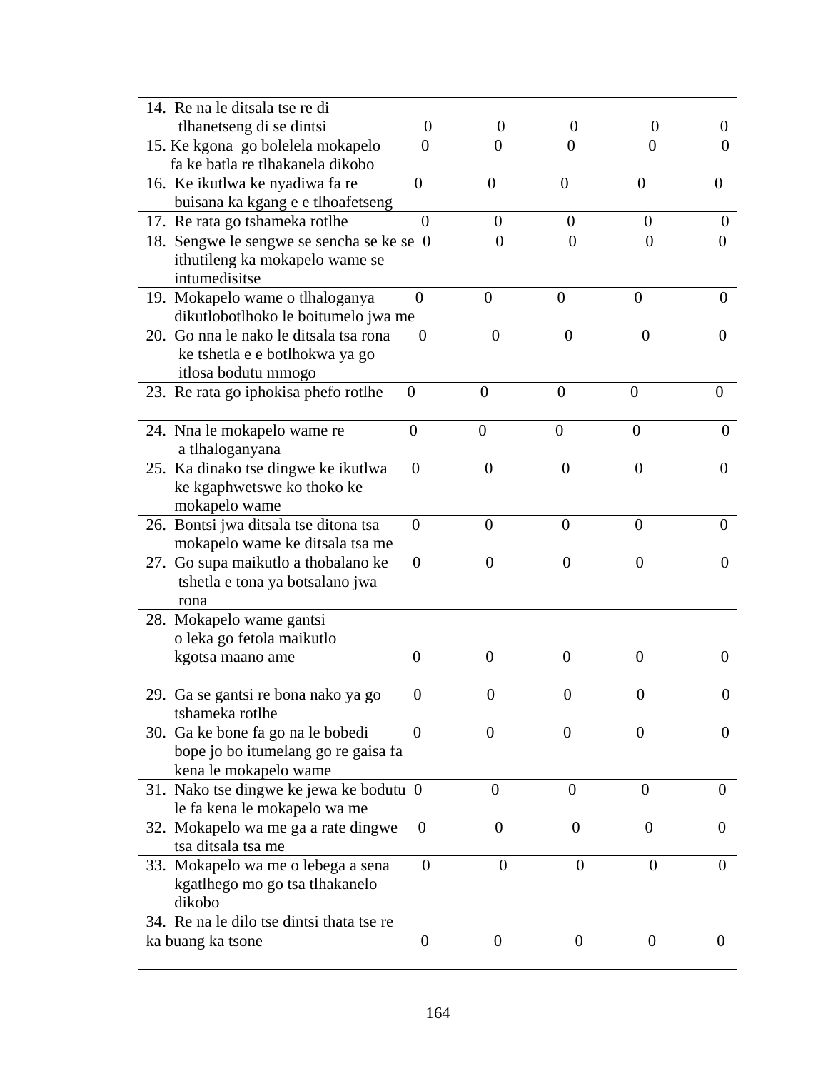| | | | | | |
|---|---|---|---|---|---|
| 14. Re na le ditsala tse re di tlhanetseng di se dintsi | 0 | 0 | 0 | 0 | 0 |
| 15. Ke kgona go bolelela mokapelo fa ke batla re tlhakanela dikobo | 0 | 0 | 0 | 0 | 0 |
| 16. Ke ikutlwa ke nyadiwa fa re buisana ka kgang e e tlhoafetseng | 0 | 0 | 0 | 0 | 0 |
| 17. Re rata go tshameka rotlhe | 0 | 0 | 0 | 0 | 0 |
| 18. Sengwe le sengwe se sencha se ke se ithutileng ka mokapelo wame se intumedisitse | 0 | 0 | 0 | 0 | 0 |
| 19. Mokapelo wame o tlhaloganya dikutlobotlhoko le boitumelo jwa me | 0 | 0 | 0 | 0 | 0 |
| 20. Go nna le nako le ditsala tsa rona ke tshetla e e botlhokwa ya go itlosa bodutu mmogo | 0 | 0 | 0 | 0 | 0 |
| 23. Re rata go iphokisa phefo rotlhe | 0 | 0 | 0 | 0 | 0 |
| 24. Nna le mokapelo wame re a tlhaloganyana | 0 | 0 | 0 | 0 | 0 |
| 25. Ka dinako tse dingwe ke ikutlwa ke kgaphwetswe ko thoko ke mokapelo wame | 0 | 0 | 0 | 0 | 0 |
| 26. Bontsi jwa ditsala tse ditona tsa mokapelo wame ke ditsala tsa me | 0 | 0 | 0 | 0 | 0 |
| 27. Go supa maikutlo a thobalano ke tshetla e tona ya botsalano jwa rona | 0 | 0 | 0 | 0 | 0 |
| 28. Mokapelo wame gantsi o leka go fetola maikutlo kgotsa maano ame | 0 | 0 | 0 | 0 | 0 |
| 29. Ga se gantsi re bona nako ya go tshameka rotlhe | 0 | 0 | 0 | 0 | 0 |
| 30. Ga ke bone fa go na le bobedi bope jo bo itumelang go re gaisa fa kena le mokapelo wame | 0 | 0 | 0 | 0 | 0 |
| 31. Nako tse dingwe ke jewa ke bodutu le fa kena le mokapelo wa me | 0 | 0 | 0 | 0 | 0 |
| 32. Mokapelo wa me ga a rate dingwe tsa ditsala tsa me | 0 | 0 | 0 | 0 | 0 |
| 33. Mokapelo wa me o lebega a sena kgatlhego mo go tsa tlhakanelo dikobo | 0 | 0 | 0 | 0 | 0 |
| 34. Re na le dilo tse dintsi thata tse re ka buang ka tsone | 0 | 0 | 0 | 0 | 0 |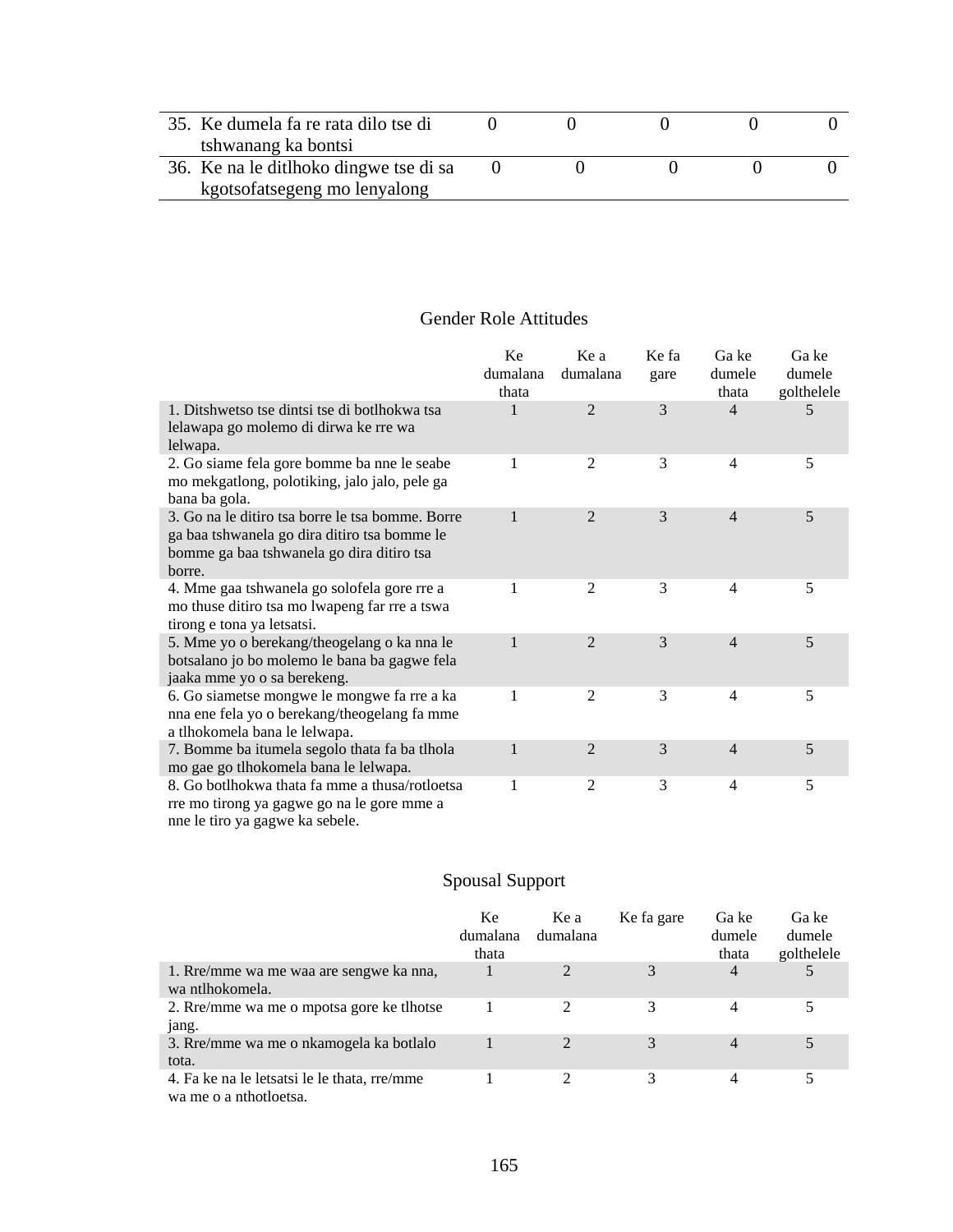| | | | | | |
|---|---|---|---|---|---|
| 35. Ke dumela fa re rata dilo tse di tshwanang ka bontsi | 0 | 0 | 0 | 0 | 0 |
| 36. Ke na le ditlhoko dingwe tse di sa kgotsofatsegeng mo lenyalong | 0 | 0 | 0 | 0 | 0 |

## Gender Role Attitudes

| | Ke dumalana thata | Ke a dumalana | Ke fa gare | Ga ke dumele thata | Ga ke dumele golthelele |
|---|---|---|---|---|---|
| 1. Ditshwetso tse dintsi tse di botlhokwa tsa lelawapa go molemo di dirwa ke rre wa lelwapa. | 1 | 2 | 3 | 4 | 5 |
| 2. Go siame fela gore bomme ba nne le seabe mo mekgatlong, polotiking, jalo jalo, pele ga bana ba gola. | 1 | 2 | 3 | 4 | 5 |
| 3. Go na le ditiro tsa borre le tsa bomme. Borre ga baa tshwanela go dira ditiro tsa bomme le bomme ga baa tshwanela go dira ditiro tsa borre. | 1 | 2 | 3 | 4 | 5 |
| 4. Mme gaa tshwanela go solofela gore rre a mo thuse ditiro tsa mo lwapeng far rre a tswa tirong e tona ya letsatsi. | 1 | 2 | 3 | 4 | 5 |
| 5. Mme yo o berekang/theogelang o ka nna le botsalano jo bo molemo le bana ba gagwe fela jaaka mme yo o sa berekeng. | 1 | 2 | 3 | 4 | 5 |
| 6. Go siametse mongwe le mongwe fa rre a ka nna ene fela yo o berekang/theogelang fa mme a tlhokomela bana le lelwapa. | 1 | 2 | 3 | 4 | 5 |
| 7. Bomme ba itumela segolo thata fa ba tlhola mo gae go tlhokomela bana le lelwapa. | 1 | 2 | 3 | 4 | 5 |
| 8. Go botlhokwa thata fa mme a thusa/rotloetsa rre mo tirong ya gagwe go na le gore mme a nne le tiro ya gagwe ka sebele. | 1 | 2 | 3 | 4 | 5 |

## Spousal Support

| | Ke dumalana thata | Ke a dumalana | Ke fa gare | Ga ke dumele thata | Ga ke dumele golthelele |
|---|---|---|---|---|---|
| 1. Rre/mme wa me waa are sengwe ka nna, wa ntlhokomela. | 1 | 2 | 3 | 4 | 5 |
| 2. Rre/mme wa me o mpotsa gore ke tlhotse jang. | 1 | 2 | 3 | 4 | 5 |
| 3. Rre/mme wa me o nkamogela ka botlalo tota. | 1 | 2 | 3 | 4 | 5 |
| 4. Fa ke na le letsatsi le le thata, rre/mme wa me o a nthotloetsa. | 1 | 2 | 3 | 4 | 5 |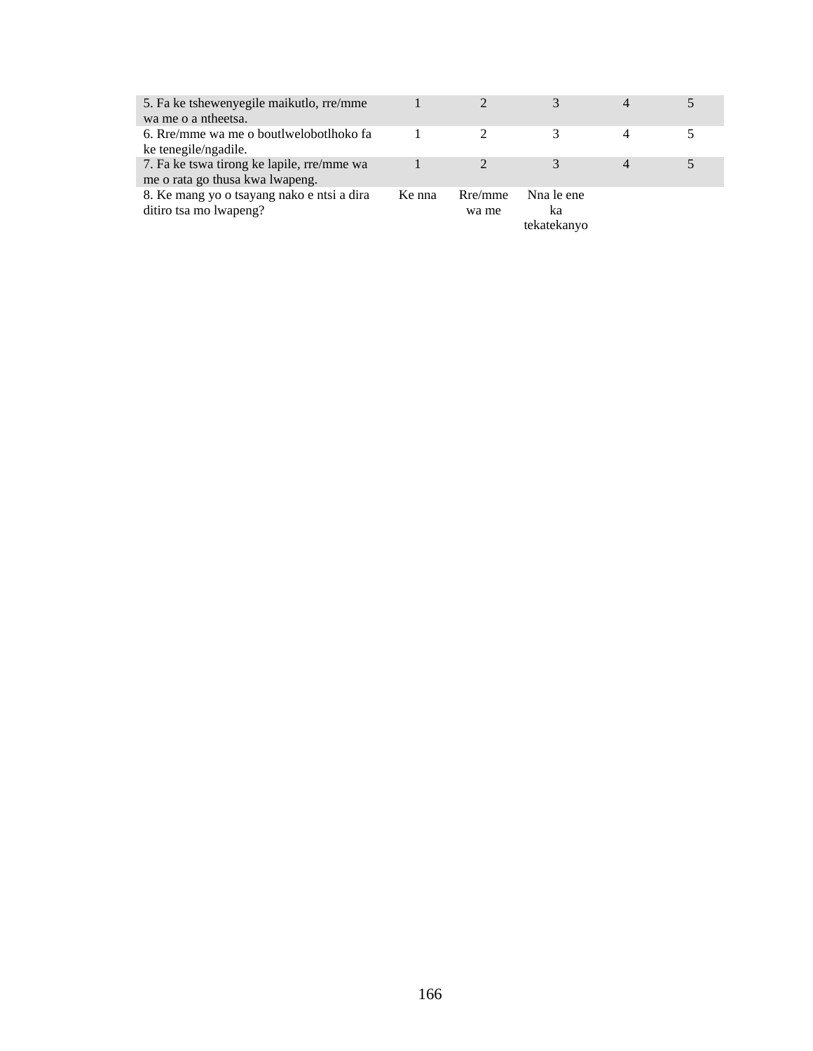|  |  |  |  |  |  |
|---|---|---|---|---|---|
| 5. Fa ke tshewenyegile maikutlo, rre/mme wa me o a ntheetsa. | 1 | 2 | 3 | 4 | 5 |
| 6. Rre/mme wa me o boutlwelobotlhoko fa ke tenegile/ngadile. | 1 | 2 | 3 | 4 | 5 |
| 7. Fa ke tswa tirong ke lapile, rre/mme wa me o rata go thusa kwa lwapeng. | 1 | 2 | 3 | 4 | 5 |
| 8. Ke mang yo o tsayang nako e ntsi a dira ditiro tsa mo lwapeng? | Ke nna | Rre/mme wa me | Nna le ene ka tekatekanyo |  |  |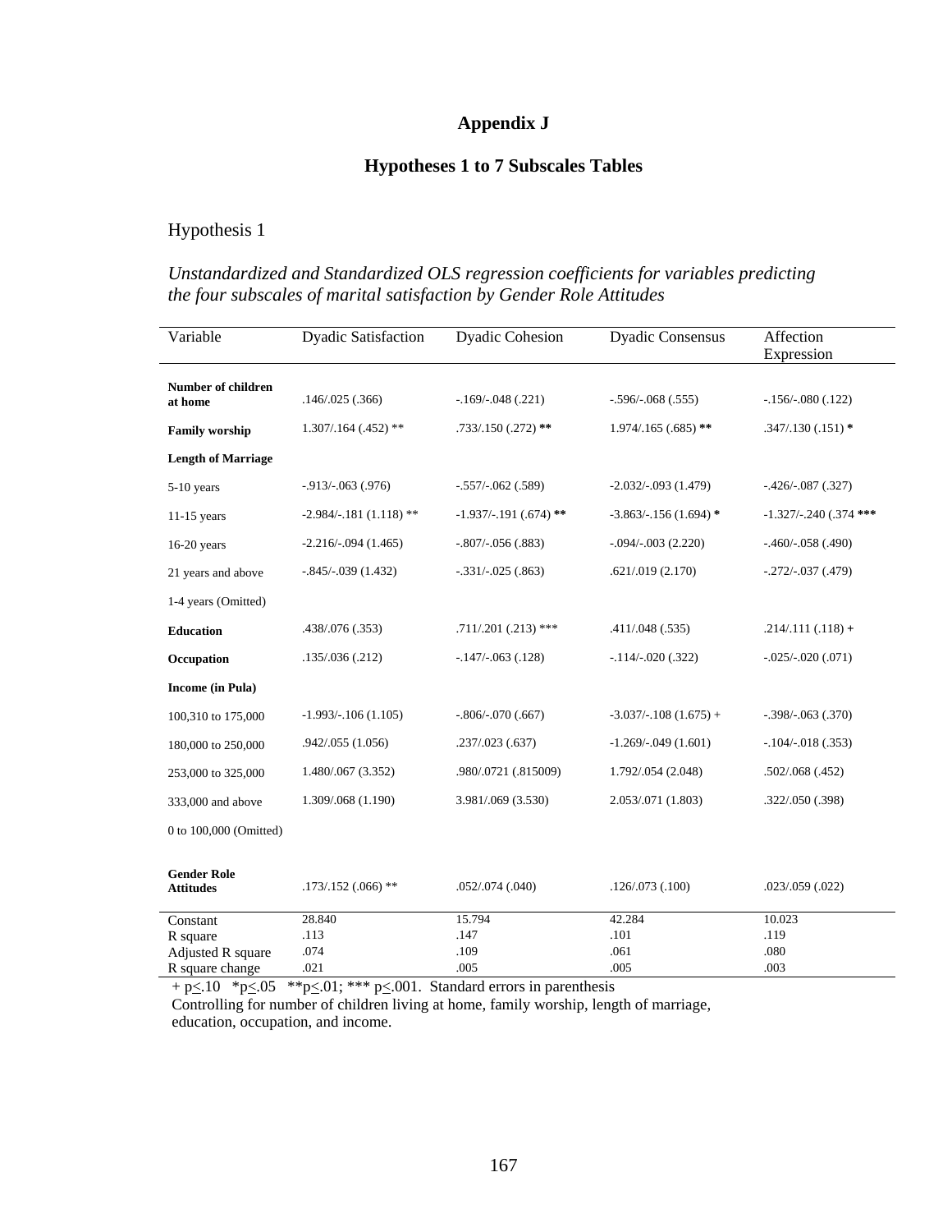# Appendix J

## Hypotheses 1 to 7 Subscales Tables

Hypothesis 1

*Unstandardized and Standardized OLS regression coefficients for variables predicting the four subscales of marital satisfaction by Gender Role Attitudes*

| Variable | Dyadic Satisfaction | Dyadic Cohesion | Dyadic Consensus | Affection Expression |
|---|---|---|---|---|
| **Number of children at home** | .146/.025 (.366) | -.169/-.048 (.221) | -.596/-.068 (.555) | -.156/-.080 (.122) |
| **Family worship** | 1.307/.164 (.452) ** | .733/.150 (.272) ** | 1.974/.165 (.685) ** | .347/.130 (.151) * |
| **Length of Marriage** | | | | |
| 5-10 years | -.913/-.063 (.976) | -.557/-.062 (.589) | -2.032/-.093 (1.479) | -.426/-.087 (.327) |
| 11-15 years | -2.984/-.181 (1.118) ** | -1.937/-.191 (.674) ** | -3.863/-.156 (1.694) * | -1.327/-.240 (.374 *** |
| 16-20 years | -2.216/-.094 (1.465) | -.807/-.056 (.883) | -.094/-.003 (2.220) | -.460/-.058 (.490) |
| 21 years and above | -.845/-.039 (1.432) | -.331/-.025 (.863) | .621/.019 (2.170) | -.272/-.037 (.479) |
| 1-4 years (Omitted) | | | | |
| **Education** | .438/.076 (.353) | .711/.201 (.213) *** | .411/.048 (.535) | .214/.111 (.118) + |
| **Occupation** | .135/.036 (.212) | -.147/-.063 (.128) | -.114/-.020 (.322) | -.025/-.020 (.071) |
| **Income (in Pula)** | | | | |
| 100,310 to 175,000 | -1.993/-.106 (1.105) | -.806/-.070 (.667) | -3.037/-.108 (1.675) + | -.398/-.063 (.370) |
| 180,000 to 250,000 | .942/.055 (1.056) | .237/.023 (.637) | -1.269/-.049 (1.601) | -.104/-.018 (.353) |
| 253,000 to 325,000 | 1.480/.067 (3.352) | .980/.0721 (.815009) | 1.792/.054 (2.048) | .502/.068 (.452) |
| 333,000 and above | 1.309/.068 (1.190) | 3.981/.069 (3.530) | 2.053/.071 (1.803) | .322/.050 (.398) |
| 0 to 100,000 (Omitted) | | | | |
| **Gender Role Attitudes** | .173/.152 (.066) ** | .052/.074 (.040) | .126/.073 (.100) | .023/.059 (.022) |
| Constant | 28.840 | 15.794 | 42.284 | 10.023 |
| R square | .113 | .147 | .101 | .119 |
| Adjusted R square | .074 | .109 | .061 | .080 |
| R square change | .021 | .005 | .005 | .003 |

+ p≤.10 *p≤.05 **p≤.01; *** p≤.001. Standard errors in parenthesis

Controlling for number of children living at home, family worship, length of marriage, education, occupation, and income.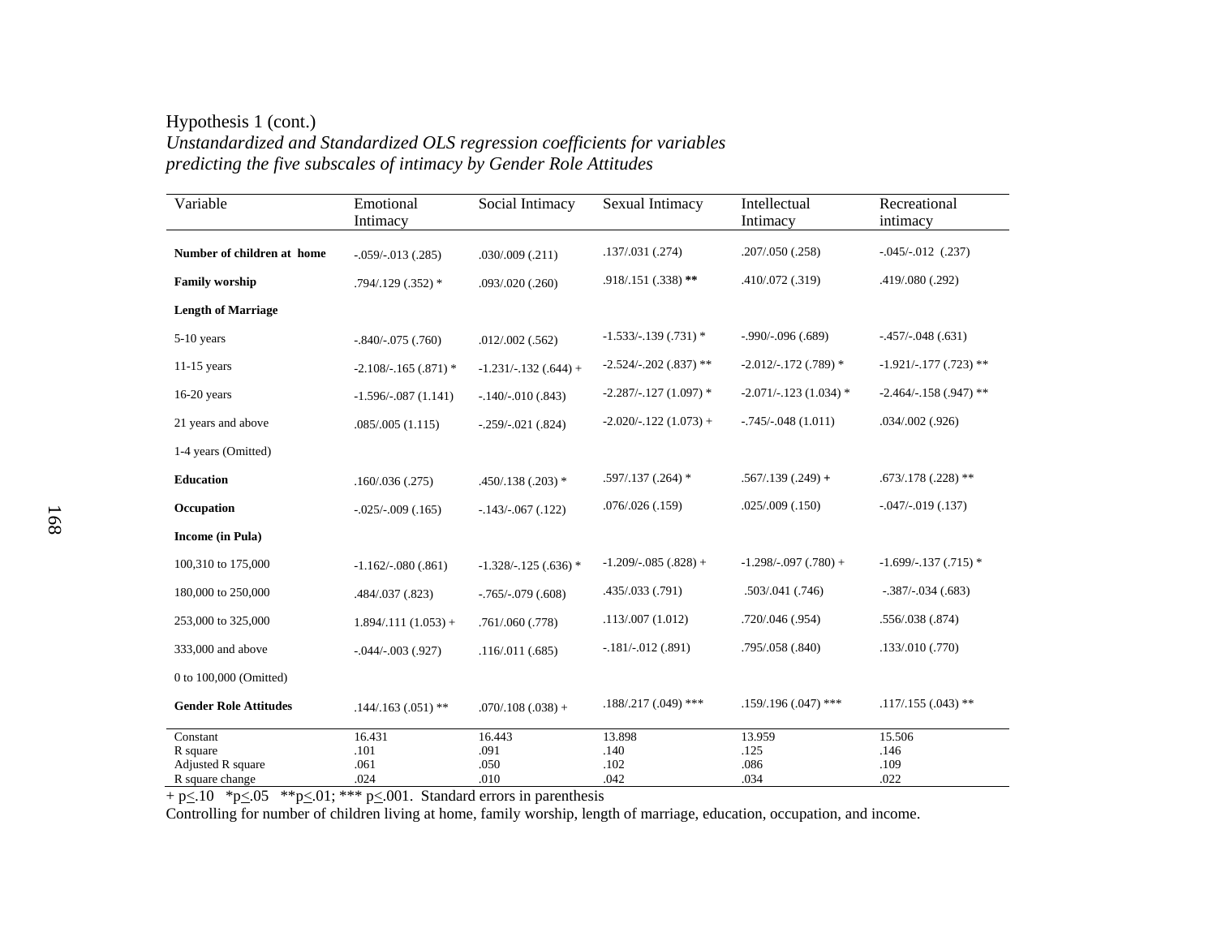Hypothesis 1 (cont.)

*Unstandardized and Standardized OLS regression coefficients for variables predicting the five subscales of intimacy by Gender Role Attitudes*

| Variable | Emotional Intimacy | Social Intimacy | Sexual Intimacy | Intellectual Intimacy | Recreational intimacy |
|---|---|---|---|---|---|
| **Number of children at home** | -.059/-.013 (.285) | .030/.009 (.211) | .137/.031 (.274) | .207/.050 (.258) | -.045/-.012 (.237) |
| **Family worship** | .794/.129 (.352) * | .093/.020 (.260) | .918/.151 (.338) ** | .410/.072 (.319) | .419/.080 (.292) |
| **Length of Marriage** | | | | | |
| 5-10 years | -.840/-.075 (.760) | .012/.002 (.562) | -1.533/-.139 (.731) * | -.990/-.096 (.689) | -.457/-.048 (.631) |
| 11-15 years | -2.108/-.165 (.871) * | -1.231/-.132 (.644) + | -2.524/-.202 (.837) ** | -2.012/-.172 (.789) * | -1.921/-.177 (.723) ** |
| 16-20 years | -1.596/-.087 (1.141) | -.140/-.010 (.843) | -2.287/-.127 (1.097) * | -2.071/-.123 (1.034) * | -2.464/-.158 (.947) ** |
| 21 years and above | .085/.005 (1.115) | -.259/-.021 (.824) | -2.020/-.122 (1.073) + | -.745/-.048 (1.011) | .034/.002 (.926) |
| 1-4 years (Omitted) | | | | | |
| **Education** | .160/.036 (.275) | .450/.138 (.203) * | .597/.137 (.264) * | .567/.139 (.249) + | .673/.178 (.228) ** |
| **Occupation** | -.025/-.009 (.165) | -.143/-.067 (.122) | .076/.026 (.159) | .025/.009 (.150) | -.047/-.019 (.137) |
| **Income (in Pula)** | | | | | |
| 100,310 to 175,000 | -1.162/-.080 (.861) | -1.328/-.125 (.636) * | -1.209/-.085 (.828) + | -1.298/-.097 (.780) + | -1.699/-.137 (.715) * |
| 180,000 to 250,000 | .484/.037 (.823) | -.765/-.079 (.608) | .435/.033 (.791) | .503/.041 (.746) | -.387/-.034 (.683) |
| 253,000 to 325,000 | 1.894/.111 (1.053) + | .761/.060 (.778) | .113/.007 (1.012) | .720/.046 (.954) | .556/.038 (.874) |
| 333,000 and above | -.044/-.003 (.927) | .116/.011 (.685) | -.181/-.012 (.891) | .795/.058 (.840) | .133/.010 (.770) |
| 0 to 100,000 (Omitted) | | | | | |
| **Gender Role Attitudes** | .144/.163 (.051) ** | .070/.108 (.038) + | .188/.217 (.049) *** | .159/.196 (.047) *** | .117/.155 (.043) ** |
| Constant | 16.431 | 16.443 | 13.898 | 13.959 | 15.506 |
| R square | .101 | .091 | .140 | .125 | .146 |
| Adjusted R square | .061 | .050 | .102 | .086 | .109 |
| R square change | .024 | .010 | .042 | .034 | .022 |

+ $p \leq .10$ * $p \leq .05$ ** $p \leq .01$; *** $p \leq .001$. Standard errors in parenthesis

Controlling for number of children living at home, family worship, length of marriage, education, occupation, and income.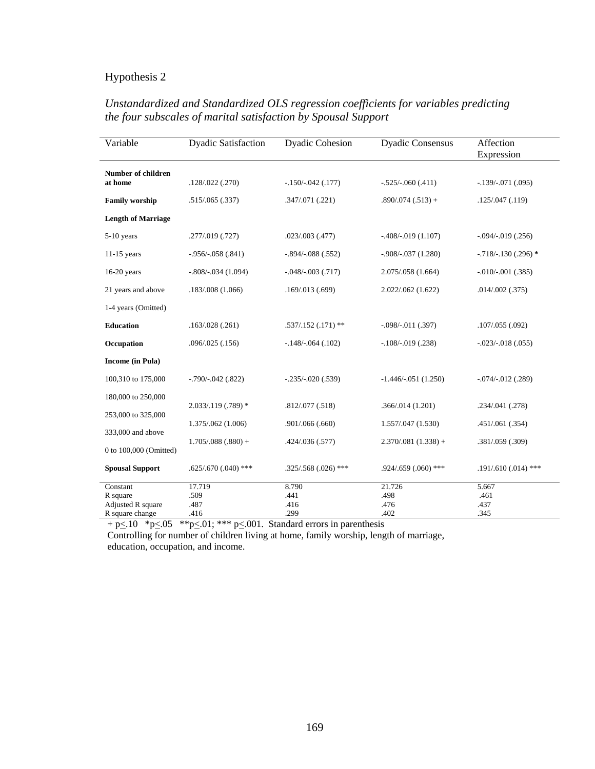Hypothesis 2

*Unstandardized and Standardized OLS regression coefficients for variables predicting the four subscales of marital satisfaction by Spousal Support*

| Variable | Dyadic Satisfaction | Dyadic Cohesion | Dyadic Consensus | Affection Expression |
|---|---|---|---|---|
| **Number of children at home** | .128/.022 (.270) | -.150/-.042 (.177) | -.525/-.060 (.411) | -.139/-.071 (.095) |
| **Family worship** | .515/.065 (.337) | .347/.071 (.221) | .890/.074 (.513) + | .125/.047 (.119) |
| **Length of Marriage** | | | | |
| 5-10 years | .277/.019 (.727) | .023/.003 (.477) | -.408/-.019 (1.107) | -.094/-.019 (.256) |
| 11-15 years | -.956/-.058 (.841) | -.894/-.088 (.552) | -.908/-.037 (1.280) | -.718/-.130 (.296) **\*** |
| 16-20 years | -.808/-.034 (1.094) | -.048/-.003 (.717) | 2.075/.058 (1.664) | -.010/-.001 (.385) |
| 21 years and above | .183/.008 (1.066) | .169/.013 (.699) | 2.022/.062 (1.622) | .014/.002 (.375) |
| 1-4 years (Omitted) | | | | |
| **Education** | .163/.028 (.261) | .537/.152 (.171) ** | -.098/-.011 (.397) | .107/.055 (.092) |
| **Occupation** | .096/.025 (.156) | -.148/-.064 (.102) | -.108/-.019 (.238) | -.023/-.018 (.055) |
| **Income (in Pula)** | | | | |
| 100,310 to 175,000 | -.790/-.042 (.822) | -.235/-.020 (.539) | -1.446/-.051 (1.250) | -.074/-.012 (.289) |
| 180,000 to 250,000 | 2.033/.119 (.789) * | .812/.077 (.518) | .366/.014 (1.201) | .234/.041 (.278) |
| 253,000 to 325,000 | 1.375/.062 (1.006) | .901/.066 (.660) | 1.557/.047 (1.530) | .451/.061 (.354) |
| 333,000 and above | 1.705/.088 (.880) + | .424/.036 (.577) | 2.370/.081 (1.338) + | .381/.059 (.309) |
| 0 to 100,000 (Omitted) | | | | |
| **Spousal Support** | .625/.670 (.040) *** | .325/.568 (.026) *** | .924/.659 (.060) *** | .191/.610 (.014) *** |
| Constant | 17.719 | 8.790 | 21.726 | 5.667 |
| R square | .509 | .441 | .498 | .461 |
| Adjusted R square | .487 | .416 | .476 | .437 |
| R square change | .416 | .299 | .402 | .345 |

+ $p \leq .10$ \* $p \leq .05$ \*\* $p \leq .01$; \*\*\* $p \leq .001$. Standard errors in parenthesis

Controlling for number of children living at home, family worship, length of marriage, education, occupation, and income.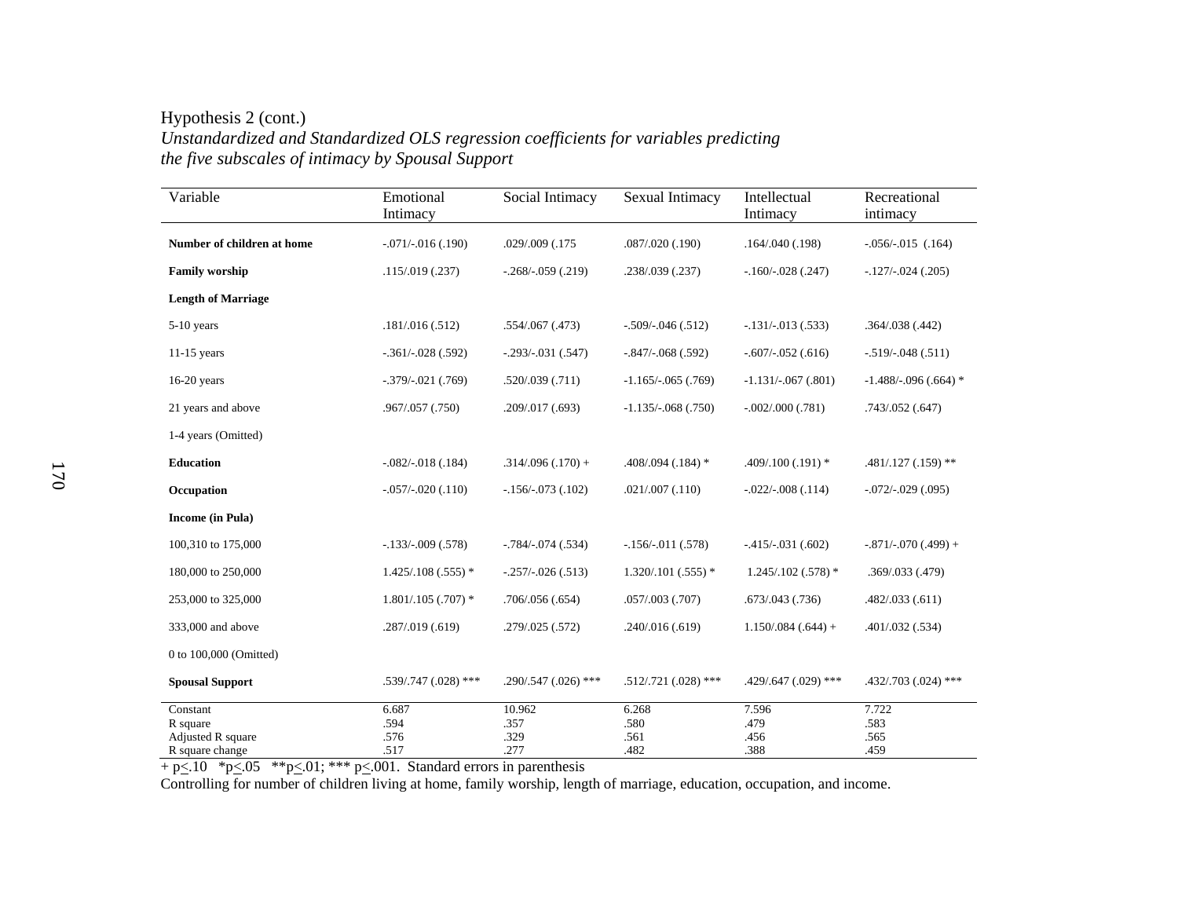Hypothesis 2 (cont.)

*Unstandardized and Standardized OLS regression coefficients for variables predicting the five subscales of intimacy by Spousal Support*

| Variable | Emotional Intimacy | Social Intimacy | Sexual Intimacy | Intellectual Intimacy | Recreational intimacy |
|---|---|---|---|---|---|
| **Number of children at home** | -.071/-.016 (.190) | .029/.009 (.175 | .087/.020 (.190) | .164/.040 (.198) | -.056/-.015 (.164) |
| **Family worship** | .115/.019 (.237) | -.268/-.059 (.219) | .238/.039 (.237) | -.160/-.028 (.247) | -.127/-.024 (.205) |
| **Length of Marriage** | | | | | |
| 5-10 years | .181/.016 (.512) | .554/.067 (.473) | -.509/-.046 (.512) | -.131/-.013 (.533) | .364/.038 (.442) |
| 11-15 years | -.361/-.028 (.592) | -.293/-.031 (.547) | -.847/-.068 (.592) | -.607/-.052 (.616) | -.519/-.048 (.511) |
| 16-20 years | -.379/-.021 (.769) | .520/.039 (.711) | -1.165/-.065 (.769) | -1.131/-.067 (.801) | -1.488/-.096 (.664) * |
| 21 years and above | .967/.057 (.750) | .209/.017 (.693) | -1.135/-.068 (.750) | -.002/.000 (.781) | .743/.052 (.647) |
| 1-4 years (Omitted) | | | | | |
| **Education** | -.082/-.018 (.184) | .314/.096 (.170) + | .408/.094 (.184) * | .409/.100 (.191) * | .481/.127 (.159) ** |
| **Occupation** | -.057/-.020 (.110) | -.156/-.073 (.102) | .021/.007 (.110) | -.022/-.008 (.114) | -.072/-.029 (.095) |
| **Income (in Pula)** | | | | | |
| 100,310 to 175,000 | -.133/-.009 (.578) | -.784/-.074 (.534) | -.156/-.011 (.578) | -.415/-.031 (.602) | -.871/-.070 (.499) + |
| 180,000 to 250,000 | 1.425/.108 (.555) * | -.257/-.026 (.513) | 1.320/.101 (.555) * | 1.245/.102 (.578) * | .369/.033 (.479) |
| 253,000 to 325,000 | 1.801/.105 (.707) * | .706/.056 (.654) | .057/.003 (.707) | .673/.043 (.736) | .482/.033 (.611) |
| 333,000 and above | .287/.019 (.619) | .279/.025 (.572) | .240/.016 (.619) | 1.150/.084 (.644) + | .401/.032 (.534) |
| 0 to 100,000 (Omitted) | | | | | |
| **Spousal Support** | .539/.747 (.028) *** | .290/.547 (.026) *** | .512/.721 (.028) *** | .429/.647 (.029) *** | .432/.703 (.024) *** |
| Constant | 6.687 | 10.962 | 6.268 | 7.596 | 7.722 |
| R square | .594 | .357 | .580 | .479 | .583 |
| Adjusted R square | .576 | .329 | .561 | .456 | .565 |
| R square change | .517 | .277 | .482 | .388 | .459 |

+ $p \leq .10$ \* $p \leq .05$ \*\* $p \leq .01$; \*\*\* $p \leq .001$. Standard errors in parenthesis

Controlling for number of children living at home, family worship, length of marriage, education, occupation, and income.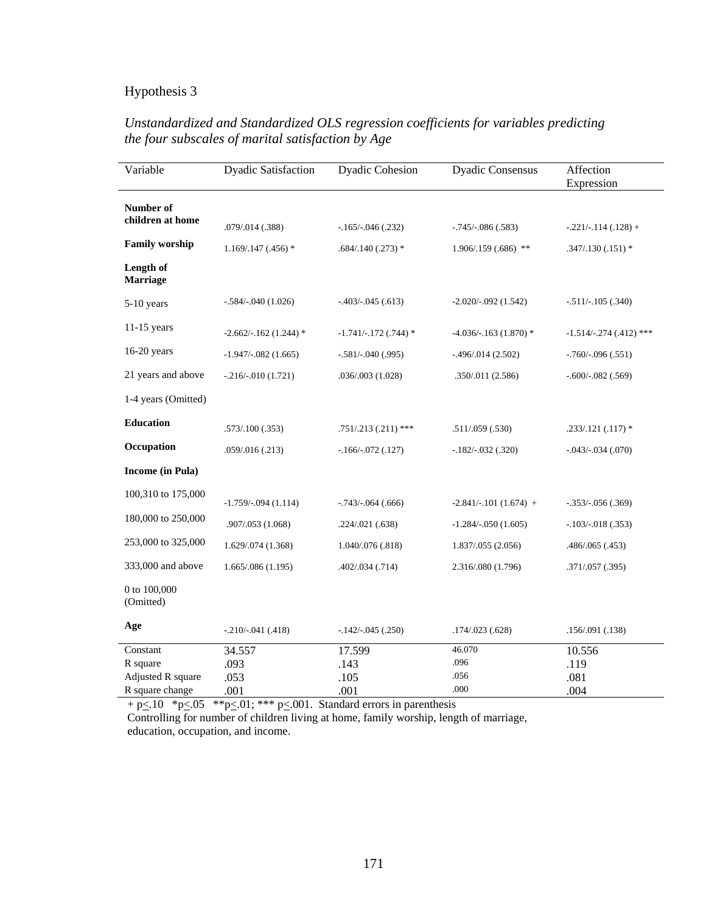Hypothesis 3

*Unstandardized and Standardized OLS regression coefficients for variables predicting the four subscales of marital satisfaction by Age*

| Variable | Dyadic Satisfaction | Dyadic Cohesion | Dyadic Consensus | Affection Expression |
|---|---|---|---|---|
| **Number of children at home** | .079/.014 (.388) | -.165/-.046 (.232) | -.745/-.086 (.583) | -.221/-.114 (.128) + |
| **Family worship** | 1.169/.147 (.456) * | .684/.140 (.273) * | 1.906/.159 (.686) ** | .347/.130 (.151) * |
| **Length of Marriage** | | | | |
| 5-10 years | -.584/-.040 (1.026) | -.403/-.045 (.613) | -2.020/-.092 (1.542) | -.511/-.105 (.340) |
| 11-15 years | -2.662/-.162 (1.244) * | -1.741/-.172 (.744) * | -4.036/-.163 (1.870) * | -1.514/-.274 (.412) *** |
| 16-20 years | -1.947/-.082 (1.665) | -.581/-.040 (.995) | -.496/.014 (2.502) | -.760/-.096 (.551) |
| 21 years and above | -.216/-.010 (1.721) | .036/.003 (1.028) | .350/.011 (2.586) | -.600/-.082 (.569) |
| 1-4 years (Omitted) | | | | |
| **Education** | .573/.100 (.353) | .751/.213 (.211) *** | .511/.059 (.530) | .233/.121 (.117) * |
| **Occupation** | .059/.016 (.213) | -.166/-.072 (.127) | -.182/-.032 (.320) | -.043/-.034 (.070) |
| **Income (in Pula)** | | | | |
| 100,310 to 175,000 | -1.759/-.094 (1.114) | -.743/-.064 (.666) | -2.841/-.101 (1.674) + | -.353/-.056 (.369) |
| 180,000 to 250,000 | .907/.053 (1.068) | .224/.021 (.638) | -1.284/-.050 (1.605) | -.103/-.018 (.353) |
| 253,000 to 325,000 | 1.629/.074 (1.368) | 1.040/.076 (.818) | 1.837/.055 (2.056) | .486/.065 (.453) |
| 333,000 and above | 1.665/.086 (1.195) | .402/.034 (.714) | 2.316/.080 (1.796) | .371/.057 (.395) |
| 0 to 100,000 (Omitted) | | | | |
| **Age** | -.210/-.041 (.418) | -.142/-.045 (.250) | .174/.023 (.628) | .156/.091 (.138) |
| Constant | 34.557 | 17.599 | 46.070 | 10.556 |
| R square | .093 | .143 | .096 | .119 |
| Adjusted R square | .053 | .105 | .056 | .081 |
| R square change | .001 | .001 | .000 | .004 |

+ p<.10 *p<.05 **p<.01; *** p<.001. Standard errors in parenthesis

Controlling for number of children living at home, family worship, length of marriage, education, occupation, and income.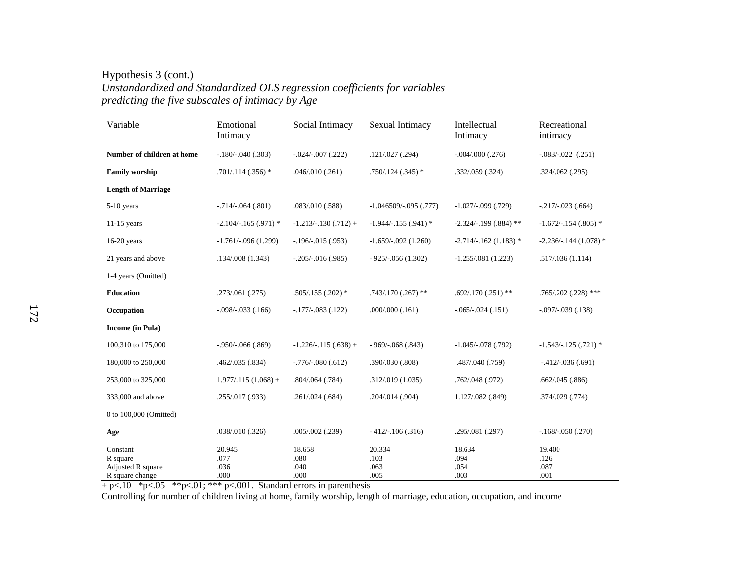Hypothesis 3 (cont.)

*Unstandardized and Standardized OLS regression coefficients for variables predicting the five subscales of intimacy by Age*

| Variable | Emotional Intimacy | Social Intimacy | Sexual Intimacy | Intellectual Intimacy | Recreational intimacy |
|---|---|---|---|---|---|
| **Number of children at home** | -.180/-.040 (.303) | -.024/-.007 (.222) | .121/.027 (.294) | -.004/.000 (.276) | -.083/-.022 (.251) |
| **Family worship** | .701/.114 (.356) * | .046/.010 (.261) | .750/.124 (.345) * | .332/.059 (.324) | .324/.062 (.295) |
| **Length of Marriage** | | | | | |
| 5-10 years | -.714/-.064 (.801) | .083/.010 (.588) | -1.046509/-.095 (.777) | -1.027/-.099 (.729) | -.217/-.023 (.664) |
| 11-15 years | -2.104/-.165 (.971) * | -1.213/-.130 (.712) + | -1.944/-.155 (.941) * | -2.324/-.199 (.884) ** | -1.672/-.154 (.805) * |
| 16-20 years | -1.761/-.096 (1.299) | -.196/-.015 (.953) | -1.659/-.092 (1.260) | -2.714/-.162 (1.183) * | -2.236/-.144 (1.078) * |
| 21 years and above | .134/.008 (1.343) | -.205/-.016 (.985) | -.925/-.056 (1.302) | -1.255/.081 (1.223) | .517/.036 (1.114) |
| 1-4 years (Omitted) | | | | | |
| **Education** | .273/.061 (.275) | .505/.155 (.202) * | .743/.170 (.267) ** | .692/.170 (.251) ** | .765/.202 (.228) *** |
| **Occupation** | -.098/-.033 (.166) | -.177/-.083 (.122) | .000/.000 (.161) | -.065/-.024 (.151) | -.097/-.039 (.138) |
| **Income (in Pula)** | | | | | |
| 100,310 to 175,000 | -.950/-.066 (.869) | -1.226/-.115 (.638) + | -.969/-.068 (.843) | -1.045/-.078 (.792) | -1.543/-.125 (.721) * |
| 180,000 to 250,000 | .462/.035 (.834) | -.776/-.080 (.612) | .390/.030 (.808) | .487/.040 (.759) | -.412/-.036 (.691) |
| 253,000 to 325,000 | 1.977/.115 (1.068) + | .804/.064 (.784) | .312/.019 (1.035) | .762/.048 (.972) | .662/.045 (.886) |
| 333,000 and above | .255/.017 (.933) | .261/.024 (.684) | .204/.014 (.904) | 1.127/.082 (.849) | .374/.029 (.774) |
| 0 to 100,000 (Omitted) | | | | | |
| **Age** | .038/.010 (.326) | .005/.002 (.239) | -.412/-.106 (.316) | .295/.081 (.297) | -.168/-.050 (.270) |
| Constant | 20.945 | 18.658 | 20.334 | 18.634 | 19.400 |
| R square | .077 | .080 | .103 | .094 | .126 |
| Adjusted R square | .036 | .040 | .063 | .054 | .087 |
| R square change | .000 | .000 | .005 | .003 | .001 |

+ $p \leq .10$ * $p \leq .05$ ** $p \leq .01$; *** $p \leq .001$. Standard errors in parenthesis

Controlling for number of children living at home, family worship, length of marriage, education, occupation, and income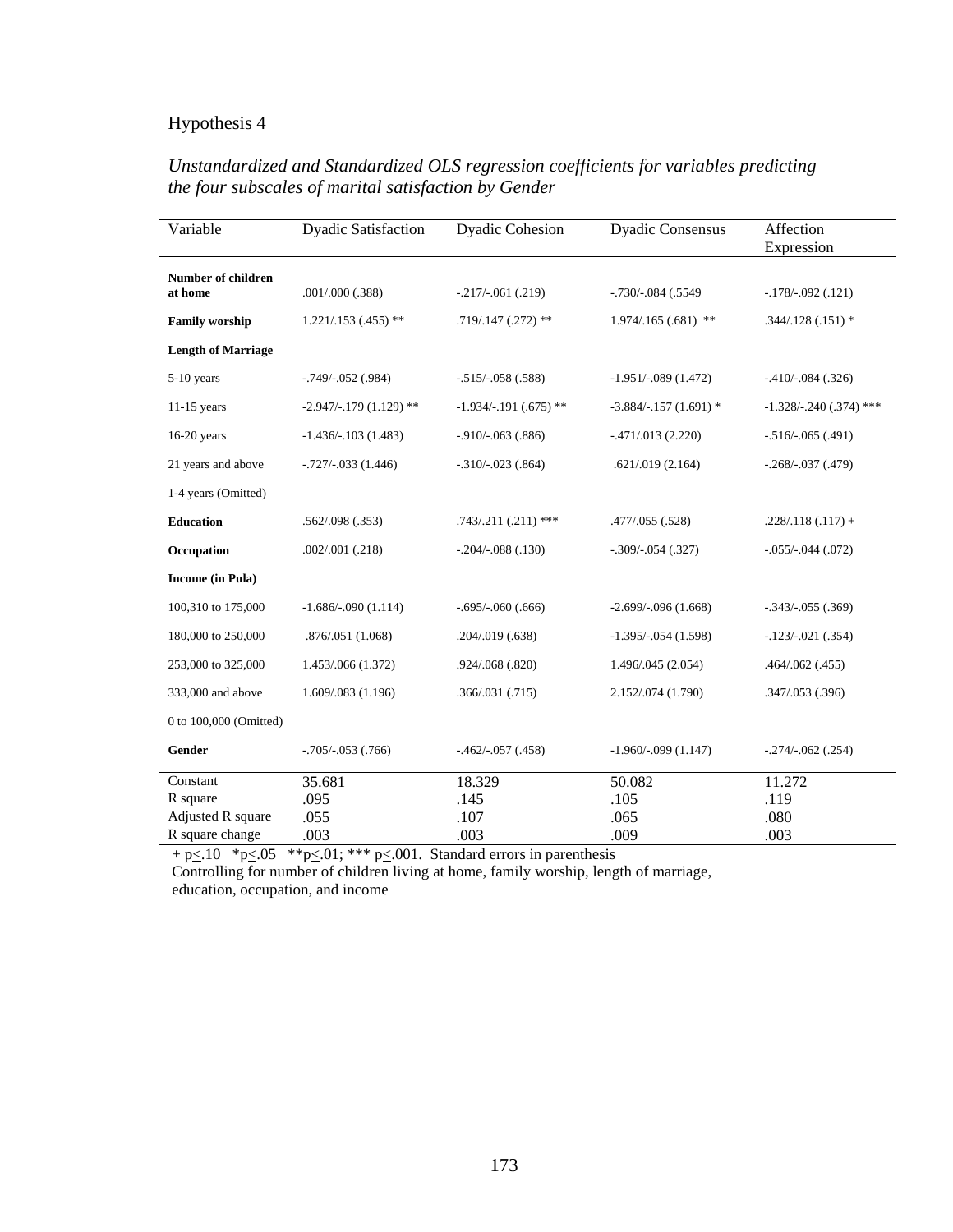Hypothesis 4

*Unstandardized and Standardized OLS regression coefficients for variables predicting the four subscales of marital satisfaction by Gender*

| Variable | Dyadic Satisfaction | Dyadic Cohesion | Dyadic Consensus | Affection Expression |
|---|---|---|---|---|
| **Number of children at home** | .001/.000 (.388) | -.217/-.061 (.219) | -.730/-.084 (.5549 | -.178/-.092 (.121) |
| **Family worship** | 1.221/.153 (.455) ** | .719/.147 (.272) ** | 1.974/.165 (.681) ** | .344/.128 (.151) * |
| **Length of Marriage** | | | | |
| 5-10 years | -.749/-.052 (.984) | -.515/-.058 (.588) | -1.951/-.089 (1.472) | -.410/-.084 (.326) |
| 11-15 years | -2.947/-.179 (1.129) ** | -1.934/-.191 (.675) ** | -3.884/-.157 (1.691) * | -1.328/-.240 (.374) *** |
| 16-20 years | -1.436/-.103 (1.483) | -.910/-.063 (.886) | -.471/.013 (2.220) | -.516/-.065 (.491) |
| 21 years and above | -.727/-.033 (1.446) | -.310/-.023 (.864) | .621/.019 (2.164) | -.268/-.037 (.479) |
| 1-4 years (Omitted) | | | | |
| **Education** | .562/.098 (.353) | .743/.211 (.211) *** | .477/.055 (.528) | .228/.118 (.117) + |
| **Occupation** | .002/.001 (.218) | -.204/-.088 (.130) | -.309/-.054 (.327) | -.055/-.044 (.072) |
| **Income (in Pula)** | | | | |
| 100,310 to 175,000 | -1.686/-.090 (1.114) | -.695/-.060 (.666) | -2.699/-.096 (1.668) | -.343/-.055 (.369) |
| 180,000 to 250,000 | .876/.051 (1.068) | .204/.019 (.638) | -1.395/-.054 (1.598) | -.123/-.021 (.354) |
| 253,000 to 325,000 | 1.453/.066 (1.372) | .924/.068 (.820) | 1.496/.045 (2.054) | .464/.062 (.455) |
| 333,000 and above | 1.609/.083 (1.196) | .366/.031 (.715) | 2.152/.074 (1.790) | .347/.053 (.396) |
| 0 to 100,000 (Omitted) | | | | |
| **Gender** | -.705/-.053 (.766) | -.462/-.057 (.458) | -1.960/-.099 (1.147) | -.274/-.062 (.254) |
| Constant | 35.681 | 18.329 | 50.082 | 11.272 |
| R square | .095 | .145 | .105 | .119 |
| Adjusted R square | .055 | .107 | .065 | .080 |
| R square change | .003 | .003 | .009 | .003 |

+ p≤.10 *p≤.05 **p≤.01; *** p≤.001. Standard errors in parenthesis

Controlling for number of children living at home, family worship, length of marriage, education, occupation, and income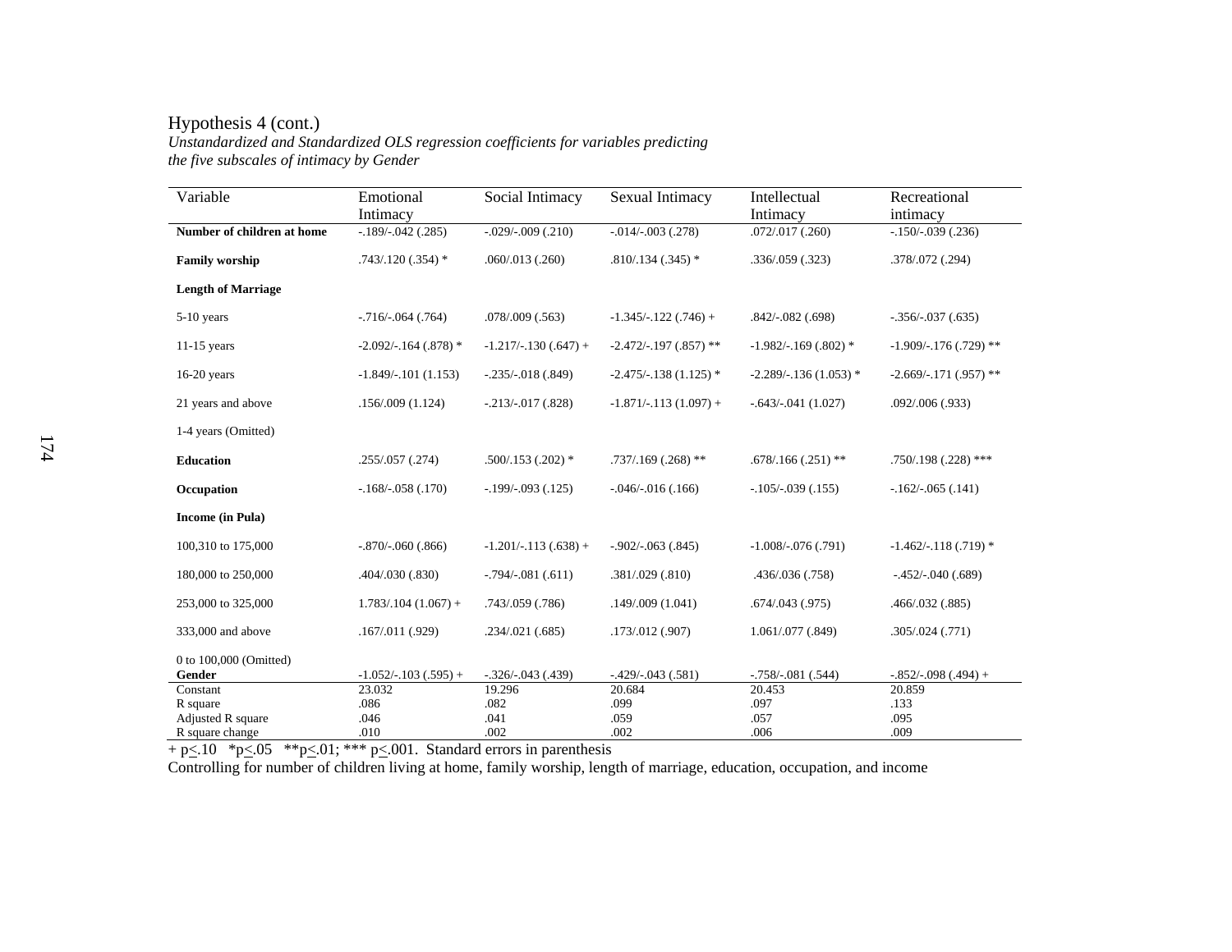Hypothesis 4 (cont.)

*Unstandardized and Standardized OLS regression coefficients for variables predicting the five subscales of intimacy by Gender*

| Variable | Emotional Intimacy | Social Intimacy | Sexual Intimacy | Intellectual Intimacy | Recreational intimacy |
|---|---|---|---|---|---|
| **Number of children at home** | -.189/-.042 (.285) | -.029/-.009 (.210) | -.014/-.003 (.278) | .072/.017 (.260) | -.150/-.039 (.236) |
| **Family worship** | .743/.120 (.354) * | .060/.013 (.260) | .810/.134 (.345) * | .336/.059 (.323) | .378/.072 (.294) |
| **Length of Marriage** | | | | | |
| 5-10 years | -.716/-.064 (.764) | .078/.009 (.563) | -1.345/-.122 (.746) + | .842/-.082 (.698) | -.356/-.037 (.635) |
| 11-15 years | -2.092/-.164 (.878) * | -1.217/-.130 (.647) + | -2.472/-.197 (.857) ** | -1.982/-.169 (.802) * | -1.909/-.176 (.729) ** |
| 16-20 years | -1.849/-.101 (1.153) | -.235/-.018 (.849) | -2.475/-.138 (1.125) * | -2.289/-.136 (1.053) * | -2.669/-.171 (.957) ** |
| 21 years and above | .156/.009 (1.124) | -.213/-.017 (.828) | -1.871/-.113 (1.097) + | -.643/-.041 (1.027) | .092/.006 (.933) |
| 1-4 years (Omitted) | | | | | |
| **Education** | .255/.057 (.274) | .500/.153 (.202) * | .737/.169 (.268) ** | .678/.166 (.251) ** | .750/.198 (.228) *** |
| **Occupation** | -.168/-.058 (.170) | -.199/-.093 (.125) | -.046/-.016 (.166) | -.105/-.039 (.155) | -.162/-.065 (.141) |
| **Income (in Pula)** | | | | | |
| 100,310 to 175,000 | -.870/-.060 (.866) | -1.201/-.113 (.638) + | -.902/-.063 (.845) | -1.008/-.076 (.791) | -1.462/-.118 (.719) * |
| 180,000 to 250,000 | .404/.030 (.830) | -.794/-.081 (.611) | .381/.029 (.810) | .436/.036 (.758) | -.452/-.040 (.689) |
| 253,000 to 325,000 | 1.783/.104 (1.067) + | .743/.059 (.786) | .149/.009 (1.041) | .674/.043 (.975) | .466/.032 (.885) |
| 333,000 and above | .167/.011 (.929) | .234/.021 (.685) | .173/.012 (.907) | 1.061/.077 (.849) | .305/.024 (.771) |
| 0 to 100,000 (Omitted) | | | | | |
| **Gender** | -1.052/-.103 (.595) + | -.326/-.043 (.439) | -.429/-.043 (.581) | -.758/-.081 (.544) | -.852/-.098 (.494) + |
| Constant | 23.032 | 19.296 | 20.684 | 20.453 | 20.859 |
| R square | .086 | .082 | .099 | .097 | .133 |
| Adjusted R square | .046 | .041 | .059 | .057 | .095 |
| R square change | .010 | .002 | .002 | .006 | .009 |

+ $p \leq .10$ \* $p \leq .05$ \*\* $p \leq .01$; \*\*\* $p \leq .001$. Standard errors in parenthesis

Controlling for number of children living at home, family worship, length of marriage, education, occupation, and income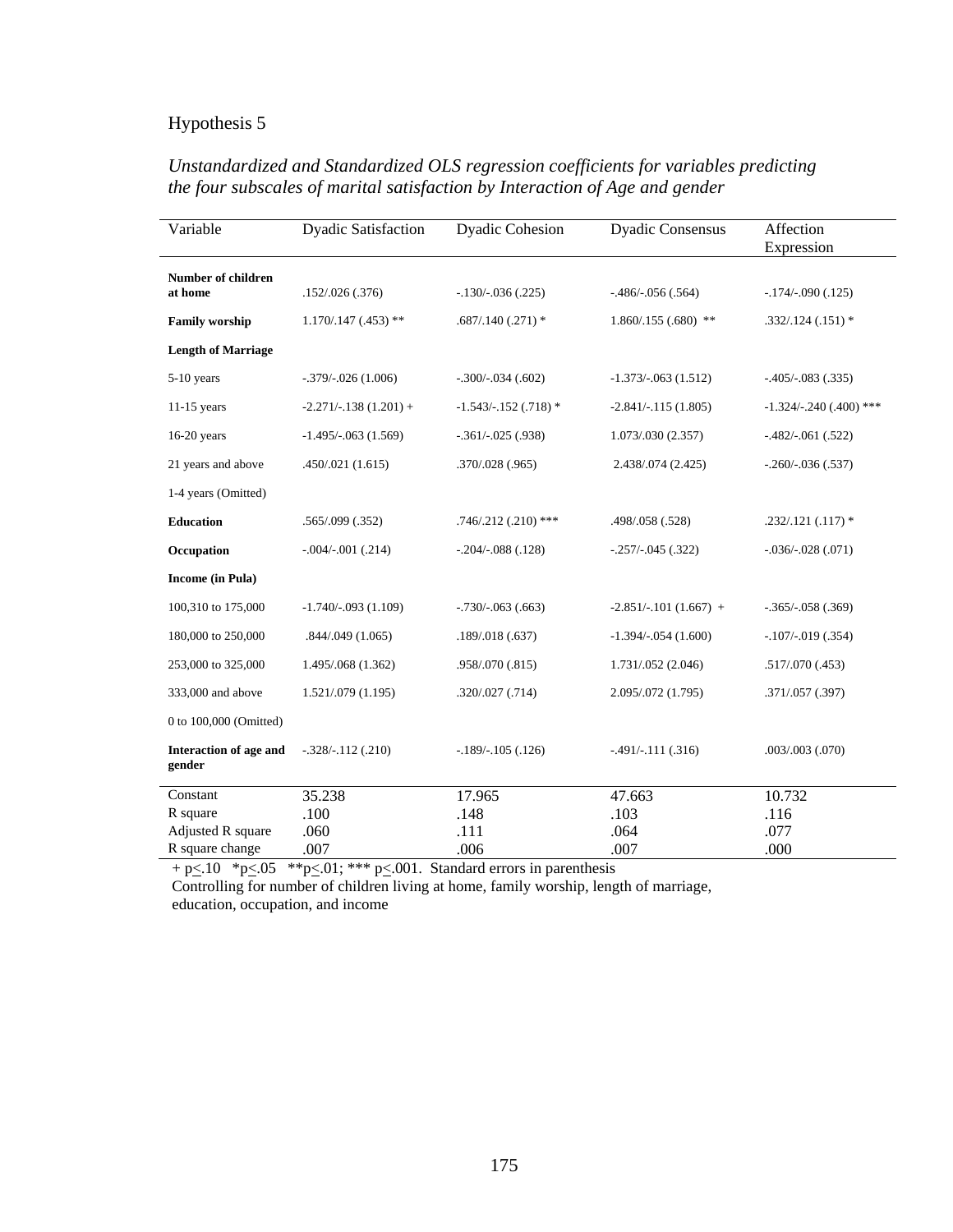Hypothesis 5

*Unstandardized and Standardized OLS regression coefficients for variables predicting the four subscales of marital satisfaction by Interaction of Age and gender*

| Variable | Dyadic Satisfaction | Dyadic Cohesion | Dyadic Consensus | Affection Expression |
|---|---|---|---|---|
| **Number of children at home** | .152/.026 (.376) | -.130/-.036 (.225) | -.486/-.056 (.564) | -.174/-.090 (.125) |
| **Family worship** | 1.170/.147 (.453) ** | .687/.140 (.271) * | 1.860/.155 (.680) ** | .332/.124 (.151) * |
| **Length of Marriage** | | | | |
| 5-10 years | -.379/-.026 (1.006) | -.300/-.034 (.602) | -1.373/-.063 (1.512) | -.405/-.083 (.335) |
| 11-15 years | -2.271/-.138 (1.201) + | -1.543/-.152 (.718) * | -2.841/-.115 (1.805) | -1.324/-.240 (.400) *** |
| 16-20 years | -1.495/-.063 (1.569) | -.361/-.025 (.938) | 1.073/.030 (2.357) | -.482/-.061 (.522) |
| 21 years and above | .450/.021 (1.615) | .370/.028 (.965) | 2.438/.074 (2.425) | -.260/-.036 (.537) |
| 1-4 years (Omitted) | | | | |
| **Education** | .565/.099 (.352) | .746/.212 (.210) *** | .498/.058 (.528) | .232/.121 (.117) * |
| **Occupation** | -.004/-.001 (.214) | -.204/-.088 (.128) | -.257/-.045 (.322) | -.036/-.028 (.071) |
| **Income (in Pula)** | | | | |
| 100,310 to 175,000 | -1.740/-.093 (1.109) | -.730/-.063 (.663) | -2.851/-.101 (1.667) + | -.365/-.058 (.369) |
| 180,000 to 250,000 | .844/.049 (1.065) | .189/.018 (.637) | -1.394/-.054 (1.600) | -.107/-.019 (.354) |
| 253,000 to 325,000 | 1.495/.068 (1.362) | .958/.070 (.815) | 1.731/.052 (2.046) | .517/.070 (.453) |
| 333,000 and above | 1.521/.079 (1.195) | .320/.027 (.714) | 2.095/.072 (1.795) | .371/.057 (.397) |
| 0 to 100,000 (Omitted) | | | | |
| **Interaction of age and gender** | -.328/-.112 (.210) | -.189/-.105 (.126) | -.491/-.111 (.316) | .003/.003 (.070) |
| Constant | 35.238 | 17.965 | 47.663 | 10.732 |
| R square | .100 | .148 | .103 | .116 |
| Adjusted R square | .060 | .111 | .064 | .077 |
| R square change | .007 | .006 | .007 | .000 |

+ p≤.10 *p≤.05 **p≤.01; *** p≤.001. Standard errors in parenthesis

Controlling for number of children living at home, family worship, length of marriage, education, occupation, and income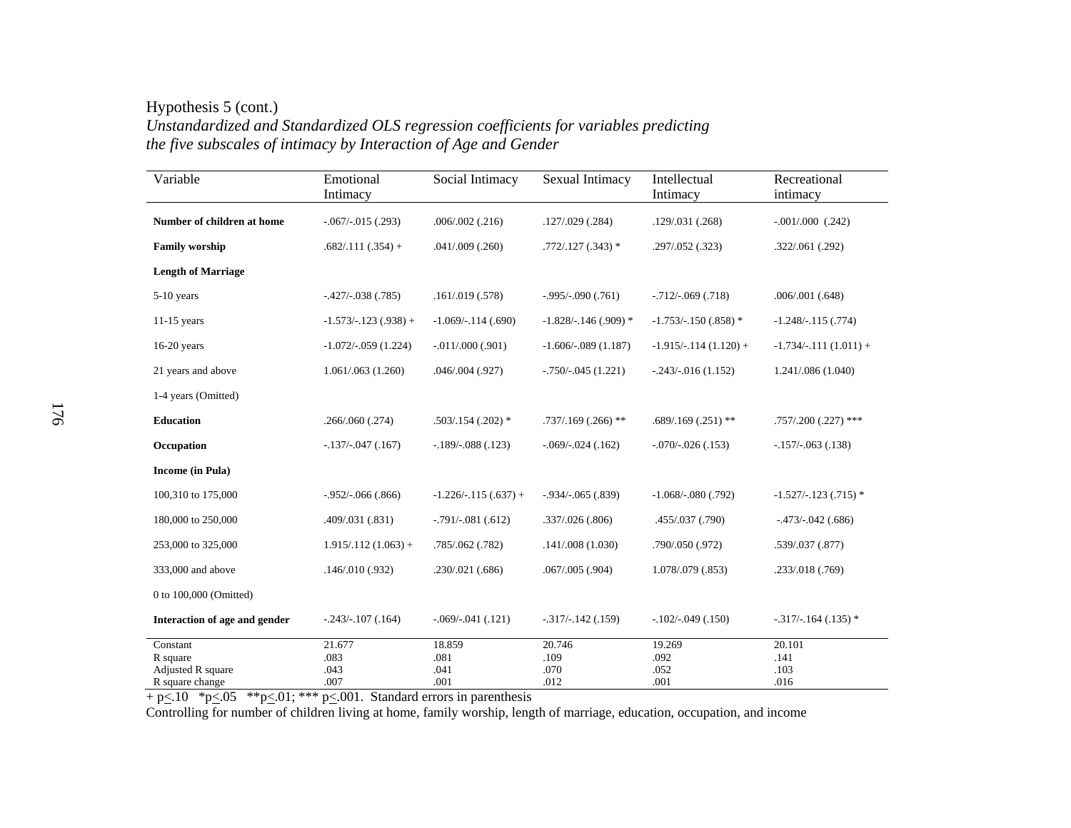Hypothesis 5 (cont.)

*Unstandardized and Standardized OLS regression coefficients for variables predicting the five subscales of intimacy by Interaction of Age and Gender*

| Variable | Emotional Intimacy | Social Intimacy | Sexual Intimacy | Intellectual Intimacy | Recreational intimacy |
|---|---|---|---|---|---|
| **Number of children at home** | -.067/-.015 (.293) | .006/.002 (.216) | .127/.029 (.284) | .129/.031 (.268) | -.001/.000 (.242) |
| **Family worship** | .682/.111 (.354) + | .041/.009 (.260) | .772/.127 (.343) * | .297/.052 (.323) | .322/.061 (.292) |
| **Length of Marriage** | | | | | |
| 5-10 years | -.427/-.038 (.785) | .161/.019 (.578) | -.995/-.090 (.761) | -.712/-.069 (.718) | .006/.001 (.648) |
| 11-15 years | -1.573/-.123 (.938) + | -1.069/-.114 (.690) | -1.828/-.146 (.909) * | -1.753/-.150 (.858) * | -1.248/-.115 (.774) |
| 16-20 years | -1.072/-.059 (1.224) | -.011/.000 (.901) | -1.606/-.089 (1.187) | -1.915/-.114 (1.120) + | -1.734/-.111 (1.011) + |
| 21 years and above | 1.061/.063 (1.260) | .046/.004 (.927) | -.750/-.045 (1.221) | -.243/-.016 (1.152) | 1.241/.086 (1.040) |
| 1-4 years (Omitted) | | | | | |
| **Education** | .266/.060 (.274) | .503/.154 (.202) * | .737/.169 (.266) ** | .689/.169 (.251) ** | .757/.200 (.227) *** |
| **Occupation** | -.137/-.047 (.167) | -.189/-.088 (.123) | -.069/-.024 (.162) | -.070/-.026 (.153) | -.157/-.063 (.138) |
| **Income (in Pula)** | | | | | |
| 100,310 to 175,000 | -.952/-.066 (.866) | -1.226/-.115 (.637) + | -.934/-.065 (.839) | -1.068/-.080 (.792) | -1.527/-.123 (.715) * |
| 180,000 to 250,000 | .409/.031 (.831) | -.791/-.081 (.612) | .337/.026 (.806) | .455/.037 (.790) | -.473/-.042 (.686) |
| 253,000 to 325,000 | 1.915/.112 (1.063) + | .785/.062 (.782) | .141/.008 (1.030) | .790/.050 (.972) | .539/.037 (.877) |
| 333,000 and above | .146/.010 (.932) | .230/.021 (.686) | .067/.005 (.904) | 1.078/.079 (.853) | .233/.018 (.769) |
| 0 to 100,000 (Omitted) | | | | | |
| **Interaction of age and gender** | -.243/-.107 (.164) | -.069/-.041 (.121) | -.317/-.142 (.159) | -.102/-.049 (.150) | -.317/-.164 (.135) * |
| Constant | 21.677 | 18.859 | 20.746 | 19.269 | 20.101 |
| R square | .083 | .081 | .109 | .092 | .141 |
| Adjusted R square | .043 | .041 | .070 | .052 | .103 |
| R square change | .007 | .001 | .012 | .001 | .016 |

+ $p \leq .10$ \* $p \leq .05$ \*\* $p \leq .01$; \*\*\* $p \leq .001$. Standard errors in parenthesis

Controlling for number of children living at home, family worship, length of marriage, education, occupation, and income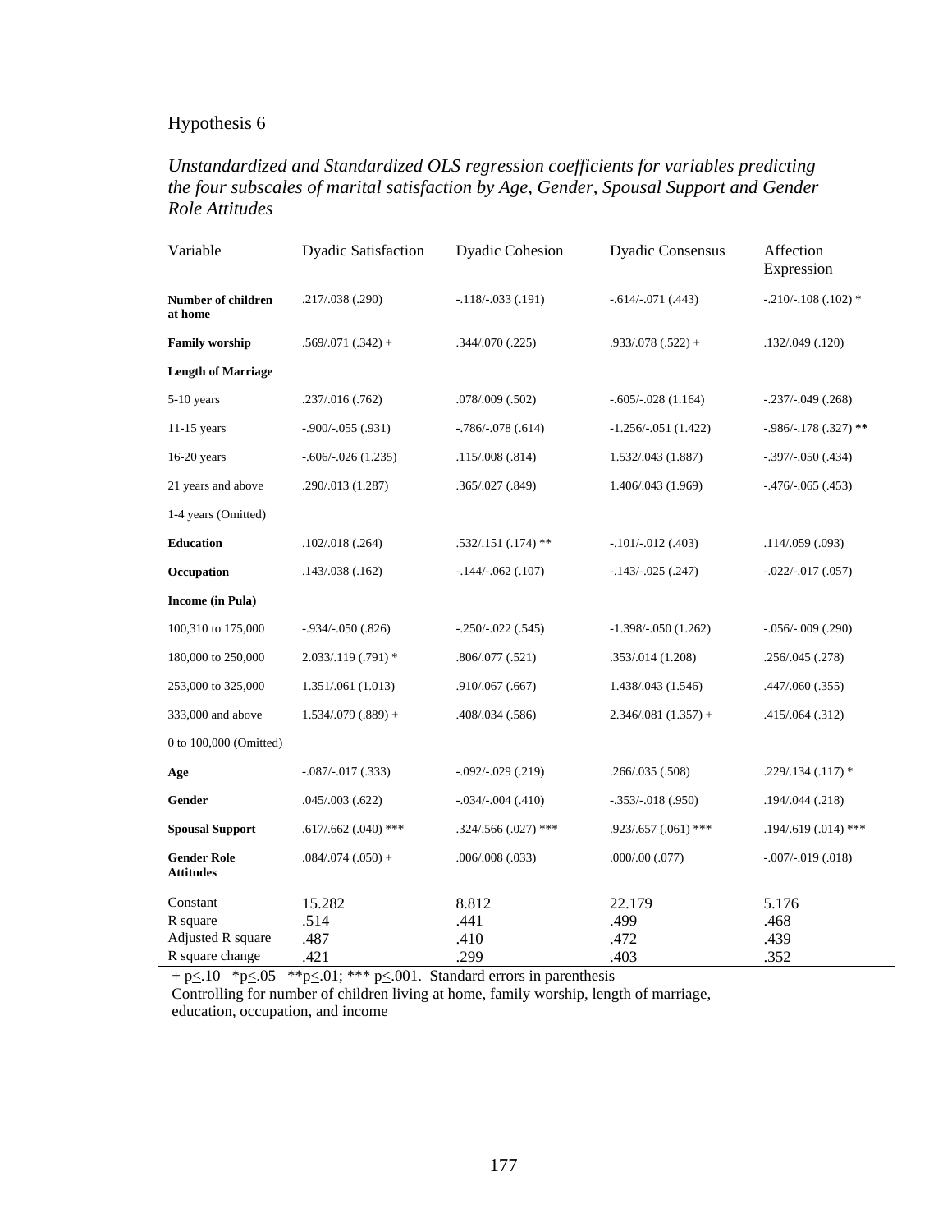Hypothesis 6

*Unstandardized and Standardized OLS regression coefficients for variables predicting the four subscales of marital satisfaction by Age, Gender, Spousal Support and Gender Role Attitudes*

| Variable | Dyadic Satisfaction | Dyadic Cohesion | Dyadic Consensus | Affection Expression |
|---|---|---|---|---|
| **Number of children at home** | .217/.038 (.290) | -.118/-.033 (.191) | -.614/-.071 (.443) | -.210/-.108 (.102) * |
| **Family worship** | .569/.071 (.342) + | .344/.070 (.225) | .933/.078 (.522) + | .132/.049 (.120) |
| **Length of Marriage** | | | | |
| 5-10 years | .237/.016 (.762) | .078/.009 (.502) | -.605/-.028 (1.164) | -.237/-.049 (.268) |
| 11-15 years | -.900/-.055 (.931) | -.786/-.078 (.614) | -1.256/-.051 (1.422) | -.986/-.178 (.327) ** |
| 16-20 years | -.606/-.026 (1.235) | .115/.008 (.814) | 1.532/.043 (1.887) | -.397/-.050 (.434) |
| 21 years and above | .290/.013 (1.287) | .365/.027 (.849) | 1.406/.043 (1.969) | -.476/-.065 (.453) |
| 1-4 years (Omitted) | | | | |
| **Education** | .102/.018 (.264) | .532/.151 (.174) ** | -.101/-.012 (.403) | .114/.059 (.093) |
| **Occupation** | .143/.038 (.162) | -.144/-.062 (.107) | -.143/-.025 (.247) | -.022/-.017 (.057) |
| **Income (in Pula)** | | | | |
| 100,310 to 175,000 | -.934/-.050 (.826) | -.250/-.022 (.545) | -1.398/-.050 (1.262) | -.056/-.009 (.290) |
| 180,000 to 250,000 | 2.033/.119 (.791) * | .806/.077 (.521) | .353/.014 (1.208) | .256/.045 (.278) |
| 253,000 to 325,000 | 1.351/.061 (1.013) | .910/.067 (.667) | 1.438/.043 (1.546) | .447/.060 (.355) |
| 333,000 and above | 1.534/.079 (.889) + | .408/.034 (.586) | 2.346/.081 (1.357) + | .415/.064 (.312) |
| 0 to 100,000 (Omitted) | | | | |
| **Age** | -.087/-.017 (.333) | -.092/-.029 (.219) | .266/.035 (.508) | .229/.134 (.117) * |
| **Gender** | .045/.003 (.622) | -.034/-.004 (.410) | -.353/-.018 (.950) | .194/.044 (.218) |
| **Spousal Support** | .617/.662 (.040) *** | .324/.566 (.027) *** | .923/.657 (.061) *** | .194/.619 (.014) *** |
| **Gender Role Attitudes** | .084/.074 (.050) + | .006/.008 (.033) | .000/.00 (.077) | -.007/-.019 (.018) |
| Constant | 15.282 | 8.812 | 22.179 | 5.176 |
| R square | .514 | .441 | .499 | .468 |
| Adjusted R square | .487 | .410 | .472 | .439 |
| R square change | .421 | .299 | .403 | .352 |

+ $p \leq .10$ * $p \leq .05$ ** $p \leq .01$; *** $p \leq .001$. Standard errors in parenthesis
Controlling for number of children living at home, family worship, length of marriage, education, occupation, and income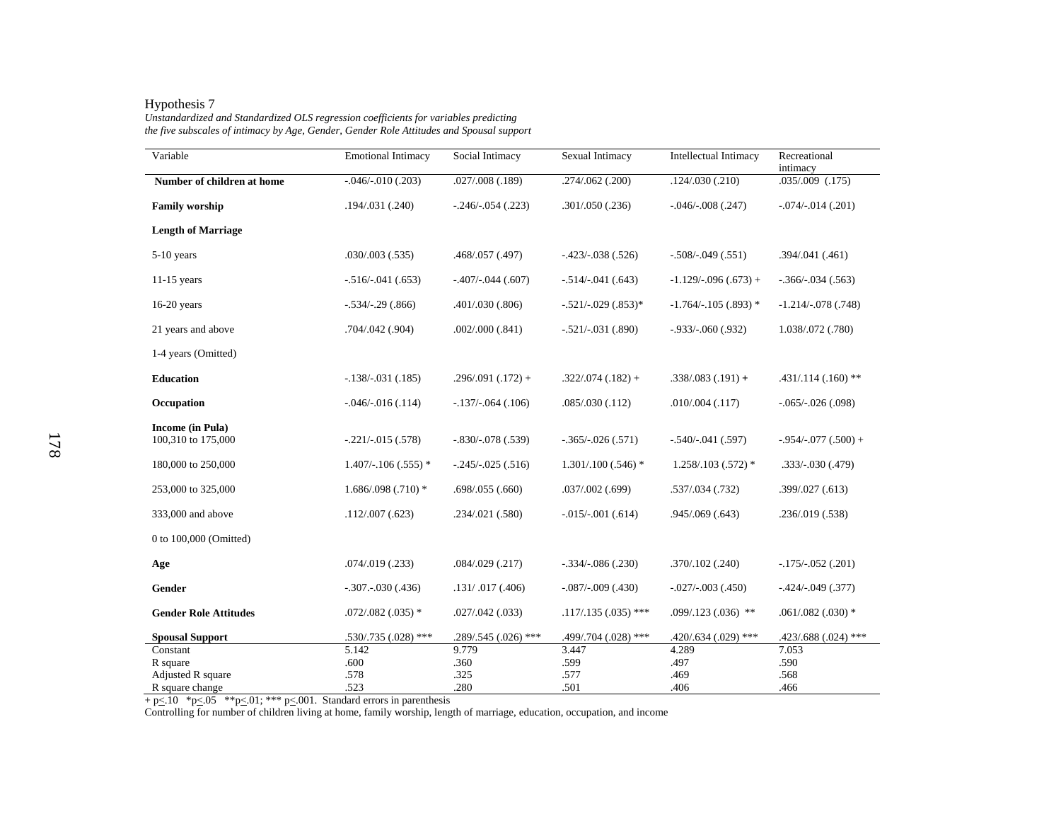Hypothesis 7

*Unstandardized and Standardized OLS regression coefficients for variables predicting the five subscales of intimacy by Age, Gender, Gender Role Attitudes and Spousal support*

| Variable | Emotional Intimacy | Social Intimacy | Sexual Intimacy | Intellectual Intimacy | Recreational intimacy |
|---|---|---|---|---|---|
| **Number of children at home** | -.046/-.010 (.203) | .027/.008 (.189) | .274/.062 (.200) | .124/.030 (.210) | .035/.009 (.175) |
| **Family worship** | .194/.031 (.240) | -.246/-.054 (.223) | .301/.050 (.236) | -.046/-.008 (.247) | -.074/-.014 (.201) |
| **Length of Marriage** | | | | | |
| 5-10 years | .030/.003 (.535) | .468/.057 (.497) | -.423/-.038 (.526) | -.508/-.049 (.551) | .394/.041 (.461) |
| 11-15 years | -.516/-.041 (.653) | -.407/-.044 (.607) | -.514/-.041 (.643) | -1.129/-.096 (.673) + | -.366/-.034 (.563) |
| 16-20 years | -.534/-.29 (.866) | .401/.030 (.806) | -.521/-.029 (.853)* | -1.764/-.105 (.893) * | -1.214/-.078 (.748) |
| 21 years and above | .704/.042 (.904) | .002/.000 (.841) | -.521/-.031 (.890) | -.933/-.060 (.932) | 1.038/.072 (.780) |
| 1-4 years (Omitted) | | | | | |
| **Education** | -.138/-.031 (.185) | .296/.091 (.172) + | .322/.074 (.182) + | .338/.083 (.191) + | .431/.114 (.160) ** |
| **Occupation** | -.046/-.016 (.114) | -.137/-.064 (.106) | .085/.030 (.112) | .010/.004 (.117) | -.065/-.026 (.098) |
| **Income (in Pula)** | | | | | |
| 100,310 to 175,000 | -.221/-.015 (.578) | -.830/-.078 (.539) | -.365/-.026 (.571) | -.540/-.041 (.597) | -.954/-.077 (.500) + |
| 180,000 to 250,000 | 1.407/-.106 (.555) * | -.245/-.025 (.516) | 1.301/.100 (.546) * | 1.258/.103 (.572) * | .333/-.030 (.479) |
| 253,000 to 325,000 | 1.686/.098 (.710) * | .698/.055 (.660) | .037/.002 (.699) | .537/.034 (.732) | .399/.027 (.613) |
| 333,000 and above | .112/.007 (.623) | .234/.021 (.580) | -.015/-.001 (.614) | .945/.069 (.643) | .236/.019 (.538) |
| 0 to 100,000 (Omitted) | | | | | |
| **Age** | .074/.019 (.233) | .084/.029 (.217) | -.334/-.086 (.230) | .370/.102 (.240) | -.175/-.052 (.201) |
| **Gender** | -.307.-.030 (.436) | .131/ .017 (.406) | -.087/-.009 (.430) | -.027/-.003 (.450) | -.424/-.049 (.377) |
| **Gender Role Attitudes** | .072/.082 (.035) * | .027/.042 (.033) | .117/.135 (.035) *** | .099/.123 (.036) ** | .061/.082 (.030) * |
| **Spousal Support** | .530/.735 (.028) *** | .289/.545 (.026) *** | .499/.704 (.028) *** | .420/.634 (.029) *** | .423/.688 (.024) *** |
| Constant | 5.142 | 9.779 | 3.447 | 4.289 | 7.053 |
| R square | .600 | .360 | .599 | .497 | .590 |
| Adjusted R square | .578 | .325 | .577 | .469 | .568 |
| R square change | .523 | .280 | .501 | .406 | .466 |

+ p≤.10 *p≤.05 **p≤.01; *** p≤.001. Standard errors in parenthesis

Controlling for number of children living at home, family worship, length of marriage, education, occupation, and income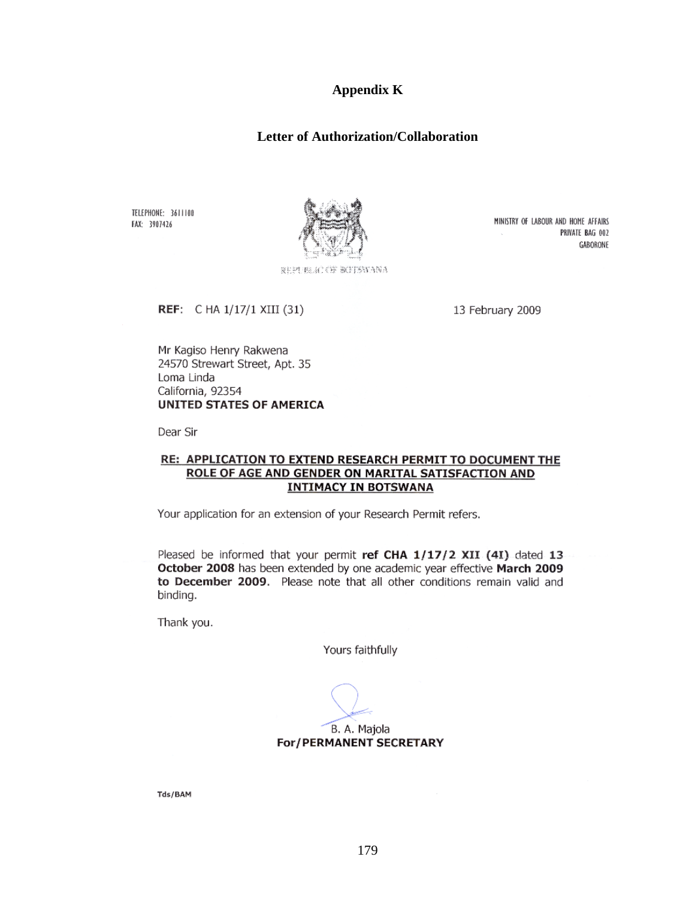# Appendix K

## Letter of Authorization/Collaboration

TELEPHONE: 3611100
FAX: 3907426

REPUBLIC OF BOTSWANA

MINISTRY OF LABOUR AND HOME AFFAIRS
PRIVATE BAG 002
GABORONE

**REF**: C HA 1/17/1 XIII (31)

13 February 2009

Mr Kagiso Henry Rakwena
24570 Strewart Street, Apt. 35
Loma Linda
California, 92354
**UNITED STATES OF AMERICA**

Dear Sir

**RE: APPLICATION TO EXTEND RESEARCH PERMIT TO DOCUMENT THE ROLE OF AGE AND GENDER ON MARITAL SATISFACTION AND INTIMACY IN BOTSWANA**

Your application for an extension of your Research Permit refers.

Pleased be informed that your permit **ref CHA 1/17/2 XII (4I)** dated **13 October 2008** has been extended by one academic year effective **March 2009 to December 2009**. Please note that all other conditions remain valid and binding.

Thank you.

Yours faithfully

B. A. Majola
**For/PERMANENT SECRETARY**

**Tds/BAM**